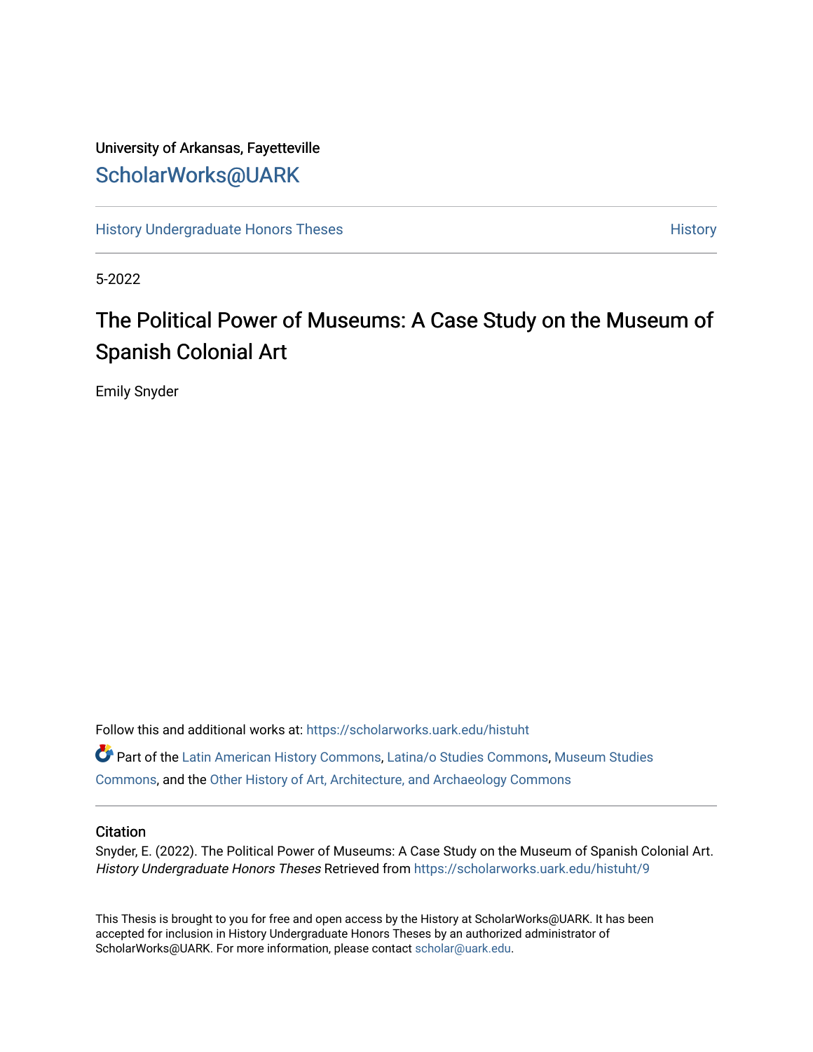University of Arkansas, Fayetteville

ScholarWorks@UARK

History Undergraduate Honors Theses | History

5-2022

# The Political Power of Museums: A Case Study on the Museum of Spanish Colonial Art

Emily Snyder

Follow this and additional works at: https://scholarworks.uark.edu/histuht

Part of the Latin American History Commons, Latina/o Studies Commons, Museum Studies Commons, and the Other History of Art, Architecture, and Archaeology Commons

## Citation

Snyder, E. (2022). The Political Power of Museums: A Case Study on the Museum of Spanish Colonial Art. *History Undergraduate Honors Theses* Retrieved from https://scholarworks.uark.edu/histuht/9

This Thesis is brought to you for free and open access by the History at ScholarWorks@UARK. It has been accepted for inclusion in History Undergraduate Honors Theses by an authorized administrator of ScholarWorks@UARK. For more information, please contact scholar@uark.edu.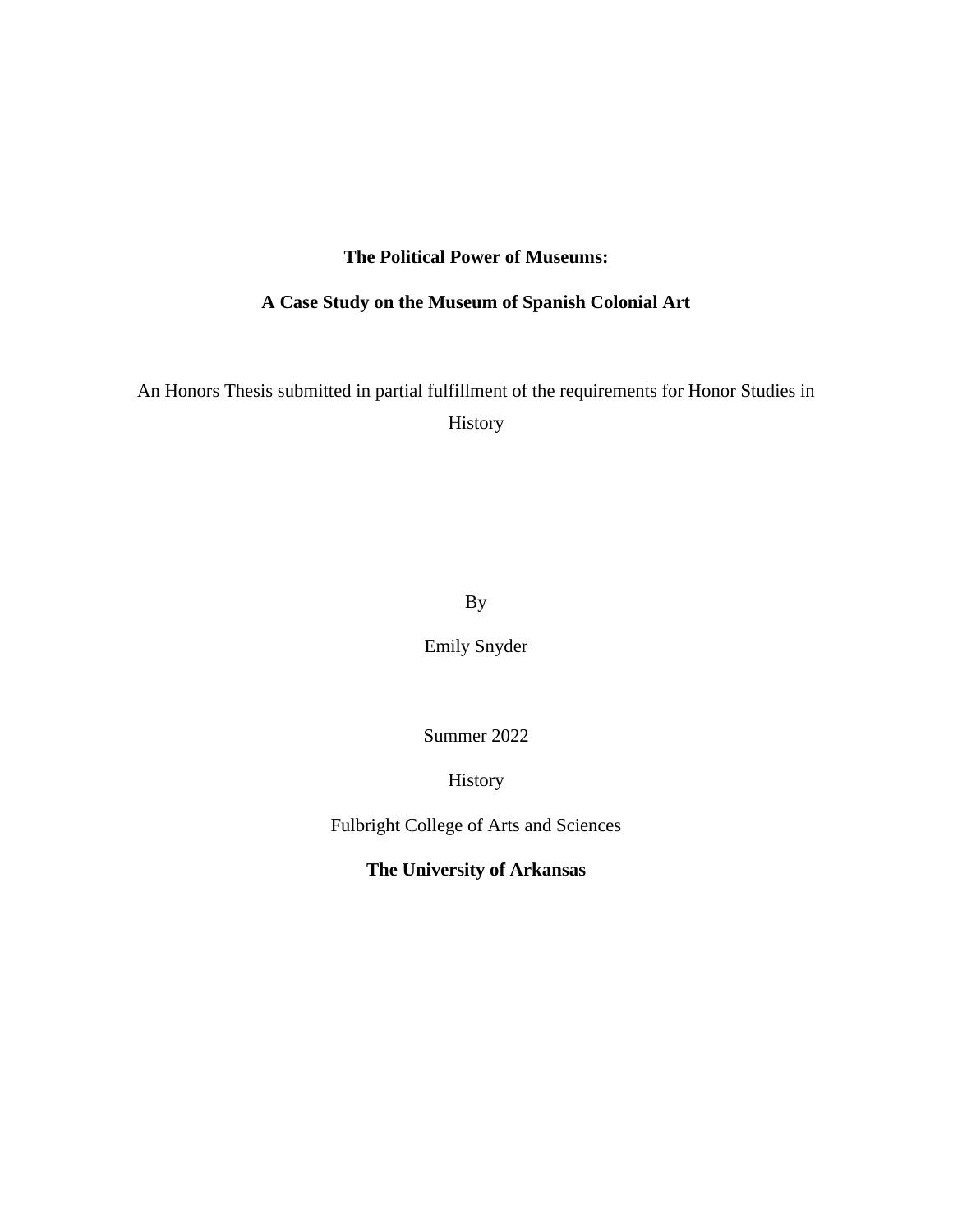**The Political Power of Museums:**

**A Case Study on the Museum of Spanish Colonial Art**

An Honors Thesis submitted in partial fulfillment of the requirements for Honor Studies in History

By

Emily Snyder

Summer 2022

History

Fulbright College of Arts and Sciences

**The University of Arkansas**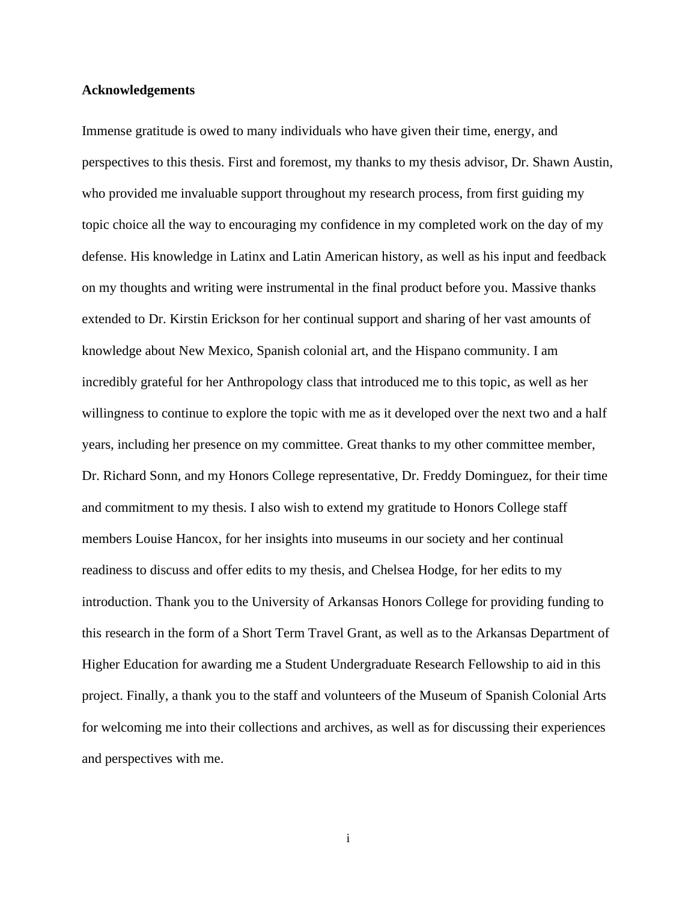**Acknowledgements**

Immense gratitude is owed to many individuals who have given their time, energy, and perspectives to this thesis. First and foremost, my thanks to my thesis advisor, Dr. Shawn Austin, who provided me invaluable support throughout my research process, from first guiding my topic choice all the way to encouraging my confidence in my completed work on the day of my defense. His knowledge in Latinx and Latin American history, as well as his input and feedback on my thoughts and writing were instrumental in the final product before you. Massive thanks extended to Dr. Kirstin Erickson for her continual support and sharing of her vast amounts of knowledge about New Mexico, Spanish colonial art, and the Hispano community. I am incredibly grateful for her Anthropology class that introduced me to this topic, as well as her willingness to continue to explore the topic with me as it developed over the next two and a half years, including her presence on my committee. Great thanks to my other committee member, Dr. Richard Sonn, and my Honors College representative, Dr. Freddy Dominguez, for their time and commitment to my thesis. I also wish to extend my gratitude to Honors College staff members Louise Hancox, for her insights into museums in our society and her continual readiness to discuss and offer edits to my thesis, and Chelsea Hodge, for her edits to my introduction. Thank you to the University of Arkansas Honors College for providing funding to this research in the form of a Short Term Travel Grant, as well as to the Arkansas Department of Higher Education for awarding me a Student Undergraduate Research Fellowship to aid in this project. Finally, a thank you to the staff and volunteers of the Museum of Spanish Colonial Arts for welcoming me into their collections and archives, as well as for discussing their experiences and perspectives with me.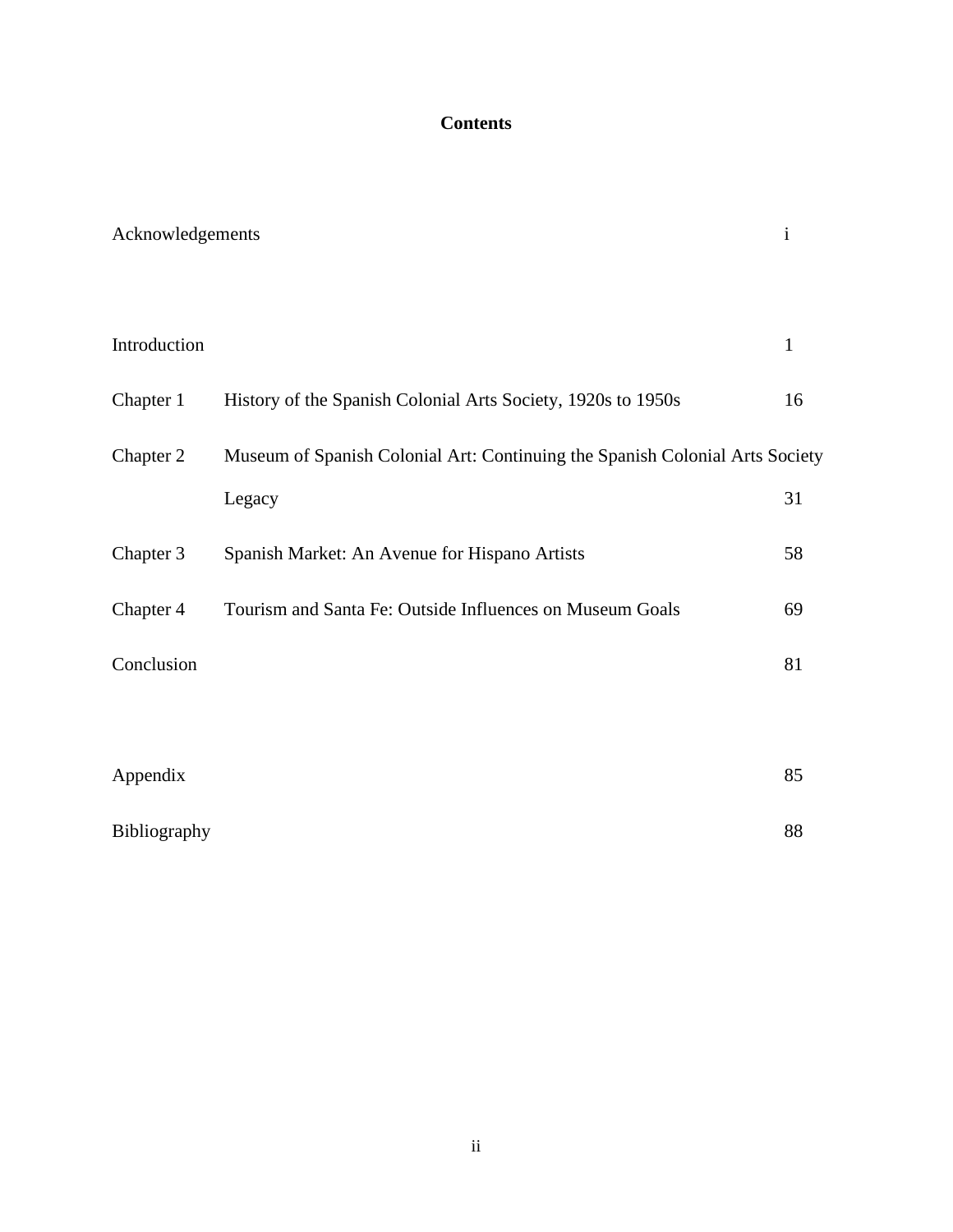# Contents

| | | |
|---|---|---|
| Acknowledgements | | i |
| Introduction | | 1 |
| Chapter 1 | History of the Spanish Colonial Arts Society, 1920s to 1950s | 16 |
| Chapter 2 | Museum of Spanish Colonial Art: Continuing the Spanish Colonial Arts Society Legacy | 31 |
| Chapter 3 | Spanish Market: An Avenue for Hispano Artists | 58 |
| Chapter 4 | Tourism and Santa Fe: Outside Influences on Museum Goals | 69 |
| Conclusion | | 81 |
| Appendix | | 85 |
| Bibliography | | 88 |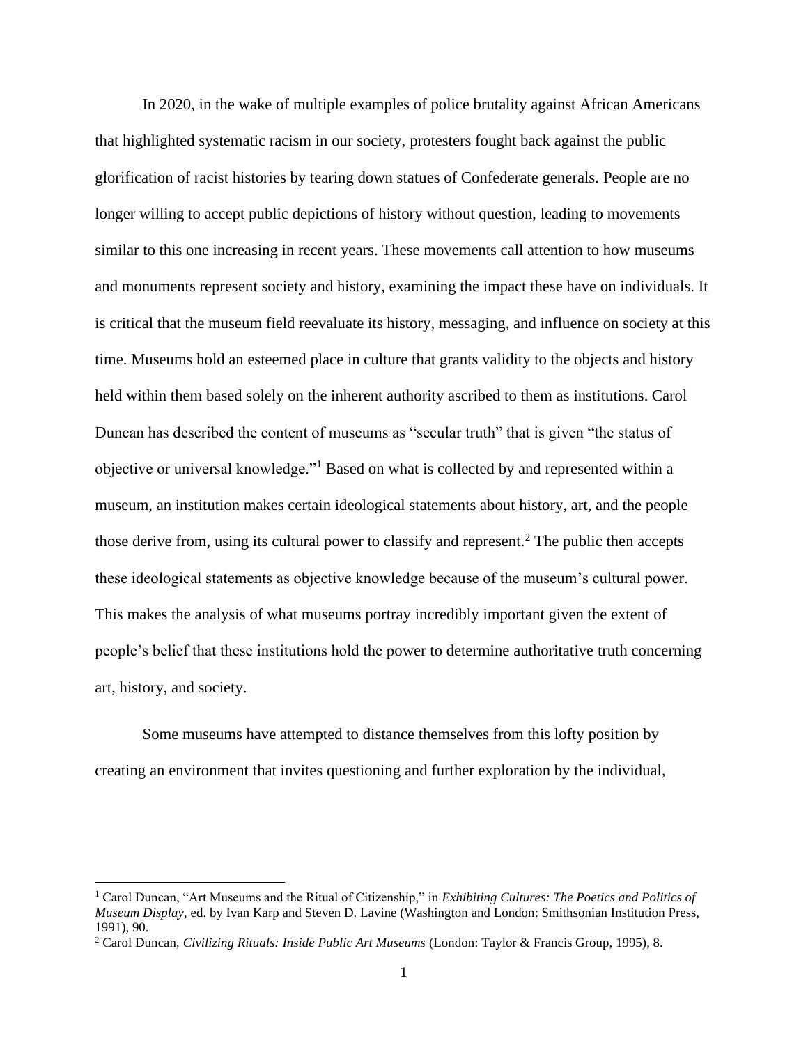In 2020, in the wake of multiple examples of police brutality against African Americans that highlighted systematic racism in our society, protesters fought back against the public glorification of racist histories by tearing down statues of Confederate generals. People are no longer willing to accept public depictions of history without question, leading to movements similar to this one increasing in recent years. These movements call attention to how museums and monuments represent society and history, examining the impact these have on individuals. It is critical that the museum field reevaluate its history, messaging, and influence on society at this time. Museums hold an esteemed place in culture that grants validity to the objects and history held within them based solely on the inherent authority ascribed to them as institutions. Carol Duncan has described the content of museums as "secular truth" that is given "the status of objective or universal knowledge."[1] Based on what is collected by and represented within a museum, an institution makes certain ideological statements about history, art, and the people those derive from, using its cultural power to classify and represent.[2] The public then accepts these ideological statements as objective knowledge because of the museum's cultural power. This makes the analysis of what museums portray incredibly important given the extent of people's belief that these institutions hold the power to determine authoritative truth concerning art, history, and society.

Some museums have attempted to distance themselves from this lofty position by creating an environment that invites questioning and further exploration by the individual,

[1] Carol Duncan, "Art Museums and the Ritual of Citizenship," in *Exhibiting Cultures: The Poetics and Politics of Museum Display*, ed. by Ivan Karp and Steven D. Lavine (Washington and London: Smithsonian Institution Press, 1991), 90.

[2] Carol Duncan, *Civilizing Rituals: Inside Public Art Museums* (London: Taylor & Francis Group, 1995), 8.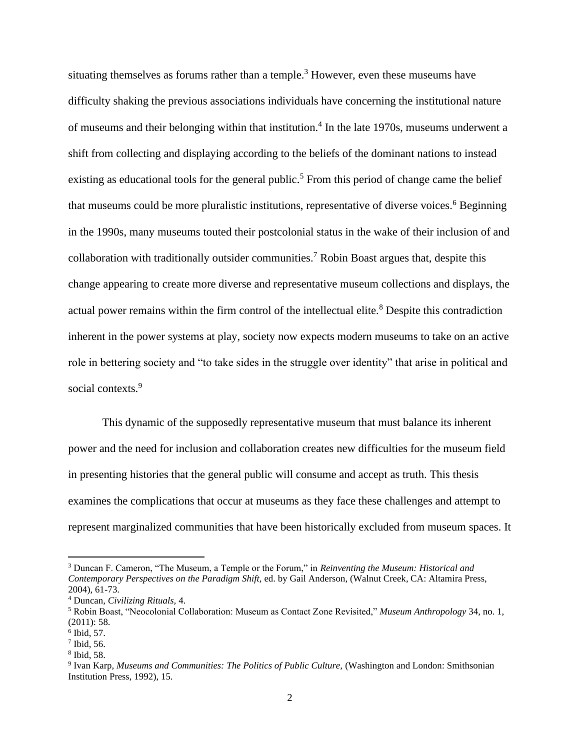situating themselves as forums rather than a temple.[3] However, even these museums have difficulty shaking the previous associations individuals have concerning the institutional nature of museums and their belonging within that institution.[4] In the late 1970s, museums underwent a shift from collecting and displaying according to the beliefs of the dominant nations to instead existing as educational tools for the general public.[5] From this period of change came the belief that museums could be more pluralistic institutions, representative of diverse voices.[6] Beginning in the 1990s, many museums touted their postcolonial status in the wake of their inclusion of and collaboration with traditionally outsider communities.[7] Robin Boast argues that, despite this change appearing to create more diverse and representative museum collections and displays, the actual power remains within the firm control of the intellectual elite.[8] Despite this contradiction inherent in the power systems at play, society now expects modern museums to take on an active role in bettering society and "to take sides in the struggle over identity" that arise in political and social contexts.[9]

This dynamic of the supposedly representative museum that must balance its inherent power and the need for inclusion and collaboration creates new difficulties for the museum field in presenting histories that the general public will consume and accept as truth. This thesis examines the complications that occur at museums as they face these challenges and attempt to represent marginalized communities that have been historically excluded from museum spaces. It

---

[3] Duncan F. Cameron, "The Museum, a Temple or the Forum," in *Reinventing the Museum: Historical and Contemporary Perspectives on the Paradigm Shift,* ed. by Gail Anderson, (Walnut Creek, CA: Altamira Press, 2004), 61-73.

[4] Duncan, *Civilizing Rituals,* 4.

[5] Robin Boast, "Neocolonial Collaboration: Museum as Contact Zone Revisited," *Museum Anthropology* 34, no. 1, (2011): 58.

[6] Ibid, 57.

[7] Ibid, 56.

[8] Ibid, 58.

[9] Ivan Karp, *Museums and Communities: The Politics of Public Culture,* (Washington and London: Smithsonian Institution Press, 1992), 15.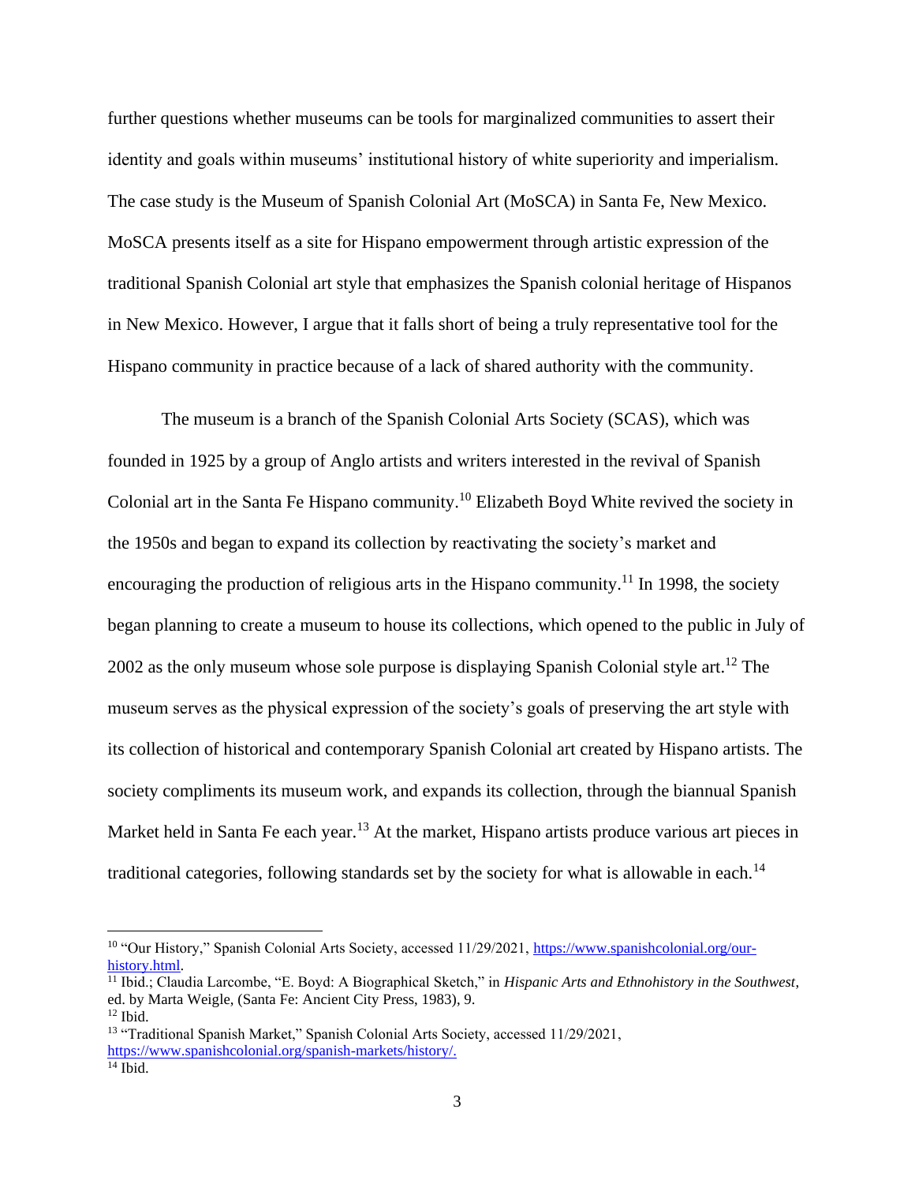further questions whether museums can be tools for marginalized communities to assert their identity and goals within museums' institutional history of white superiority and imperialism. The case study is the Museum of Spanish Colonial Art (MoSCA) in Santa Fe, New Mexico. MoSCA presents itself as a site for Hispano empowerment through artistic expression of the traditional Spanish Colonial art style that emphasizes the Spanish colonial heritage of Hispanos in New Mexico. However, I argue that it falls short of being a truly representative tool for the Hispano community in practice because of a lack of shared authority with the community.

The museum is a branch of the Spanish Colonial Arts Society (SCAS), which was founded in 1925 by a group of Anglo artists and writers interested in the revival of Spanish Colonial art in the Santa Fe Hispano community.[10] Elizabeth Boyd White revived the society in the 1950s and began to expand its collection by reactivating the society's market and encouraging the production of religious arts in the Hispano community.[11] In 1998, the society began planning to create a museum to house its collections, which opened to the public in July of 2002 as the only museum whose sole purpose is displaying Spanish Colonial style art.[12] The museum serves as the physical expression of the society's goals of preserving the art style with its collection of historical and contemporary Spanish Colonial art created by Hispano artists. The society compliments its museum work, and expands its collection, through the biannual Spanish Market held in Santa Fe each year.[13] At the market, Hispano artists produce various art pieces in traditional categories, following standards set by the society for what is allowable in each.[14]

---

[10] "Our History," Spanish Colonial Arts Society, accessed 11/29/2021, https://www.spanishcolonial.org/our-history.html.

[11] Ibid.; Claudia Larcombe, "E. Boyd: A Biographical Sketch," in *Hispanic Arts and Ethnohistory in the Southwest*, ed. by Marta Weigle, (Santa Fe: Ancient City Press, 1983), 9.

[12] Ibid.

[13] "Traditional Spanish Market," Spanish Colonial Arts Society, accessed 11/29/2021, https://www.spanishcolonial.org/spanish-markets/history/.

[14] Ibid.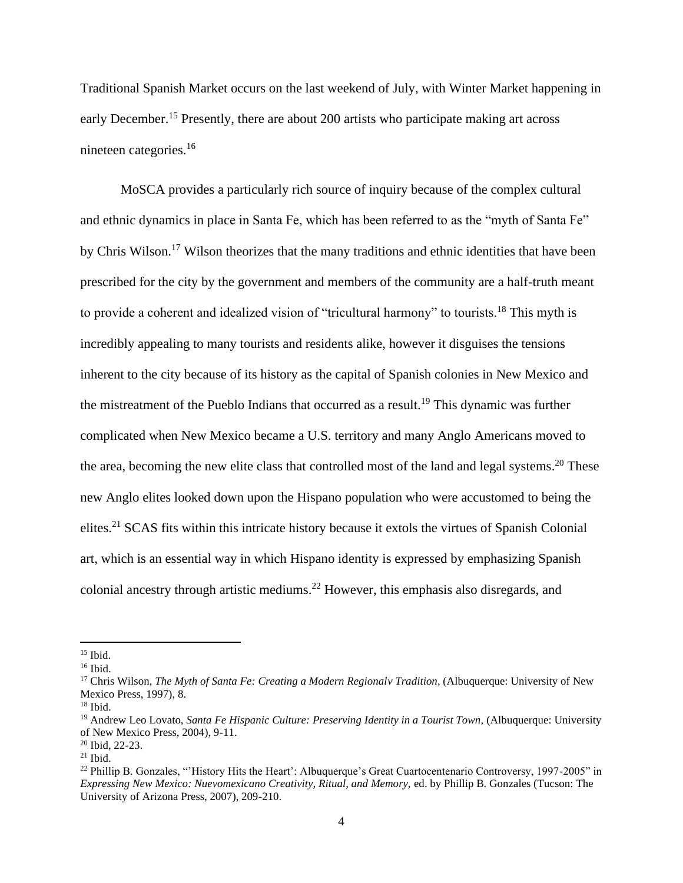Traditional Spanish Market occurs on the last weekend of July, with Winter Market happening in early December.[15] Presently, there are about 200 artists who participate making art across nineteen categories.[16]

MoSCA provides a particularly rich source of inquiry because of the complex cultural and ethnic dynamics in place in Santa Fe, which has been referred to as the "myth of Santa Fe" by Chris Wilson.[17] Wilson theorizes that the many traditions and ethnic identities that have been prescribed for the city by the government and members of the community are a half-truth meant to provide a coherent and idealized vision of "tricultural harmony" to tourists.[18] This myth is incredibly appealing to many tourists and residents alike, however it disguises the tensions inherent to the city because of its history as the capital of Spanish colonies in New Mexico and the mistreatment of the Pueblo Indians that occurred as a result.[19] This dynamic was further complicated when New Mexico became a U.S. territory and many Anglo Americans moved to the area, becoming the new elite class that controlled most of the land and legal systems.[20] These new Anglo elites looked down upon the Hispano population who were accustomed to being the elites.[21] SCAS fits within this intricate history because it extols the virtues of Spanish Colonial art, which is an essential way in which Hispano identity is expressed by emphasizing Spanish colonial ancestry through artistic mediums.[22] However, this emphasis also disregards, and

---

[15] Ibid.

[16] Ibid.

[17] Chris Wilson, *The Myth of Santa Fe: Creating a Modern Regionalv Tradition,* (Albuquerque: University of New Mexico Press, 1997), 8.

[18] Ibid.

[19] Andrew Leo Lovato, *Santa Fe Hispanic Culture: Preserving Identity in a Tourist Town,* (Albuquerque: University of New Mexico Press, 2004), 9-11.

[20] Ibid, 22-23.

[21] Ibid.

[22] Phillip B. Gonzales, "'History Hits the Heart': Albuquerque's Great Cuartocentenario Controversy, 1997-2005" in *Expressing New Mexico: Nuevomexicano Creativity, Ritual, and Memory,* ed. by Phillip B. Gonzales (Tucson: The University of Arizona Press, 2007), 209-210.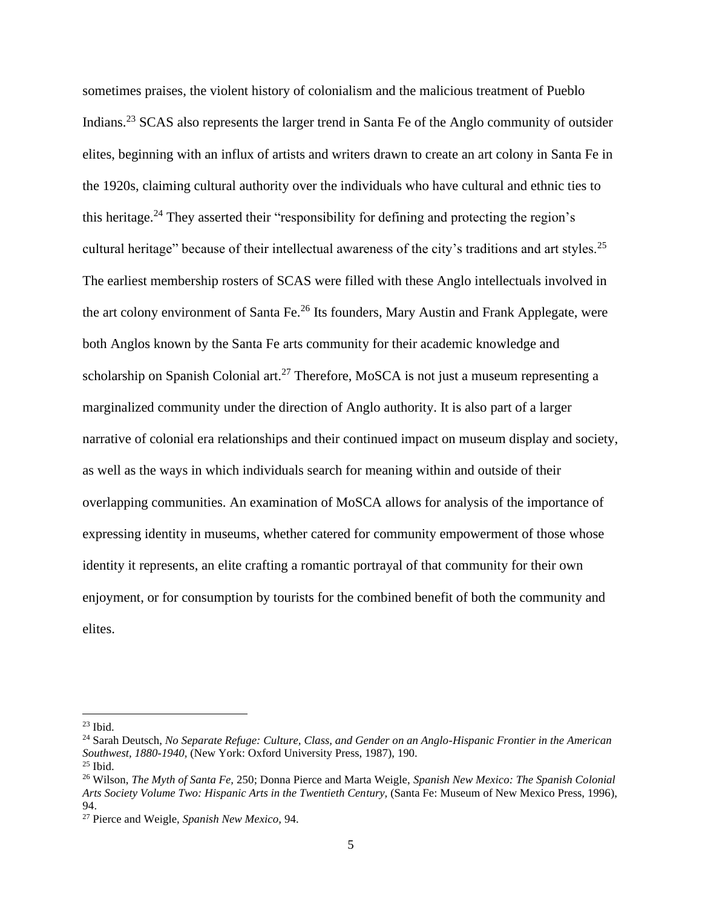sometimes praises, the violent history of colonialism and the malicious treatment of Pueblo Indians.[23] SCAS also represents the larger trend in Santa Fe of the Anglo community of outsider elites, beginning with an influx of artists and writers drawn to create an art colony in Santa Fe in the 1920s, claiming cultural authority over the individuals who have cultural and ethnic ties to this heritage.[24] They asserted their "responsibility for defining and protecting the region's cultural heritage" because of their intellectual awareness of the city's traditions and art styles.[25] The earliest membership rosters of SCAS were filled with these Anglo intellectuals involved in the art colony environment of Santa Fe.[26] Its founders, Mary Austin and Frank Applegate, were both Anglos known by the Santa Fe arts community for their academic knowledge and scholarship on Spanish Colonial art.[27] Therefore, MoSCA is not just a museum representing a marginalized community under the direction of Anglo authority. It is also part of a larger narrative of colonial era relationships and their continued impact on museum display and society, as well as the ways in which individuals search for meaning within and outside of their overlapping communities. An examination of MoSCA allows for analysis of the importance of expressing identity in museums, whether catered for community empowerment of those whose identity it represents, an elite crafting a romantic portrayal of that community for their own enjoyment, or for consumption by tourists for the combined benefit of both the community and elites.

---

[23] Ibid.

[24] Sarah Deutsch, *No Separate Refuge: Culture, Class, and Gender on an Anglo-Hispanic Frontier in the American Southwest, 1880-1940,* (New York: Oxford University Press, 1987), 190.

[25] Ibid.

[26] Wilson, *The Myth of Santa Fe,* 250; Donna Pierce and Marta Weigle, *Spanish New Mexico: The Spanish Colonial Arts Society Volume Two: Hispanic Arts in the Twentieth Century,* (Santa Fe: Museum of New Mexico Press, 1996), 94.

[27] Pierce and Weigle, *Spanish New Mexico,* 94.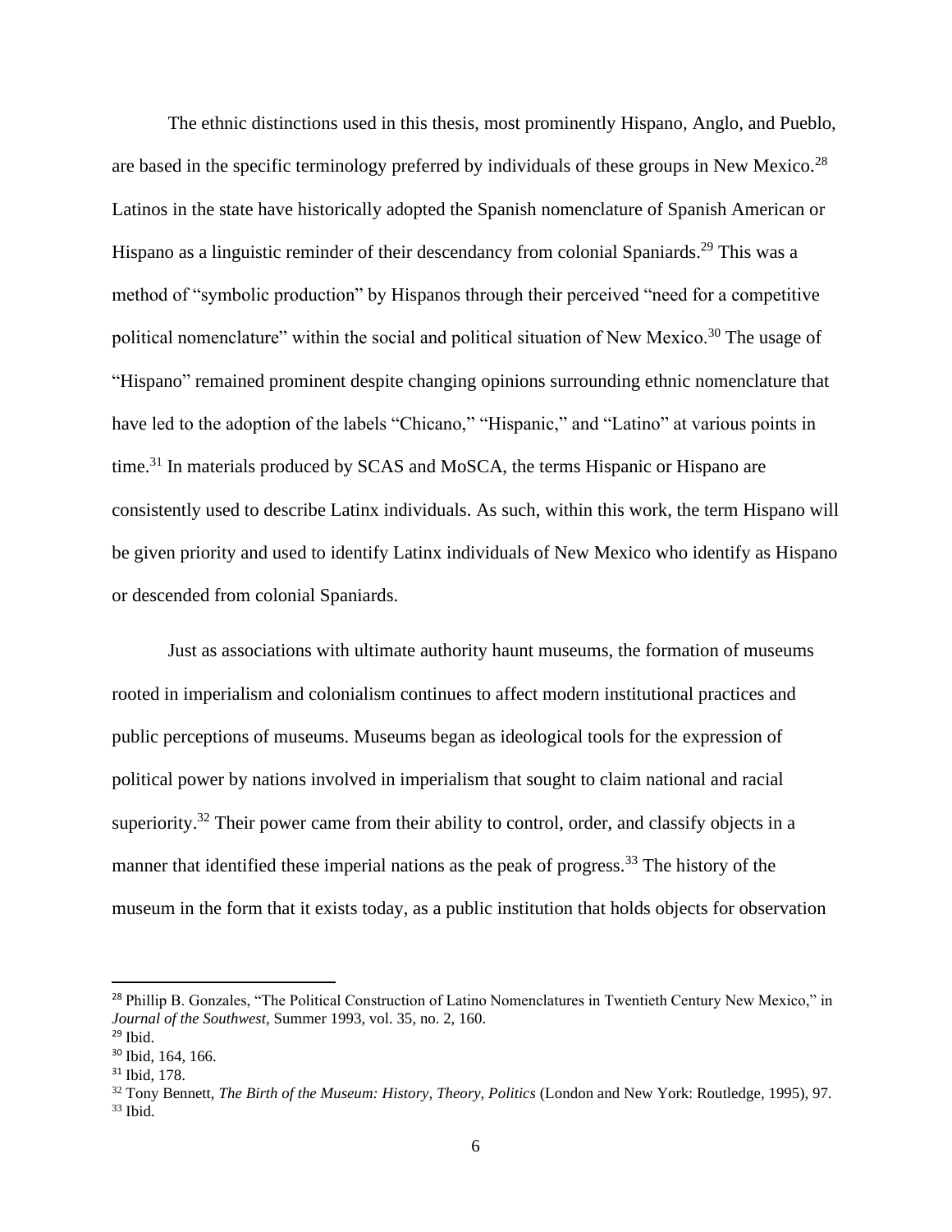The ethnic distinctions used in this thesis, most prominently Hispano, Anglo, and Pueblo, are based in the specific terminology preferred by individuals of these groups in New Mexico.[28] Latinos in the state have historically adopted the Spanish nomenclature of Spanish American or Hispano as a linguistic reminder of their descendancy from colonial Spaniards.[29] This was a method of "symbolic production" by Hispanos through their perceived "need for a competitive political nomenclature" within the social and political situation of New Mexico.[30] The usage of "Hispano" remained prominent despite changing opinions surrounding ethnic nomenclature that have led to the adoption of the labels "Chicano," "Hispanic," and "Latino" at various points in time.[31] In materials produced by SCAS and MoSCA, the terms Hispanic or Hispano are consistently used to describe Latinx individuals. As such, within this work, the term Hispano will be given priority and used to identify Latinx individuals of New Mexico who identify as Hispano or descended from colonial Spaniards.

Just as associations with ultimate authority haunt museums, the formation of museums rooted in imperialism and colonialism continues to affect modern institutional practices and public perceptions of museums. Museums began as ideological tools for the expression of political power by nations involved in imperialism that sought to claim national and racial superiority.[32] Their power came from their ability to control, order, and classify objects in a manner that identified these imperial nations as the peak of progress.[33] The history of the museum in the form that it exists today, as a public institution that holds objects for observation

---

[28] Phillip B. Gonzales, "The Political Construction of Latino Nomenclatures in Twentieth Century New Mexico," in *Journal of the Southwest*, Summer 1993, vol. 35, no. 2, 160.
[29] Ibid.
[30] Ibid, 164, 166.
[31] Ibid, 178.
[32] Tony Bennett, *The Birth of the Museum: History, Theory, Politics* (London and New York: Routledge, 1995), 97.
[33] Ibid.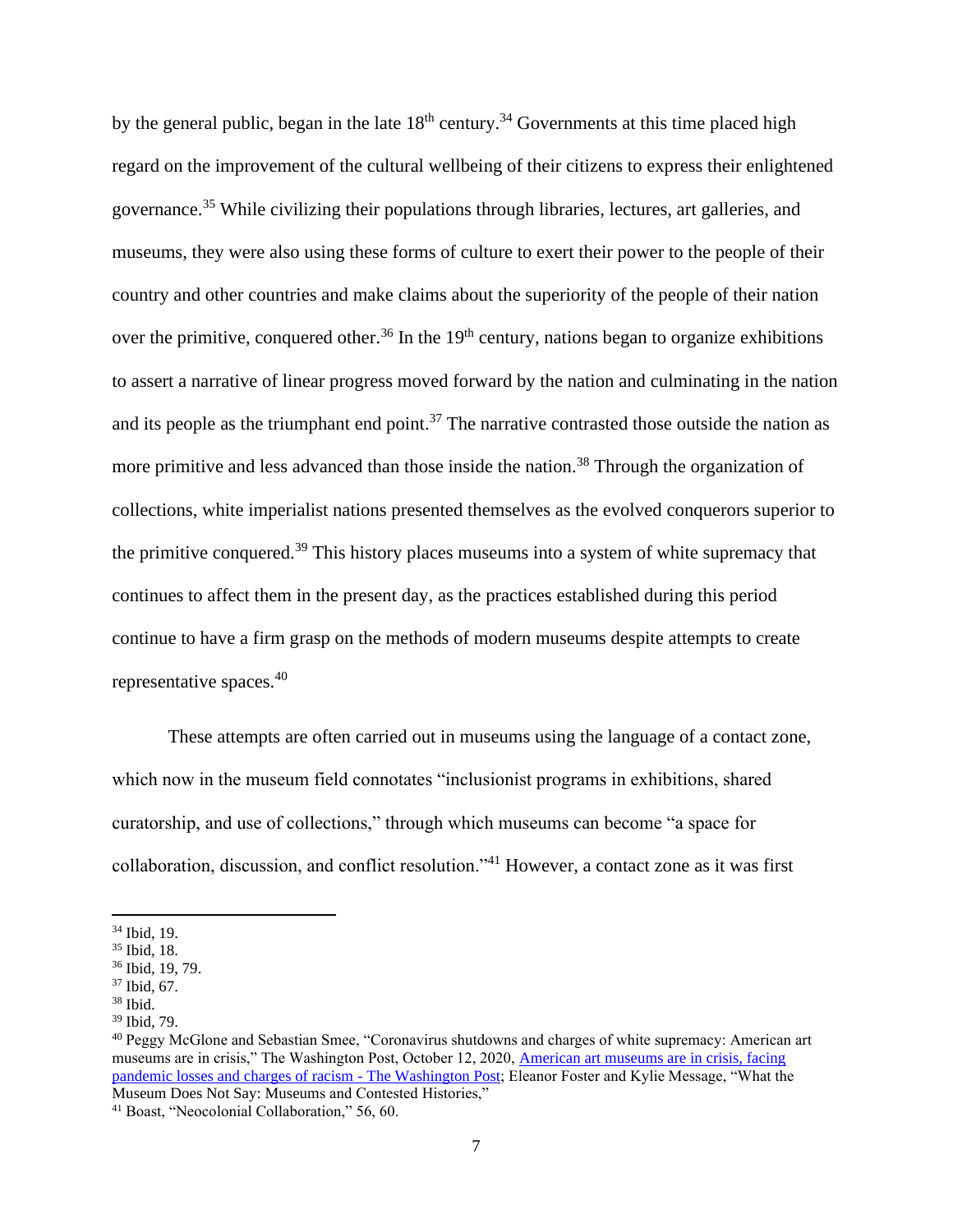by the general public, began in the late 18th century.[34] Governments at this time placed high regard on the improvement of the cultural wellbeing of their citizens to express their enlightened governance.[35] While civilizing their populations through libraries, lectures, art galleries, and museums, they were also using these forms of culture to exert their power to the people of their country and other countries and make claims about the superiority of the people of their nation over the primitive, conquered other.[36] In the 19th century, nations began to organize exhibitions to assert a narrative of linear progress moved forward by the nation and culminating in the nation and its people as the triumphant end point.[37] The narrative contrasted those outside the nation as more primitive and less advanced than those inside the nation.[38] Through the organization of collections, white imperialist nations presented themselves as the evolved conquerors superior to the primitive conquered.[39] This history places museums into a system of white supremacy that continues to affect them in the present day, as the practices established during this period continue to have a firm grasp on the methods of modern museums despite attempts to create representative spaces.[40]

These attempts are often carried out in museums using the language of a contact zone, which now in the museum field connotates "inclusionist programs in exhibitions, shared curatorship, and use of collections," through which museums can become "a space for collaboration, discussion, and conflict resolution."[41] However, a contact zone as it was first

---

[34] Ibid, 19.
[35] Ibid, 18.
[36] Ibid, 19, 79.
[37] Ibid, 67.
[38] Ibid.
[39] Ibid, 79.
[40] Peggy McGlone and Sebastian Smee, "Coronavirus shutdowns and charges of white supremacy: American art museums are in crisis," The Washington Post, October 12, 2020, [American art museums are in crisis, facing pandemic losses and charges of racism - The Washington Post]; Eleanor Foster and Kylie Message, "What the Museum Does Not Say: Museums and Contested Histories,"
[41] Boast, "Neocolonial Collaboration," 56, 60.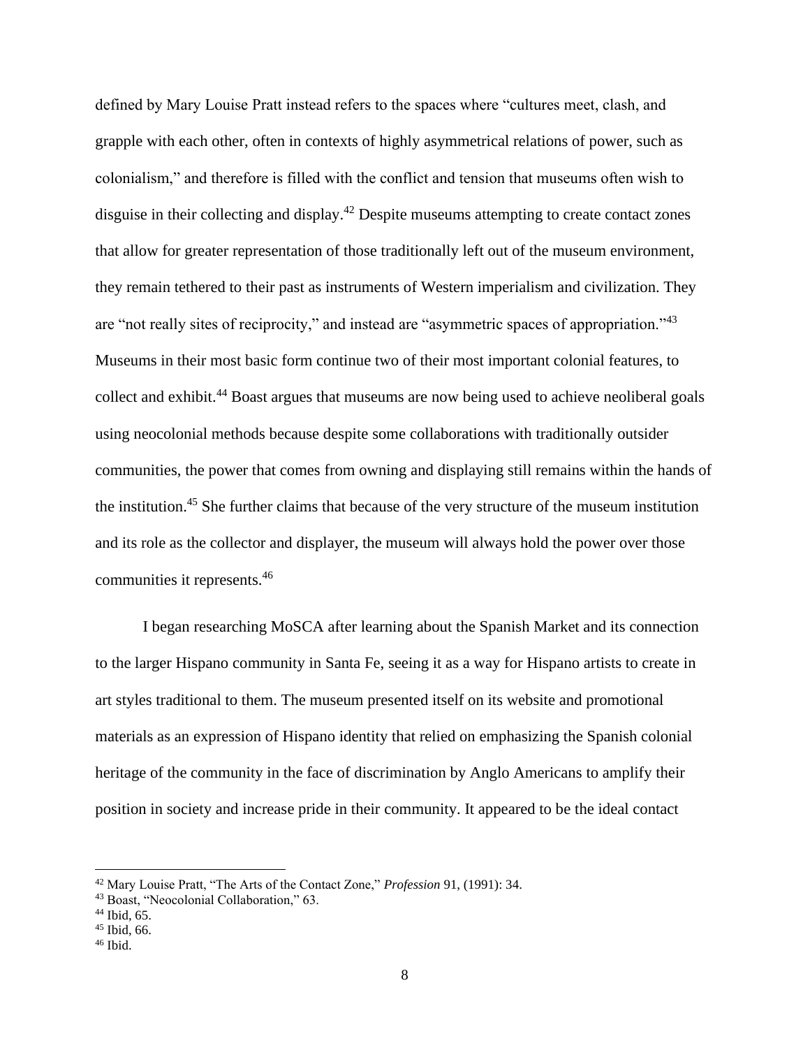defined by Mary Louise Pratt instead refers to the spaces where "cultures meet, clash, and grapple with each other, often in contexts of highly asymmetrical relations of power, such as colonialism," and therefore is filled with the conflict and tension that museums often wish to disguise in their collecting and display.[42] Despite museums attempting to create contact zones that allow for greater representation of those traditionally left out of the museum environment, they remain tethered to their past as instruments of Western imperialism and civilization. They are "not really sites of reciprocity," and instead are "asymmetric spaces of appropriation."[43] Museums in their most basic form continue two of their most important colonial features, to collect and exhibit.[44] Boast argues that museums are now being used to achieve neoliberal goals using neocolonial methods because despite some collaborations with traditionally outsider communities, the power that comes from owning and displaying still remains within the hands of the institution.[45] She further claims that because of the very structure of the museum institution and its role as the collector and displayer, the museum will always hold the power over those communities it represents.[46]

I began researching MoSCA after learning about the Spanish Market and its connection to the larger Hispano community in Santa Fe, seeing it as a way for Hispano artists to create in art styles traditional to them. The museum presented itself on its website and promotional materials as an expression of Hispano identity that relied on emphasizing the Spanish colonial heritage of the community in the face of discrimination by Anglo Americans to amplify their position in society and increase pride in their community. It appeared to be the ideal contact

---

[42] Mary Louise Pratt, "The Arts of the Contact Zone," *Profession* 91, (1991): 34.
[43] Boast, "Neocolonial Collaboration," 63.
[44] Ibid, 65.
[45] Ibid, 66.
[46] Ibid.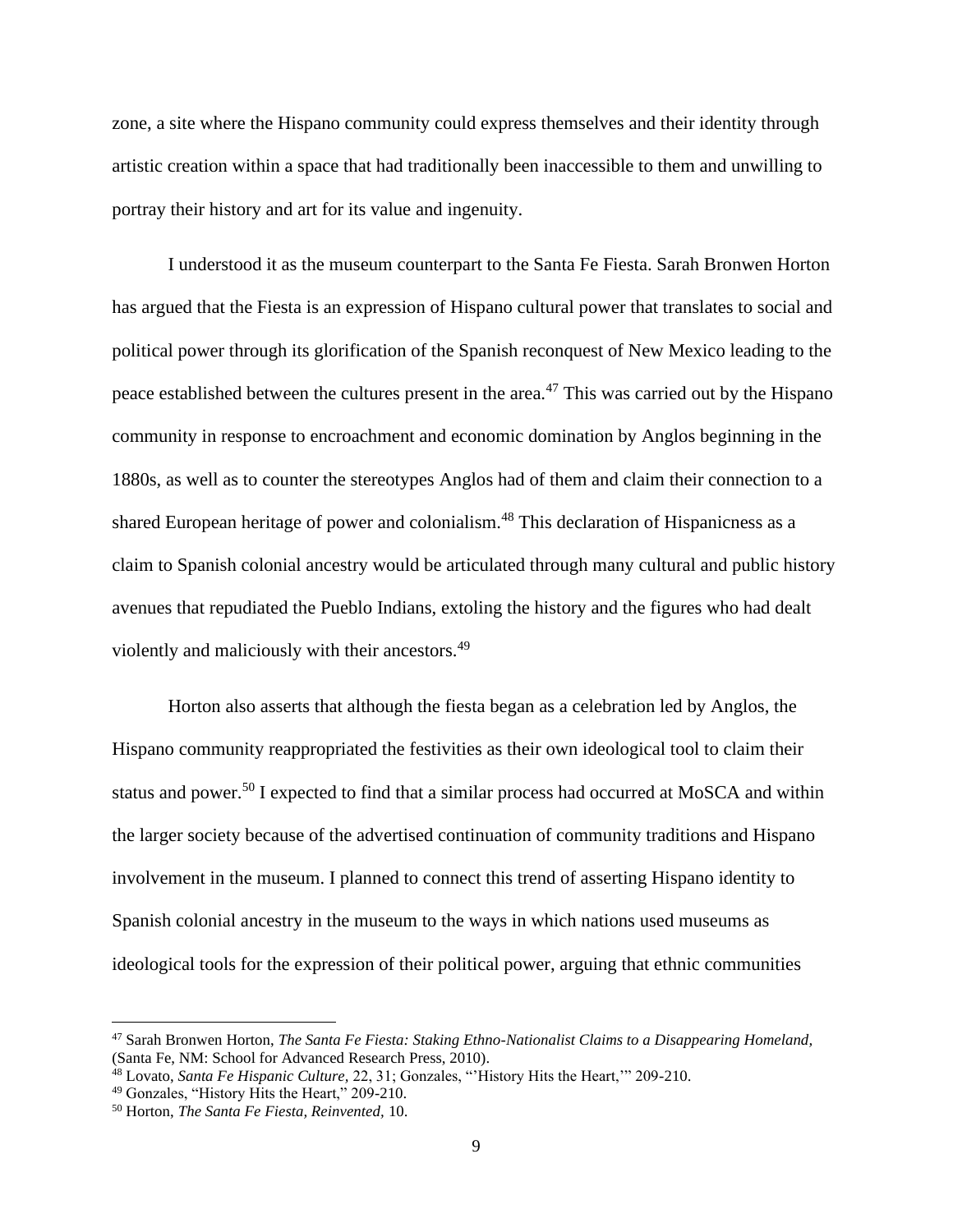zone, a site where the Hispano community could express themselves and their identity through artistic creation within a space that had traditionally been inaccessible to them and unwilling to portray their history and art for its value and ingenuity.

I understood it as the museum counterpart to the Santa Fe Fiesta. Sarah Bronwen Horton has argued that the Fiesta is an expression of Hispano cultural power that translates to social and political power through its glorification of the Spanish reconquest of New Mexico leading to the peace established between the cultures present in the area.[47] This was carried out by the Hispano community in response to encroachment and economic domination by Anglos beginning in the 1880s, as well as to counter the stereotypes Anglos had of them and claim their connection to a shared European heritage of power and colonialism.[48] This declaration of Hispanicness as a claim to Spanish colonial ancestry would be articulated through many cultural and public history avenues that repudiated the Pueblo Indians, extoling the history and the figures who had dealt violently and maliciously with their ancestors.[49]

Horton also asserts that although the fiesta began as a celebration led by Anglos, the Hispano community reappropriated the festivities as their own ideological tool to claim their status and power.[50] I expected to find that a similar process had occurred at MoSCA and within the larger society because of the advertised continuation of community traditions and Hispano involvement in the museum. I planned to connect this trend of asserting Hispano identity to Spanish colonial ancestry in the museum to the ways in which nations used museums as ideological tools for the expression of their political power, arguing that ethnic communities

---

[47] Sarah Bronwen Horton, *The Santa Fe Fiesta: Staking Ethno-Nationalist Claims to a Disappearing Homeland,* (Santa Fe, NM: School for Advanced Research Press, 2010).

[48] Lovato, *Santa Fe Hispanic Culture*, 22, 31; Gonzales, "'History Hits the Heart,'" 209-210.

[49] Gonzales, "History Hits the Heart," 209-210.

[50] Horton, *The Santa Fe Fiesta, Reinvented*, 10.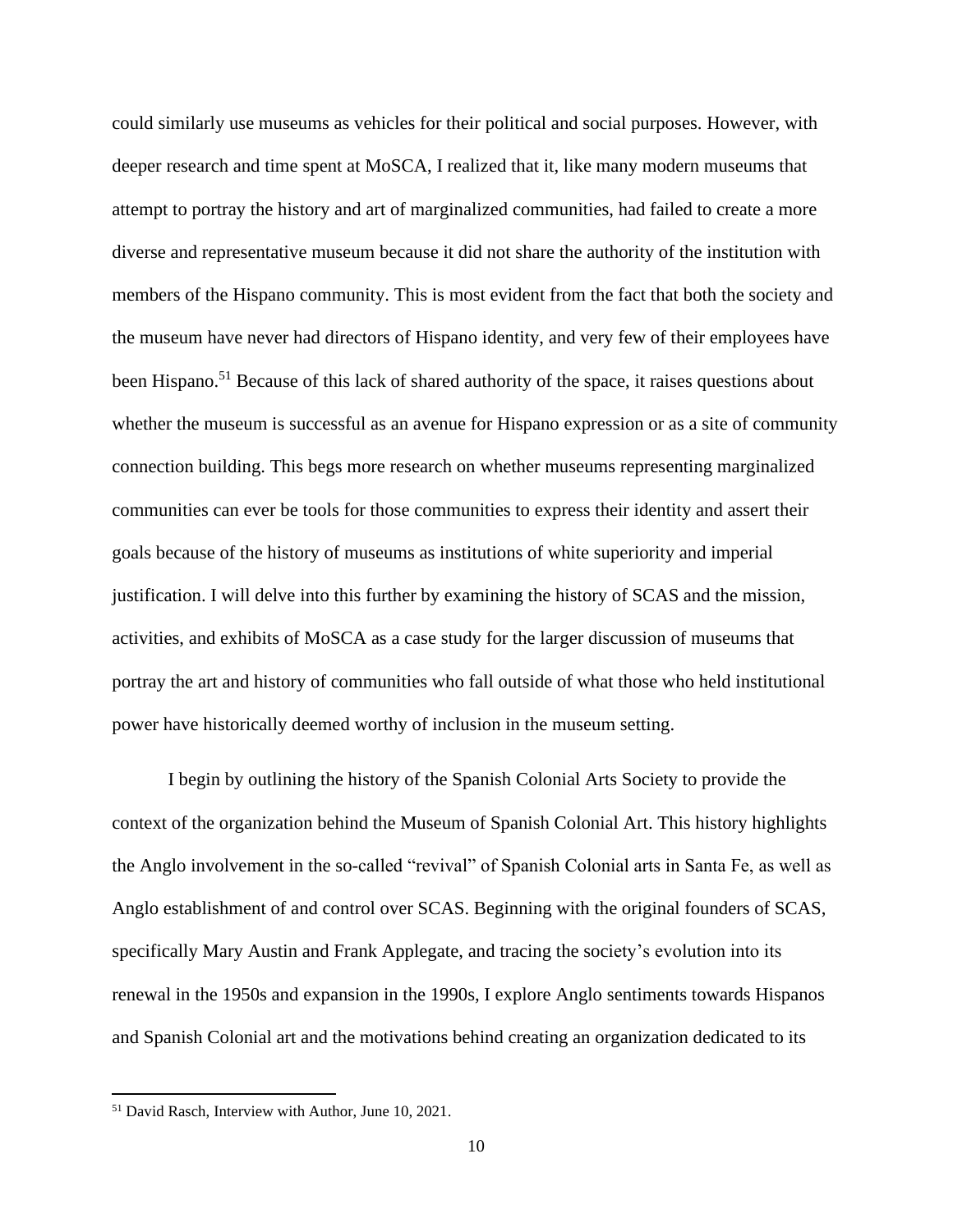could similarly use museums as vehicles for their political and social purposes. However, with deeper research and time spent at MoSCA, I realized that it, like many modern museums that attempt to portray the history and art of marginalized communities, had failed to create a more diverse and representative museum because it did not share the authority of the institution with members of the Hispano community. This is most evident from the fact that both the society and the museum have never had directors of Hispano identity, and very few of their employees have been Hispano.[51] Because of this lack of shared authority of the space, it raises questions about whether the museum is successful as an avenue for Hispano expression or as a site of community connection building. This begs more research on whether museums representing marginalized communities can ever be tools for those communities to express their identity and assert their goals because of the history of museums as institutions of white superiority and imperial justification. I will delve into this further by examining the history of SCAS and the mission, activities, and exhibits of MoSCA as a case study for the larger discussion of museums that portray the art and history of communities who fall outside of what those who held institutional power have historically deemed worthy of inclusion in the museum setting.

I begin by outlining the history of the Spanish Colonial Arts Society to provide the context of the organization behind the Museum of Spanish Colonial Art. This history highlights the Anglo involvement in the so-called "revival" of Spanish Colonial arts in Santa Fe, as well as Anglo establishment of and control over SCAS. Beginning with the original founders of SCAS, specifically Mary Austin and Frank Applegate, and tracing the society's evolution into its renewal in the 1950s and expansion in the 1990s, I explore Anglo sentiments towards Hispanos and Spanish Colonial art and the motivations behind creating an organization dedicated to its

[51] David Rasch, Interview with Author, June 10, 2021.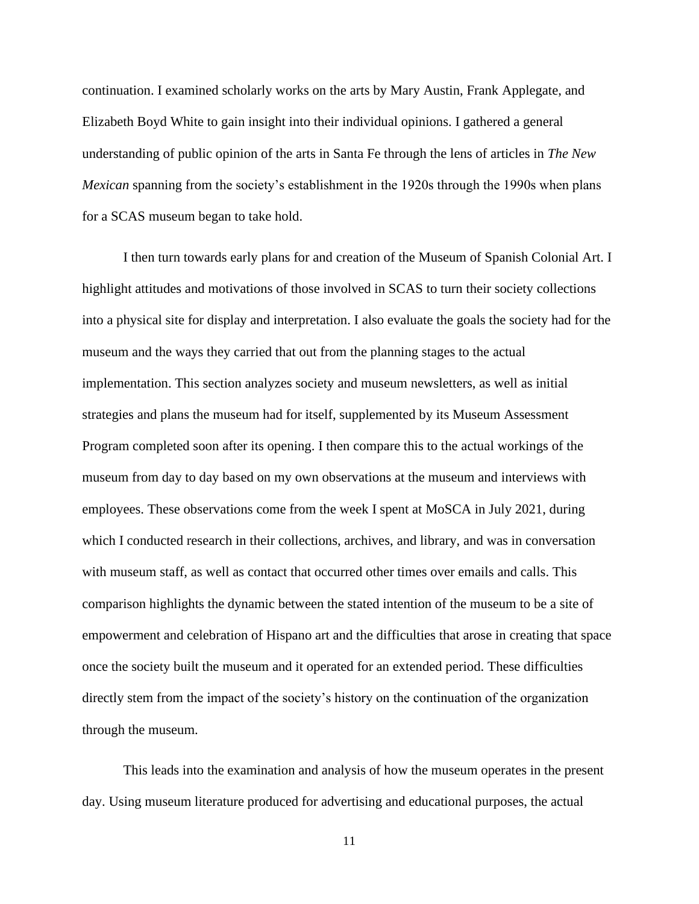continuation. I examined scholarly works on the arts by Mary Austin, Frank Applegate, and Elizabeth Boyd White to gain insight into their individual opinions. I gathered a general understanding of public opinion of the arts in Santa Fe through the lens of articles in *The New Mexican* spanning from the society's establishment in the 1920s through the 1990s when plans for a SCAS museum began to take hold.

I then turn towards early plans for and creation of the Museum of Spanish Colonial Art. I highlight attitudes and motivations of those involved in SCAS to turn their society collections into a physical site for display and interpretation. I also evaluate the goals the society had for the museum and the ways they carried that out from the planning stages to the actual implementation. This section analyzes society and museum newsletters, as well as initial strategies and plans the museum had for itself, supplemented by its Museum Assessment Program completed soon after its opening. I then compare this to the actual workings of the museum from day to day based on my own observations at the museum and interviews with employees. These observations come from the week I spent at MoSCA in July 2021, during which I conducted research in their collections, archives, and library, and was in conversation with museum staff, as well as contact that occurred other times over emails and calls. This comparison highlights the dynamic between the stated intention of the museum to be a site of empowerment and celebration of Hispano art and the difficulties that arose in creating that space once the society built the museum and it operated for an extended period. These difficulties directly stem from the impact of the society's history on the continuation of the organization through the museum.

This leads into the examination and analysis of how the museum operates in the present day. Using museum literature produced for advertising and educational purposes, the actual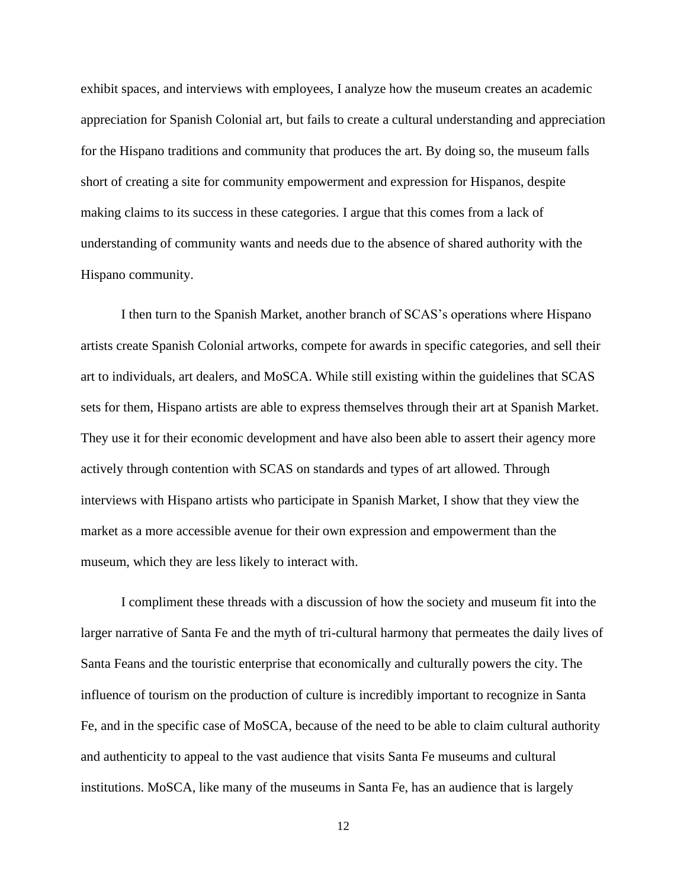exhibit spaces, and interviews with employees, I analyze how the museum creates an academic appreciation for Spanish Colonial art, but fails to create a cultural understanding and appreciation for the Hispano traditions and community that produces the art. By doing so, the museum falls short of creating a site for community empowerment and expression for Hispanos, despite making claims to its success in these categories. I argue that this comes from a lack of understanding of community wants and needs due to the absence of shared authority with the Hispano community.

I then turn to the Spanish Market, another branch of SCAS's operations where Hispano artists create Spanish Colonial artworks, compete for awards in specific categories, and sell their art to individuals, art dealers, and MoSCA. While still existing within the guidelines that SCAS sets for them, Hispano artists are able to express themselves through their art at Spanish Market. They use it for their economic development and have also been able to assert their agency more actively through contention with SCAS on standards and types of art allowed. Through interviews with Hispano artists who participate in Spanish Market, I show that they view the market as a more accessible avenue for their own expression and empowerment than the museum, which they are less likely to interact with.

I compliment these threads with a discussion of how the society and museum fit into the larger narrative of Santa Fe and the myth of tri-cultural harmony that permeates the daily lives of Santa Feans and the touristic enterprise that economically and culturally powers the city. The influence of tourism on the production of culture is incredibly important to recognize in Santa Fe, and in the specific case of MoSCA, because of the need to be able to claim cultural authority and authenticity to appeal to the vast audience that visits Santa Fe museums and cultural institutions. MoSCA, like many of the museums in Santa Fe, has an audience that is largely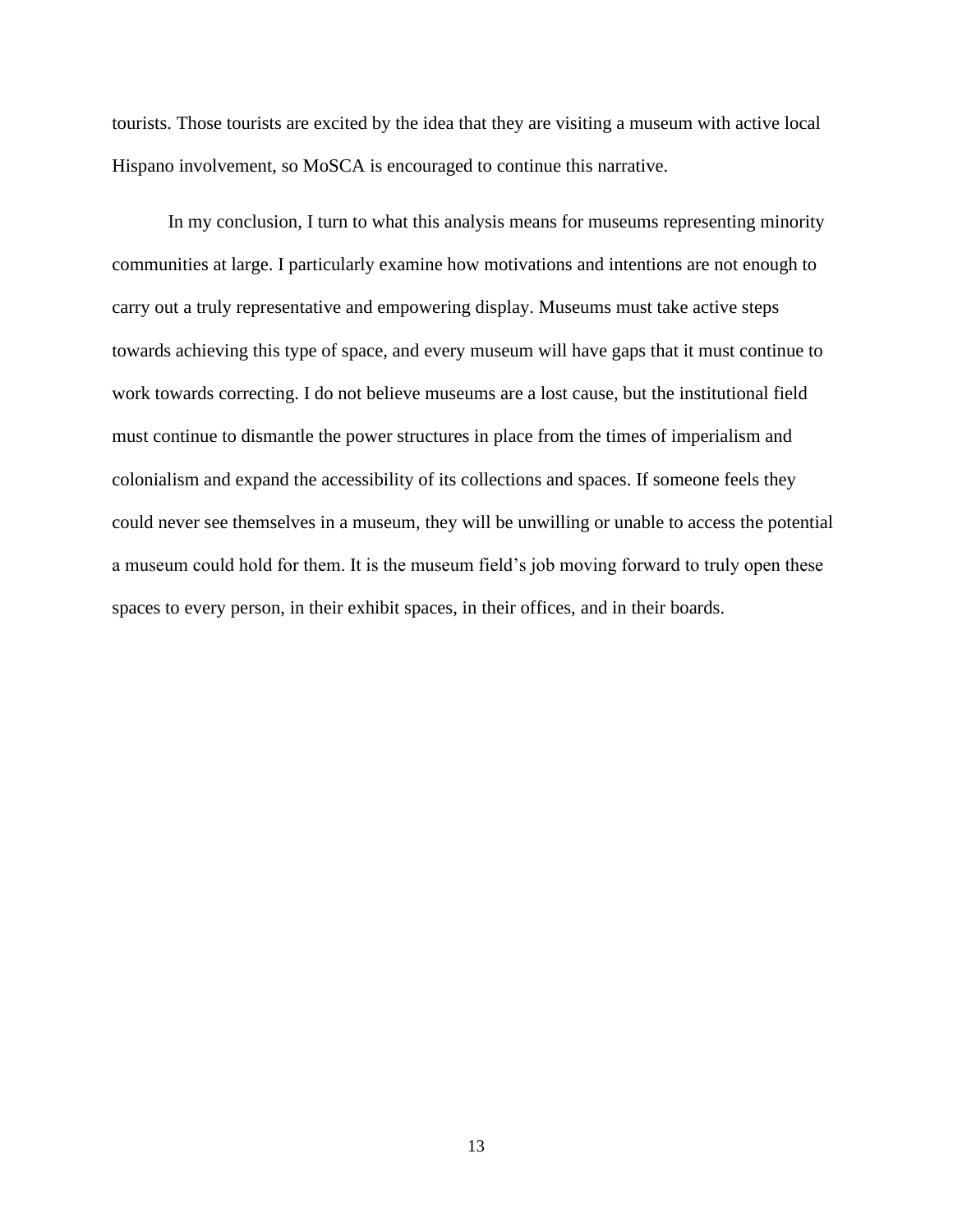tourists. Those tourists are excited by the idea that they are visiting a museum with active local Hispano involvement, so MoSCA is encouraged to continue this narrative.

In my conclusion, I turn to what this analysis means for museums representing minority communities at large. I particularly examine how motivations and intentions are not enough to carry out a truly representative and empowering display. Museums must take active steps towards achieving this type of space, and every museum will have gaps that it must continue to work towards correcting. I do not believe museums are a lost cause, but the institutional field must continue to dismantle the power structures in place from the times of imperialism and colonialism and expand the accessibility of its collections and spaces. If someone feels they could never see themselves in a museum, they will be unwilling or unable to access the potential a museum could hold for them. It is the museum field's job moving forward to truly open these spaces to every person, in their exhibit spaces, in their offices, and in their boards.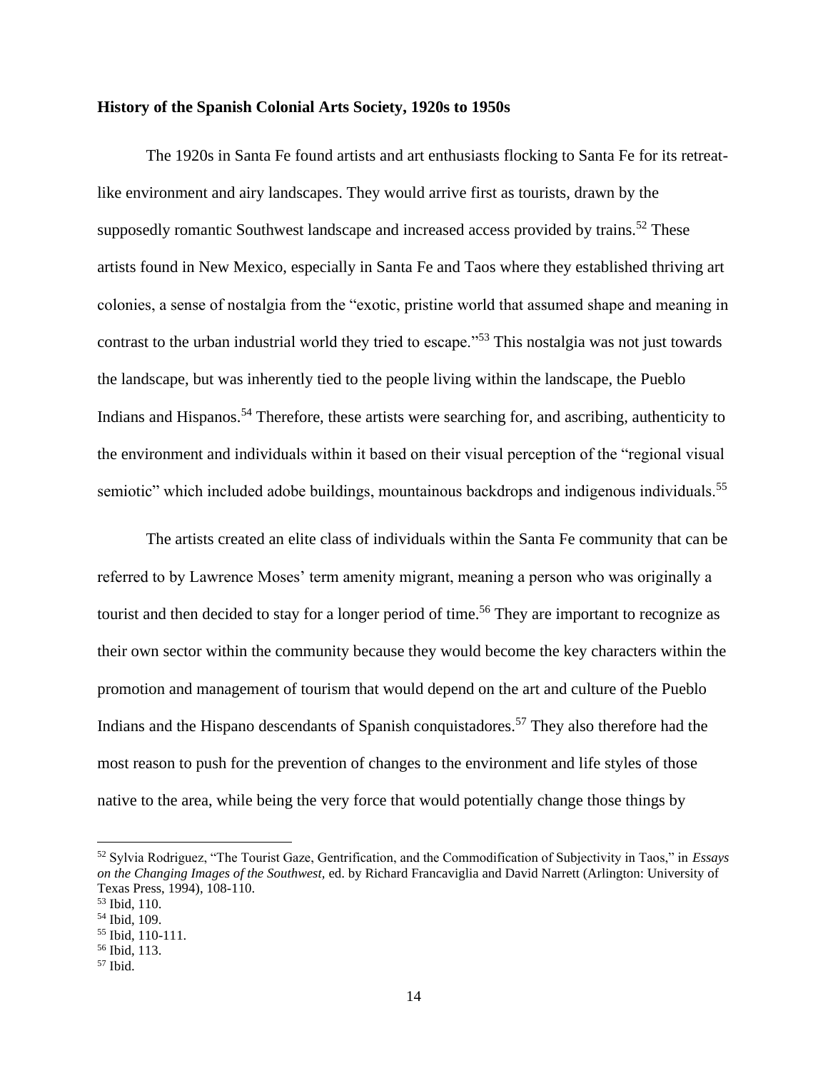**History of the Spanish Colonial Arts Society, 1920s to 1950s**

The 1920s in Santa Fe found artists and art enthusiasts flocking to Santa Fe for its retreat-like environment and airy landscapes. They would arrive first as tourists, drawn by the supposedly romantic Southwest landscape and increased access provided by trains.[52] These artists found in New Mexico, especially in Santa Fe and Taos where they established thriving art colonies, a sense of nostalgia from the "exotic, pristine world that assumed shape and meaning in contrast to the urban industrial world they tried to escape."[53] This nostalgia was not just towards the landscape, but was inherently tied to the people living within the landscape, the Pueblo Indians and Hispanos.[54] Therefore, these artists were searching for, and ascribing, authenticity to the environment and individuals within it based on their visual perception of the "regional visual semiotic" which included adobe buildings, mountainous backdrops and indigenous individuals.[55]

The artists created an elite class of individuals within the Santa Fe community that can be referred to by Lawrence Moses' term amenity migrant, meaning a person who was originally a tourist and then decided to stay for a longer period of time.[56] They are important to recognize as their own sector within the community because they would become the key characters within the promotion and management of tourism that would depend on the art and culture of the Pueblo Indians and the Hispano descendants of Spanish conquistadores.[57] They also therefore had the most reason to push for the prevention of changes to the environment and life styles of those native to the area, while being the very force that would potentially change those things by

---

[52] Sylvia Rodriguez, "The Tourist Gaze, Gentrification, and the Commodification of Subjectivity in Taos," in *Essays on the Changing Images of the Southwest,* ed. by Richard Francaviglia and David Narrett (Arlington: University of Texas Press, 1994), 108-110.

[53] Ibid, 110.

[54] Ibid, 109.

[55] Ibid, 110-111.

[56] Ibid, 113.

[57] Ibid.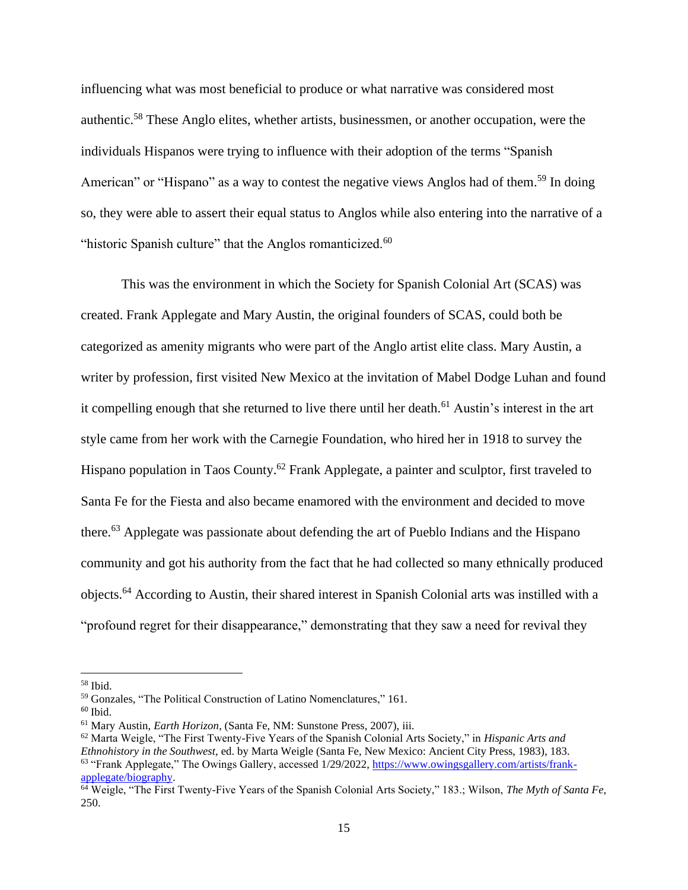influencing what was most beneficial to produce or what narrative was considered most authentic.[58] These Anglo elites, whether artists, businessmen, or another occupation, were the individuals Hispanos were trying to influence with their adoption of the terms "Spanish American" or "Hispano" as a way to contest the negative views Anglos had of them.[59] In doing so, they were able to assert their equal status to Anglos while also entering into the narrative of a "historic Spanish culture" that the Anglos romanticized.[60]

This was the environment in which the Society for Spanish Colonial Art (SCAS) was created. Frank Applegate and Mary Austin, the original founders of SCAS, could both be categorized as amenity migrants who were part of the Anglo artist elite class. Mary Austin, a writer by profession, first visited New Mexico at the invitation of Mabel Dodge Luhan and found it compelling enough that she returned to live there until her death.[61] Austin's interest in the art style came from her work with the Carnegie Foundation, who hired her in 1918 to survey the Hispano population in Taos County.[62] Frank Applegate, a painter and sculptor, first traveled to Santa Fe for the Fiesta and also became enamored with the environment and decided to move there.[63] Applegate was passionate about defending the art of Pueblo Indians and the Hispano community and got his authority from the fact that he had collected so many ethnically produced objects.[64] According to Austin, their shared interest in Spanish Colonial arts was instilled with a "profound regret for their disappearance," demonstrating that they saw a need for revival they

---

[58] Ibid.

[59] Gonzales, "The Political Construction of Latino Nomenclatures," 161.

[60] Ibid.

[61] Mary Austin, *Earth Horizon*, (Santa Fe, NM: Sunstone Press, 2007), iii.

[62] Marta Weigle, "The First Twenty-Five Years of the Spanish Colonial Arts Society," in *Hispanic Arts and Ethnohistory in the Southwest,* ed. by Marta Weigle (Santa Fe, New Mexico: Ancient City Press, 1983), 183.

[63] "Frank Applegate," The Owings Gallery, accessed 1/29/2022, https://www.owingsgallery.com/artists/frank-applegate/biography.

[64] Weigle, "The First Twenty-Five Years of the Spanish Colonial Arts Society," 183.; Wilson, *The Myth of Santa Fe,* 250.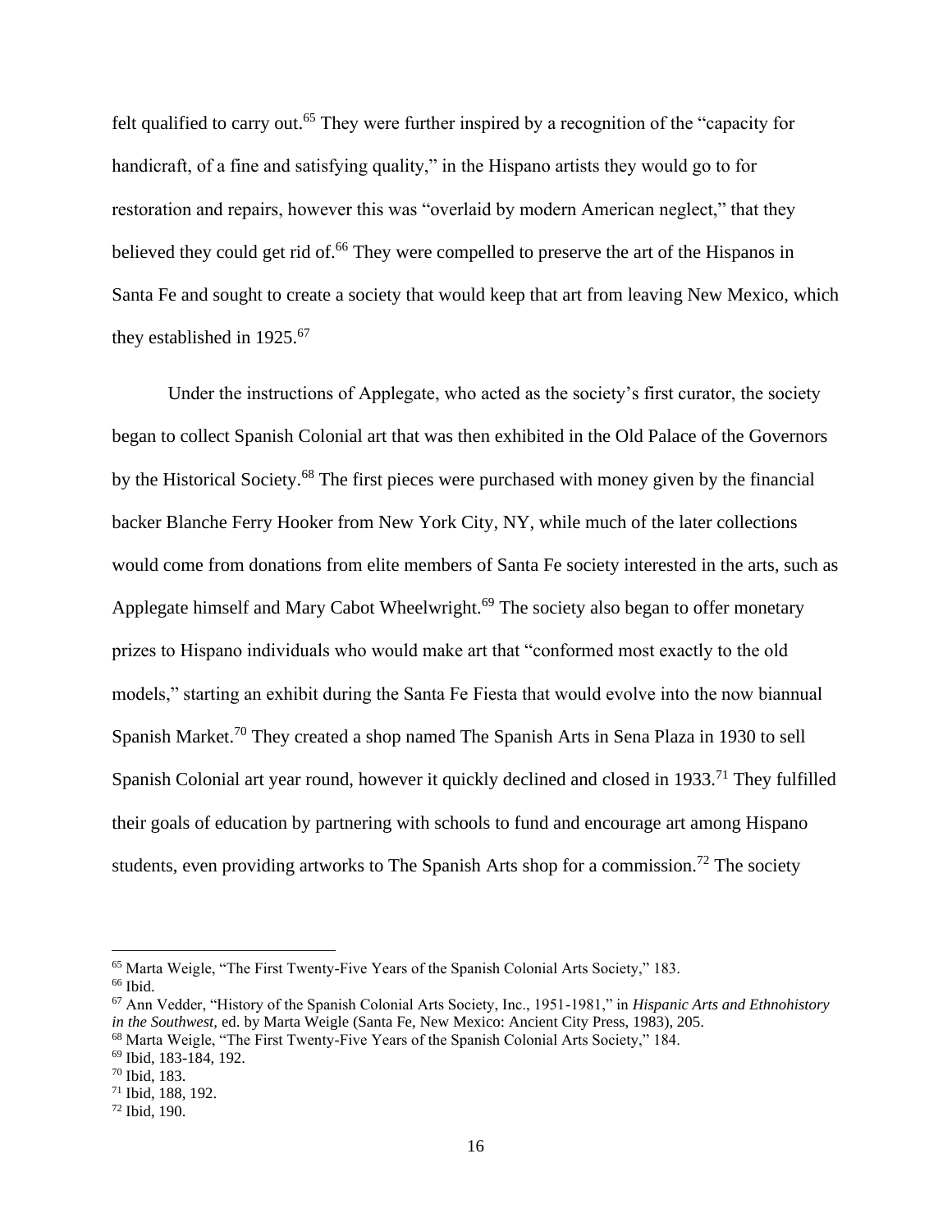felt qualified to carry out.[65] They were further inspired by a recognition of the "capacity for handicraft, of a fine and satisfying quality," in the Hispano artists they would go to for restoration and repairs, however this was "overlaid by modern American neglect," that they believed they could get rid of.[66] They were compelled to preserve the art of the Hispanos in Santa Fe and sought to create a society that would keep that art from leaving New Mexico, which they established in 1925.[67]

Under the instructions of Applegate, who acted as the society's first curator, the society began to collect Spanish Colonial art that was then exhibited in the Old Palace of the Governors by the Historical Society.[68] The first pieces were purchased with money given by the financial backer Blanche Ferry Hooker from New York City, NY, while much of the later collections would come from donations from elite members of Santa Fe society interested in the arts, such as Applegate himself and Mary Cabot Wheelwright.[69] The society also began to offer monetary prizes to Hispano individuals who would make art that "conformed most exactly to the old models," starting an exhibit during the Santa Fe Fiesta that would evolve into the now biannual Spanish Market.[70] They created a shop named The Spanish Arts in Sena Plaza in 1930 to sell Spanish Colonial art year round, however it quickly declined and closed in 1933.[71] They fulfilled their goals of education by partnering with schools to fund and encourage art among Hispano students, even providing artworks to The Spanish Arts shop for a commission.[72] The society

---

[65] Marta Weigle, "The First Twenty-Five Years of the Spanish Colonial Arts Society," 183.

[66] Ibid.

[67] Ann Vedder, "History of the Spanish Colonial Arts Society, Inc., 1951-1981," in *Hispanic Arts and Ethnohistory in the Southwest,* ed. by Marta Weigle (Santa Fe, New Mexico: Ancient City Press, 1983), 205.

[68] Marta Weigle, "The First Twenty-Five Years of the Spanish Colonial Arts Society," 184.

[69] Ibid, 183-184, 192.

[70] Ibid, 183.

[71] Ibid, 188, 192.

[72] Ibid, 190.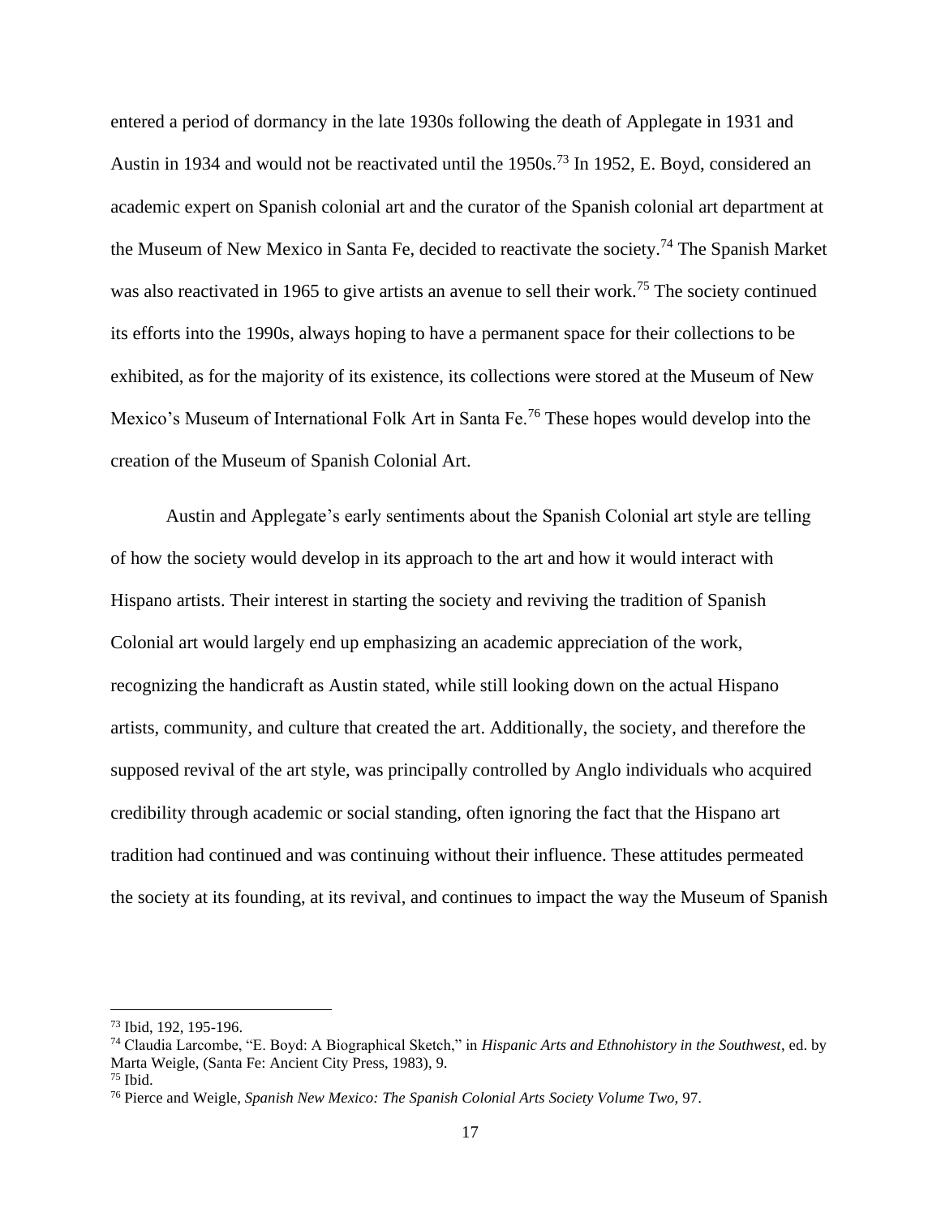entered a period of dormancy in the late 1930s following the death of Applegate in 1931 and Austin in 1934 and would not be reactivated until the 1950s.[73] In 1952, E. Boyd, considered an academic expert on Spanish colonial art and the curator of the Spanish colonial art department at the Museum of New Mexico in Santa Fe, decided to reactivate the society.[74] The Spanish Market was also reactivated in 1965 to give artists an avenue to sell their work.[75] The society continued its efforts into the 1990s, always hoping to have a permanent space for their collections to be exhibited, as for the majority of its existence, its collections were stored at the Museum of New Mexico's Museum of International Folk Art in Santa Fe.[76] These hopes would develop into the creation of the Museum of Spanish Colonial Art.

Austin and Applegate's early sentiments about the Spanish Colonial art style are telling of how the society would develop in its approach to the art and how it would interact with Hispano artists. Their interest in starting the society and reviving the tradition of Spanish Colonial art would largely end up emphasizing an academic appreciation of the work, recognizing the handicraft as Austin stated, while still looking down on the actual Hispano artists, community, and culture that created the art. Additionally, the society, and therefore the supposed revival of the art style, was principally controlled by Anglo individuals who acquired credibility through academic or social standing, often ignoring the fact that the Hispano art tradition had continued and was continuing without their influence. These attitudes permeated the society at its founding, at its revival, and continues to impact the way the Museum of Spanish

---

[73] Ibid, 192, 195-196.

[74] Claudia Larcombe, "E. Boyd: A Biographical Sketch," in *Hispanic Arts and Ethnohistory in the Southwest*, ed. by Marta Weigle, (Santa Fe: Ancient City Press, 1983), 9.

[75] Ibid.

[76] Pierce and Weigle, *Spanish New Mexico: The Spanish Colonial Arts Society Volume Two,* 97.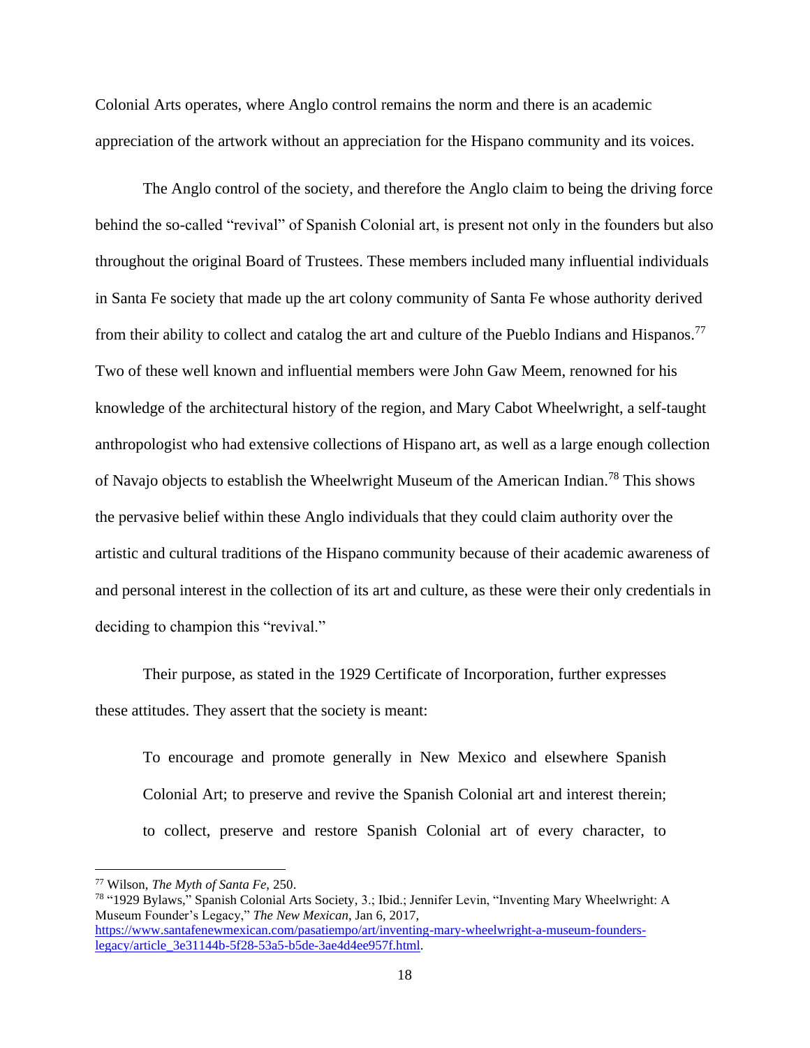Colonial Arts operates, where Anglo control remains the norm and there is an academic appreciation of the artwork without an appreciation for the Hispano community and its voices.

The Anglo control of the society, and therefore the Anglo claim to being the driving force behind the so-called "revival" of Spanish Colonial art, is present not only in the founders but also throughout the original Board of Trustees. These members included many influential individuals in Santa Fe society that made up the art colony community of Santa Fe whose authority derived from their ability to collect and catalog the art and culture of the Pueblo Indians and Hispanos.[77] Two of these well known and influential members were John Gaw Meem, renowned for his knowledge of the architectural history of the region, and Mary Cabot Wheelwright, a self-taught anthropologist who had extensive collections of Hispano art, as well as a large enough collection of Navajo objects to establish the Wheelwright Museum of the American Indian.[78] This shows the pervasive belief within these Anglo individuals that they could claim authority over the artistic and cultural traditions of the Hispano community because of their academic awareness of and personal interest in the collection of its art and culture, as these were their only credentials in deciding to champion this "revival."

Their purpose, as stated in the 1929 Certificate of Incorporation, further expresses these attitudes. They assert that the society is meant:

> To encourage and promote generally in New Mexico and elsewhere Spanish Colonial Art; to preserve and revive the Spanish Colonial art and interest therein; to collect, preserve and restore Spanish Colonial art of every character, to

[77] Wilson, *The Myth of Santa Fe,* 250.

[78] "1929 Bylaws," Spanish Colonial Arts Society, 3.; Ibid.; Jennifer Levin, "Inventing Mary Wheelwright: A Museum Founder's Legacy," *The New Mexican*, Jan 6, 2017, https://www.santafenewmexican.com/pasatiempo/art/inventing-mary-wheelwright-a-museum-founders-legacy/article_3e31144b-5f28-53a5-b5de-3ae4d4ee957f.html.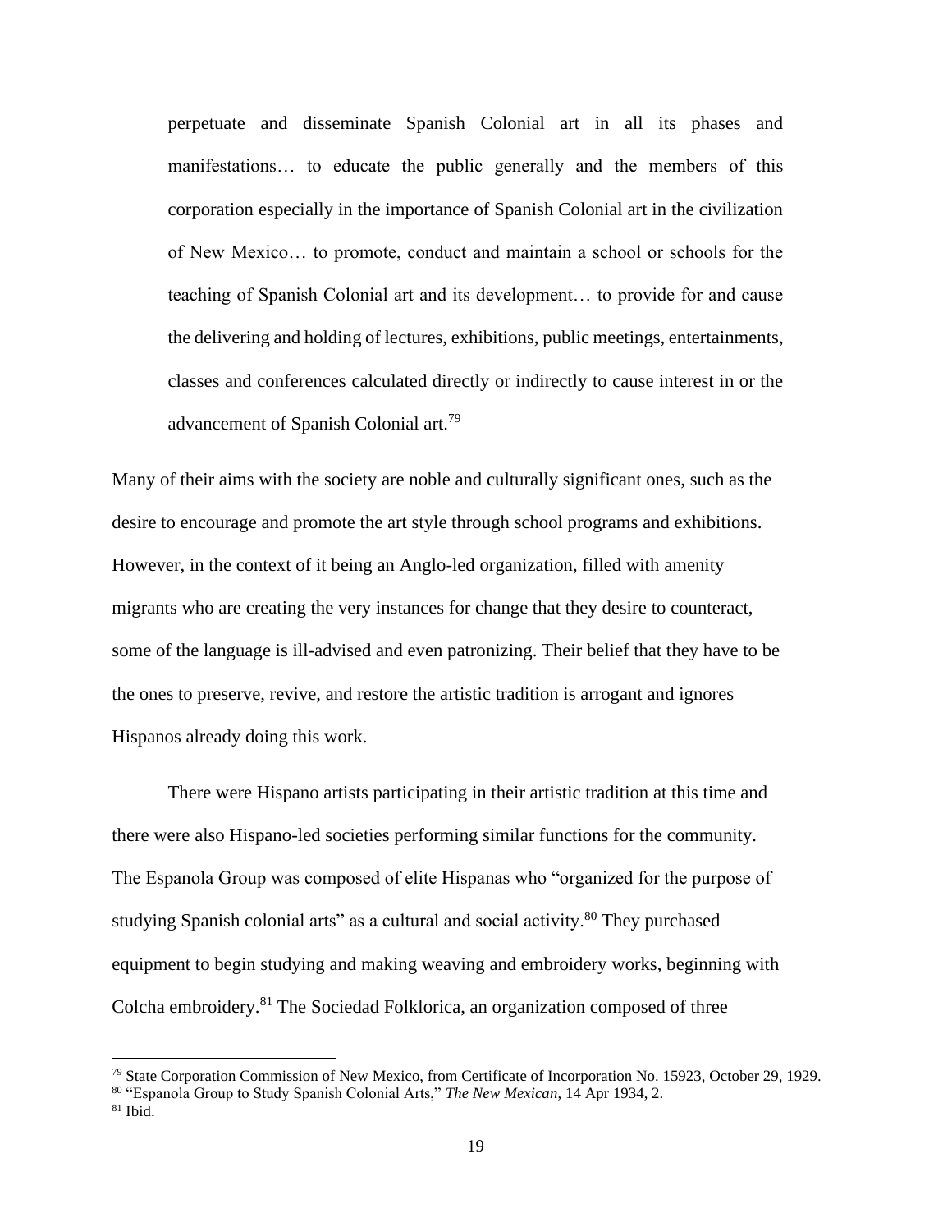> perpetuate and disseminate Spanish Colonial art in all its phases and manifestations… to educate the public generally and the members of this corporation especially in the importance of Spanish Colonial art in the civilization of New Mexico… to promote, conduct and maintain a school or schools for the teaching of Spanish Colonial art and its development… to provide for and cause the delivering and holding of lectures, exhibitions, public meetings, entertainments, classes and conferences calculated directly or indirectly to cause interest in or the advancement of Spanish Colonial art.[79]

Many of their aims with the society are noble and culturally significant ones, such as the desire to encourage and promote the art style through school programs and exhibitions. However, in the context of it being an Anglo-led organization, filled with amenity migrants who are creating the very instances for change that they desire to counteract, some of the language is ill-advised and even patronizing. Their belief that they have to be the ones to preserve, revive, and restore the artistic tradition is arrogant and ignores Hispanos already doing this work.

There were Hispano artists participating in their artistic tradition at this time and there were also Hispano-led societies performing similar functions for the community. The Espanola Group was composed of elite Hispanas who "organized for the purpose of studying Spanish colonial arts" as a cultural and social activity.[80] They purchased equipment to begin studying and making weaving and embroidery works, beginning with Colcha embroidery.[81] The Sociedad Folklorica, an organization composed of three

---

[79] State Corporation Commission of New Mexico, from Certificate of Incorporation No. 15923, October 29, 1929.

[80] "Espanola Group to Study Spanish Colonial Arts," *The New Mexican*, 14 Apr 1934, 2.

[81] Ibid.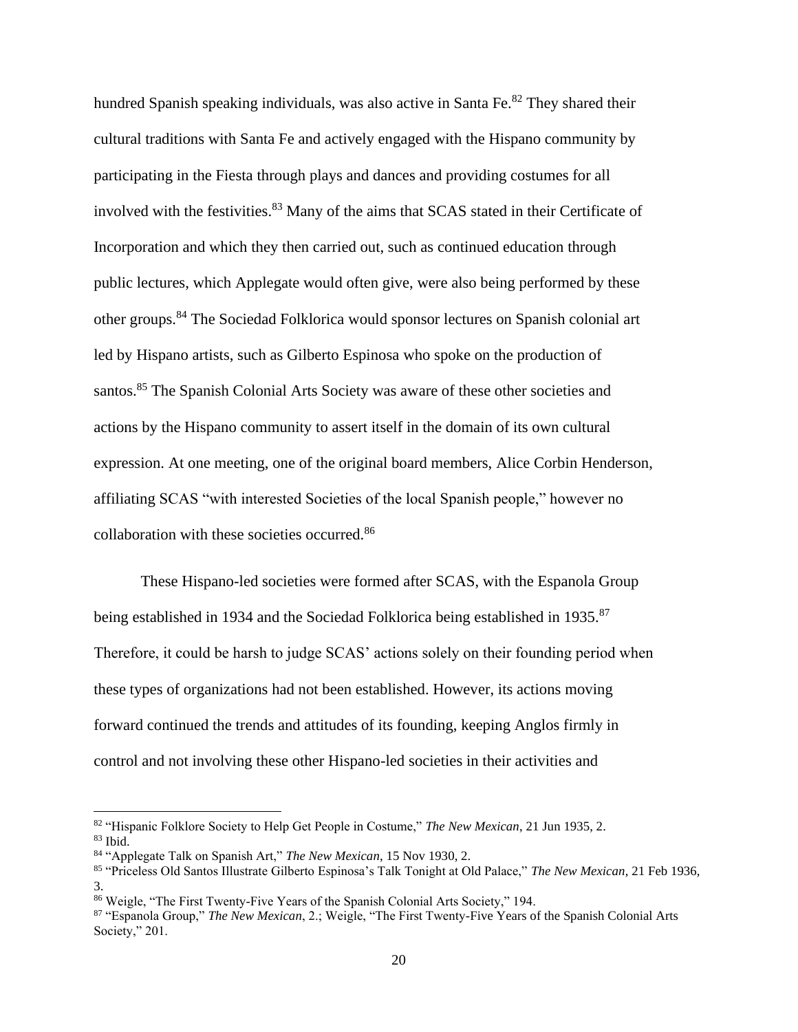hundred Spanish speaking individuals, was also active in Santa Fe.[82] They shared their cultural traditions with Santa Fe and actively engaged with the Hispano community by participating in the Fiesta through plays and dances and providing costumes for all involved with the festivities.[83] Many of the aims that SCAS stated in their Certificate of Incorporation and which they then carried out, such as continued education through public lectures, which Applegate would often give, were also being performed by these other groups.[84] The Sociedad Folklorica would sponsor lectures on Spanish colonial art led by Hispano artists, such as Gilberto Espinosa who spoke on the production of santos.[85] The Spanish Colonial Arts Society was aware of these other societies and actions by the Hispano community to assert itself in the domain of its own cultural expression. At one meeting, one of the original board members, Alice Corbin Henderson, affiliating SCAS "with interested Societies of the local Spanish people," however no collaboration with these societies occurred.[86]

These Hispano-led societies were formed after SCAS, with the Espanola Group being established in 1934 and the Sociedad Folklorica being established in 1935.[87] Therefore, it could be harsh to judge SCAS' actions solely on their founding period when these types of organizations had not been established. However, its actions moving forward continued the trends and attitudes of its founding, keeping Anglos firmly in control and not involving these other Hispano-led societies in their activities and

---

[82] "Hispanic Folklore Society to Help Get People in Costume," *The New Mexican*, 21 Jun 1935, 2.

[83] Ibid.

[84] "Applegate Talk on Spanish Art," *The New Mexican*, 15 Nov 1930, 2.

[85] "Priceless Old Santos Illustrate Gilberto Espinosa's Talk Tonight at Old Palace," *The New Mexican*, 21 Feb 1936, 3.

[86] Weigle, "The First Twenty-Five Years of the Spanish Colonial Arts Society," 194.

[87] "Espanola Group," *The New Mexican*, 2.; Weigle, "The First Twenty-Five Years of the Spanish Colonial Arts Society," 201.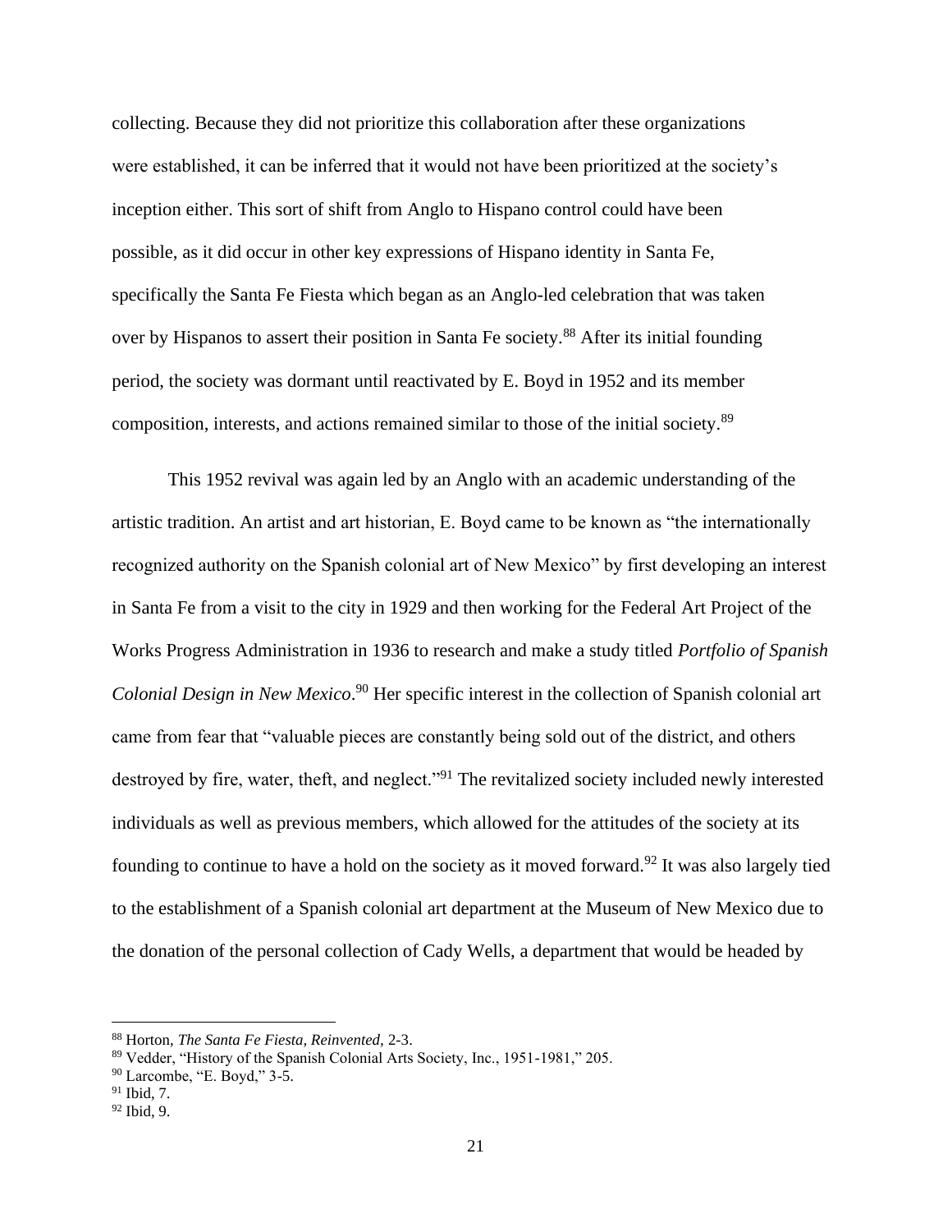collecting. Because they did not prioritize this collaboration after these organizations were established, it can be inferred that it would not have been prioritized at the society's inception either. This sort of shift from Anglo to Hispano control could have been possible, as it did occur in other key expressions of Hispano identity in Santa Fe, specifically the Santa Fe Fiesta which began as an Anglo-led celebration that was taken over by Hispanos to assert their position in Santa Fe society.[88] After its initial founding period, the society was dormant until reactivated by E. Boyd in 1952 and its member composition, interests, and actions remained similar to those of the initial society.[89]

This 1952 revival was again led by an Anglo with an academic understanding of the artistic tradition. An artist and art historian, E. Boyd came to be known as "the internationally recognized authority on the Spanish colonial art of New Mexico" by first developing an interest in Santa Fe from a visit to the city in 1929 and then working for the Federal Art Project of the Works Progress Administration in 1936 to research and make a study titled *Portfolio of Spanish Colonial Design in New Mexico*.[90] Her specific interest in the collection of Spanish colonial art came from fear that "valuable pieces are constantly being sold out of the district, and others destroyed by fire, water, theft, and neglect."[91] The revitalized society included newly interested individuals as well as previous members, which allowed for the attitudes of the society at its founding to continue to have a hold on the society as it moved forward.[92] It was also largely tied to the establishment of a Spanish colonial art department at the Museum of New Mexico due to the donation of the personal collection of Cady Wells, a department that would be headed by

---

[88] Horton, *The Santa Fe Fiesta, Reinvented,* 2-3.

[89] Vedder, "History of the Spanish Colonial Arts Society, Inc., 1951-1981," 205.

[90] Larcombe, "E. Boyd," 3-5.

[91] Ibid, 7.

[92] Ibid, 9.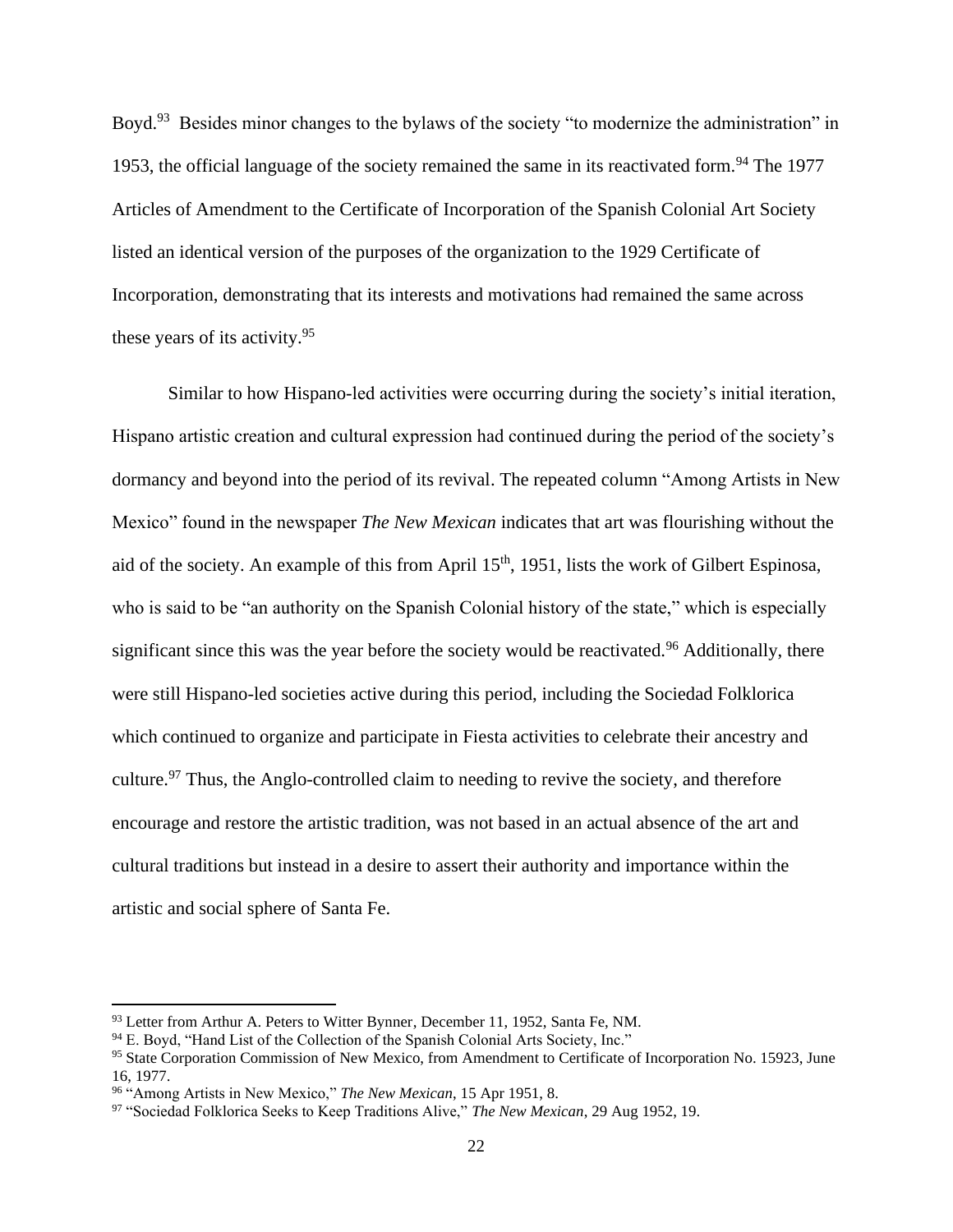Boyd.[93] Besides minor changes to the bylaws of the society "to modernize the administration" in 1953, the official language of the society remained the same in its reactivated form.[94] The 1977 Articles of Amendment to the Certificate of Incorporation of the Spanish Colonial Art Society listed an identical version of the purposes of the organization to the 1929 Certificate of Incorporation, demonstrating that its interests and motivations had remained the same across these years of its activity.[95]

Similar to how Hispano-led activities were occurring during the society's initial iteration, Hispano artistic creation and cultural expression had continued during the period of the society's dormancy and beyond into the period of its revival. The repeated column "Among Artists in New Mexico" found in the newspaper *The New Mexican* indicates that art was flourishing without the aid of the society. An example of this from April 15th, 1951, lists the work of Gilbert Espinosa, who is said to be "an authority on the Spanish Colonial history of the state," which is especially significant since this was the year before the society would be reactivated.[96] Additionally, there were still Hispano-led societies active during this period, including the Sociedad Folklorica which continued to organize and participate in Fiesta activities to celebrate their ancestry and culture.[97] Thus, the Anglo-controlled claim to needing to revive the society, and therefore encourage and restore the artistic tradition, was not based in an actual absence of the art and cultural traditions but instead in a desire to assert their authority and importance within the artistic and social sphere of Santa Fe.

---

[93] Letter from Arthur A. Peters to Witter Bynner, December 11, 1952, Santa Fe, NM.

[94] E. Boyd, "Hand List of the Collection of the Spanish Colonial Arts Society, Inc."

[95] State Corporation Commission of New Mexico, from Amendment to Certificate of Incorporation No. 15923, June 16, 1977.

[96] "Among Artists in New Mexico," *The New Mexican*, 15 Apr 1951, 8.

[97] "Sociedad Folklorica Seeks to Keep Traditions Alive," *The New Mexican*, 29 Aug 1952, 19.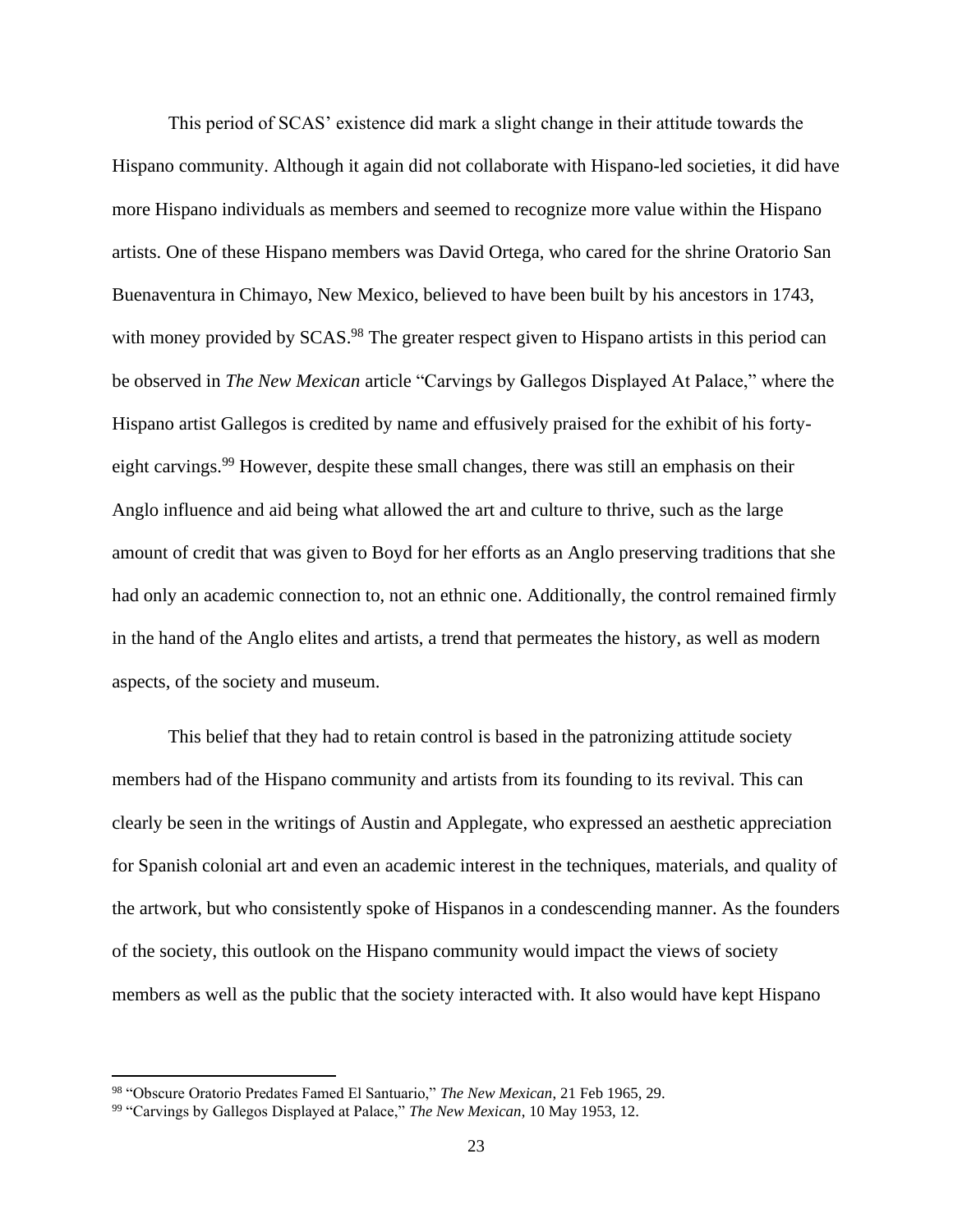This period of SCAS' existence did mark a slight change in their attitude towards the Hispano community. Although it again did not collaborate with Hispano-led societies, it did have more Hispano individuals as members and seemed to recognize more value within the Hispano artists. One of these Hispano members was David Ortega, who cared for the shrine Oratorio San Buenaventura in Chimayo, New Mexico, believed to have been built by his ancestors in 1743, with money provided by SCAS.[98] The greater respect given to Hispano artists in this period can be observed in *The New Mexican* article "Carvings by Gallegos Displayed At Palace," where the Hispano artist Gallegos is credited by name and effusively praised for the exhibit of his forty-eight carvings.[99] However, despite these small changes, there was still an emphasis on their Anglo influence and aid being what allowed the art and culture to thrive, such as the large amount of credit that was given to Boyd for her efforts as an Anglo preserving traditions that she had only an academic connection to, not an ethnic one. Additionally, the control remained firmly in the hand of the Anglo elites and artists, a trend that permeates the history, as well as modern aspects, of the society and museum.

This belief that they had to retain control is based in the patronizing attitude society members had of the Hispano community and artists from its founding to its revival. This can clearly be seen in the writings of Austin and Applegate, who expressed an aesthetic appreciation for Spanish colonial art and even an academic interest in the techniques, materials, and quality of the artwork, but who consistently spoke of Hispanos in a condescending manner. As the founders of the society, this outlook on the Hispano community would impact the views of society members as well as the public that the society interacted with. It also would have kept Hispano

---

[98] "Obscure Oratorio Predates Famed El Santuario," *The New Mexican*, 21 Feb 1965, 29.

[99] "Carvings by Gallegos Displayed at Palace," *The New Mexican*, 10 May 1953, 12.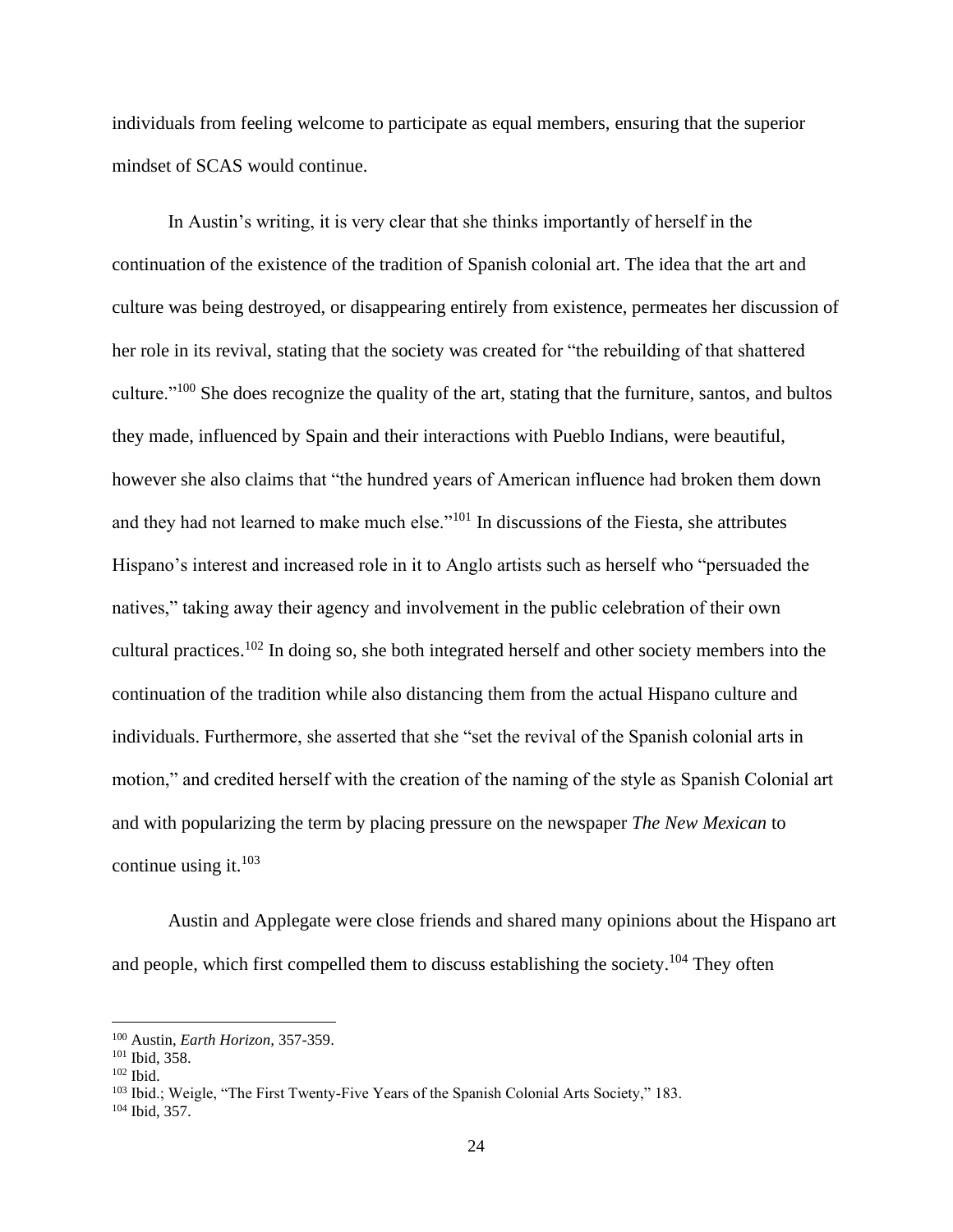individuals from feeling welcome to participate as equal members, ensuring that the superior mindset of SCAS would continue.

In Austin's writing, it is very clear that she thinks importantly of herself in the continuation of the existence of the tradition of Spanish colonial art. The idea that the art and culture was being destroyed, or disappearing entirely from existence, permeates her discussion of her role in its revival, stating that the society was created for "the rebuilding of that shattered culture."[100] She does recognize the quality of the art, stating that the furniture, santos, and bultos they made, influenced by Spain and their interactions with Pueblo Indians, were beautiful, however she also claims that "the hundred years of American influence had broken them down and they had not learned to make much else."[101] In discussions of the Fiesta, she attributes Hispano's interest and increased role in it to Anglo artists such as herself who "persuaded the natives," taking away their agency and involvement in the public celebration of their own cultural practices.[102] In doing so, she both integrated herself and other society members into the continuation of the tradition while also distancing them from the actual Hispano culture and individuals. Furthermore, she asserted that she "set the revival of the Spanish colonial arts in motion," and credited herself with the creation of the naming of the style as Spanish Colonial art and with popularizing the term by placing pressure on the newspaper *The New Mexican* to continue using it.[103]

Austin and Applegate were close friends and shared many opinions about the Hispano art and people, which first compelled them to discuss establishing the society.[104] They often

---

[100] Austin, *Earth Horizon,* 357-359.
[101] Ibid, 358.
[102] Ibid.
[103] Ibid.; Weigle, "The First Twenty-Five Years of the Spanish Colonial Arts Society," 183.
[104] Ibid, 357.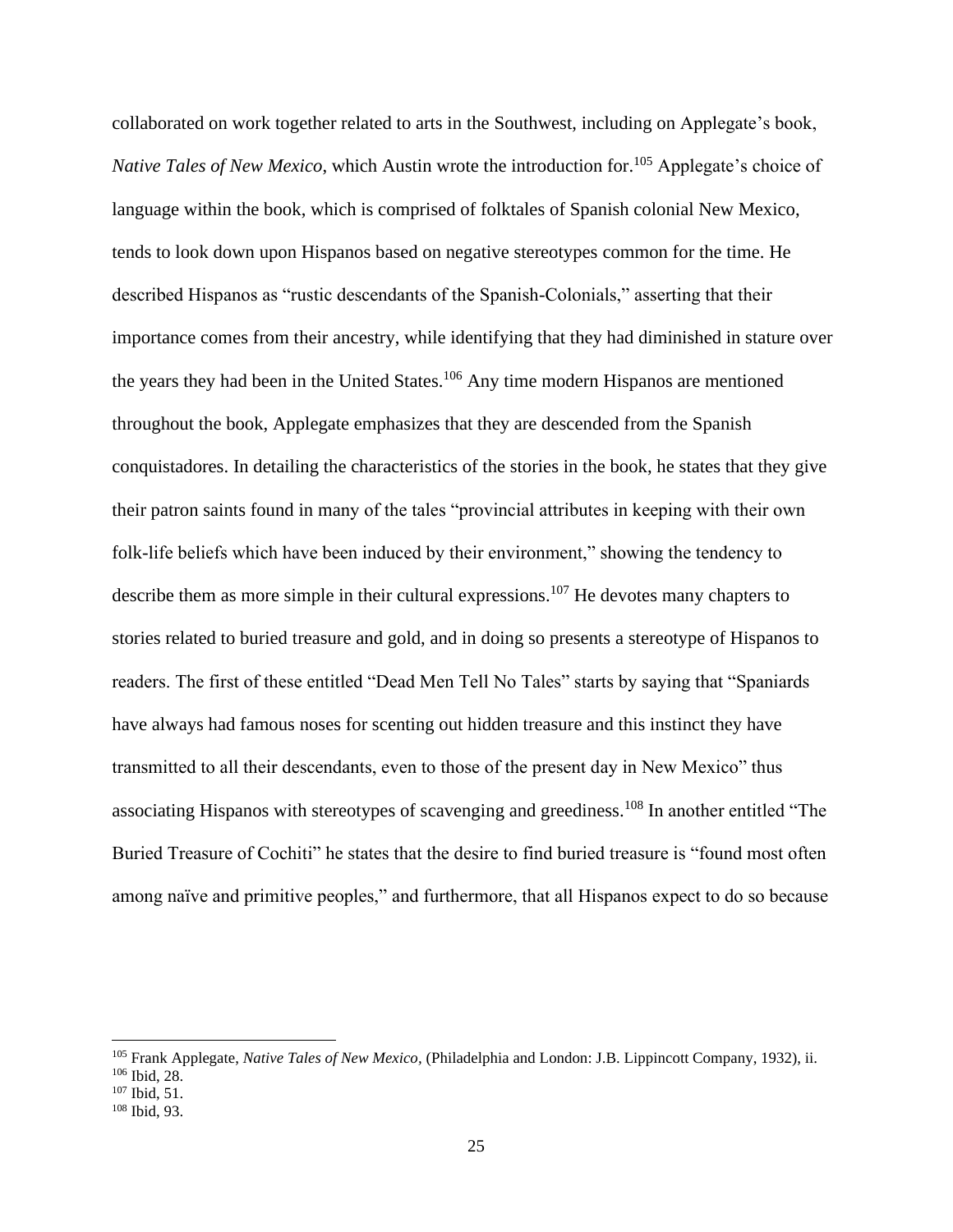collaborated on work together related to arts in the Southwest, including on Applegate's book, *Native Tales of New Mexico*, which Austin wrote the introduction for.[105] Applegate's choice of language within the book, which is comprised of folktales of Spanish colonial New Mexico, tends to look down upon Hispanos based on negative stereotypes common for the time. He described Hispanos as "rustic descendants of the Spanish-Colonials," asserting that their importance comes from their ancestry, while identifying that they had diminished in stature over the years they had been in the United States.[106] Any time modern Hispanos are mentioned throughout the book, Applegate emphasizes that they are descended from the Spanish conquistadores. In detailing the characteristics of the stories in the book, he states that they give their patron saints found in many of the tales "provincial attributes in keeping with their own folk-life beliefs which have been induced by their environment," showing the tendency to describe them as more simple in their cultural expressions.[107] He devotes many chapters to stories related to buried treasure and gold, and in doing so presents a stereotype of Hispanos to readers. The first of these entitled "Dead Men Tell No Tales" starts by saying that "Spaniards have always had famous noses for scenting out hidden treasure and this instinct they have transmitted to all their descendants, even to those of the present day in New Mexico" thus associating Hispanos with stereotypes of scavenging and greediness.[108] In another entitled "The Buried Treasure of Cochiti" he states that the desire to find buried treasure is "found most often among naïve and primitive peoples," and furthermore, that all Hispanos expect to do so because

---

[105] Frank Applegate, *Native Tales of New Mexico*, (Philadelphia and London: J.B. Lippincott Company, 1932), ii.
[106] Ibid, 28.
[107] Ibid, 51.
[108] Ibid, 93.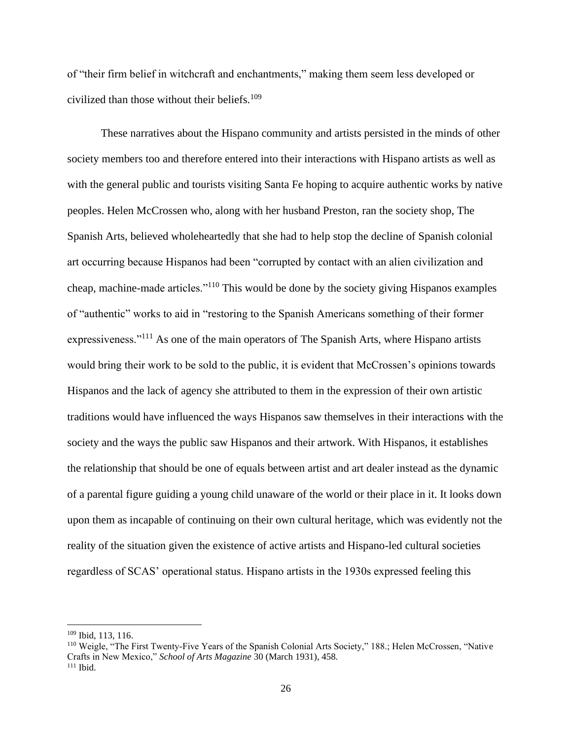of "their firm belief in witchcraft and enchantments," making them seem less developed or civilized than those without their beliefs.[109]

These narratives about the Hispano community and artists persisted in the minds of other society members too and therefore entered into their interactions with Hispano artists as well as with the general public and tourists visiting Santa Fe hoping to acquire authentic works by native peoples. Helen McCrossen who, along with her husband Preston, ran the society shop, The Spanish Arts, believed wholeheartedly that she had to help stop the decline of Spanish colonial art occurring because Hispanos had been "corrupted by contact with an alien civilization and cheap, machine-made articles."[110] This would be done by the society giving Hispanos examples of "authentic" works to aid in "restoring to the Spanish Americans something of their former expressiveness."[111] As one of the main operators of The Spanish Arts, where Hispano artists would bring their work to be sold to the public, it is evident that McCrossen's opinions towards Hispanos and the lack of agency she attributed to them in the expression of their own artistic traditions would have influenced the ways Hispanos saw themselves in their interactions with the society and the ways the public saw Hispanos and their artwork. With Hispanos, it establishes the relationship that should be one of equals between artist and art dealer instead as the dynamic of a parental figure guiding a young child unaware of the world or their place in it. It looks down upon them as incapable of continuing on their own cultural heritage, which was evidently not the reality of the situation given the existence of active artists and Hispano-led cultural societies regardless of SCAS' operational status. Hispano artists in the 1930s expressed feeling this

---

[109] Ibid, 113, 116.

[110] Weigle, "The First Twenty-Five Years of the Spanish Colonial Arts Society," 188.; Helen McCrossen, "Native Crafts in New Mexico," *School of Arts Magazine* 30 (March 1931), 458.

[111] Ibid.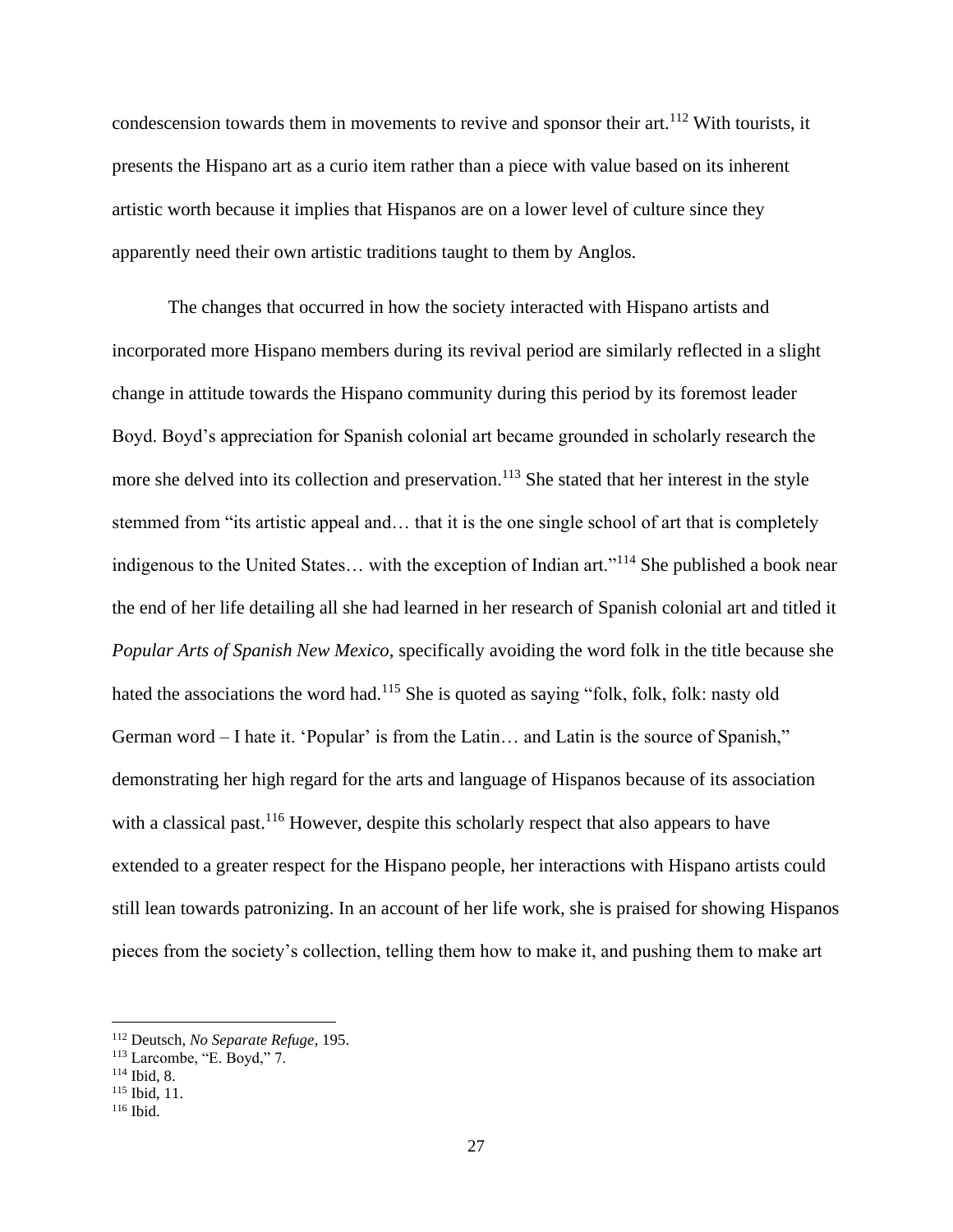condescension towards them in movements to revive and sponsor their art.[112] With tourists, it presents the Hispano art as a curio item rather than a piece with value based on its inherent artistic worth because it implies that Hispanos are on a lower level of culture since they apparently need their own artistic traditions taught to them by Anglos.

The changes that occurred in how the society interacted with Hispano artists and incorporated more Hispano members during its revival period are similarly reflected in a slight change in attitude towards the Hispano community during this period by its foremost leader Boyd. Boyd's appreciation for Spanish colonial art became grounded in scholarly research the more she delved into its collection and preservation.[113] She stated that her interest in the style stemmed from "its artistic appeal and… that it is the one single school of art that is completely indigenous to the United States… with the exception of Indian art."[114] She published a book near the end of her life detailing all she had learned in her research of Spanish colonial art and titled it *Popular Arts of Spanish New Mexico,* specifically avoiding the word folk in the title because she hated the associations the word had.[115] She is quoted as saying "folk, folk, folk: nasty old German word – I hate it. 'Popular' is from the Latin… and Latin is the source of Spanish," demonstrating her high regard for the arts and language of Hispanos because of its association with a classical past.[116] However, despite this scholarly respect that also appears to have extended to a greater respect for the Hispano people, her interactions with Hispano artists could still lean towards patronizing. In an account of her life work, she is praised for showing Hispanos pieces from the society's collection, telling them how to make it, and pushing them to make art

---

[112] Deutsch, *No Separate Refuge*, 195.
[113] Larcombe, "E. Boyd," 7.
[114] Ibid, 8.
[115] Ibid, 11.
[116] Ibid.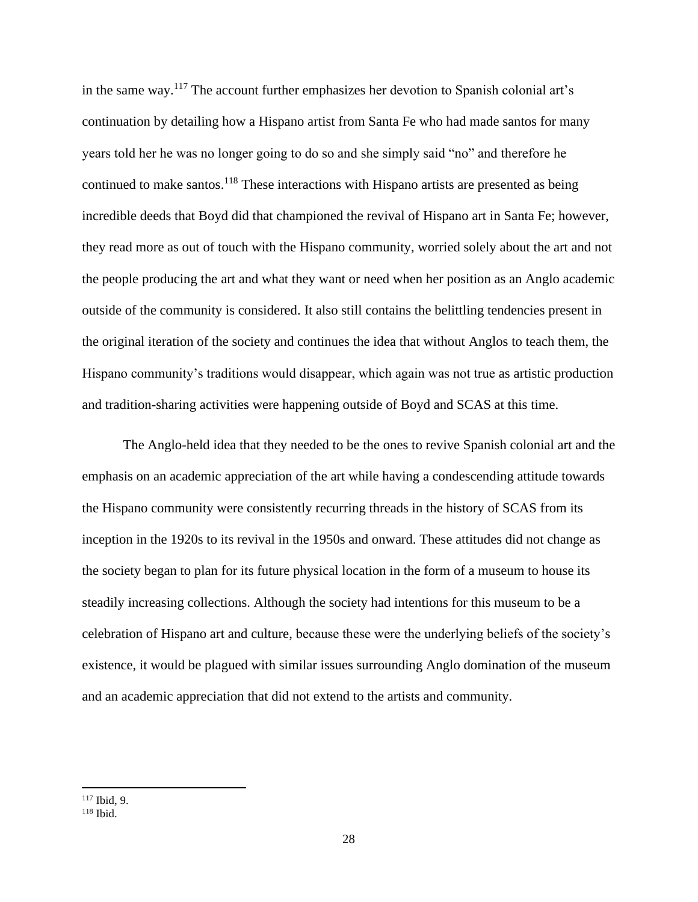in the same way.[117] The account further emphasizes her devotion to Spanish colonial art's continuation by detailing how a Hispano artist from Santa Fe who had made santos for many years told her he was no longer going to do so and she simply said "no" and therefore he continued to make santos.[118] These interactions with Hispano artists are presented as being incredible deeds that Boyd did that championed the revival of Hispano art in Santa Fe; however, they read more as out of touch with the Hispano community, worried solely about the art and not the people producing the art and what they want or need when her position as an Anglo academic outside of the community is considered. It also still contains the belittling tendencies present in the original iteration of the society and continues the idea that without Anglos to teach them, the Hispano community's traditions would disappear, which again was not true as artistic production and tradition-sharing activities were happening outside of Boyd and SCAS at this time.

The Anglo-held idea that they needed to be the ones to revive Spanish colonial art and the emphasis on an academic appreciation of the art while having a condescending attitude towards the Hispano community were consistently recurring threads in the history of SCAS from its inception in the 1920s to its revival in the 1950s and onward. These attitudes did not change as the society began to plan for its future physical location in the form of a museum to house its steadily increasing collections. Although the society had intentions for this museum to be a celebration of Hispano art and culture, because these were the underlying beliefs of the society's existence, it would be plagued with similar issues surrounding Anglo domination of the museum and an academic appreciation that did not extend to the artists and community.

---

[117] Ibid, 9.

[118] Ibid.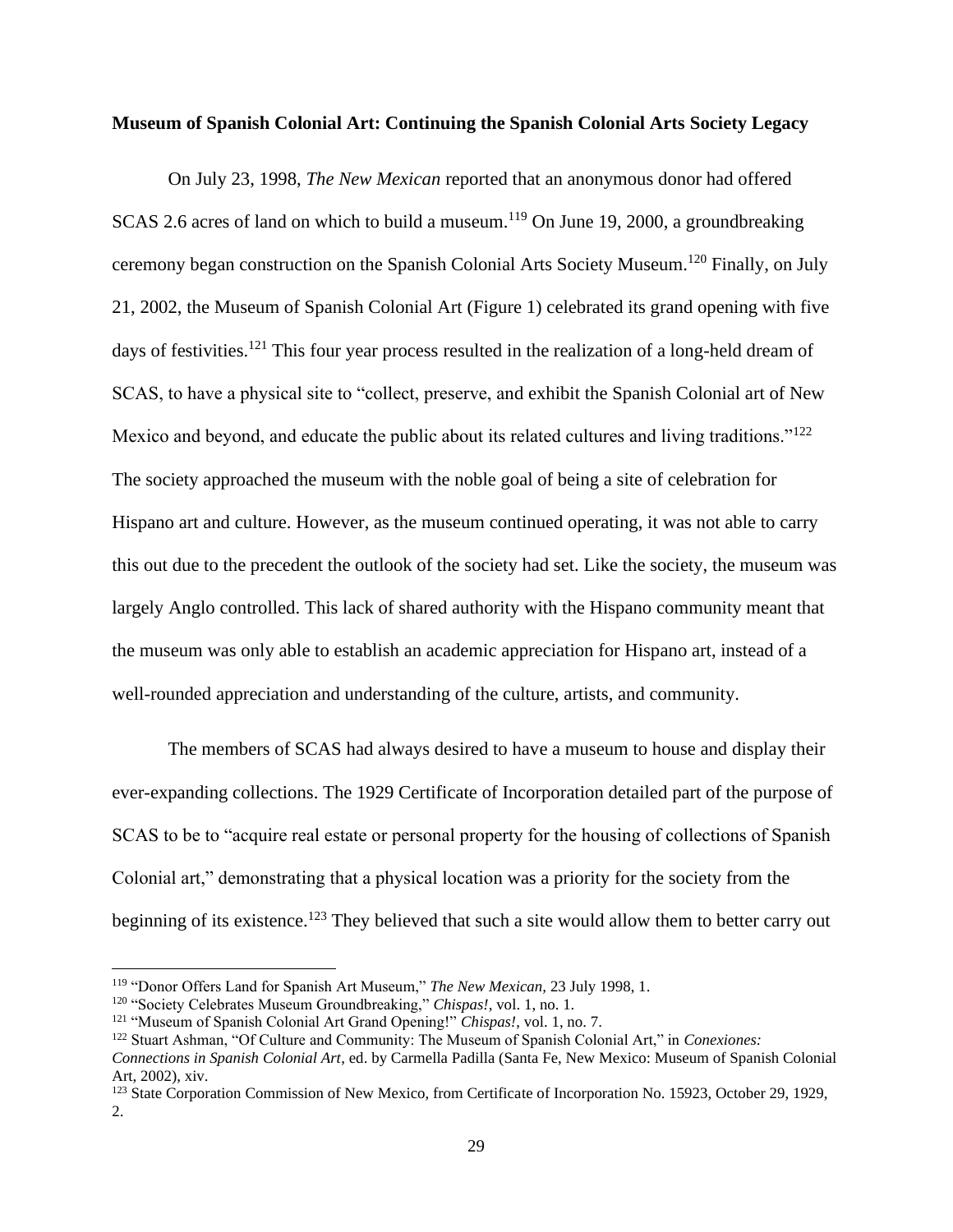**Museum of Spanish Colonial Art: Continuing the Spanish Colonial Arts Society Legacy**

On July 23, 1998, *The New Mexican* reported that an anonymous donor had offered SCAS 2.6 acres of land on which to build a museum.[119] On June 19, 2000, a groundbreaking ceremony began construction on the Spanish Colonial Arts Society Museum.[120] Finally, on July 21, 2002, the Museum of Spanish Colonial Art (Figure 1) celebrated its grand opening with five days of festivities.[121] This four year process resulted in the realization of a long-held dream of SCAS, to have a physical site to "collect, preserve, and exhibit the Spanish Colonial art of New Mexico and beyond, and educate the public about its related cultures and living traditions."[122] The society approached the museum with the noble goal of being a site of celebration for Hispano art and culture. However, as the museum continued operating, it was not able to carry this out due to the precedent the outlook of the society had set. Like the society, the museum was largely Anglo controlled. This lack of shared authority with the Hispano community meant that the museum was only able to establish an academic appreciation for Hispano art, instead of a well-rounded appreciation and understanding of the culture, artists, and community.

The members of SCAS had always desired to have a museum to house and display their ever-expanding collections. The 1929 Certificate of Incorporation detailed part of the purpose of SCAS to be to "acquire real estate or personal property for the housing of collections of Spanish Colonial art," demonstrating that a physical location was a priority for the society from the beginning of its existence.[123] They believed that such a site would allow them to better carry out

---

[119] "Donor Offers Land for Spanish Art Museum," *The New Mexican,* 23 July 1998, 1.

[120] "Society Celebrates Museum Groundbreaking," *Chispas!*, vol. 1, no. 1.

[121] "Museum of Spanish Colonial Art Grand Opening!" *Chispas!*, vol. 1, no. 7.

[122] Stuart Ashman, "Of Culture and Community: The Museum of Spanish Colonial Art," in *Conexiones: Connections in Spanish Colonial Art*, ed. by Carmella Padilla (Santa Fe, New Mexico: Museum of Spanish Colonial Art, 2002), xiv.

[123] State Corporation Commission of New Mexico, from Certificate of Incorporation No. 15923, October 29, 1929, 2.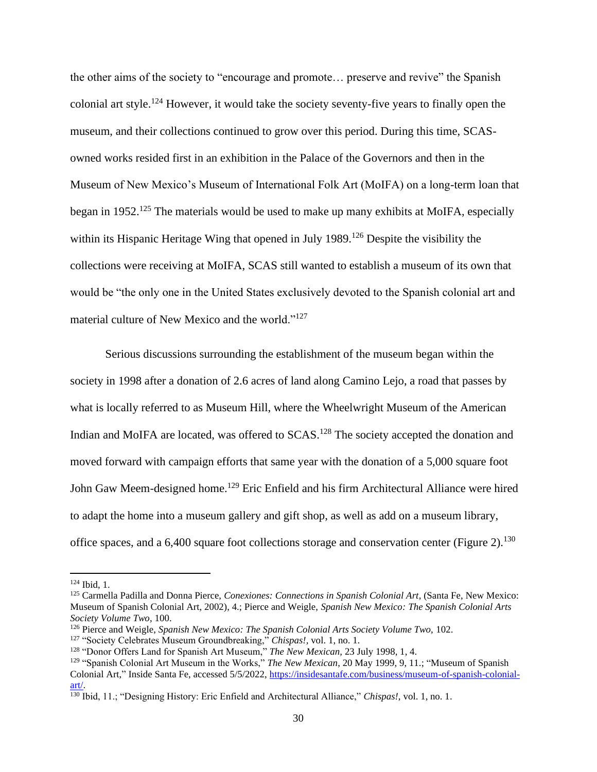the other aims of the society to "encourage and promote… preserve and revive" the Spanish colonial art style.[124] However, it would take the society seventy-five years to finally open the museum, and their collections continued to grow over this period. During this time, SCAS-owned works resided first in an exhibition in the Palace of the Governors and then in the Museum of New Mexico's Museum of International Folk Art (MoIFA) on a long-term loan that began in 1952.[125] The materials would be used to make up many exhibits at MoIFA, especially within its Hispanic Heritage Wing that opened in July 1989.[126] Despite the visibility the collections were receiving at MoIFA, SCAS still wanted to establish a museum of its own that would be "the only one in the United States exclusively devoted to the Spanish colonial art and material culture of New Mexico and the world."[127]

Serious discussions surrounding the establishment of the museum began within the society in 1998 after a donation of 2.6 acres of land along Camino Lejo, a road that passes by what is locally referred to as Museum Hill, where the Wheelwright Museum of the American Indian and MoIFA are located, was offered to SCAS.[128] The society accepted the donation and moved forward with campaign efforts that same year with the donation of a 5,000 square foot John Gaw Meem-designed home.[129] Eric Enfield and his firm Architectural Alliance were hired to adapt the home into a museum gallery and gift shop, as well as add on a museum library, office spaces, and a 6,400 square foot collections storage and conservation center (Figure 2).[130]

---

[124] Ibid, 1.

[125] Carmella Padilla and Donna Pierce, *Conexiones: Connections in Spanish Colonial Art*, (Santa Fe, New Mexico: Museum of Spanish Colonial Art, 2002), 4.; Pierce and Weigle, *Spanish New Mexico: The Spanish Colonial Arts Society Volume Two*, 100.

[126] Pierce and Weigle, *Spanish New Mexico: The Spanish Colonial Arts Society Volume Two*, 102.

[127] "Society Celebrates Museum Groundbreaking," *Chispas!*, vol. 1, no. 1.

[128] "Donor Offers Land for Spanish Art Museum," *The New Mexican,* 23 July 1998, 1, 4.

[129] "Spanish Colonial Art Museum in the Works," *The New Mexican*, 20 May 1999, 9, 11.; "Museum of Spanish Colonial Art," Inside Santa Fe, accessed 5/5/2022, https://insidesantafe.com/business/museum-of-spanish-colonial-art/.

[130] Ibid, 11.; "Designing History: Eric Enfield and Architectural Alliance," *Chispas!*, vol. 1, no. 1.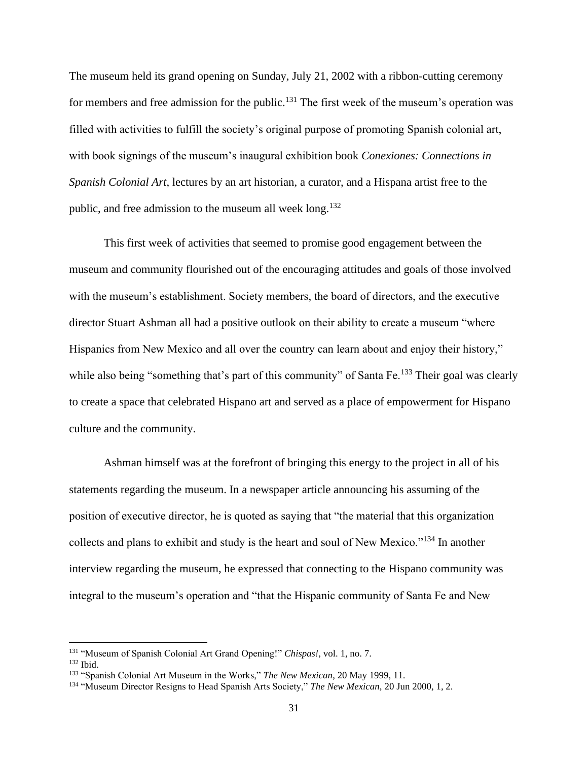The museum held its grand opening on Sunday, July 21, 2002 with a ribbon-cutting ceremony for members and free admission for the public.[131] The first week of the museum's operation was filled with activities to fulfill the society's original purpose of promoting Spanish colonial art, with book signings of the museum's inaugural exhibition book *Conexiones: Connections in Spanish Colonial Art*, lectures by an art historian, a curator, and a Hispana artist free to the public, and free admission to the museum all week long.[132]

This first week of activities that seemed to promise good engagement between the museum and community flourished out of the encouraging attitudes and goals of those involved with the museum's establishment. Society members, the board of directors, and the executive director Stuart Ashman all had a positive outlook on their ability to create a museum "where Hispanics from New Mexico and all over the country can learn about and enjoy their history," while also being "something that's part of this community" of Santa Fe.[133] Their goal was clearly to create a space that celebrated Hispano art and served as a place of empowerment for Hispano culture and the community.

Ashman himself was at the forefront of bringing this energy to the project in all of his statements regarding the museum. In a newspaper article announcing his assuming of the position of executive director, he is quoted as saying that "the material that this organization collects and plans to exhibit and study is the heart and soul of New Mexico."[134] In another interview regarding the museum, he expressed that connecting to the Hispano community was integral to the museum's operation and "that the Hispanic community of Santa Fe and New

---

[131] "Museum of Spanish Colonial Art Grand Opening!" *Chispas!*, vol. 1, no. 7.
[132] Ibid.
[133] "Spanish Colonial Art Museum in the Works," *The New Mexican*, 20 May 1999, 11.
[134] "Museum Director Resigns to Head Spanish Arts Society," *The New Mexican*, 20 Jun 2000, 1, 2.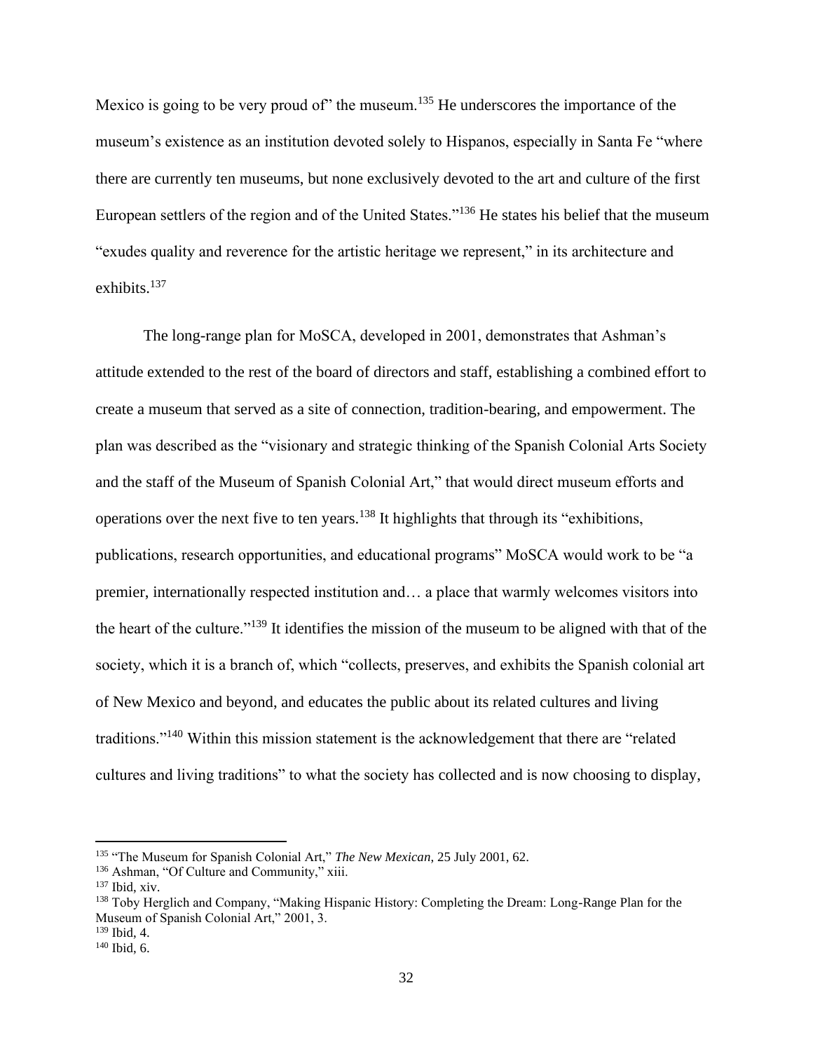Mexico is going to be very proud of" the museum.[135] He underscores the importance of the museum's existence as an institution devoted solely to Hispanos, especially in Santa Fe "where there are currently ten museums, but none exclusively devoted to the art and culture of the first European settlers of the region and of the United States."[136] He states his belief that the museum "exudes quality and reverence for the artistic heritage we represent," in its architecture and exhibits.[137]

The long-range plan for MoSCA, developed in 2001, demonstrates that Ashman's attitude extended to the rest of the board of directors and staff, establishing a combined effort to create a museum that served as a site of connection, tradition-bearing, and empowerment. The plan was described as the "visionary and strategic thinking of the Spanish Colonial Arts Society and the staff of the Museum of Spanish Colonial Art," that would direct museum efforts and operations over the next five to ten years.[138] It highlights that through its "exhibitions, publications, research opportunities, and educational programs" MoSCA would work to be "a premier, internationally respected institution and… a place that warmly welcomes visitors into the heart of the culture."[139] It identifies the mission of the museum to be aligned with that of the society, which it is a branch of, which "collects, preserves, and exhibits the Spanish colonial art of New Mexico and beyond, and educates the public about its related cultures and living traditions."[140] Within this mission statement is the acknowledgement that there are "related cultures and living traditions" to what the society has collected and is now choosing to display,

---

[135] "The Museum for Spanish Colonial Art," *The New Mexican,* 25 July 2001, 62.

[136] Ashman, "Of Culture and Community," xiii.

[137] Ibid, xiv.

[138] Toby Herglich and Company, "Making Hispanic History: Completing the Dream: Long-Range Plan for the Museum of Spanish Colonial Art," 2001, 3.

[139] Ibid, 4.

[140] Ibid, 6.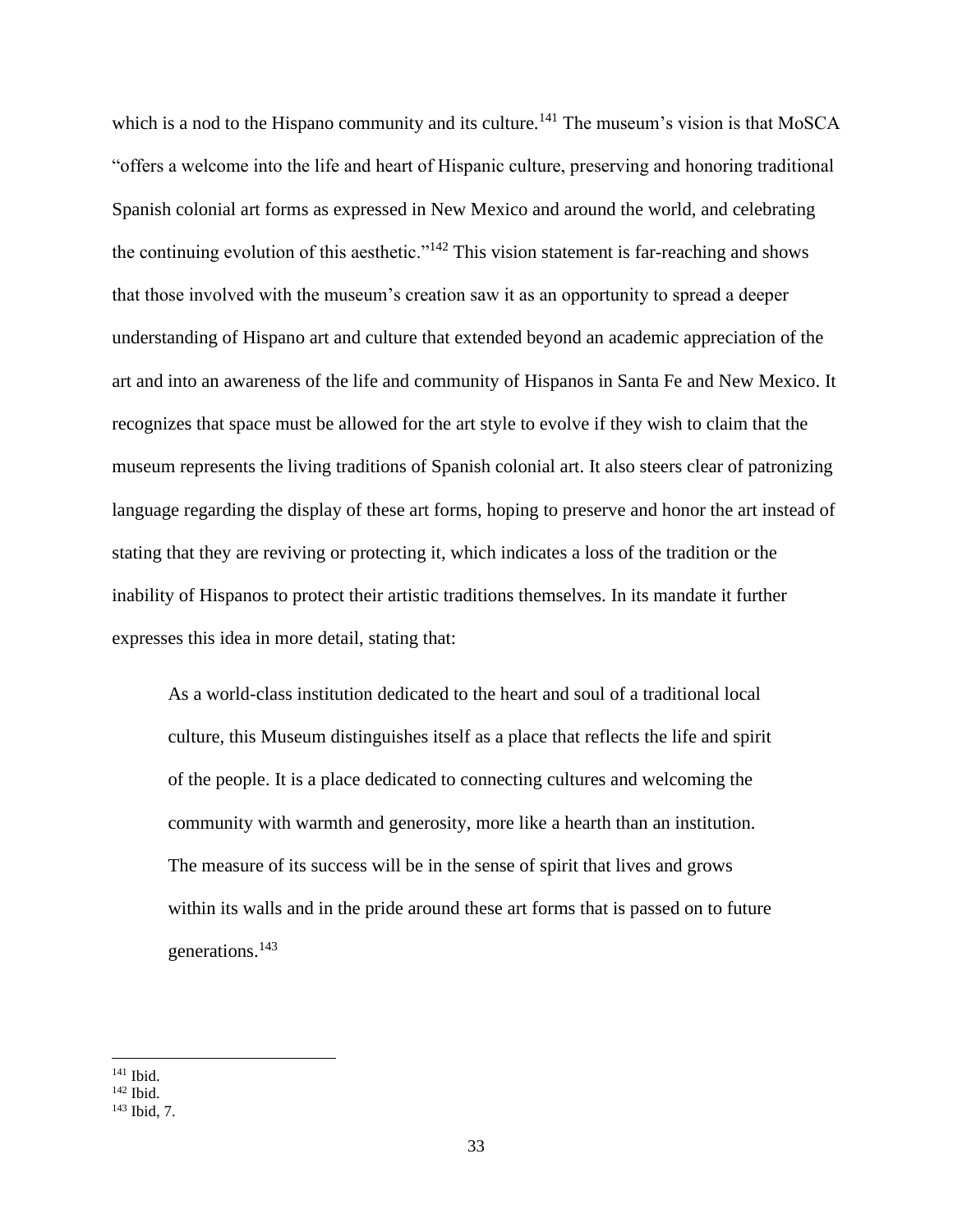which is a nod to the Hispano community and its culture.[141] The museum's vision is that MoSCA "offers a welcome into the life and heart of Hispanic culture, preserving and honoring traditional Spanish colonial art forms as expressed in New Mexico and around the world, and celebrating the continuing evolution of this aesthetic."[142] This vision statement is far-reaching and shows that those involved with the museum's creation saw it as an opportunity to spread a deeper understanding of Hispano art and culture that extended beyond an academic appreciation of the art and into an awareness of the life and community of Hispanos in Santa Fe and New Mexico. It recognizes that space must be allowed for the art style to evolve if they wish to claim that the museum represents the living traditions of Spanish colonial art. It also steers clear of patronizing language regarding the display of these art forms, hoping to preserve and honor the art instead of stating that they are reviving or protecting it, which indicates a loss of the tradition or the inability of Hispanos to protect their artistic traditions themselves. In its mandate it further expresses this idea in more detail, stating that:

> As a world-class institution dedicated to the heart and soul of a traditional local culture, this Museum distinguishes itself as a place that reflects the life and spirit of the people. It is a place dedicated to connecting cultures and welcoming the community with warmth and generosity, more like a hearth than an institution. The measure of its success will be in the sense of spirit that lives and grows within its walls and in the pride around these art forms that is passed on to future generations.[143]

---

[141] Ibid.

[142] Ibid.

[143] Ibid, 7.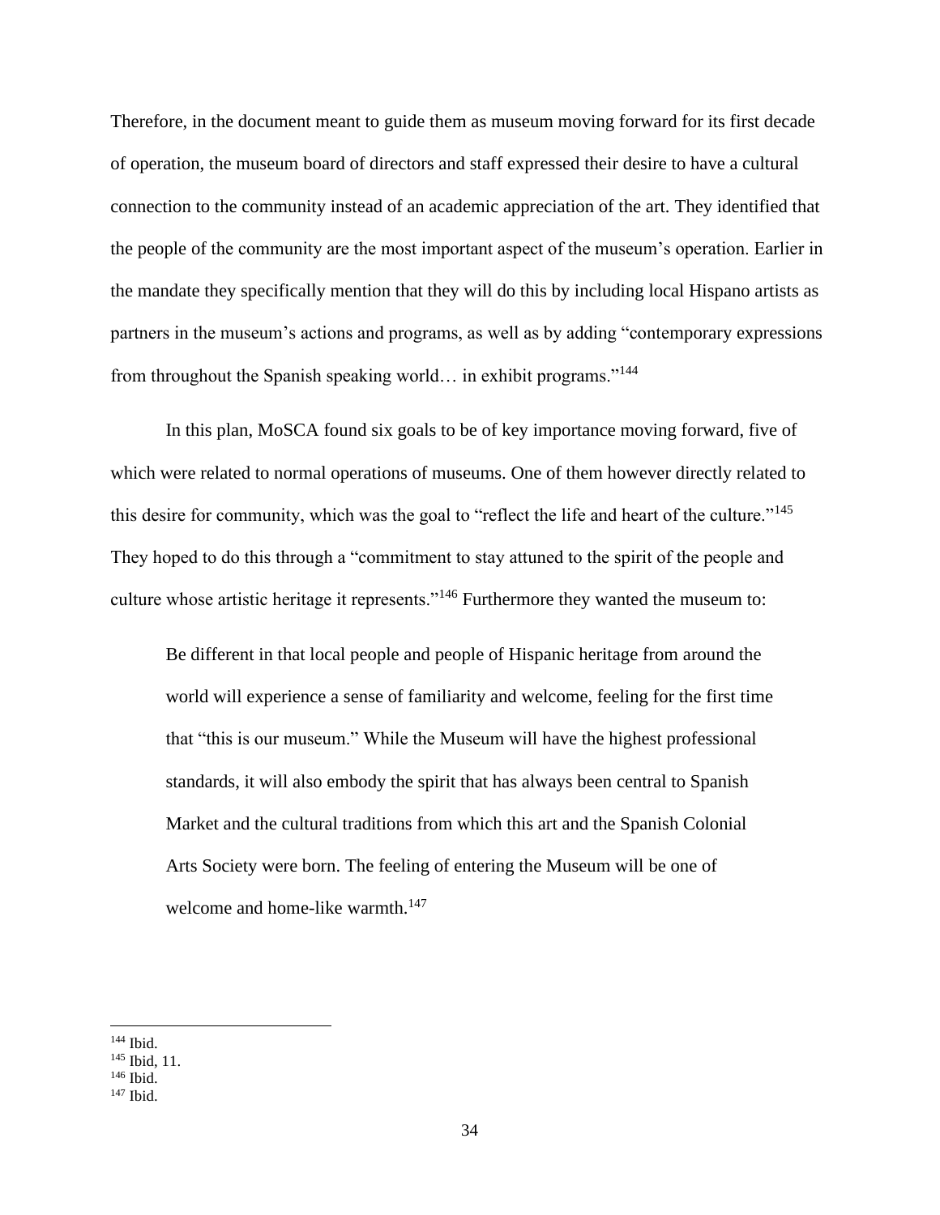Therefore, in the document meant to guide them as museum moving forward for its first decade of operation, the museum board of directors and staff expressed their desire to have a cultural connection to the community instead of an academic appreciation of the art. They identified that the people of the community are the most important aspect of the museum's operation. Earlier in the mandate they specifically mention that they will do this by including local Hispano artists as partners in the museum's actions and programs, as well as by adding "contemporary expressions from throughout the Spanish speaking world… in exhibit programs."[144]

In this plan, MoSCA found six goals to be of key importance moving forward, five of which were related to normal operations of museums. One of them however directly related to this desire for community, which was the goal to "reflect the life and heart of the culture."[145] They hoped to do this through a "commitment to stay attuned to the spirit of the people and culture whose artistic heritage it represents."[146] Furthermore they wanted the museum to:

> Be different in that local people and people of Hispanic heritage from around the world will experience a sense of familiarity and welcome, feeling for the first time that "this is our museum." While the Museum will have the highest professional standards, it will also embody the spirit that has always been central to Spanish Market and the cultural traditions from which this art and the Spanish Colonial Arts Society were born. The feeling of entering the Museum will be one of welcome and home-like warmth.[147]

---

[144] Ibid.
[145] Ibid, 11.
[146] Ibid.
[147] Ibid.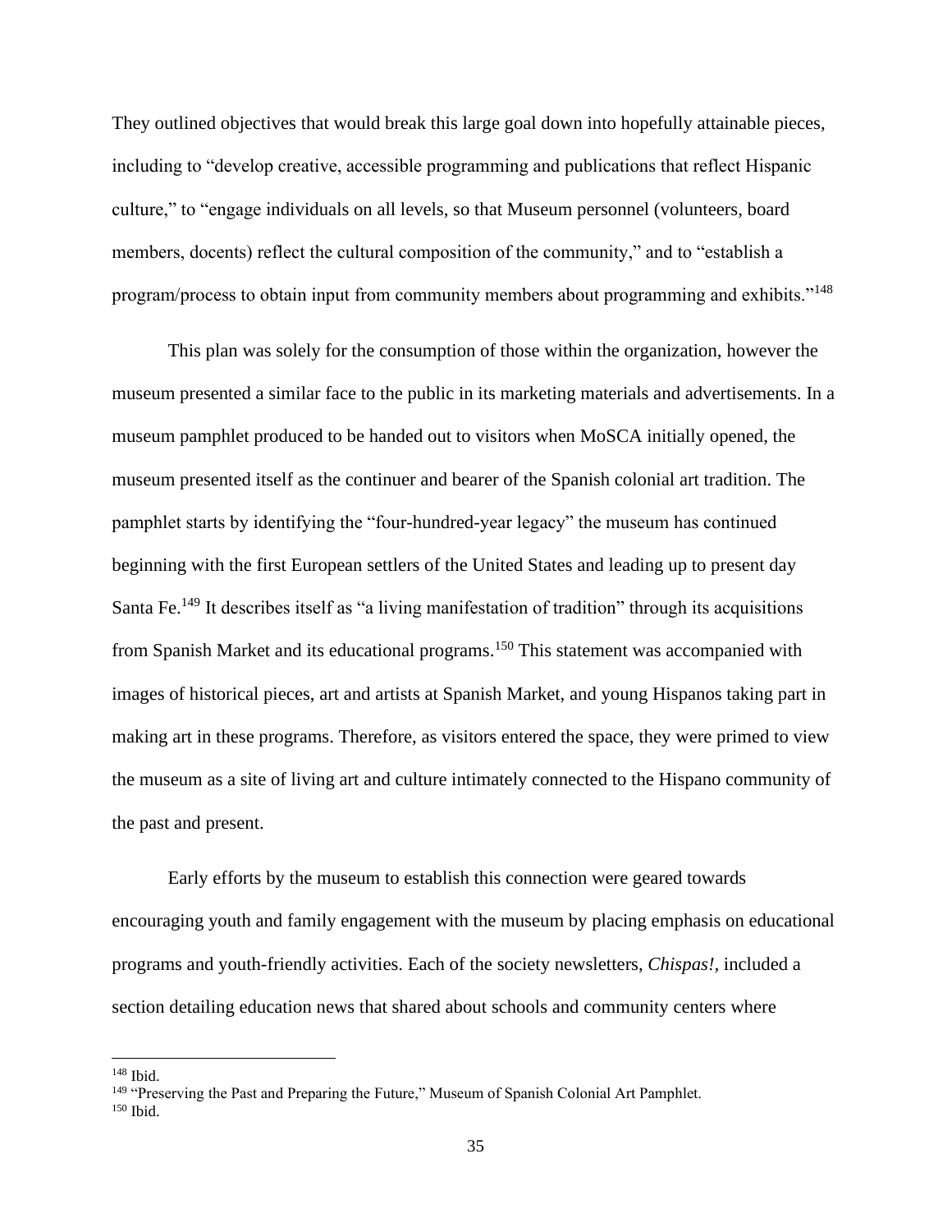They outlined objectives that would break this large goal down into hopefully attainable pieces, including to "develop creative, accessible programming and publications that reflect Hispanic culture," to "engage individuals on all levels, so that Museum personnel (volunteers, board members, docents) reflect the cultural composition of the community," and to "establish a program/process to obtain input from community members about programming and exhibits."[148]

This plan was solely for the consumption of those within the organization, however the museum presented a similar face to the public in its marketing materials and advertisements. In a museum pamphlet produced to be handed out to visitors when MoSCA initially opened, the museum presented itself as the continuer and bearer of the Spanish colonial art tradition. The pamphlet starts by identifying the "four-hundred-year legacy" the museum has continued beginning with the first European settlers of the United States and leading up to present day Santa Fe.[149] It describes itself as "a living manifestation of tradition" through its acquisitions from Spanish Market and its educational programs.[150] This statement was accompanied with images of historical pieces, art and artists at Spanish Market, and young Hispanos taking part in making art in these programs. Therefore, as visitors entered the space, they were primed to view the museum as a site of living art and culture intimately connected to the Hispano community of the past and present.

Early efforts by the museum to establish this connection were geared towards encouraging youth and family engagement with the museum by placing emphasis on educational programs and youth-friendly activities. Each of the society newsletters, *Chispas!*, included a section detailing education news that shared about schools and community centers where

---

[148] Ibid.

[149] "Preserving the Past and Preparing the Future," Museum of Spanish Colonial Art Pamphlet.

[150] Ibid.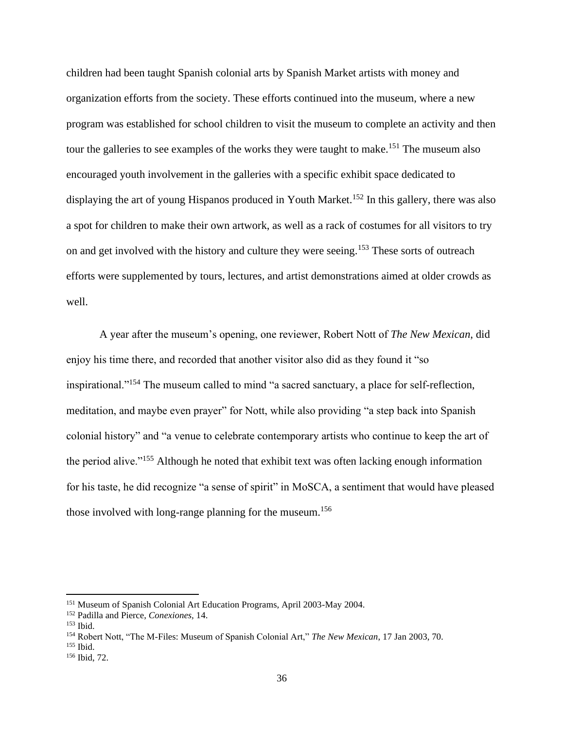children had been taught Spanish colonial arts by Spanish Market artists with money and organization efforts from the society. These efforts continued into the museum, where a new program was established for school children to visit the museum to complete an activity and then tour the galleries to see examples of the works they were taught to make.[151] The museum also encouraged youth involvement in the galleries with a specific exhibit space dedicated to displaying the art of young Hispanos produced in Youth Market.[152] In this gallery, there was also a spot for children to make their own artwork, as well as a rack of costumes for all visitors to try on and get involved with the history and culture they were seeing.[153] These sorts of outreach efforts were supplemented by tours, lectures, and artist demonstrations aimed at older crowds as well.

A year after the museum's opening, one reviewer, Robert Nott of *The New Mexican,* did enjoy his time there, and recorded that another visitor also did as they found it "so inspirational."[154] The museum called to mind "a sacred sanctuary, a place for self-reflection, meditation, and maybe even prayer" for Nott, while also providing "a step back into Spanish colonial history" and "a venue to celebrate contemporary artists who continue to keep the art of the period alive."[155] Although he noted that exhibit text was often lacking enough information for his taste, he did recognize "a sense of spirit" in MoSCA, a sentiment that would have pleased those involved with long-range planning for the museum.[156]

---

[151] Museum of Spanish Colonial Art Education Programs, April 2003-May 2004.

[152] Padilla and Pierce, *Conexiones,* 14.

[153] Ibid.

[154] Robert Nott, "The M-Files: Museum of Spanish Colonial Art," *The New Mexican*, 17 Jan 2003, 70.

[155] Ibid.

[156] Ibid, 72.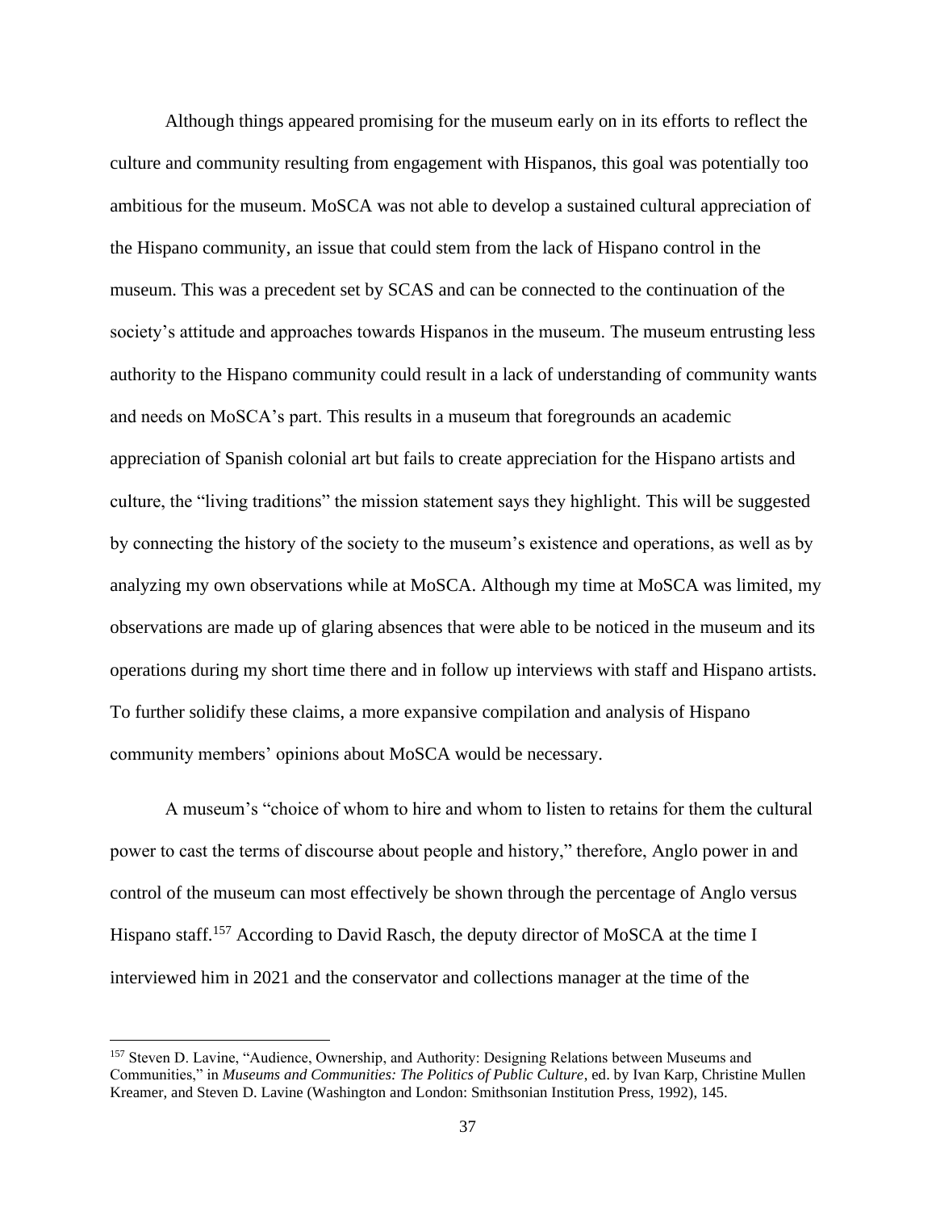Although things appeared promising for the museum early on in its efforts to reflect the culture and community resulting from engagement with Hispanos, this goal was potentially too ambitious for the museum. MoSCA was not able to develop a sustained cultural appreciation of the Hispano community, an issue that could stem from the lack of Hispano control in the museum. This was a precedent set by SCAS and can be connected to the continuation of the society's attitude and approaches towards Hispanos in the museum. The museum entrusting less authority to the Hispano community could result in a lack of understanding of community wants and needs on MoSCA's part. This results in a museum that foregrounds an academic appreciation of Spanish colonial art but fails to create appreciation for the Hispano artists and culture, the "living traditions" the mission statement says they highlight. This will be suggested by connecting the history of the society to the museum's existence and operations, as well as by analyzing my own observations while at MoSCA. Although my time at MoSCA was limited, my observations are made up of glaring absences that were able to be noticed in the museum and its operations during my short time there and in follow up interviews with staff and Hispano artists. To further solidify these claims, a more expansive compilation and analysis of Hispano community members' opinions about MoSCA would be necessary.

A museum's "choice of whom to hire and whom to listen to retains for them the cultural power to cast the terms of discourse about people and history," therefore, Anglo power in and control of the museum can most effectively be shown through the percentage of Anglo versus Hispano staff.[157] According to David Rasch, the deputy director of MoSCA at the time I interviewed him in 2021 and the conservator and collections manager at the time of the

[157] Steven D. Lavine, "Audience, Ownership, and Authority: Designing Relations between Museums and Communities," in *Museums and Communities: The Politics of Public Culture*, ed. by Ivan Karp, Christine Mullen Kreamer, and Steven D. Lavine (Washington and London: Smithsonian Institution Press, 1992), 145.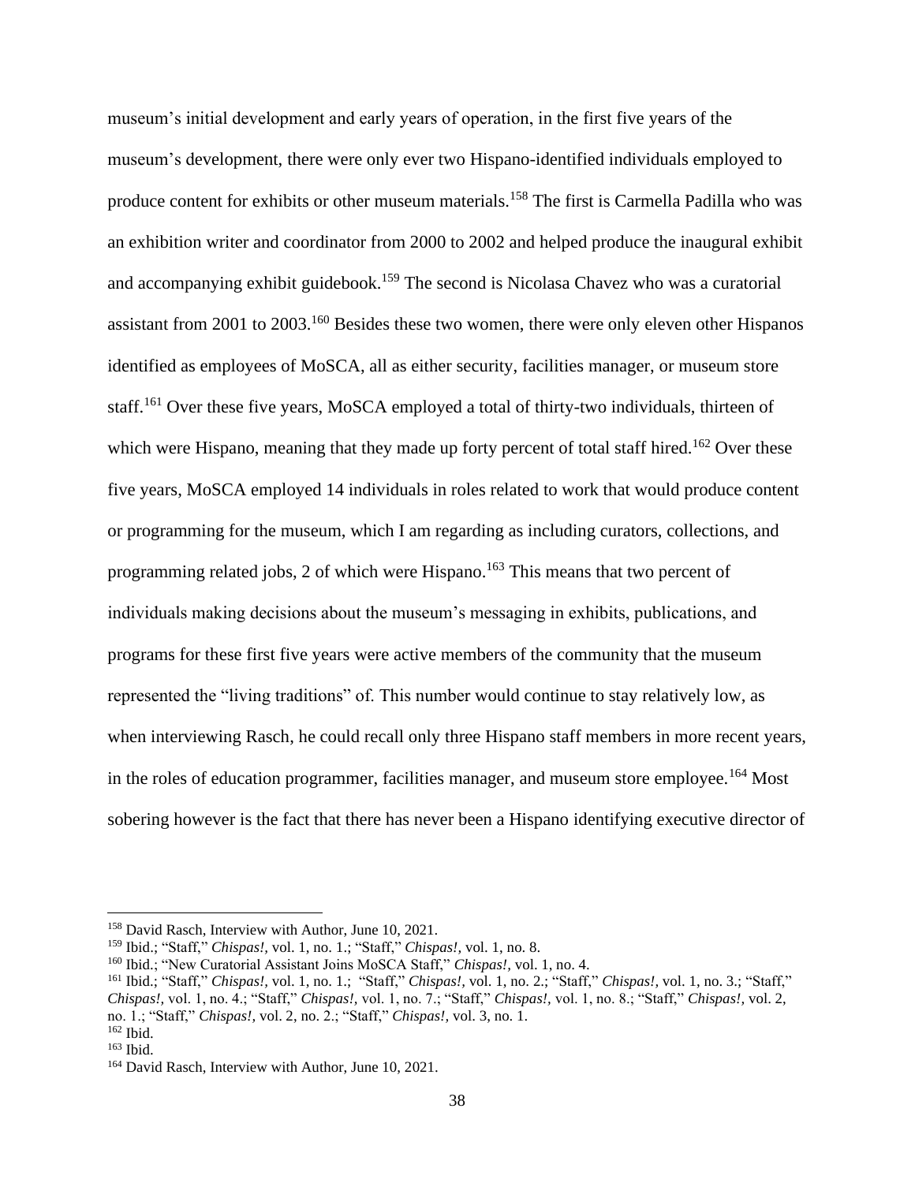museum's initial development and early years of operation, in the first five years of the museum's development, there were only ever two Hispano-identified individuals employed to produce content for exhibits or other museum materials.[158] The first is Carmella Padilla who was an exhibition writer and coordinator from 2000 to 2002 and helped produce the inaugural exhibit and accompanying exhibit guidebook.[159] The second is Nicolasa Chavez who was a curatorial assistant from 2001 to 2003.[160] Besides these two women, there were only eleven other Hispanos identified as employees of MoSCA, all as either security, facilities manager, or museum store staff.[161] Over these five years, MoSCA employed a total of thirty-two individuals, thirteen of which were Hispano, meaning that they made up forty percent of total staff hired.[162] Over these five years, MoSCA employed 14 individuals in roles related to work that would produce content or programming for the museum, which I am regarding as including curators, collections, and programming related jobs, 2 of which were Hispano.[163] This means that two percent of individuals making decisions about the museum's messaging in exhibits, publications, and programs for these first five years were active members of the community that the museum represented the "living traditions" of. This number would continue to stay relatively low, as when interviewing Rasch, he could recall only three Hispano staff members in more recent years, in the roles of education programmer, facilities manager, and museum store employee.[164] Most sobering however is the fact that there has never been a Hispano identifying executive director of

---

[158] David Rasch, Interview with Author, June 10, 2021.

[159] Ibid.; "Staff," *Chispas!,* vol. 1, no. 1.; "Staff," *Chispas!,* vol. 1, no. 8.

[160] Ibid.; "New Curatorial Assistant Joins MoSCA Staff," *Chispas!,* vol. 1, no. 4.

[161] Ibid.; "Staff," *Chispas!,* vol. 1, no. 1.; "Staff," *Chispas!,* vol. 1, no. 2.; "Staff," *Chispas!,* vol. 1, no. 3.; "Staff," *Chispas!,* vol. 1, no. 4.; "Staff," *Chispas!,* vol. 1, no. 7.; "Staff," *Chispas!,* vol. 1, no. 8.; "Staff," *Chispas!,* vol. 2, no. 1.; "Staff," *Chispas!,* vol. 2, no. 2.; "Staff," *Chispas!,* vol. 3, no. 1.

[162] Ibid.

[163] Ibid.

[164] David Rasch, Interview with Author, June 10, 2021.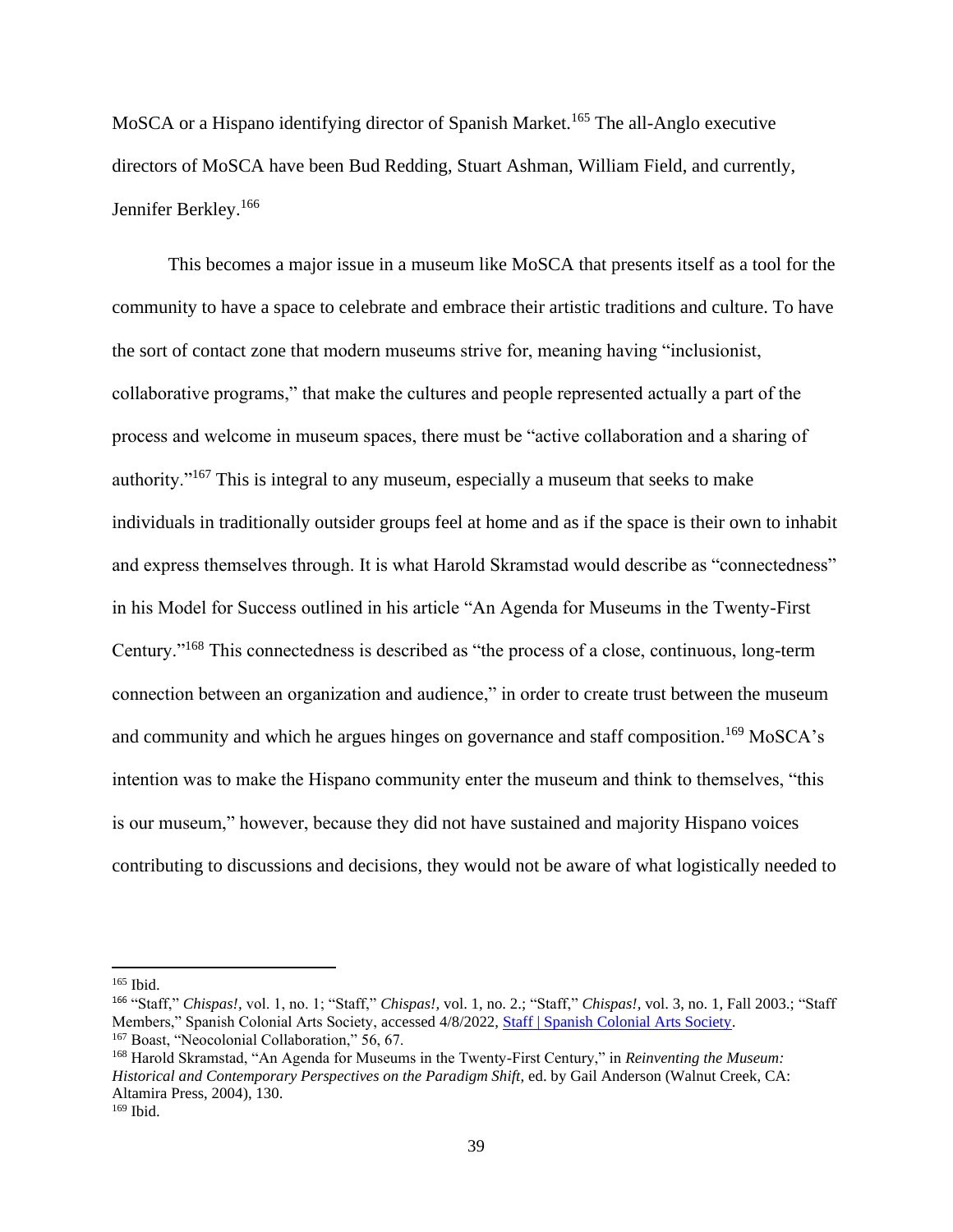MoSCA or a Hispano identifying director of Spanish Market.[165] The all-Anglo executive directors of MoSCA have been Bud Redding, Stuart Ashman, William Field, and currently, Jennifer Berkley.[166]

This becomes a major issue in a museum like MoSCA that presents itself as a tool for the community to have a space to celebrate and embrace their artistic traditions and culture. To have the sort of contact zone that modern museums strive for, meaning having "inclusionist, collaborative programs," that make the cultures and people represented actually a part of the process and welcome in museum spaces, there must be "active collaboration and a sharing of authority."[167] This is integral to any museum, especially a museum that seeks to make individuals in traditionally outsider groups feel at home and as if the space is their own to inhabit and express themselves through. It is what Harold Skramstad would describe as "connectedness" in his Model for Success outlined in his article "An Agenda for Museums in the Twenty-First Century."[168] This connectedness is described as "the process of a close, continuous, long-term connection between an organization and audience," in order to create trust between the museum and community and which he argues hinges on governance and staff composition.[169] MoSCA's intention was to make the Hispano community enter the museum and think to themselves, "this is our museum," however, because they did not have sustained and majority Hispano voices contributing to discussions and decisions, they would not be aware of what logistically needed to

---

[165] Ibid.

[166] "Staff," *Chispas!,* vol. 1, no. 1; "Staff," *Chispas!,* vol. 1, no. 2.; "Staff," *Chispas!,* vol. 3, no. 1, Fall 2003.; "Staff Members," Spanish Colonial Arts Society, accessed 4/8/2022, Staff | Spanish Colonial Arts Society.

[167] Boast, "Neocolonial Collaboration," 56, 67.

[168] Harold Skramstad, "An Agenda for Museums in the Twenty-First Century," in *Reinventing the Museum: Historical and Contemporary Perspectives on the Paradigm Shift,* ed. by Gail Anderson (Walnut Creek, CA: Altamira Press, 2004), 130.

[169] Ibid.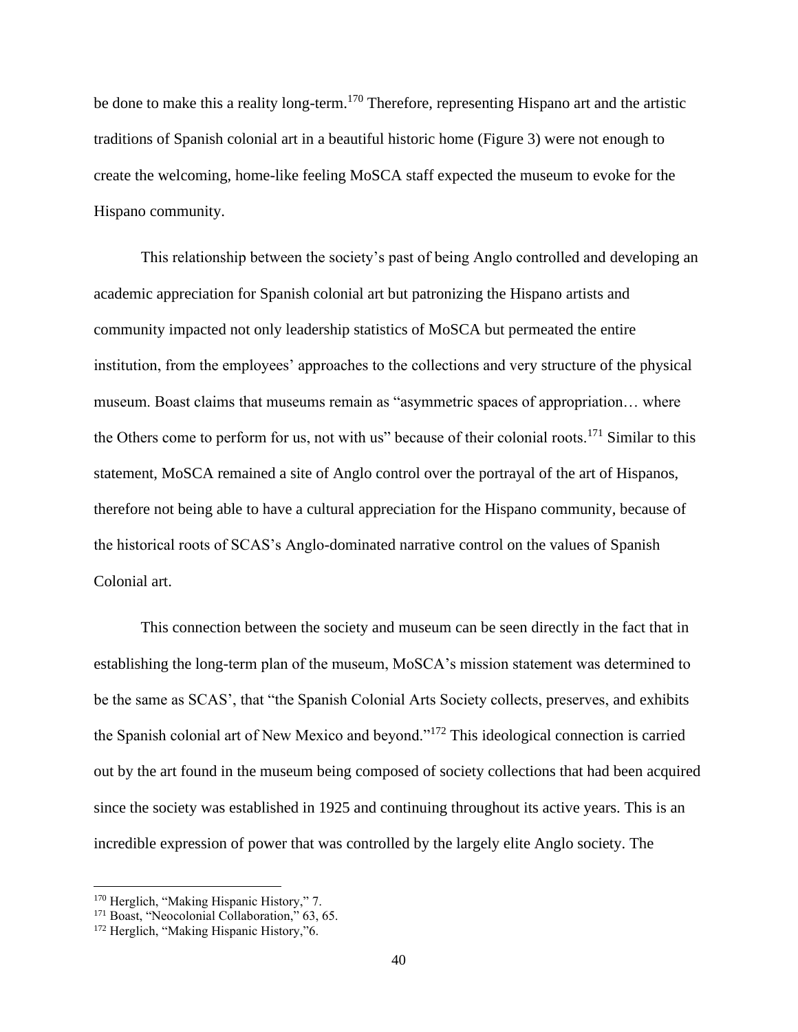be done to make this a reality long-term.[170] Therefore, representing Hispano art and the artistic traditions of Spanish colonial art in a beautiful historic home (Figure 3) were not enough to create the welcoming, home-like feeling MoSCA staff expected the museum to evoke for the Hispano community.

This relationship between the society's past of being Anglo controlled and developing an academic appreciation for Spanish colonial art but patronizing the Hispano artists and community impacted not only leadership statistics of MoSCA but permeated the entire institution, from the employees' approaches to the collections and very structure of the physical museum. Boast claims that museums remain as "asymmetric spaces of appropriation… where the Others come to perform for us, not with us" because of their colonial roots.[171] Similar to this statement, MoSCA remained a site of Anglo control over the portrayal of the art of Hispanos, therefore not being able to have a cultural appreciation for the Hispano community, because of the historical roots of SCAS's Anglo-dominated narrative control on the values of Spanish Colonial art.

This connection between the society and museum can be seen directly in the fact that in establishing the long-term plan of the museum, MoSCA's mission statement was determined to be the same as SCAS', that "the Spanish Colonial Arts Society collects, preserves, and exhibits the Spanish colonial art of New Mexico and beyond."[172] This ideological connection is carried out by the art found in the museum being composed of society collections that had been acquired since the society was established in 1925 and continuing throughout its active years. This is an incredible expression of power that was controlled by the largely elite Anglo society. The

---

[170] Herglich, "Making Hispanic History," 7.
[171] Boast, "Neocolonial Collaboration," 63, 65.
[172] Herglich, "Making Hispanic History,"6.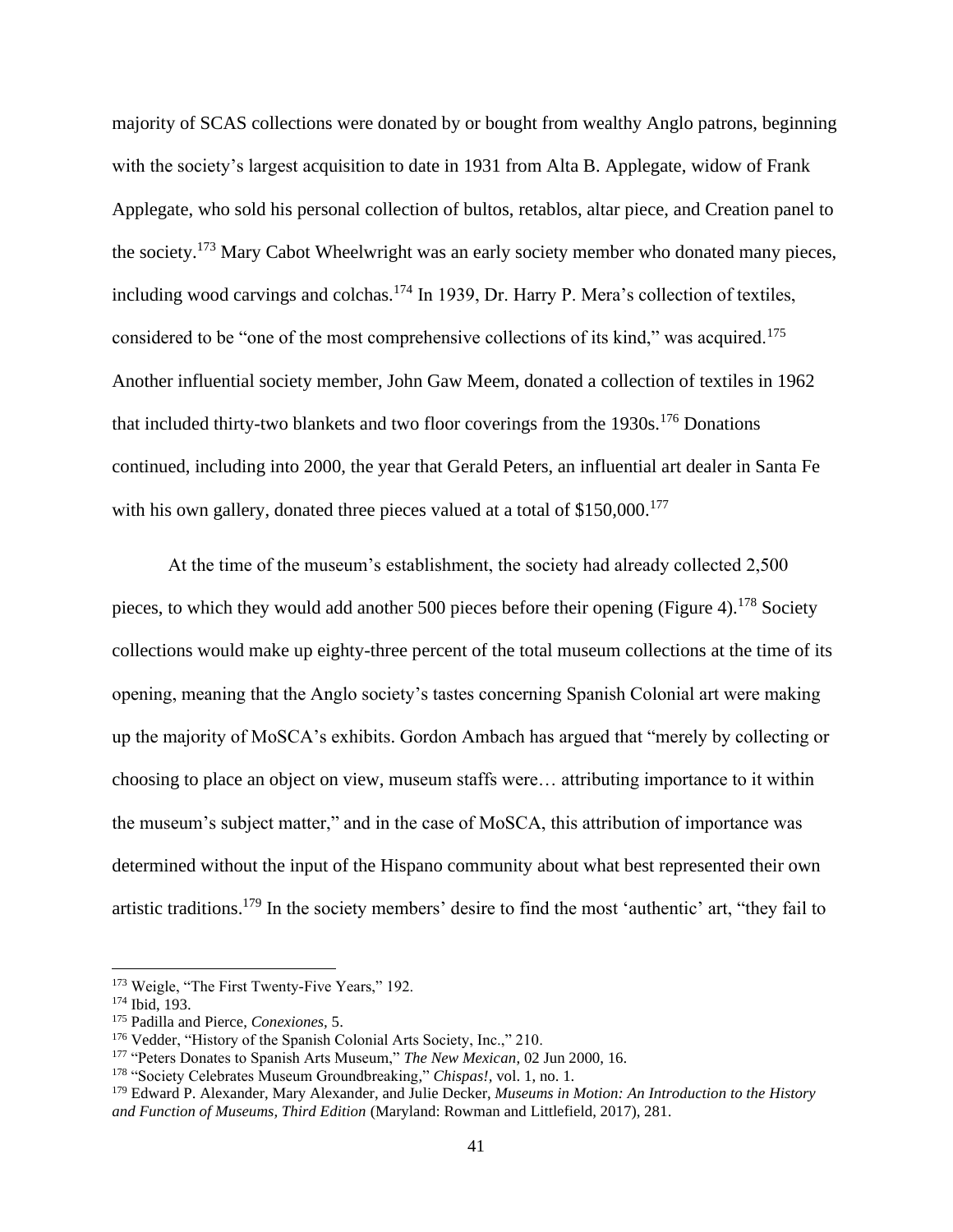majority of SCAS collections were donated by or bought from wealthy Anglo patrons, beginning with the society's largest acquisition to date in 1931 from Alta B. Applegate, widow of Frank Applegate, who sold his personal collection of bultos, retablos, altar piece, and Creation panel to the society.[173] Mary Cabot Wheelwright was an early society member who donated many pieces, including wood carvings and colchas.[174] In 1939, Dr. Harry P. Mera's collection of textiles, considered to be "one of the most comprehensive collections of its kind," was acquired.[175] Another influential society member, John Gaw Meem, donated a collection of textiles in 1962 that included thirty-two blankets and two floor coverings from the 1930s.[176] Donations continued, including into 2000, the year that Gerald Peters, an influential art dealer in Santa Fe with his own gallery, donated three pieces valued at a total of $150,000.[177]

At the time of the museum's establishment, the society had already collected 2,500 pieces, to which they would add another 500 pieces before their opening (Figure 4).[178] Society collections would make up eighty-three percent of the total museum collections at the time of its opening, meaning that the Anglo society's tastes concerning Spanish Colonial art were making up the majority of MoSCA's exhibits. Gordon Ambach has argued that "merely by collecting or choosing to place an object on view, museum staffs were… attributing importance to it within the museum's subject matter," and in the case of MoSCA, this attribution of importance was determined without the input of the Hispano community about what best represented their own artistic traditions.[179] In the society members' desire to find the most 'authentic' art, "they fail to

---

[173] Weigle, "The First Twenty-Five Years," 192.

[174] Ibid, 193.

[175] Padilla and Pierce, *Conexiones,* 5.

[176] Vedder, "History of the Spanish Colonial Arts Society, Inc.," 210.

[177] "Peters Donates to Spanish Arts Museum," *The New Mexican,* 02 Jun 2000, 16.

[178] "Society Celebrates Museum Groundbreaking," *Chispas!,* vol. 1, no. 1.

[179] Edward P. Alexander, Mary Alexander, and Julie Decker, *Museums in Motion: An Introduction to the History and Function of Museums, Third Edition* (Maryland: Rowman and Littlefield, 2017), 281.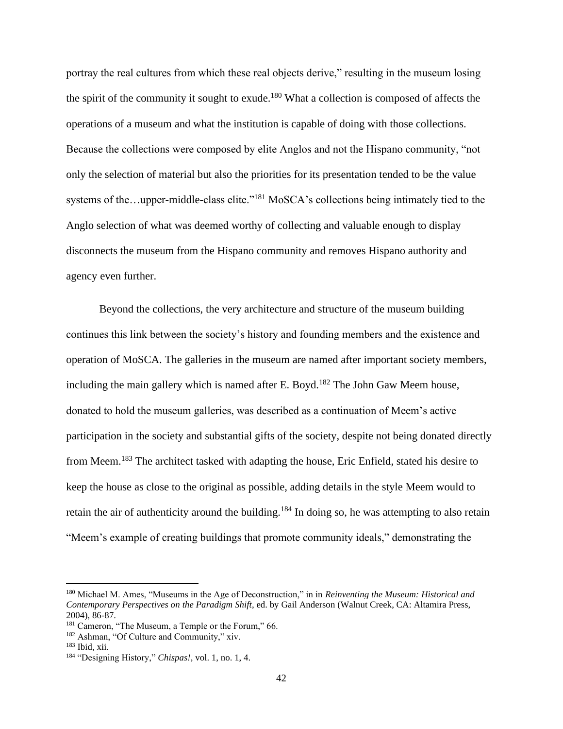portray the real cultures from which these real objects derive," resulting in the museum losing the spirit of the community it sought to exude.[180] What a collection is composed of affects the operations of a museum and what the institution is capable of doing with those collections. Because the collections were composed by elite Anglos and not the Hispano community, "not only the selection of material but also the priorities for its presentation tended to be the value systems of the…upper-middle-class elite."[181] MoSCA's collections being intimately tied to the Anglo selection of what was deemed worthy of collecting and valuable enough to display disconnects the museum from the Hispano community and removes Hispano authority and agency even further.

Beyond the collections, the very architecture and structure of the museum building continues this link between the society's history and founding members and the existence and operation of MoSCA. The galleries in the museum are named after important society members, including the main gallery which is named after E. Boyd.[182] The John Gaw Meem house, donated to hold the museum galleries, was described as a continuation of Meem's active participation in the society and substantial gifts of the society, despite not being donated directly from Meem.[183] The architect tasked with adapting the house, Eric Enfield, stated his desire to keep the house as close to the original as possible, adding details in the style Meem would to retain the air of authenticity around the building.[184] In doing so, he was attempting to also retain "Meem's example of creating buildings that promote community ideals," demonstrating the

---

[180] Michael M. Ames, "Museums in the Age of Deconstruction," in in *Reinventing the Museum: Historical and Contemporary Perspectives on the Paradigm Shift*, ed. by Gail Anderson (Walnut Creek, CA: Altamira Press, 2004), 86-87.

[181] Cameron, "The Museum, a Temple or the Forum," 66.

[182] Ashman, "Of Culture and Community," xiv.

[183] Ibid, xii.

[184] "Designing History," *Chispas!*, vol. 1, no. 1, 4.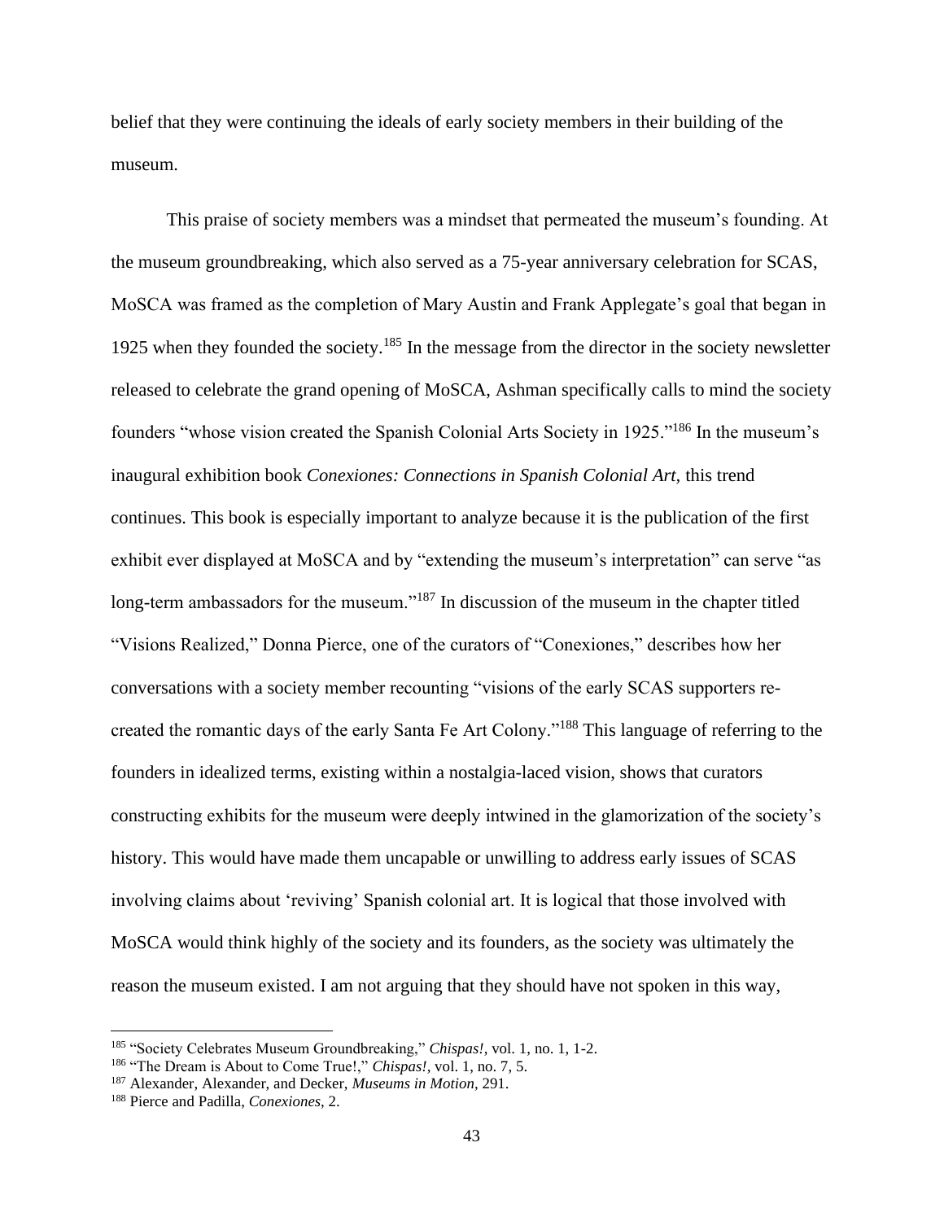belief that they were continuing the ideals of early society members in their building of the museum.

This praise of society members was a mindset that permeated the museum's founding. At the museum groundbreaking, which also served as a 75-year anniversary celebration for SCAS, MoSCA was framed as the completion of Mary Austin and Frank Applegate's goal that began in 1925 when they founded the society.[185] In the message from the director in the society newsletter released to celebrate the grand opening of MoSCA, Ashman specifically calls to mind the society founders "whose vision created the Spanish Colonial Arts Society in 1925."[186] In the museum's inaugural exhibition book *Conexiones: Connections in Spanish Colonial Art,* this trend continues. This book is especially important to analyze because it is the publication of the first exhibit ever displayed at MoSCA and by "extending the museum's interpretation" can serve "as long-term ambassadors for the museum."[187] In discussion of the museum in the chapter titled "Visions Realized," Donna Pierce, one of the curators of "Conexiones," describes how her conversations with a society member recounting "visions of the early SCAS supporters re-created the romantic days of the early Santa Fe Art Colony."[188] This language of referring to the founders in idealized terms, existing within a nostalgia-laced vision, shows that curators constructing exhibits for the museum were deeply intwined in the glamorization of the society's history. This would have made them uncapable or unwilling to address early issues of SCAS involving claims about 'reviving' Spanish colonial art. It is logical that those involved with MoSCA would think highly of the society and its founders, as the society was ultimately the reason the museum existed. I am not arguing that they should have not spoken in this way,

---

[185] "Society Celebrates Museum Groundbreaking," *Chispas!,* vol. 1, no. 1, 1-2.

[186] "The Dream is About to Come True!," *Chispas!,* vol. 1, no. 7, 5.

[187] Alexander, Alexander, and Decker, *Museums in Motion,* 291.

[188] Pierce and Padilla, *Conexiones*, 2.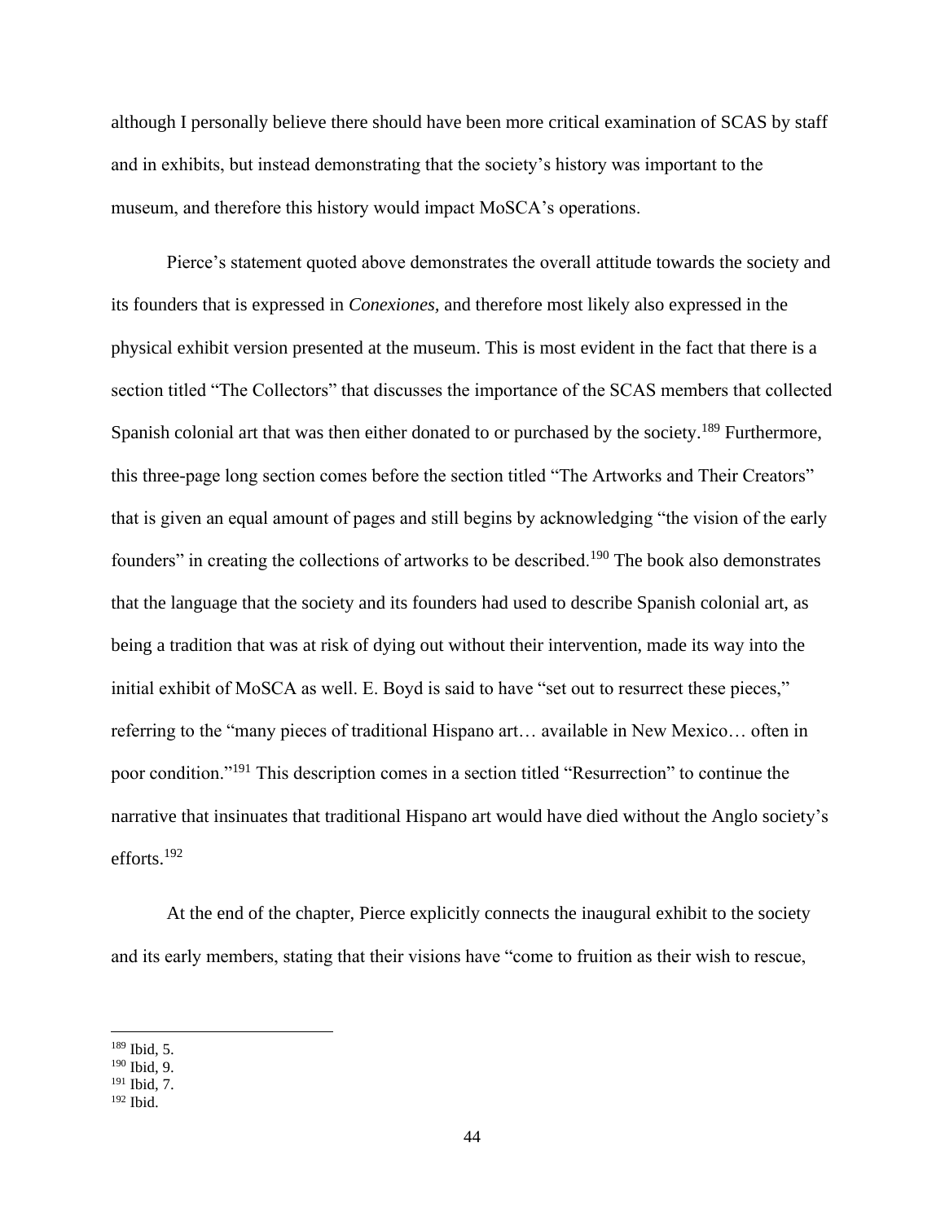although I personally believe there should have been more critical examination of SCAS by staff and in exhibits, but instead demonstrating that the society's history was important to the museum, and therefore this history would impact MoSCA's operations.

Pierce's statement quoted above demonstrates the overall attitude towards the society and its founders that is expressed in *Conexiones,* and therefore most likely also expressed in the physical exhibit version presented at the museum. This is most evident in the fact that there is a section titled "The Collectors" that discusses the importance of the SCAS members that collected Spanish colonial art that was then either donated to or purchased by the society.[189] Furthermore, this three-page long section comes before the section titled "The Artworks and Their Creators" that is given an equal amount of pages and still begins by acknowledging "the vision of the early founders" in creating the collections of artworks to be described.[190] The book also demonstrates that the language that the society and its founders had used to describe Spanish colonial art, as being a tradition that was at risk of dying out without their intervention, made its way into the initial exhibit of MoSCA as well. E. Boyd is said to have "set out to resurrect these pieces," referring to the "many pieces of traditional Hispano art… available in New Mexico… often in poor condition."[191] This description comes in a section titled "Resurrection" to continue the narrative that insinuates that traditional Hispano art would have died without the Anglo society's efforts.[192]

At the end of the chapter, Pierce explicitly connects the inaugural exhibit to the society and its early members, stating that their visions have "come to fruition as their wish to rescue,

---

[189] Ibid, 5.
[190] Ibid, 9.
[191] Ibid, 7.
[192] Ibid.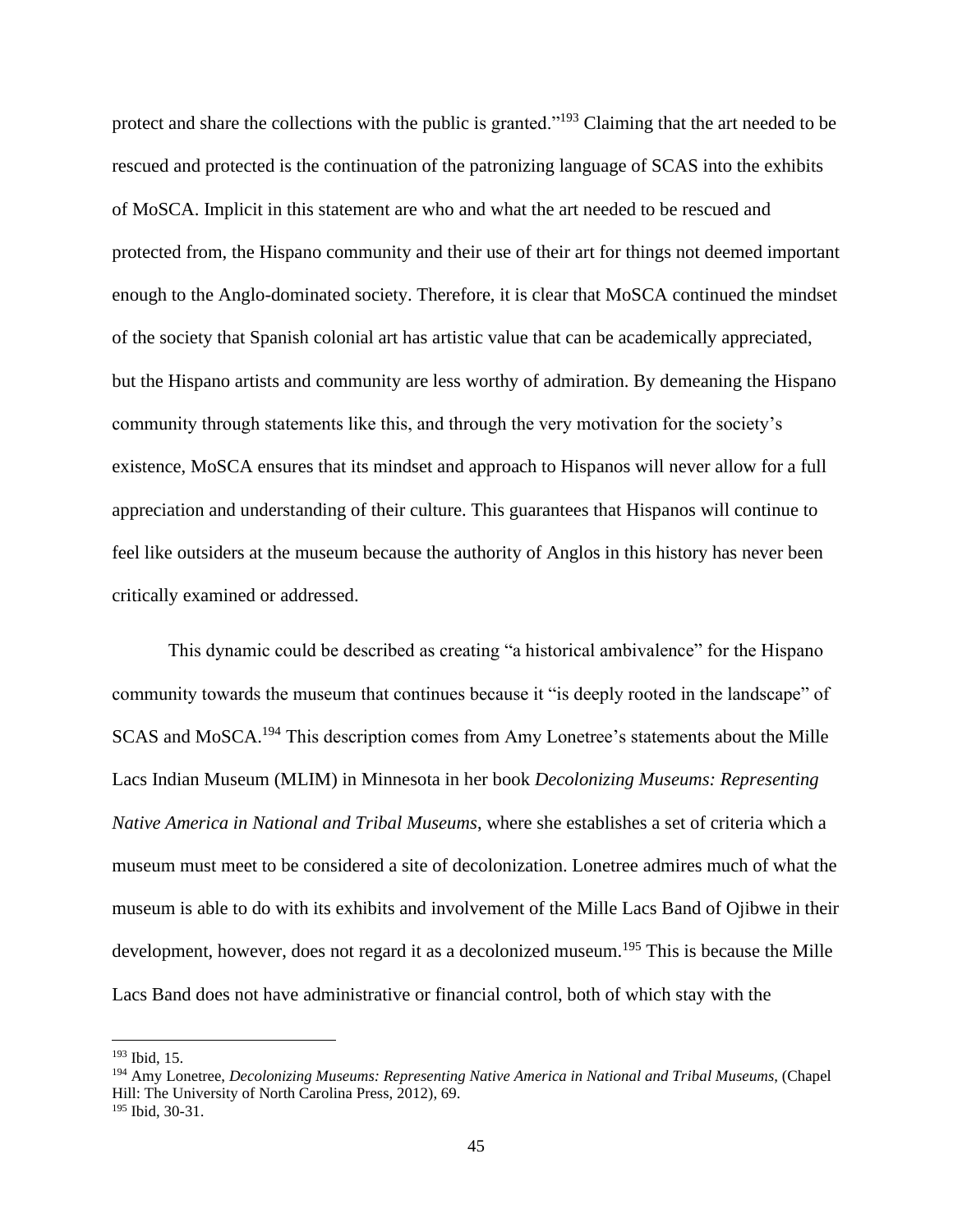protect and share the collections with the public is granted."[193] Claiming that the art needed to be rescued and protected is the continuation of the patronizing language of SCAS into the exhibits of MoSCA. Implicit in this statement are who and what the art needed to be rescued and protected from, the Hispano community and their use of their art for things not deemed important enough to the Anglo-dominated society. Therefore, it is clear that MoSCA continued the mindset of the society that Spanish colonial art has artistic value that can be academically appreciated, but the Hispano artists and community are less worthy of admiration. By demeaning the Hispano community through statements like this, and through the very motivation for the society's existence, MoSCA ensures that its mindset and approach to Hispanos will never allow for a full appreciation and understanding of their culture. This guarantees that Hispanos will continue to feel like outsiders at the museum because the authority of Anglos in this history has never been critically examined or addressed.

This dynamic could be described as creating "a historical ambivalence" for the Hispano community towards the museum that continues because it "is deeply rooted in the landscape" of SCAS and MoSCA.[194] This description comes from Amy Lonetree's statements about the Mille Lacs Indian Museum (MLIM) in Minnesota in her book *Decolonizing Museums: Representing Native America in National and Tribal Museums*, where she establishes a set of criteria which a museum must meet to be considered a site of decolonization. Lonetree admires much of what the museum is able to do with its exhibits and involvement of the Mille Lacs Band of Ojibwe in their development, however, does not regard it as a decolonized museum.[195] This is because the Mille Lacs Band does not have administrative or financial control, both of which stay with the

---

[193] Ibid, 15.

[194] Amy Lonetree, *Decolonizing Museums: Representing Native America in National and Tribal Museums*, (Chapel Hill: The University of North Carolina Press, 2012), 69.

[195] Ibid, 30-31.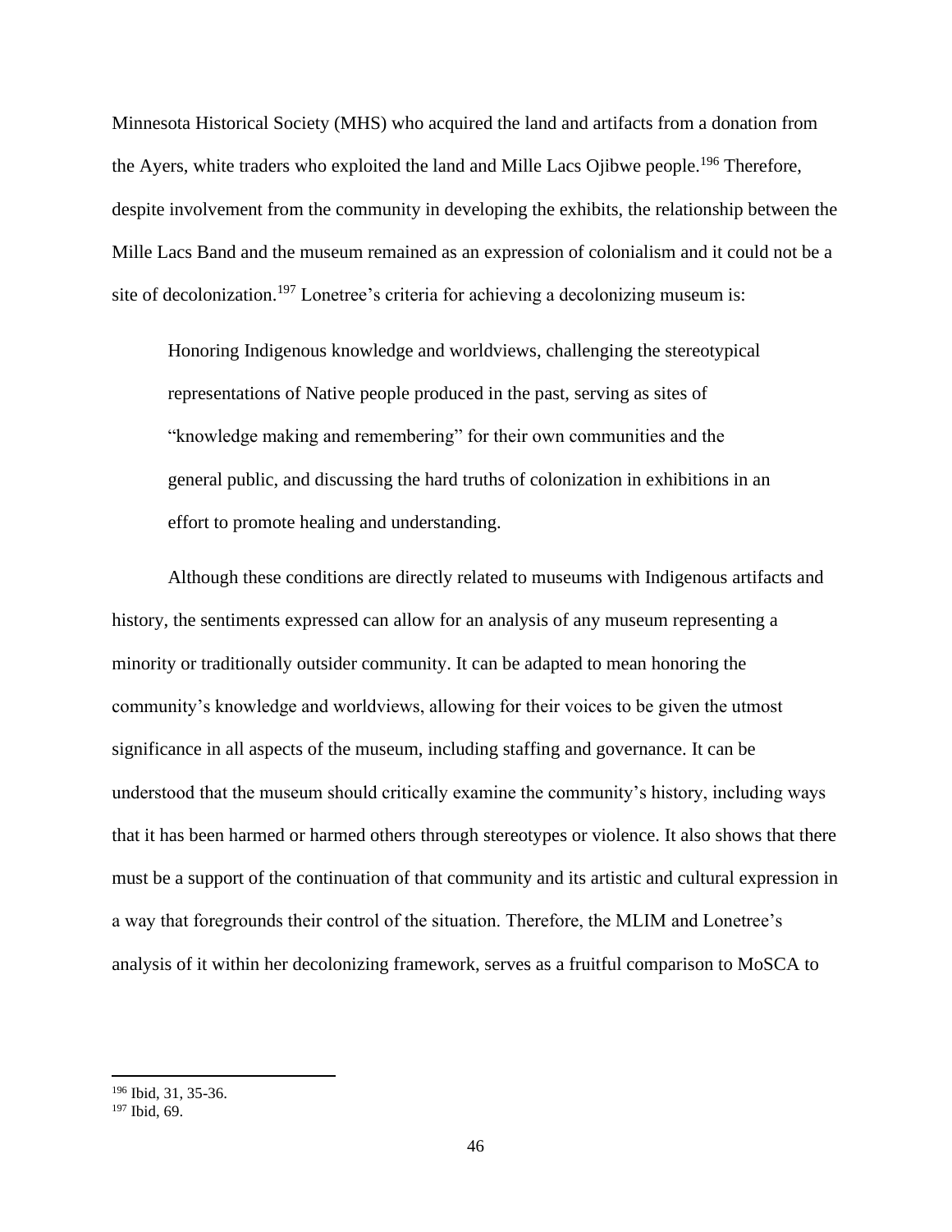Minnesota Historical Society (MHS) who acquired the land and artifacts from a donation from the Ayers, white traders who exploited the land and Mille Lacs Ojibwe people.[196] Therefore, despite involvement from the community in developing the exhibits, the relationship between the Mille Lacs Band and the museum remained as an expression of colonialism and it could not be a site of decolonization.[197] Lonetree's criteria for achieving a decolonizing museum is:

> Honoring Indigenous knowledge and worldviews, challenging the stereotypical representations of Native people produced in the past, serving as sites of "knowledge making and remembering" for their own communities and the general public, and discussing the hard truths of colonization in exhibitions in an effort to promote healing and understanding.

Although these conditions are directly related to museums with Indigenous artifacts and history, the sentiments expressed can allow for an analysis of any museum representing a minority or traditionally outsider community. It can be adapted to mean honoring the community's knowledge and worldviews, allowing for their voices to be given the utmost significance in all aspects of the museum, including staffing and governance. It can be understood that the museum should critically examine the community's history, including ways that it has been harmed or harmed others through stereotypes or violence. It also shows that there must be a support of the continuation of that community and its artistic and cultural expression in a way that foregrounds their control of the situation. Therefore, the MLIM and Lonetree's analysis of it within her decolonizing framework, serves as a fruitful comparison to MoSCA to

---

[196] Ibid, 31, 35-36.

[197] Ibid, 69.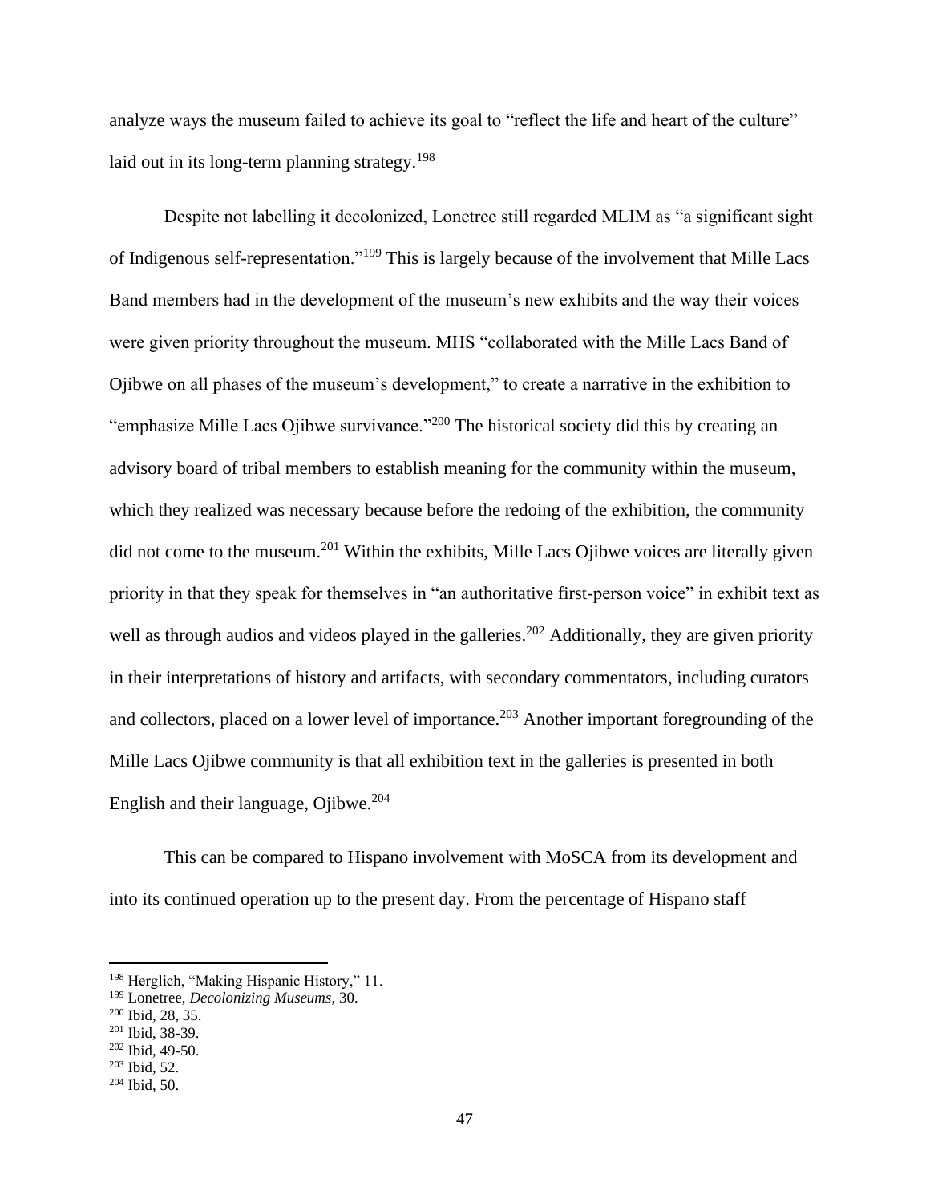analyze ways the museum failed to achieve its goal to "reflect the life and heart of the culture" laid out in its long-term planning strategy.[198]

Despite not labelling it decolonized, Lonetree still regarded MLIM as "a significant sight of Indigenous self-representation."[199] This is largely because of the involvement that Mille Lacs Band members had in the development of the museum's new exhibits and the way their voices were given priority throughout the museum. MHS "collaborated with the Mille Lacs Band of Ojibwe on all phases of the museum's development," to create a narrative in the exhibition to "emphasize Mille Lacs Ojibwe survivance."[200] The historical society did this by creating an advisory board of tribal members to establish meaning for the community within the museum, which they realized was necessary because before the redoing of the exhibition, the community did not come to the museum.[201] Within the exhibits, Mille Lacs Ojibwe voices are literally given priority in that they speak for themselves in "an authoritative first-person voice" in exhibit text as well as through audios and videos played in the galleries.[202] Additionally, they are given priority in their interpretations of history and artifacts, with secondary commentators, including curators and collectors, placed on a lower level of importance.[203] Another important foregrounding of the Mille Lacs Ojibwe community is that all exhibition text in the galleries is presented in both English and their language, Ojibwe.[204]

This can be compared to Hispano involvement with MoSCA from its development and into its continued operation up to the present day. From the percentage of Hispano staff

[198] Herglich, "Making Hispanic History," 11.
[199] Lonetree, *Decolonizing Museums*, 30.
[200] Ibid, 28, 35.
[201] Ibid, 38-39.
[202] Ibid, 49-50.
[203] Ibid, 52.
[204] Ibid, 50.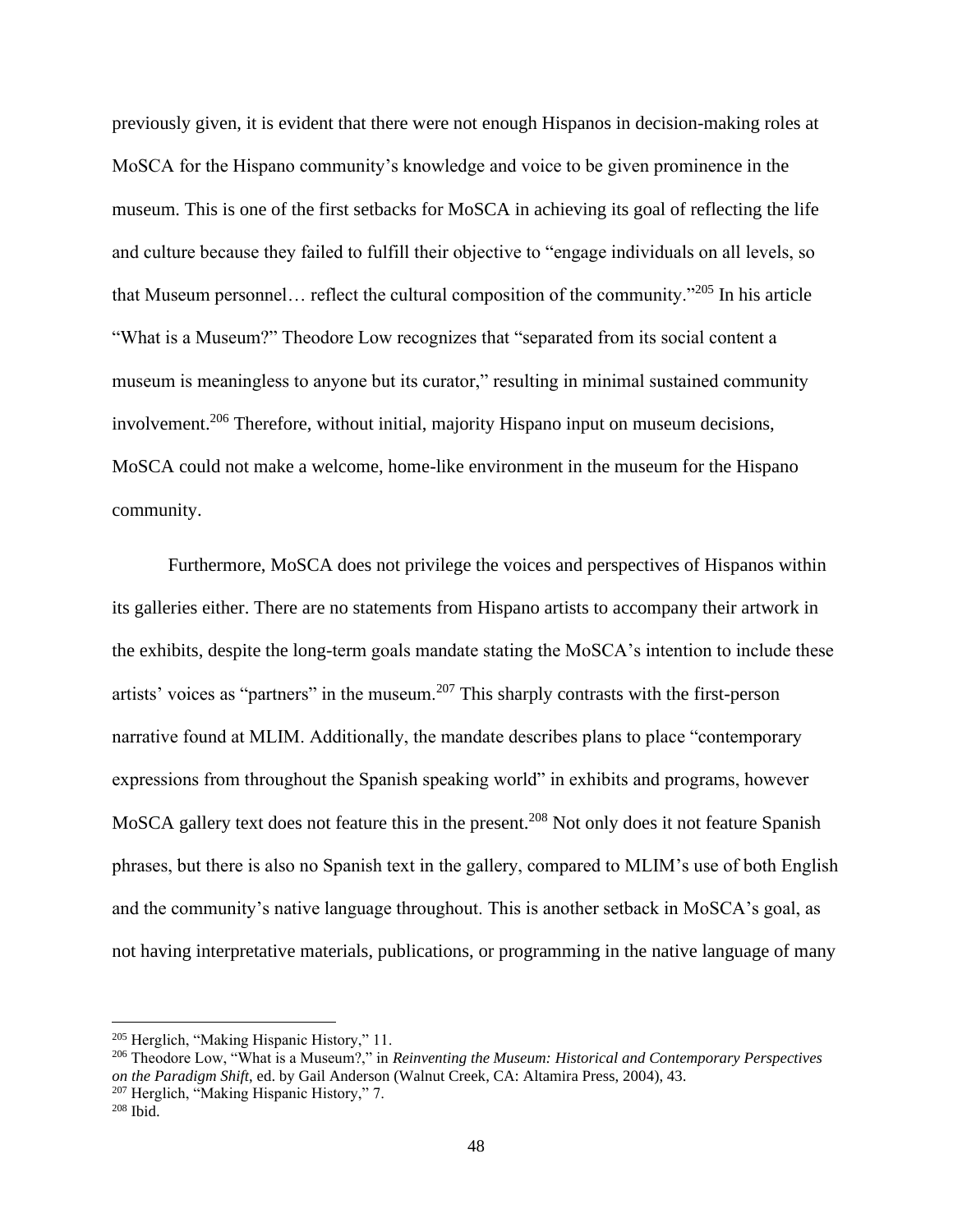previously given, it is evident that there were not enough Hispanos in decision-making roles at MoSCA for the Hispano community's knowledge and voice to be given prominence in the museum. This is one of the first setbacks for MoSCA in achieving its goal of reflecting the life and culture because they failed to fulfill their objective to "engage individuals on all levels, so that Museum personnel… reflect the cultural composition of the community."[205] In his article "What is a Museum?" Theodore Low recognizes that "separated from its social content a museum is meaningless to anyone but its curator," resulting in minimal sustained community involvement.[206] Therefore, without initial, majority Hispano input on museum decisions, MoSCA could not make a welcome, home-like environment in the museum for the Hispano community.

Furthermore, MoSCA does not privilege the voices and perspectives of Hispanos within its galleries either. There are no statements from Hispano artists to accompany their artwork in the exhibits, despite the long-term goals mandate stating the MoSCA's intention to include these artists' voices as "partners" in the museum.[207] This sharply contrasts with the first-person narrative found at MLIM. Additionally, the mandate describes plans to place "contemporary expressions from throughout the Spanish speaking world" in exhibits and programs, however MoSCA gallery text does not feature this in the present.[208] Not only does it not feature Spanish phrases, but there is also no Spanish text in the gallery, compared to MLIM's use of both English and the community's native language throughout. This is another setback in MoSCA's goal, as not having interpretative materials, publications, or programming in the native language of many

---

[205] Herglich, "Making Hispanic History," 11.

[206] Theodore Low, "What is a Museum?," in *Reinventing the Museum: Historical and Contemporary Perspectives on the Paradigm Shift*, ed. by Gail Anderson (Walnut Creek, CA: Altamira Press, 2004), 43.

[207] Herglich, "Making Hispanic History," 7.

[208] Ibid.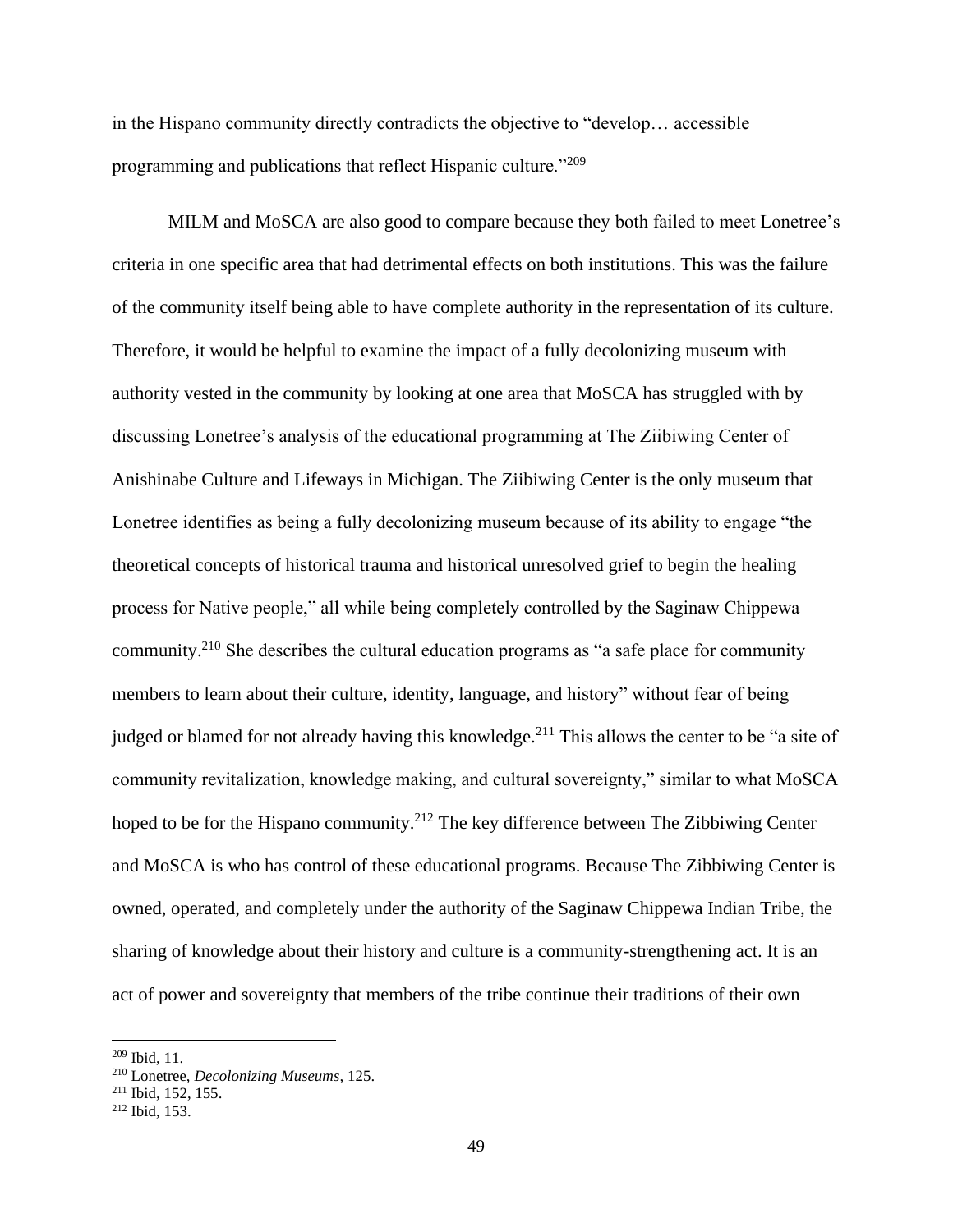in the Hispano community directly contradicts the objective to "develop… accessible programming and publications that reflect Hispanic culture."[209]

MILM and MoSCA are also good to compare because they both failed to meet Lonetree's criteria in one specific area that had detrimental effects on both institutions. This was the failure of the community itself being able to have complete authority in the representation of its culture. Therefore, it would be helpful to examine the impact of a fully decolonizing museum with authority vested in the community by looking at one area that MoSCA has struggled with by discussing Lonetree's analysis of the educational programming at The Ziibiwing Center of Anishinabe Culture and Lifeways in Michigan. The Ziibiwing Center is the only museum that Lonetree identifies as being a fully decolonizing museum because of its ability to engage "the theoretical concepts of historical trauma and historical unresolved grief to begin the healing process for Native people," all while being completely controlled by the Saginaw Chippewa community.[210] She describes the cultural education programs as "a safe place for community members to learn about their culture, identity, language, and history" without fear of being judged or blamed for not already having this knowledge.[211] This allows the center to be "a site of community revitalization, knowledge making, and cultural sovereignty," similar to what MoSCA hoped to be for the Hispano community.[212] The key difference between The Zibbiwing Center and MoSCA is who has control of these educational programs. Because The Zibbiwing Center is owned, operated, and completely under the authority of the Saginaw Chippewa Indian Tribe, the sharing of knowledge about their history and culture is a community-strengthening act. It is an act of power and sovereignty that members of the tribe continue their traditions of their own

---

[209] Ibid, 11.

[210] Lonetree, *Decolonizing Museums,* 125.

[211] Ibid, 152, 155.

[212] Ibid, 153.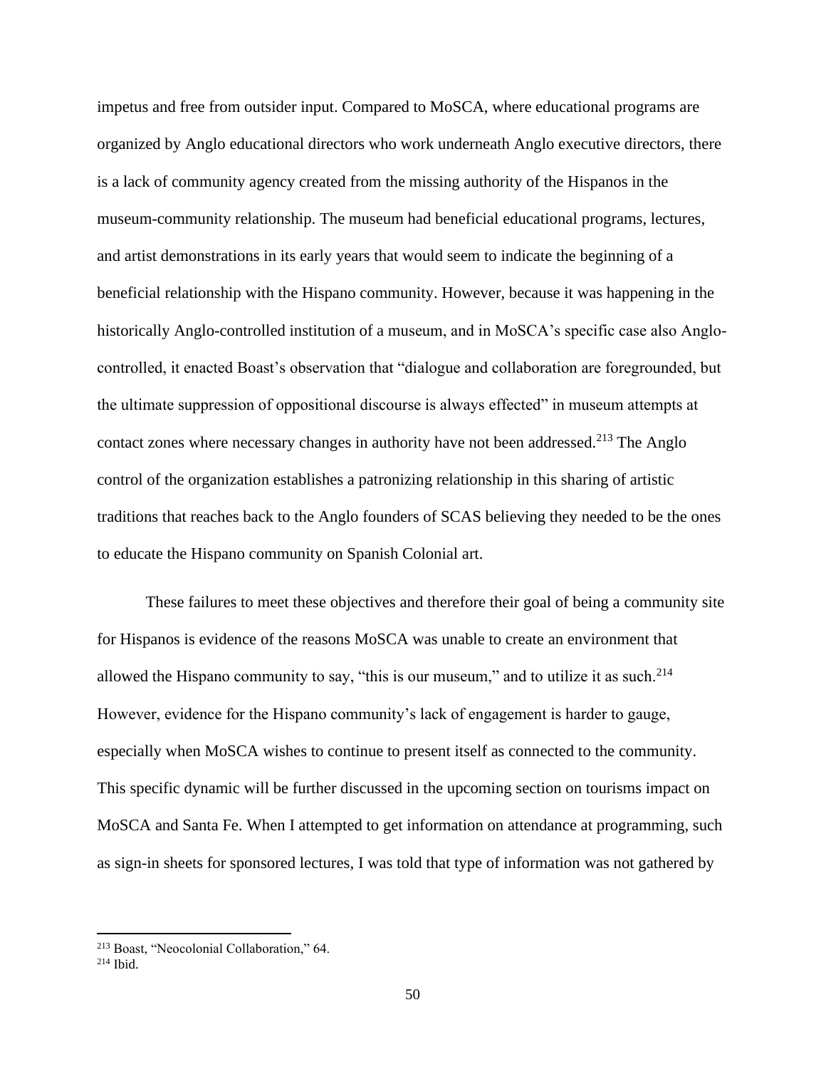impetus and free from outsider input. Compared to MoSCA, where educational programs are organized by Anglo educational directors who work underneath Anglo executive directors, there is a lack of community agency created from the missing authority of the Hispanos in the museum-community relationship. The museum had beneficial educational programs, lectures, and artist demonstrations in its early years that would seem to indicate the beginning of a beneficial relationship with the Hispano community. However, because it was happening in the historically Anglo-controlled institution of a museum, and in MoSCA's specific case also Anglo-controlled, it enacted Boast's observation that "dialogue and collaboration are foregrounded, but the ultimate suppression of oppositional discourse is always effected" in museum attempts at contact zones where necessary changes in authority have not been addressed.[213] The Anglo control of the organization establishes a patronizing relationship in this sharing of artistic traditions that reaches back to the Anglo founders of SCAS believing they needed to be the ones to educate the Hispano community on Spanish Colonial art.

These failures to meet these objectives and therefore their goal of being a community site for Hispanos is evidence of the reasons MoSCA was unable to create an environment that allowed the Hispano community to say, "this is our museum," and to utilize it as such.[214] However, evidence for the Hispano community's lack of engagement is harder to gauge, especially when MoSCA wishes to continue to present itself as connected to the community. This specific dynamic will be further discussed in the upcoming section on tourisms impact on MoSCA and Santa Fe. When I attempted to get information on attendance at programming, such as sign-in sheets for sponsored lectures, I was told that type of information was not gathered by

---

[213] Boast, "Neocolonial Collaboration," 64.

[214] Ibid.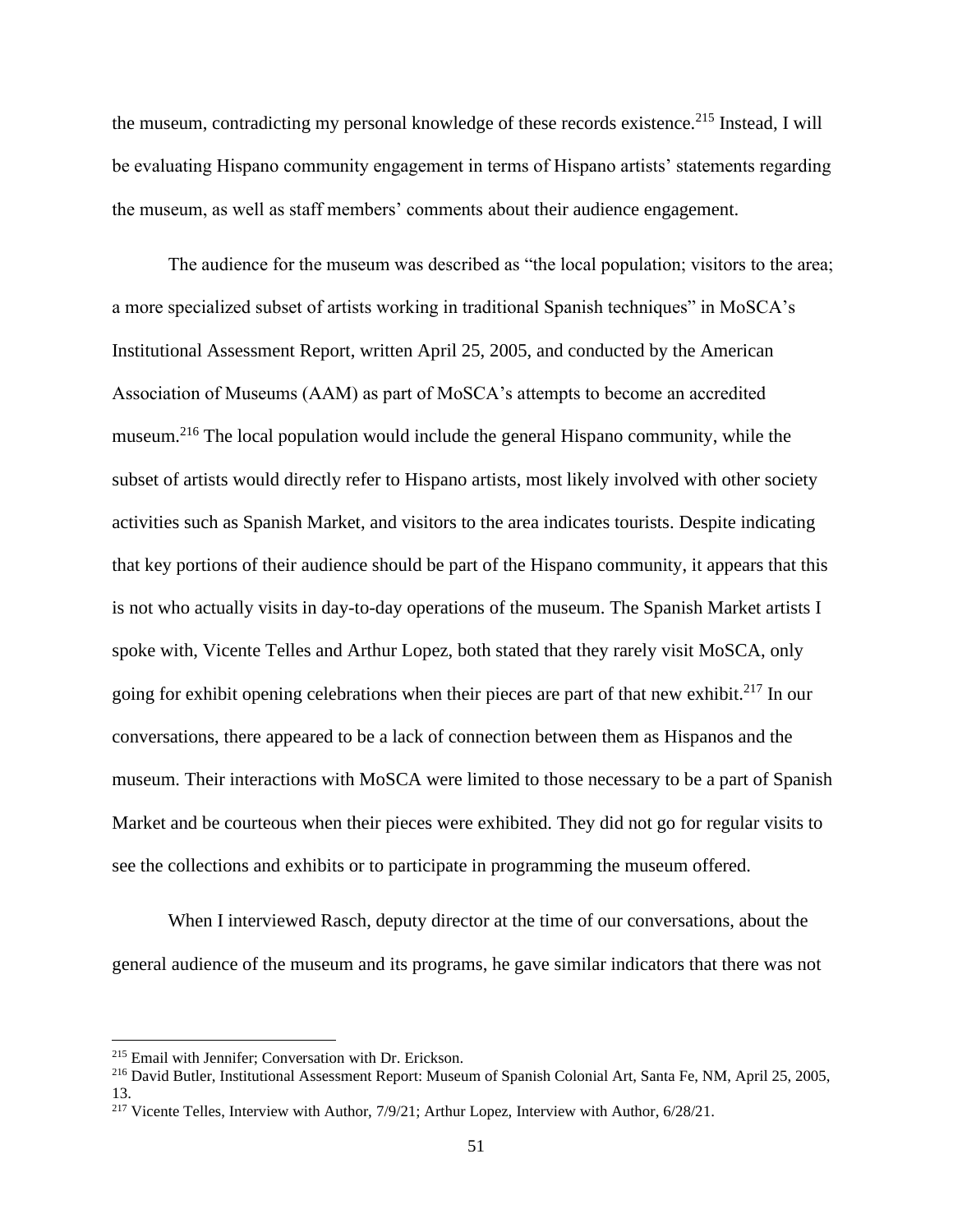the museum, contradicting my personal knowledge of these records existence.[215] Instead, I will be evaluating Hispano community engagement in terms of Hispano artists' statements regarding the museum, as well as staff members' comments about their audience engagement.

The audience for the museum was described as "the local population; visitors to the area; a more specialized subset of artists working in traditional Spanish techniques" in MoSCA's Institutional Assessment Report, written April 25, 2005, and conducted by the American Association of Museums (AAM) as part of MoSCA's attempts to become an accredited museum.[216] The local population would include the general Hispano community, while the subset of artists would directly refer to Hispano artists, most likely involved with other society activities such as Spanish Market, and visitors to the area indicates tourists. Despite indicating that key portions of their audience should be part of the Hispano community, it appears that this is not who actually visits in day-to-day operations of the museum. The Spanish Market artists I spoke with, Vicente Telles and Arthur Lopez, both stated that they rarely visit MoSCA, only going for exhibit opening celebrations when their pieces are part of that new exhibit.[217] In our conversations, there appeared to be a lack of connection between them as Hispanos and the museum. Their interactions with MoSCA were limited to those necessary to be a part of Spanish Market and be courteous when their pieces were exhibited. They did not go for regular visits to see the collections and exhibits or to participate in programming the museum offered.

When I interviewed Rasch, deputy director at the time of our conversations, about the general audience of the museum and its programs, he gave similar indicators that there was not

---

[215] Email with Jennifer; Conversation with Dr. Erickson.

[216] David Butler, Institutional Assessment Report: Museum of Spanish Colonial Art, Santa Fe, NM, April 25, 2005, 13.

[217] Vicente Telles, Interview with Author, 7/9/21; Arthur Lopez, Interview with Author, 6/28/21.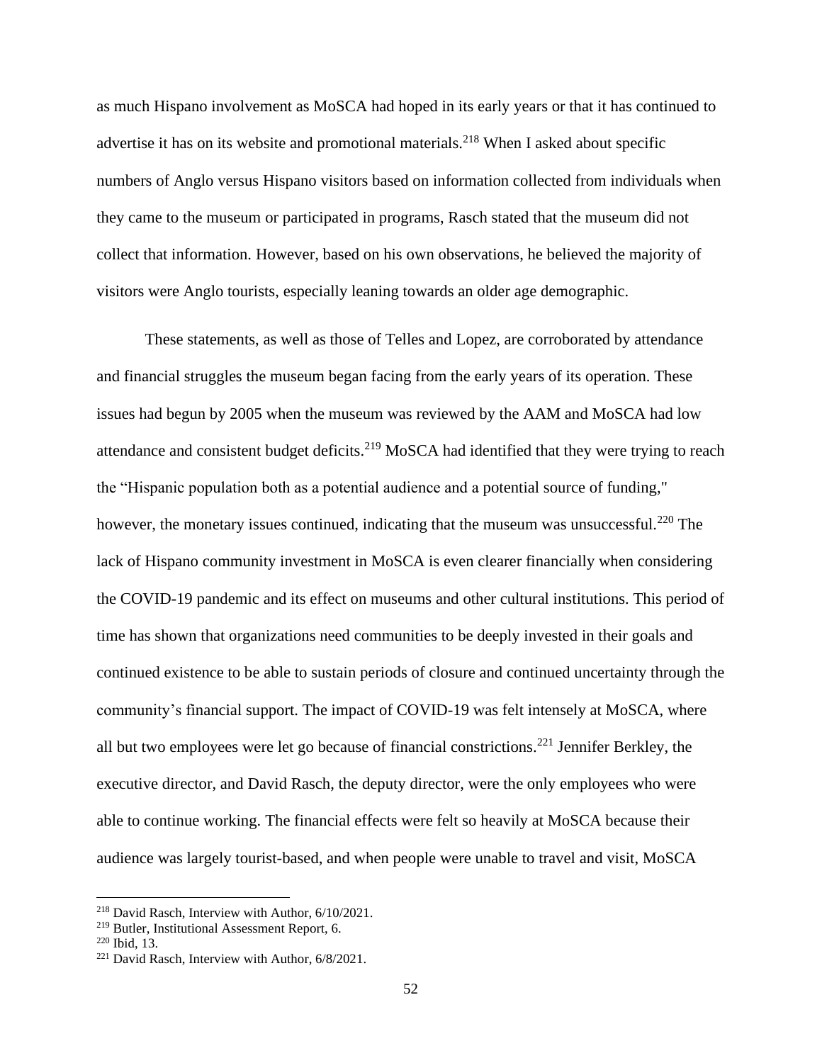as much Hispano involvement as MoSCA had hoped in its early years or that it has continued to advertise it has on its website and promotional materials.[218] When I asked about specific numbers of Anglo versus Hispano visitors based on information collected from individuals when they came to the museum or participated in programs, Rasch stated that the museum did not collect that information. However, based on his own observations, he believed the majority of visitors were Anglo tourists, especially leaning towards an older age demographic.

These statements, as well as those of Telles and Lopez, are corroborated by attendance and financial struggles the museum began facing from the early years of its operation. These issues had begun by 2005 when the museum was reviewed by the AAM and MoSCA had low attendance and consistent budget deficits.[219] MoSCA had identified that they were trying to reach the "Hispanic population both as a potential audience and a potential source of funding," however, the monetary issues continued, indicating that the museum was unsuccessful.[220] The lack of Hispano community investment in MoSCA is even clearer financially when considering the COVID-19 pandemic and its effect on museums and other cultural institutions. This period of time has shown that organizations need communities to be deeply invested in their goals and continued existence to be able to sustain periods of closure and continued uncertainty through the community's financial support. The impact of COVID-19 was felt intensely at MoSCA, where all but two employees were let go because of financial constrictions.[221] Jennifer Berkley, the executive director, and David Rasch, the deputy director, were the only employees who were able to continue working. The financial effects were felt so heavily at MoSCA because their audience was largely tourist-based, and when people were unable to travel and visit, MoSCA

[218] David Rasch, Interview with Author, 6/10/2021.

[219] Butler, Institutional Assessment Report, 6.

[220] Ibid, 13.

[221] David Rasch, Interview with Author, 6/8/2021.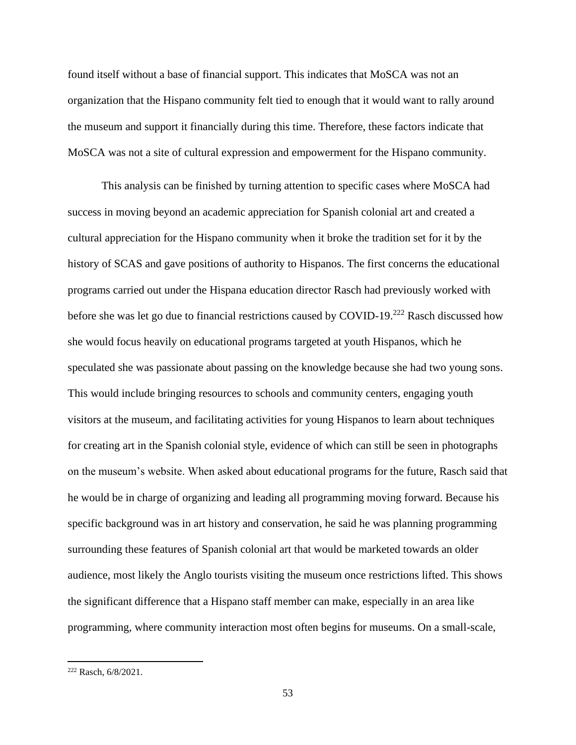found itself without a base of financial support. This indicates that MoSCA was not an organization that the Hispano community felt tied to enough that it would want to rally around the museum and support it financially during this time. Therefore, these factors indicate that MoSCA was not a site of cultural expression and empowerment for the Hispano community.

This analysis can be finished by turning attention to specific cases where MoSCA had success in moving beyond an academic appreciation for Spanish colonial art and created a cultural appreciation for the Hispano community when it broke the tradition set for it by the history of SCAS and gave positions of authority to Hispanos. The first concerns the educational programs carried out under the Hispana education director Rasch had previously worked with before she was let go due to financial restrictions caused by COVID-19.[222] Rasch discussed how she would focus heavily on educational programs targeted at youth Hispanos, which he speculated she was passionate about passing on the knowledge because she had two young sons. This would include bringing resources to schools and community centers, engaging youth visitors at the museum, and facilitating activities for young Hispanos to learn about techniques for creating art in the Spanish colonial style, evidence of which can still be seen in photographs on the museum's website. When asked about educational programs for the future, Rasch said that he would be in charge of organizing and leading all programming moving forward. Because his specific background was in art history and conservation, he said he was planning programming surrounding these features of Spanish colonial art that would be marketed towards an older audience, most likely the Anglo tourists visiting the museum once restrictions lifted. This shows the significant difference that a Hispano staff member can make, especially in an area like programming, where community interaction most often begins for museums. On a small-scale,

[222] Rasch, 6/8/2021.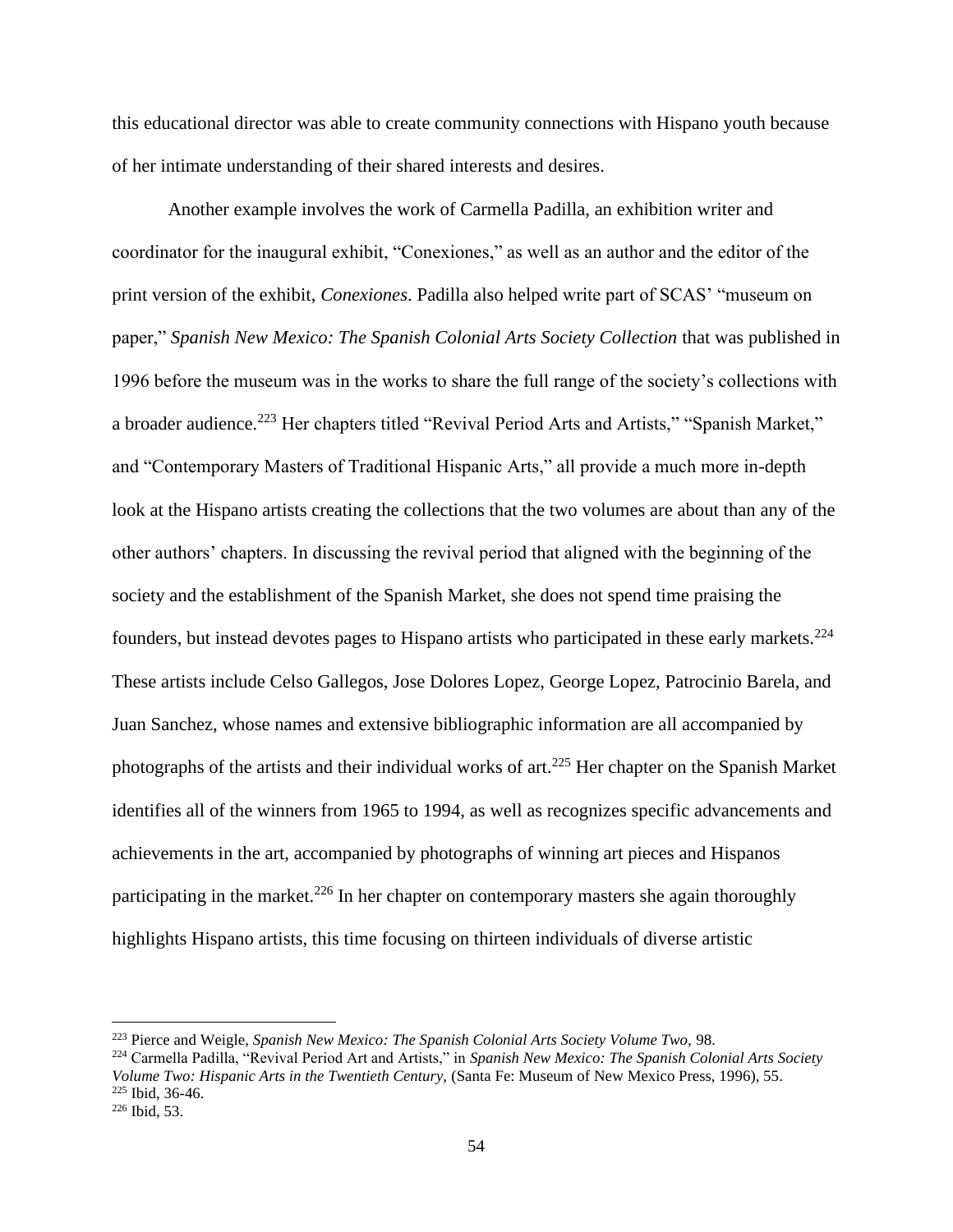this educational director was able to create community connections with Hispano youth because of her intimate understanding of their shared interests and desires.

Another example involves the work of Carmella Padilla, an exhibition writer and coordinator for the inaugural exhibit, "Conexiones," as well as an author and the editor of the print version of the exhibit, *Conexiones*. Padilla also helped write part of SCAS' "museum on paper," *Spanish New Mexico: The Spanish Colonial Arts Society Collection* that was published in 1996 before the museum was in the works to share the full range of the society's collections with a broader audience.[223] Her chapters titled "Revival Period Arts and Artists," "Spanish Market," and "Contemporary Masters of Traditional Hispanic Arts," all provide a much more in-depth look at the Hispano artists creating the collections that the two volumes are about than any of the other authors' chapters. In discussing the revival period that aligned with the beginning of the society and the establishment of the Spanish Market, she does not spend time praising the founders, but instead devotes pages to Hispano artists who participated in these early markets.[224] These artists include Celso Gallegos, Jose Dolores Lopez, George Lopez, Patrocinio Barela, and Juan Sanchez, whose names and extensive bibliographic information are all accompanied by photographs of the artists and their individual works of art.[225] Her chapter on the Spanish Market identifies all of the winners from 1965 to 1994, as well as recognizes specific advancements and achievements in the art, accompanied by photographs of winning art pieces and Hispanos participating in the market.[226] In her chapter on contemporary masters she again thoroughly highlights Hispano artists, this time focusing on thirteen individuals of diverse artistic

---

[223] Pierce and Weigle, *Spanish New Mexico: The Spanish Colonial Arts Society Volume Two,* 98.

[224] Carmella Padilla, "Revival Period Art and Artists," in *Spanish New Mexico: The Spanish Colonial Arts Society Volume Two: Hispanic Arts in the Twentieth Century,* (Santa Fe: Museum of New Mexico Press, 1996), 55.

[225] Ibid, 36-46.

[226] Ibid, 53.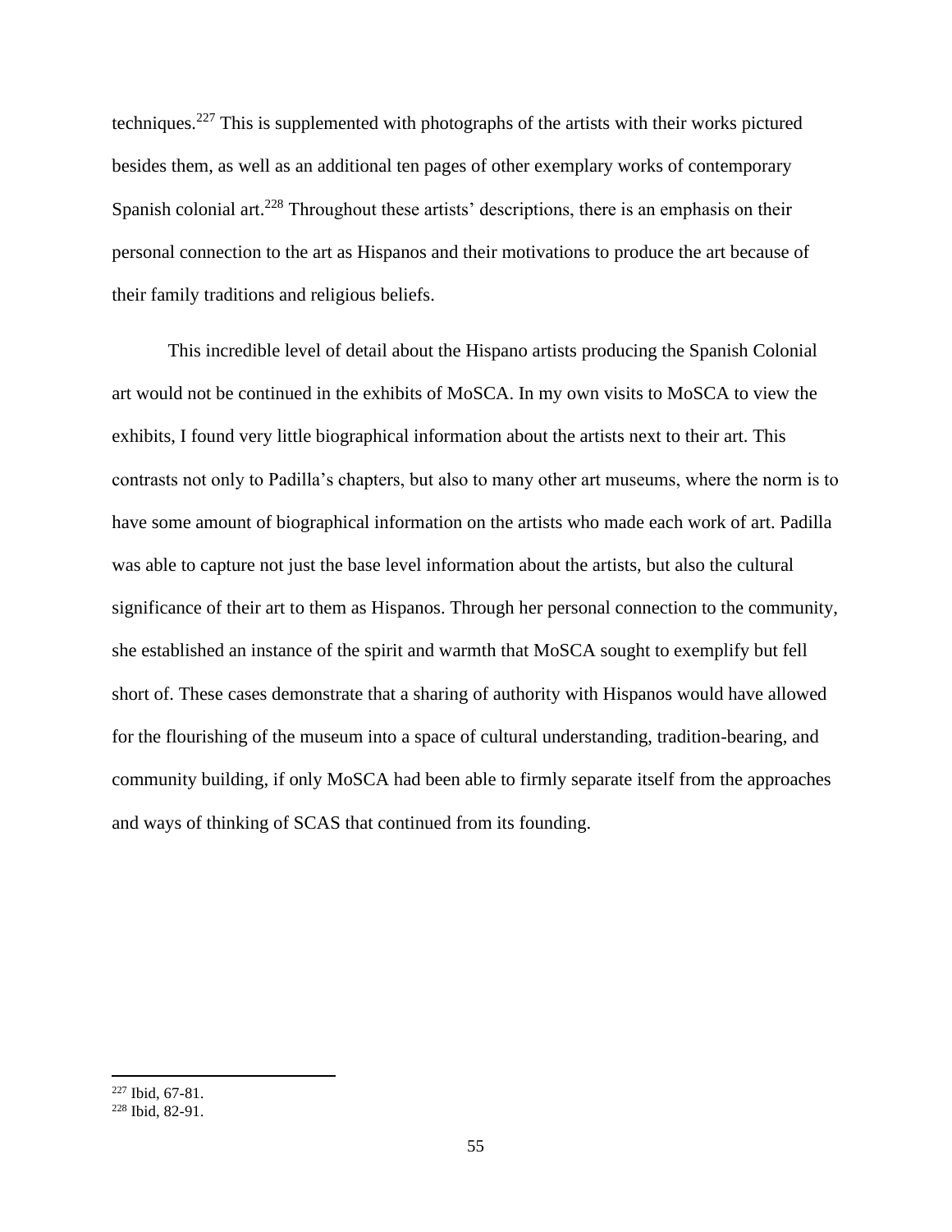techniques.[227] This is supplemented with photographs of the artists with their works pictured besides them, as well as an additional ten pages of other exemplary works of contemporary Spanish colonial art.[228] Throughout these artists' descriptions, there is an emphasis on their personal connection to the art as Hispanos and their motivations to produce the art because of their family traditions and religious beliefs.

This incredible level of detail about the Hispano artists producing the Spanish Colonial art would not be continued in the exhibits of MoSCA. In my own visits to MoSCA to view the exhibits, I found very little biographical information about the artists next to their art. This contrasts not only to Padilla's chapters, but also to many other art museums, where the norm is to have some amount of biographical information on the artists who made each work of art. Padilla was able to capture not just the base level information about the artists, but also the cultural significance of their art to them as Hispanos. Through her personal connection to the community, she established an instance of the spirit and warmth that MoSCA sought to exemplify but fell short of. These cases demonstrate that a sharing of authority with Hispanos would have allowed for the flourishing of the museum into a space of cultural understanding, tradition-bearing, and community building, if only MoSCA had been able to firmly separate itself from the approaches and ways of thinking of SCAS that continued from its founding.

---

[227] Ibid, 67-81.

[228] Ibid, 82-91.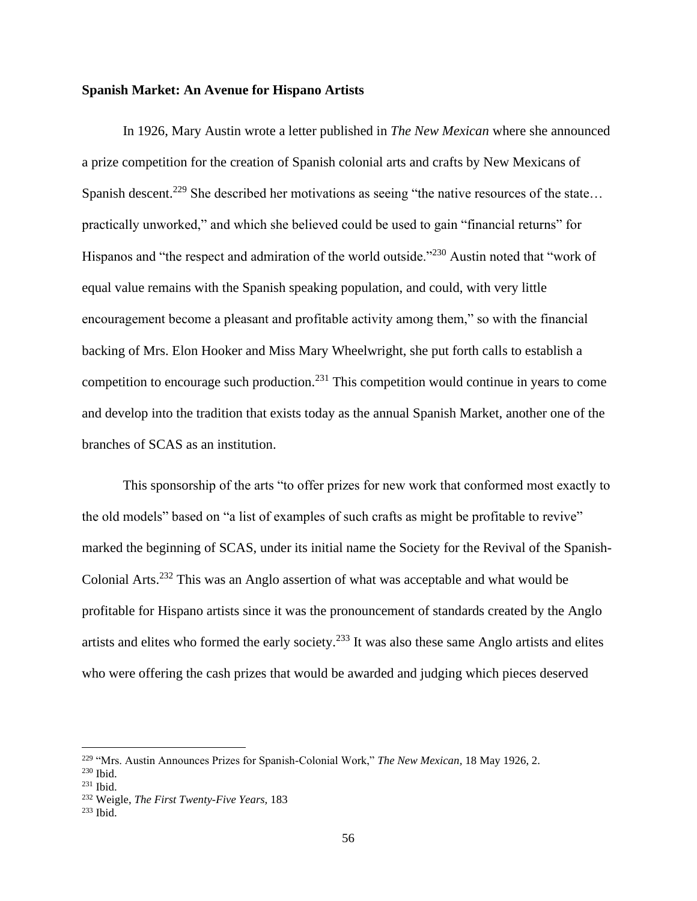**Spanish Market: An Avenue for Hispano Artists**

In 1926, Mary Austin wrote a letter published in *The New Mexican* where she announced a prize competition for the creation of Spanish colonial arts and crafts by New Mexicans of Spanish descent.[229] She described her motivations as seeing "the native resources of the state… practically unworked," and which she believed could be used to gain "financial returns" for Hispanos and "the respect and admiration of the world outside."[230] Austin noted that "work of equal value remains with the Spanish speaking population, and could, with very little encouragement become a pleasant and profitable activity among them," so with the financial backing of Mrs. Elon Hooker and Miss Mary Wheelwright, she put forth calls to establish a competition to encourage such production.[231] This competition would continue in years to come and develop into the tradition that exists today as the annual Spanish Market, another one of the branches of SCAS as an institution.

This sponsorship of the arts "to offer prizes for new work that conformed most exactly to the old models" based on "a list of examples of such crafts as might be profitable to revive" marked the beginning of SCAS, under its initial name the Society for the Revival of the Spanish-Colonial Arts.[232] This was an Anglo assertion of what was acceptable and what would be profitable for Hispano artists since it was the pronouncement of standards created by the Anglo artists and elites who formed the early society.[233] It was also these same Anglo artists and elites who were offering the cash prizes that would be awarded and judging which pieces deserved

---

[229] "Mrs. Austin Announces Prizes for Spanish-Colonial Work," *The New Mexican,* 18 May 1926, 2.

[230] Ibid.

[231] Ibid.

[232] Weigle, *The First Twenty-Five Years,* 183

[233] Ibid.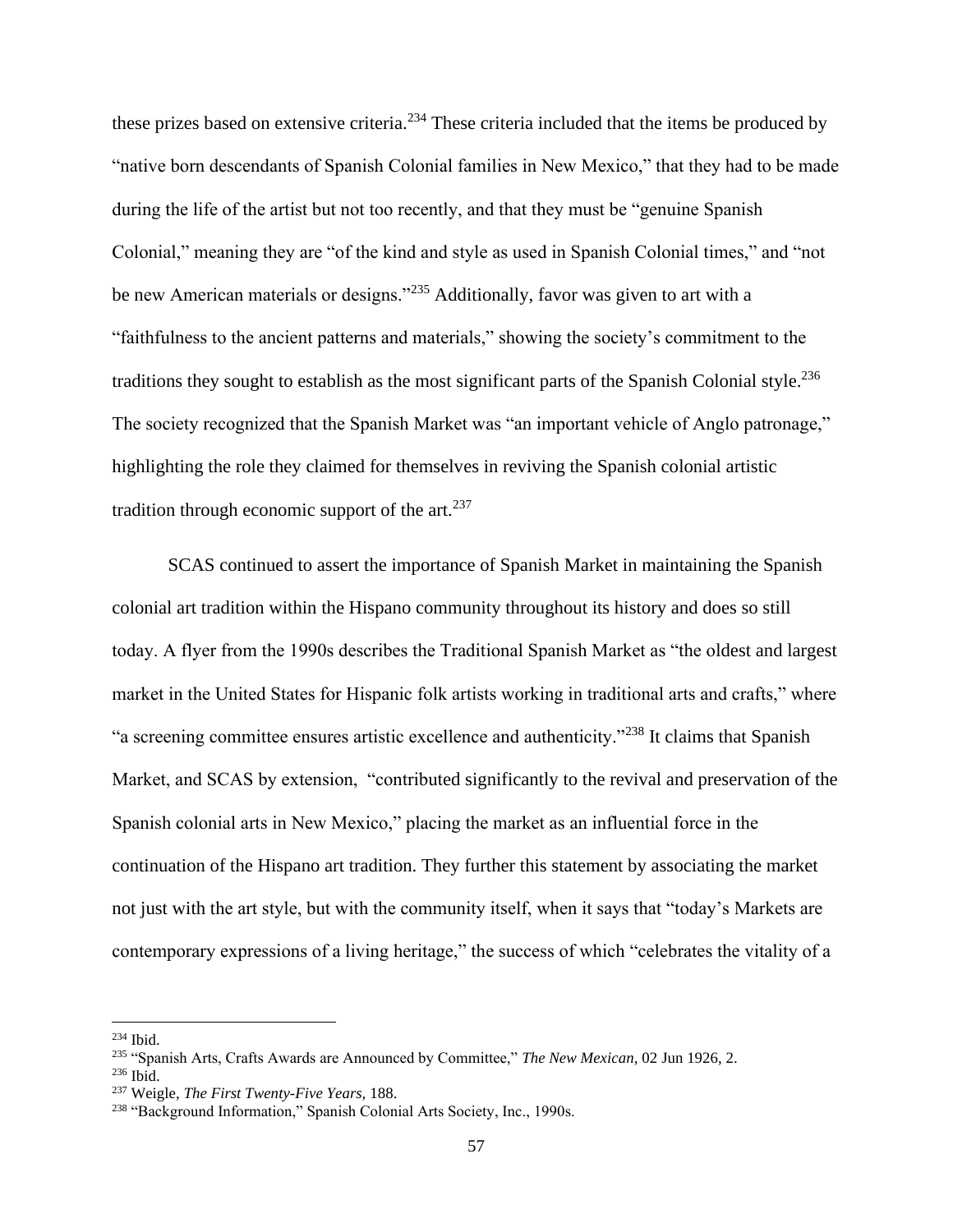these prizes based on extensive criteria.[234] These criteria included that the items be produced by "native born descendants of Spanish Colonial families in New Mexico," that they had to be made during the life of the artist but not too recently, and that they must be "genuine Spanish Colonial," meaning they are "of the kind and style as used in Spanish Colonial times," and "not be new American materials or designs."[235] Additionally, favor was given to art with a "faithfulness to the ancient patterns and materials," showing the society's commitment to the traditions they sought to establish as the most significant parts of the Spanish Colonial style.[236] The society recognized that the Spanish Market was "an important vehicle of Anglo patronage," highlighting the role they claimed for themselves in reviving the Spanish colonial artistic tradition through economic support of the art.[237]

SCAS continued to assert the importance of Spanish Market in maintaining the Spanish colonial art tradition within the Hispano community throughout its history and does so still today. A flyer from the 1990s describes the Traditional Spanish Market as "the oldest and largest market in the United States for Hispanic folk artists working in traditional arts and crafts," where "a screening committee ensures artistic excellence and authenticity."[238] It claims that Spanish Market, and SCAS by extension, "contributed significantly to the revival and preservation of the Spanish colonial arts in New Mexico," placing the market as an influential force in the continuation of the Hispano art tradition. They further this statement by associating the market not just with the art style, but with the community itself, when it says that "today's Markets are contemporary expressions of a living heritage," the success of which "celebrates the vitality of a

---

[234] Ibid.

[235] "Spanish Arts, Crafts Awards are Announced by Committee," *The New Mexican*, 02 Jun 1926, 2.

[236] Ibid.

[237] Weigle, *The First Twenty-Five Years,* 188.

[238] "Background Information," Spanish Colonial Arts Society, Inc., 1990s.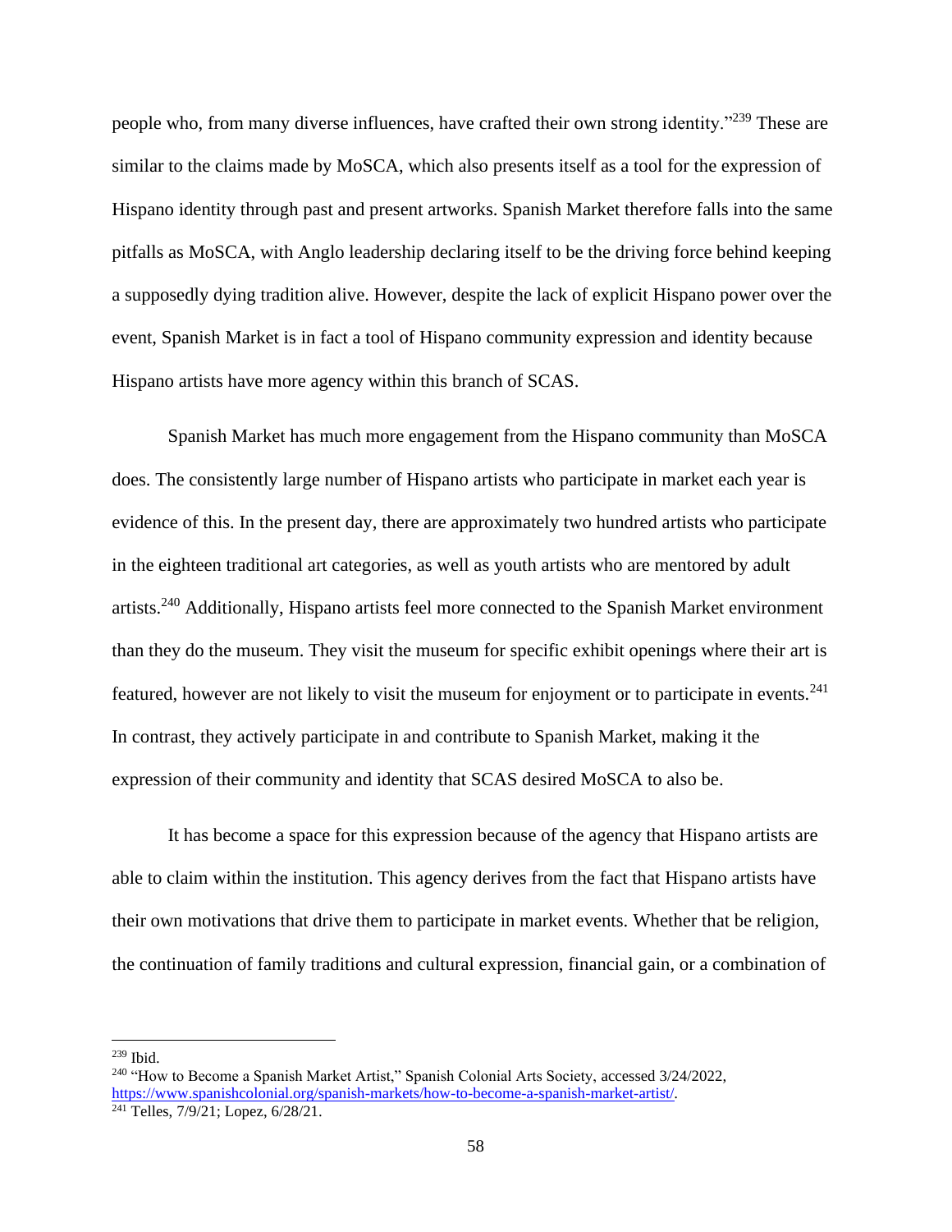people who, from many diverse influences, have crafted their own strong identity."[239] These are similar to the claims made by MoSCA, which also presents itself as a tool for the expression of Hispano identity through past and present artworks. Spanish Market therefore falls into the same pitfalls as MoSCA, with Anglo leadership declaring itself to be the driving force behind keeping a supposedly dying tradition alive. However, despite the lack of explicit Hispano power over the event, Spanish Market is in fact a tool of Hispano community expression and identity because Hispano artists have more agency within this branch of SCAS.

Spanish Market has much more engagement from the Hispano community than MoSCA does. The consistently large number of Hispano artists who participate in market each year is evidence of this. In the present day, there are approximately two hundred artists who participate in the eighteen traditional art categories, as well as youth artists who are mentored by adult artists.[240] Additionally, Hispano artists feel more connected to the Spanish Market environment than they do the museum. They visit the museum for specific exhibit openings where their art is featured, however are not likely to visit the museum for enjoyment or to participate in events.[241] In contrast, they actively participate in and contribute to Spanish Market, making it the expression of their community and identity that SCAS desired MoSCA to also be.

It has become a space for this expression because of the agency that Hispano artists are able to claim within the institution. This agency derives from the fact that Hispano artists have their own motivations that drive them to participate in market events. Whether that be religion, the continuation of family traditions and cultural expression, financial gain, or a combination of

---

[239] Ibid.

[240] "How to Become a Spanish Market Artist," Spanish Colonial Arts Society, accessed 3/24/2022, https://www.spanishcolonial.org/spanish-markets/how-to-become-a-spanish-market-artist/.

[241] Telles, 7/9/21; Lopez, 6/28/21.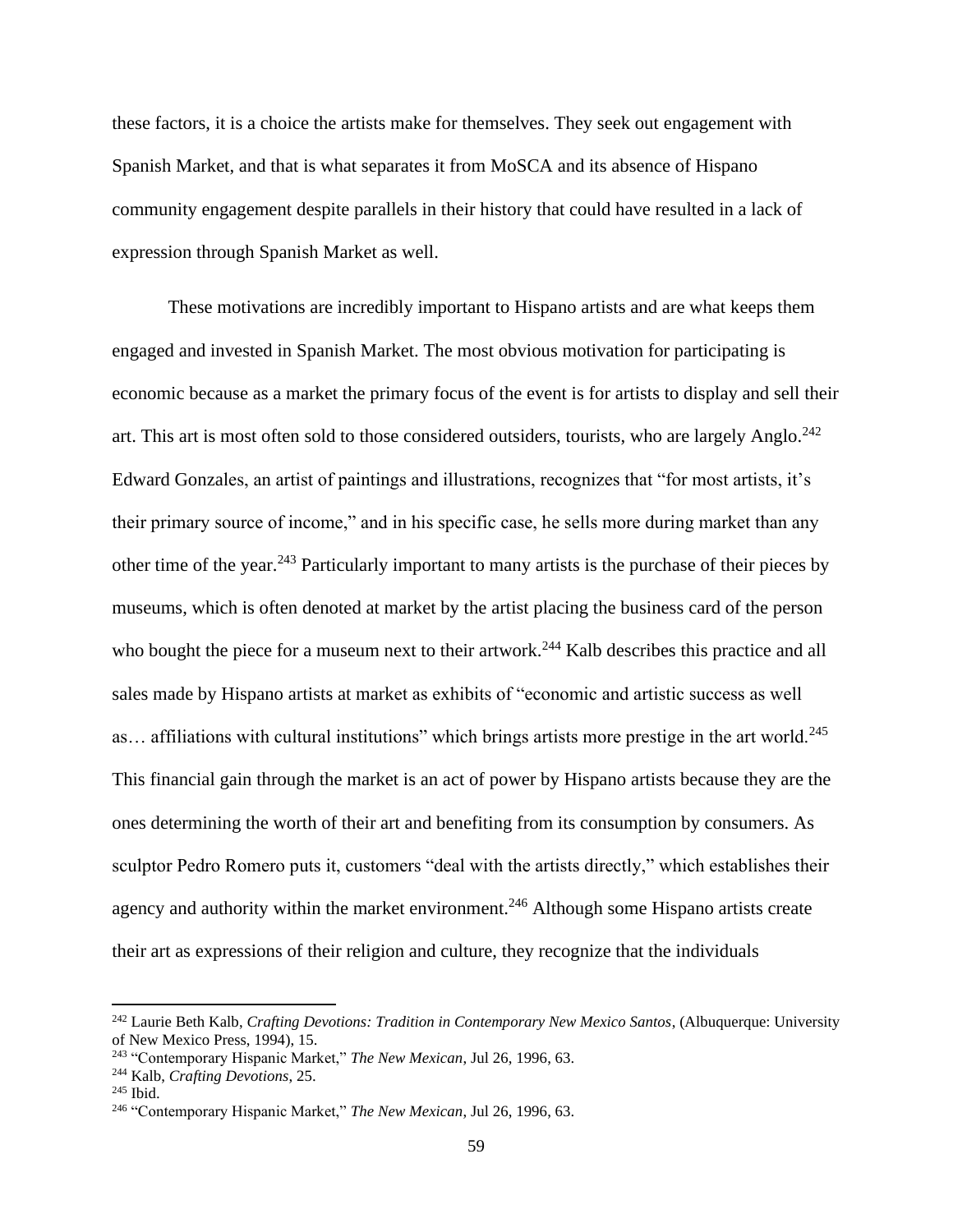these factors, it is a choice the artists make for themselves. They seek out engagement with Spanish Market, and that is what separates it from MoSCA and its absence of Hispano community engagement despite parallels in their history that could have resulted in a lack of expression through Spanish Market as well.

These motivations are incredibly important to Hispano artists and are what keeps them engaged and invested in Spanish Market. The most obvious motivation for participating is economic because as a market the primary focus of the event is for artists to display and sell their art. This art is most often sold to those considered outsiders, tourists, who are largely Anglo.[242] Edward Gonzales, an artist of paintings and illustrations, recognizes that "for most artists, it's their primary source of income," and in his specific case, he sells more during market than any other time of the year.[243] Particularly important to many artists is the purchase of their pieces by museums, which is often denoted at market by the artist placing the business card of the person who bought the piece for a museum next to their artwork.[244] Kalb describes this practice and all sales made by Hispano artists at market as exhibits of "economic and artistic success as well as… affiliations with cultural institutions" which brings artists more prestige in the art world.[245] This financial gain through the market is an act of power by Hispano artists because they are the ones determining the worth of their art and benefiting from its consumption by consumers. As sculptor Pedro Romero puts it, customers "deal with the artists directly," which establishes their agency and authority within the market environment.[246] Although some Hispano artists create their art as expressions of their religion and culture, they recognize that the individuals

---

[242] Laurie Beth Kalb, *Crafting Devotions: Tradition in Contemporary New Mexico Santos*, (Albuquerque: University of New Mexico Press, 1994), 15.

[243] "Contemporary Hispanic Market," *The New Mexican*, Jul 26, 1996, 63.

[244] Kalb, *Crafting Devotions*, 25.

[245] Ibid.

[246] "Contemporary Hispanic Market," *The New Mexican*, Jul 26, 1996, 63.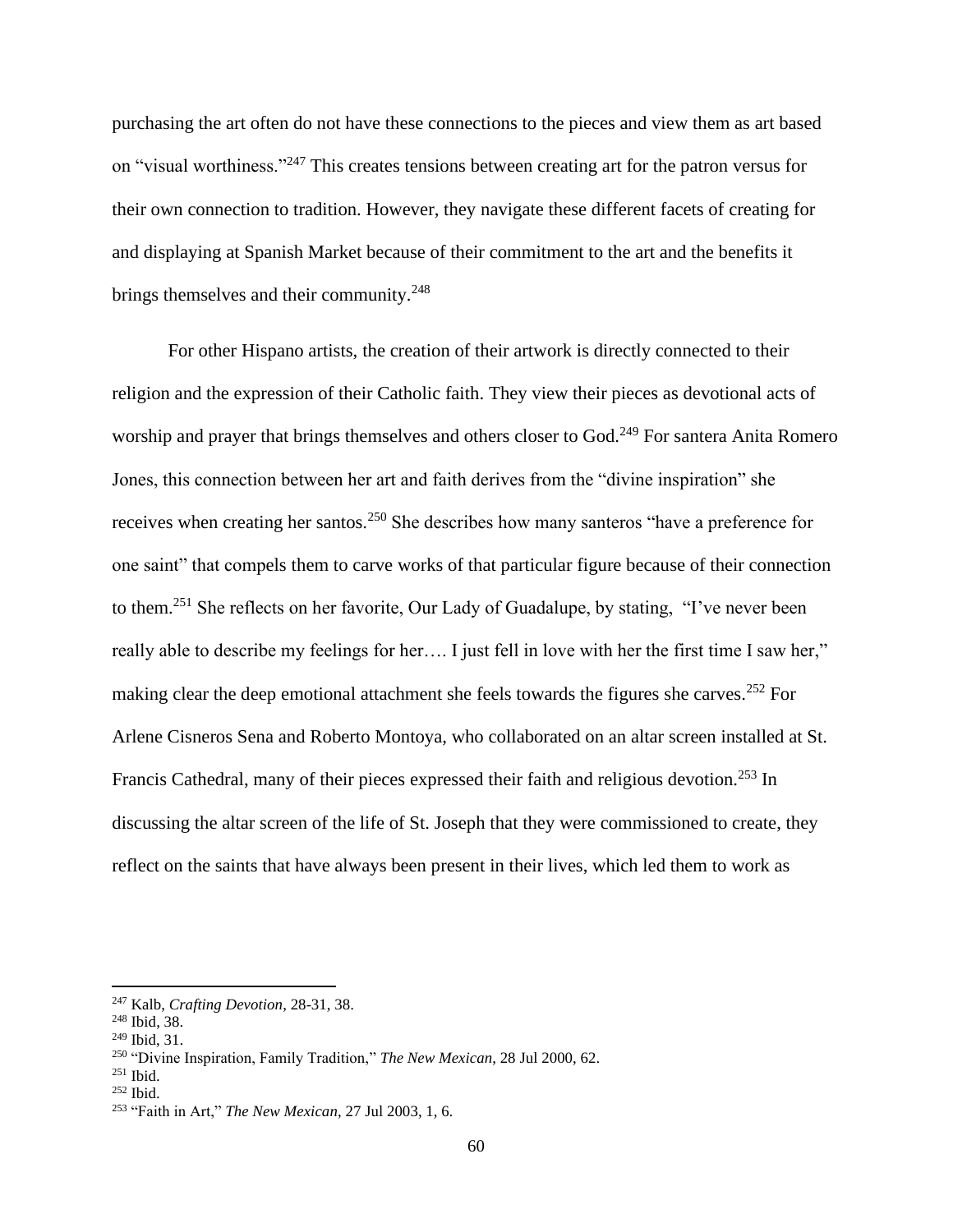purchasing the art often do not have these connections to the pieces and view them as art based on "visual worthiness."[247] This creates tensions between creating art for the patron versus for their own connection to tradition. However, they navigate these different facets of creating for and displaying at Spanish Market because of their commitment to the art and the benefits it brings themselves and their community.[248]

For other Hispano artists, the creation of their artwork is directly connected to their religion and the expression of their Catholic faith. They view their pieces as devotional acts of worship and prayer that brings themselves and others closer to God.[249] For santera Anita Romero Jones, this connection between her art and faith derives from the "divine inspiration" she receives when creating her santos.[250] She describes how many santeros "have a preference for one saint" that compels them to carve works of that particular figure because of their connection to them.[251] She reflects on her favorite, Our Lady of Guadalupe, by stating, "I've never been really able to describe my feelings for her…. I just fell in love with her the first time I saw her," making clear the deep emotional attachment she feels towards the figures she carves.[252] For Arlene Cisneros Sena and Roberto Montoya, who collaborated on an altar screen installed at St. Francis Cathedral, many of their pieces expressed their faith and religious devotion.[253] In discussing the altar screen of the life of St. Joseph that they were commissioned to create, they reflect on the saints that have always been present in their lives, which led them to work as

---

[247] Kalb, *Crafting Devotion*, 28-31, 38.

[248] Ibid, 38.

[249] Ibid, 31.

[250] "Divine Inspiration, Family Tradition," *The New Mexican*, 28 Jul 2000, 62.

[251] Ibid.

[252] Ibid.

[253] "Faith in Art," *The New Mexican*, 27 Jul 2003, 1, 6.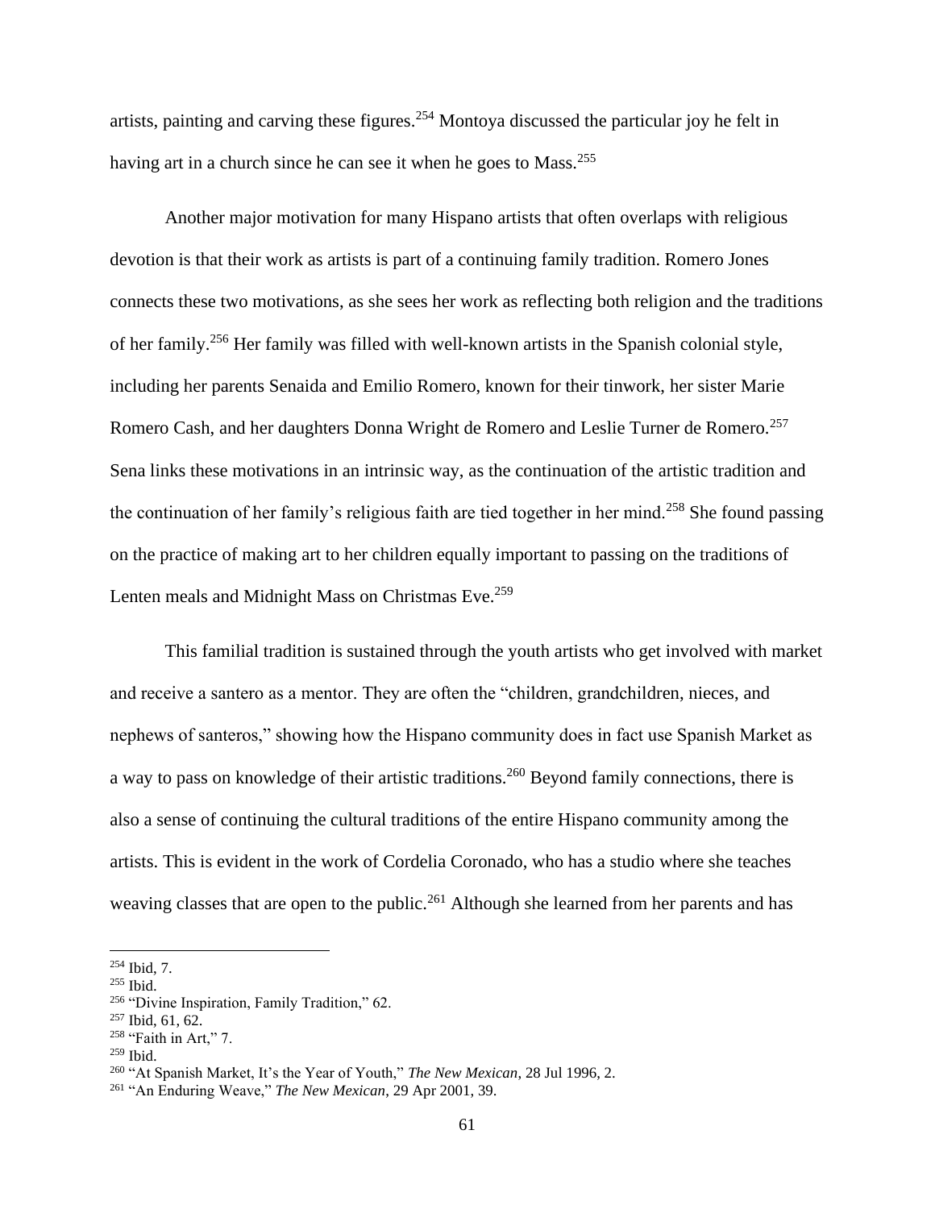artists, painting and carving these figures.[254] Montoya discussed the particular joy he felt in having art in a church since he can see it when he goes to Mass.[255]

Another major motivation for many Hispano artists that often overlaps with religious devotion is that their work as artists is part of a continuing family tradition. Romero Jones connects these two motivations, as she sees her work as reflecting both religion and the traditions of her family.[256] Her family was filled with well-known artists in the Spanish colonial style, including her parents Senaida and Emilio Romero, known for their tinwork, her sister Marie Romero Cash, and her daughters Donna Wright de Romero and Leslie Turner de Romero.[257] Sena links these motivations in an intrinsic way, as the continuation of the artistic tradition and the continuation of her family's religious faith are tied together in her mind.[258] She found passing on the practice of making art to her children equally important to passing on the traditions of Lenten meals and Midnight Mass on Christmas Eve.[259]

This familial tradition is sustained through the youth artists who get involved with market and receive a santero as a mentor. They are often the "children, grandchildren, nieces, and nephews of santeros," showing how the Hispano community does in fact use Spanish Market as a way to pass on knowledge of their artistic traditions.[260] Beyond family connections, there is also a sense of continuing the cultural traditions of the entire Hispano community among the artists. This is evident in the work of Cordelia Coronado, who has a studio where she teaches weaving classes that are open to the public.[261] Although she learned from her parents and has

---

[254] Ibid, 7.
[255] Ibid.
[256] "Divine Inspiration, Family Tradition," 62.
[257] Ibid, 61, 62.
[258] "Faith in Art," 7.
[259] Ibid.
[260] "At Spanish Market, It's the Year of Youth," *The New Mexican*, 28 Jul 1996, 2.
[261] "An Enduring Weave," *The New Mexican*, 29 Apr 2001, 39.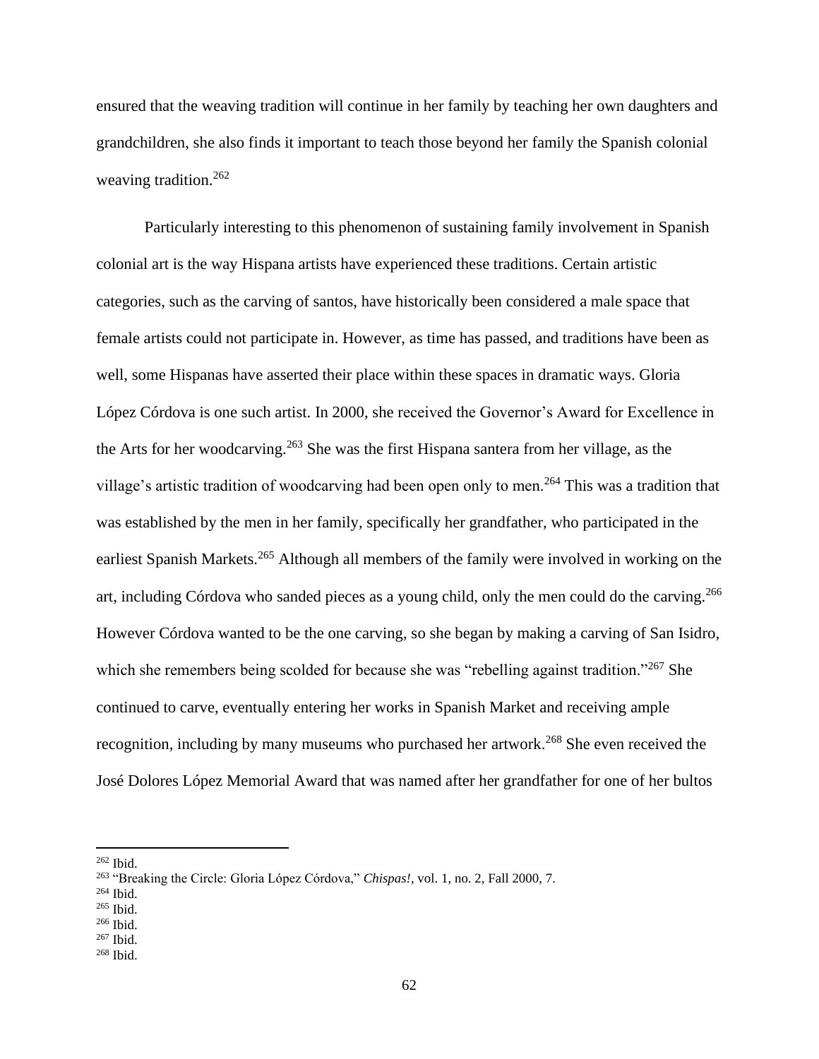ensured that the weaving tradition will continue in her family by teaching her own daughters and grandchildren, she also finds it important to teach those beyond her family the Spanish colonial weaving tradition.[262]

Particularly interesting to this phenomenon of sustaining family involvement in Spanish colonial art is the way Hispana artists have experienced these traditions. Certain artistic categories, such as the carving of santos, have historically been considered a male space that female artists could not participate in. However, as time has passed, and traditions have been as well, some Hispanas have asserted their place within these spaces in dramatic ways. Gloria López Córdova is one such artist. In 2000, she received the Governor's Award for Excellence in the Arts for her woodcarving.[263] She was the first Hispana santera from her village, as the village's artistic tradition of woodcarving had been open only to men.[264] This was a tradition that was established by the men in her family, specifically her grandfather, who participated in the earliest Spanish Markets.[265] Although all members of the family were involved in working on the art, including Córdova who sanded pieces as a young child, only the men could do the carving.[266] However Córdova wanted to be the one carving, so she began by making a carving of San Isidro, which she remembers being scolded for because she was "rebelling against tradition."[267] She continued to carve, eventually entering her works in Spanish Market and receiving ample recognition, including by many museums who purchased her artwork.[268] She even received the José Dolores López Memorial Award that was named after her grandfather for one of her bultos

---

[262] Ibid.
[263] "Breaking the Circle: Gloria López Córdova," *Chispas!*, vol. 1, no. 2, Fall 2000, 7.
[264] Ibid.
[265] Ibid.
[266] Ibid.
[267] Ibid.
[268] Ibid.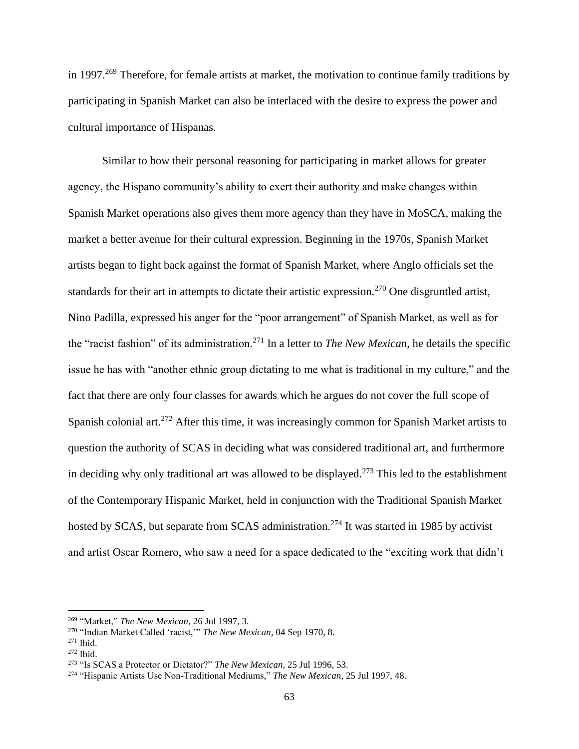in 1997.[269] Therefore, for female artists at market, the motivation to continue family traditions by participating in Spanish Market can also be interlaced with the desire to express the power and cultural importance of Hispanas.

Similar to how their personal reasoning for participating in market allows for greater agency, the Hispano community's ability to exert their authority and make changes within Spanish Market operations also gives them more agency than they have in MoSCA, making the market a better avenue for their cultural expression. Beginning in the 1970s, Spanish Market artists began to fight back against the format of Spanish Market, where Anglo officials set the standards for their art in attempts to dictate their artistic expression.[270] One disgruntled artist, Nino Padilla, expressed his anger for the "poor arrangement" of Spanish Market, as well as for the "racist fashion" of its administration.[271] In a letter to *The New Mexican*, he details the specific issue he has with "another ethnic group dictating to me what is traditional in my culture," and the fact that there are only four classes for awards which he argues do not cover the full scope of Spanish colonial art.[272] After this time, it was increasingly common for Spanish Market artists to question the authority of SCAS in deciding what was considered traditional art, and furthermore in deciding why only traditional art was allowed to be displayed.[273] This led to the establishment of the Contemporary Hispanic Market, held in conjunction with the Traditional Spanish Market hosted by SCAS, but separate from SCAS administration.[274] It was started in 1985 by activist and artist Oscar Romero, who saw a need for a space dedicated to the "exciting work that didn't

---

[269] "Market," *The New Mexican*, 26 Jul 1997, 3.
[270] "Indian Market Called 'racist,'" *The New Mexican*, 04 Sep 1970, 8.
[271] Ibid.
[272] Ibid.
[273] "Is SCAS a Protector or Dictator?" *The New Mexican*, 25 Jul 1996, 53.
[274] "Hispanic Artists Use Non-Traditional Mediums," *The New Mexican*, 25 Jul 1997, 48.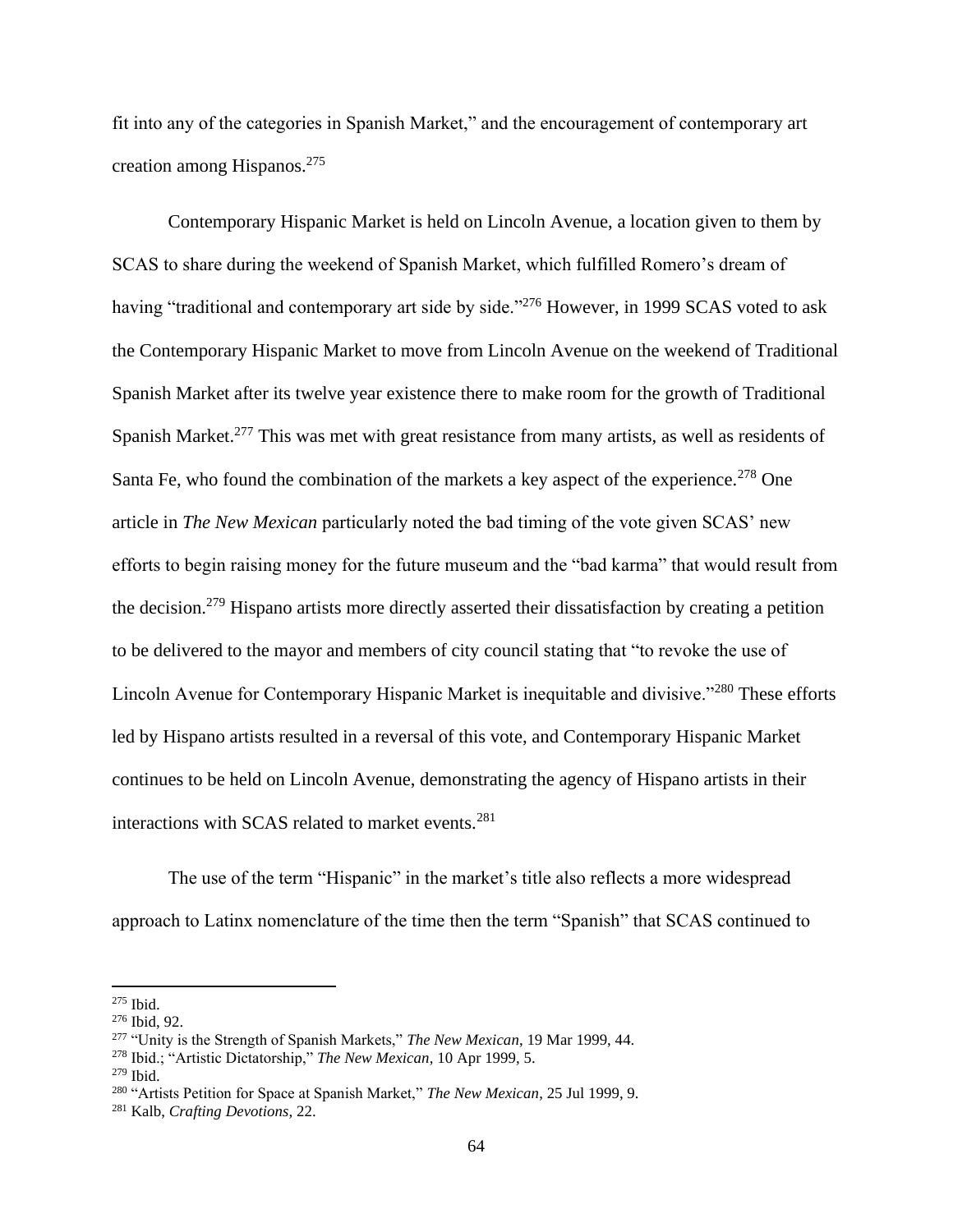fit into any of the categories in Spanish Market," and the encouragement of contemporary art creation among Hispanos.[275]

Contemporary Hispanic Market is held on Lincoln Avenue, a location given to them by SCAS to share during the weekend of Spanish Market, which fulfilled Romero's dream of having "traditional and contemporary art side by side."[276] However, in 1999 SCAS voted to ask the Contemporary Hispanic Market to move from Lincoln Avenue on the weekend of Traditional Spanish Market after its twelve year existence there to make room for the growth of Traditional Spanish Market.[277] This was met with great resistance from many artists, as well as residents of Santa Fe, who found the combination of the markets a key aspect of the experience.[278] One article in *The New Mexican* particularly noted the bad timing of the vote given SCAS' new efforts to begin raising money for the future museum and the "bad karma" that would result from the decision.[279] Hispano artists more directly asserted their dissatisfaction by creating a petition to be delivered to the mayor and members of city council stating that "to revoke the use of Lincoln Avenue for Contemporary Hispanic Market is inequitable and divisive."[280] These efforts led by Hispano artists resulted in a reversal of this vote, and Contemporary Hispanic Market continues to be held on Lincoln Avenue, demonstrating the agency of Hispano artists in their interactions with SCAS related to market events.[281]

The use of the term "Hispanic" in the market's title also reflects a more widespread approach to Latinx nomenclature of the time then the term "Spanish" that SCAS continued to

---

[275] Ibid.

[276] Ibid, 92.

[277] "Unity is the Strength of Spanish Markets," *The New Mexican*, 19 Mar 1999, 44.

[278] Ibid.; "Artistic Dictatorship," *The New Mexican*, 10 Apr 1999, 5.

[279] Ibid.

[280] "Artists Petition for Space at Spanish Market," *The New Mexican*, 25 Jul 1999, 9.

[281] Kalb, *Crafting Devotions*, 22.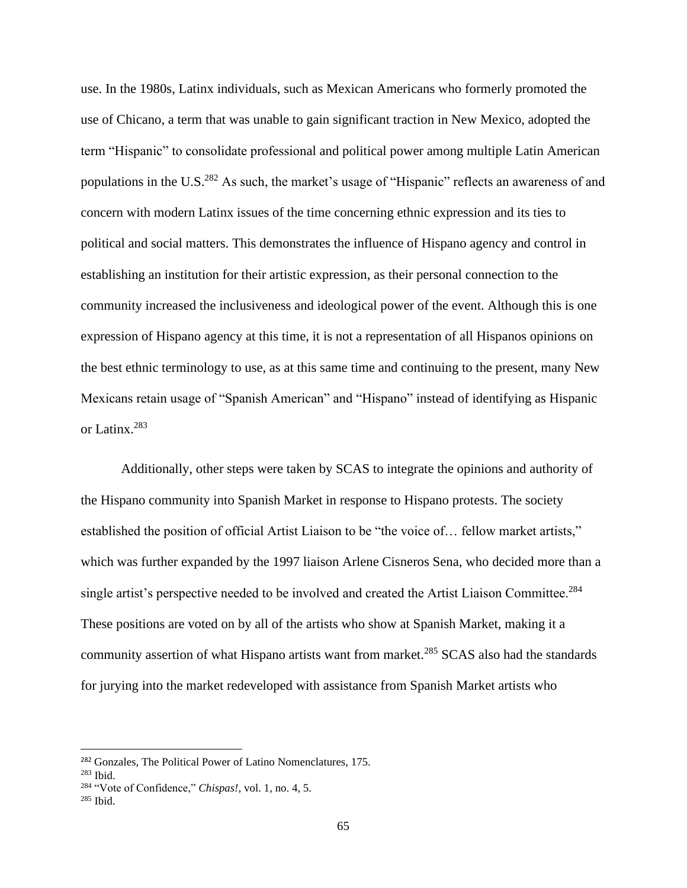use. In the 1980s, Latinx individuals, such as Mexican Americans who formerly promoted the use of Chicano, a term that was unable to gain significant traction in New Mexico, adopted the term "Hispanic" to consolidate professional and political power among multiple Latin American populations in the U.S.[282] As such, the market's usage of "Hispanic" reflects an awareness of and concern with modern Latinx issues of the time concerning ethnic expression and its ties to political and social matters. This demonstrates the influence of Hispano agency and control in establishing an institution for their artistic expression, as their personal connection to the community increased the inclusiveness and ideological power of the event. Although this is one expression of Hispano agency at this time, it is not a representation of all Hispanos opinions on the best ethnic terminology to use, as at this same time and continuing to the present, many New Mexicans retain usage of "Spanish American" and "Hispano" instead of identifying as Hispanic or Latinx.[283]

Additionally, other steps were taken by SCAS to integrate the opinions and authority of the Hispano community into Spanish Market in response to Hispano protests. The society established the position of official Artist Liaison to be "the voice of… fellow market artists," which was further expanded by the 1997 liaison Arlene Cisneros Sena, who decided more than a single artist's perspective needed to be involved and created the Artist Liaison Committee.[284] These positions are voted on by all of the artists who show at Spanish Market, making it a community assertion of what Hispano artists want from market.[285] SCAS also had the standards for jurying into the market redeveloped with assistance from Spanish Market artists who

---

[282] Gonzales, The Political Power of Latino Nomenclatures, 175.

[283] Ibid.

[284] "Vote of Confidence," *Chispas!*, vol. 1, no. 4, 5.

[285] Ibid.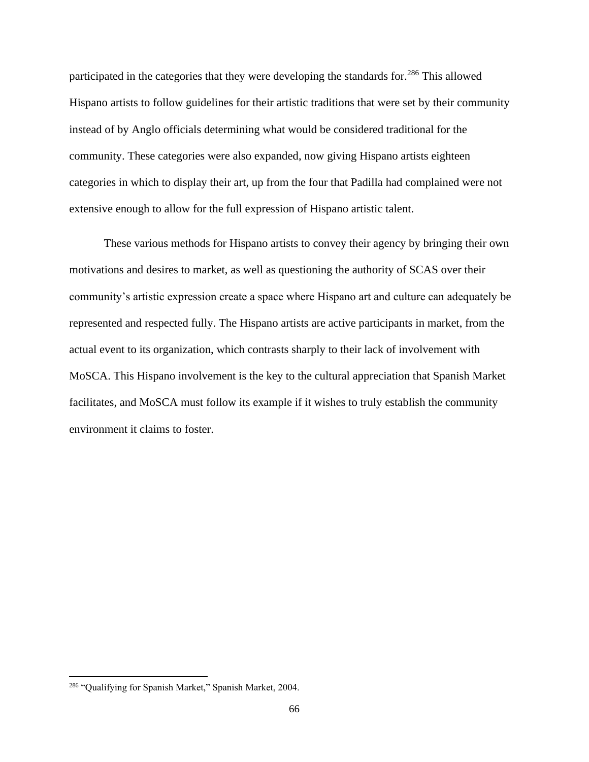participated in the categories that they were developing the standards for.[286] This allowed Hispano artists to follow guidelines for their artistic traditions that were set by their community instead of by Anglo officials determining what would be considered traditional for the community. These categories were also expanded, now giving Hispano artists eighteen categories in which to display their art, up from the four that Padilla had complained were not extensive enough to allow for the full expression of Hispano artistic talent.

These various methods for Hispano artists to convey their agency by bringing their own motivations and desires to market, as well as questioning the authority of SCAS over their community's artistic expression create a space where Hispano art and culture can adequately be represented and respected fully. The Hispano artists are active participants in market, from the actual event to its organization, which contrasts sharply to their lack of involvement with MoSCA. This Hispano involvement is the key to the cultural appreciation that Spanish Market facilitates, and MoSCA must follow its example if it wishes to truly establish the community environment it claims to foster.

[286] "Qualifying for Spanish Market," Spanish Market, 2004.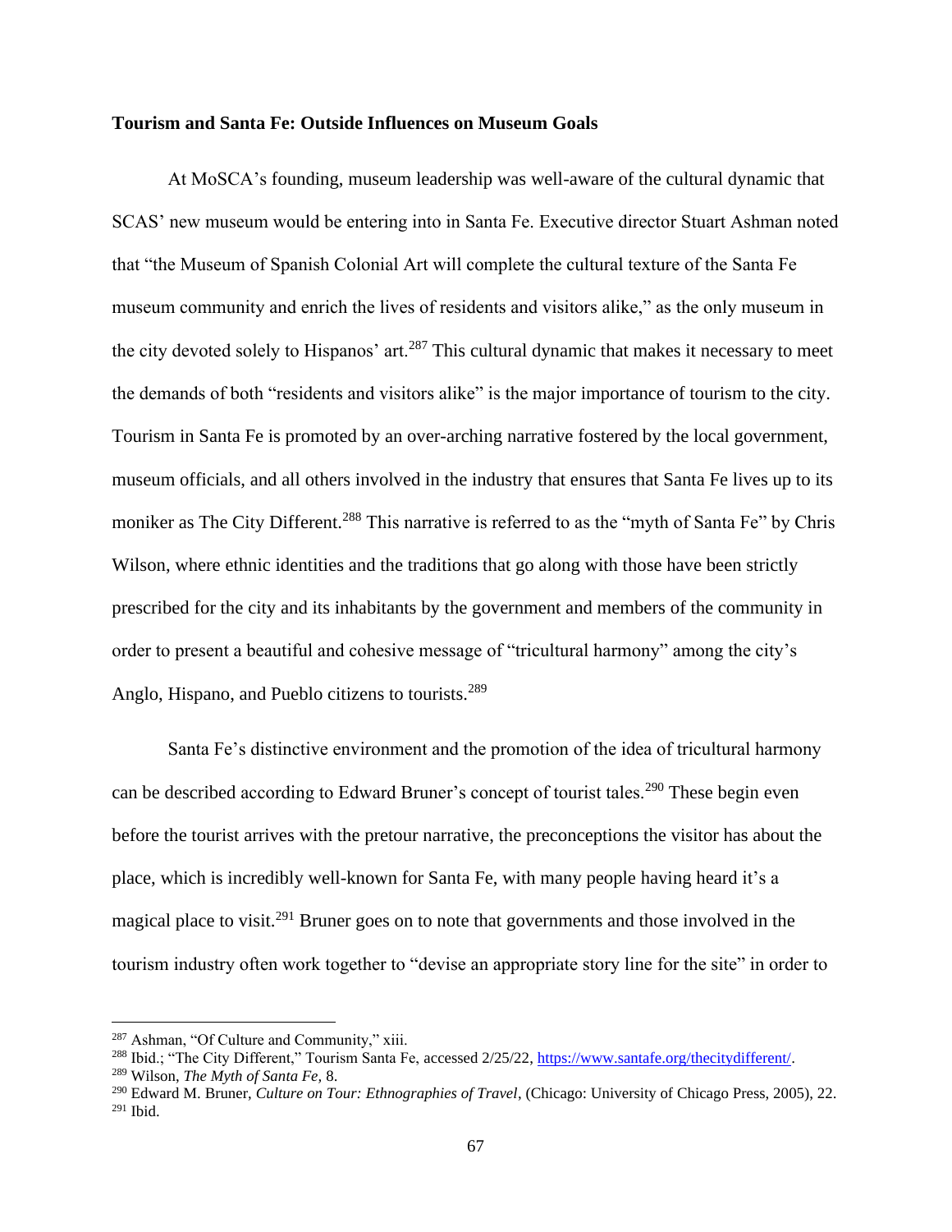**Tourism and Santa Fe: Outside Influences on Museum Goals**

At MoSCA's founding, museum leadership was well-aware of the cultural dynamic that SCAS' new museum would be entering into in Santa Fe. Executive director Stuart Ashman noted that "the Museum of Spanish Colonial Art will complete the cultural texture of the Santa Fe museum community and enrich the lives of residents and visitors alike," as the only museum in the city devoted solely to Hispanos' art.[287] This cultural dynamic that makes it necessary to meet the demands of both "residents and visitors alike" is the major importance of tourism to the city. Tourism in Santa Fe is promoted by an over-arching narrative fostered by the local government, museum officials, and all others involved in the industry that ensures that Santa Fe lives up to its moniker as The City Different.[288] This narrative is referred to as the "myth of Santa Fe" by Chris Wilson, where ethnic identities and the traditions that go along with those have been strictly prescribed for the city and its inhabitants by the government and members of the community in order to present a beautiful and cohesive message of "tricultural harmony" among the city's Anglo, Hispano, and Pueblo citizens to tourists.[289]

Santa Fe's distinctive environment and the promotion of the idea of tricultural harmony can be described according to Edward Bruner's concept of tourist tales.[290] These begin even before the tourist arrives with the pretour narrative, the preconceptions the visitor has about the place, which is incredibly well-known for Santa Fe, with many people having heard it's a magical place to visit.[291] Bruner goes on to note that governments and those involved in the tourism industry often work together to "devise an appropriate story line for the site" in order to

---

[287] Ashman, "Of Culture and Community," xiii.

[288] Ibid.; "The City Different," Tourism Santa Fe, accessed 2/25/22, https://www.santafe.org/thecitydifferent/.

[289] Wilson, *The Myth of Santa Fe*, 8.

[290] Edward M. Bruner, *Culture on Tour: Ethnographies of Travel*, (Chicago: University of Chicago Press, 2005), 22.

[291] Ibid.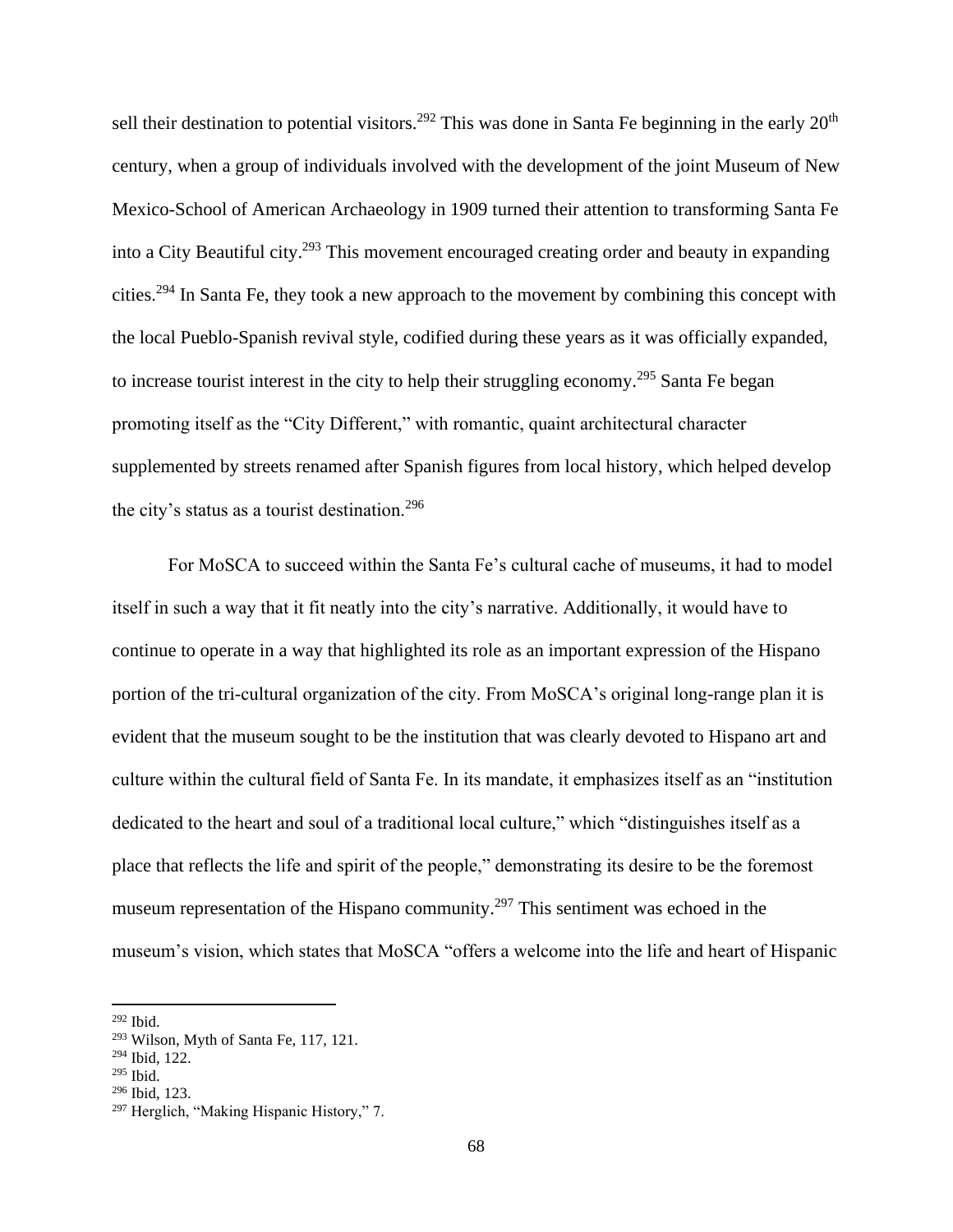sell their destination to potential visitors.[292] This was done in Santa Fe beginning in the early 20th century, when a group of individuals involved with the development of the joint Museum of New Mexico-School of American Archaeology in 1909 turned their attention to transforming Santa Fe into a City Beautiful city.[293] This movement encouraged creating order and beauty in expanding cities.[294] In Santa Fe, they took a new approach to the movement by combining this concept with the local Pueblo-Spanish revival style, codified during these years as it was officially expanded, to increase tourist interest in the city to help their struggling economy.[295] Santa Fe began promoting itself as the "City Different," with romantic, quaint architectural character supplemented by streets renamed after Spanish figures from local history, which helped develop the city's status as a tourist destination.[296]

For MoSCA to succeed within the Santa Fe's cultural cache of museums, it had to model itself in such a way that it fit neatly into the city's narrative. Additionally, it would have to continue to operate in a way that highlighted its role as an important expression of the Hispano portion of the tri-cultural organization of the city. From MoSCA's original long-range plan it is evident that the museum sought to be the institution that was clearly devoted to Hispano art and culture within the cultural field of Santa Fe. In its mandate, it emphasizes itself as an "institution dedicated to the heart and soul of a traditional local culture," which "distinguishes itself as a place that reflects the life and spirit of the people," demonstrating its desire to be the foremost museum representation of the Hispano community.[297] This sentiment was echoed in the museum's vision, which states that MoSCA "offers a welcome into the life and heart of Hispanic

---

[292] Ibid.

[293] Wilson, Myth of Santa Fe, 117, 121.

[294] Ibid, 122.

[295] Ibid.

[296] Ibid, 123.

[297] Herglich, "Making Hispanic History," 7.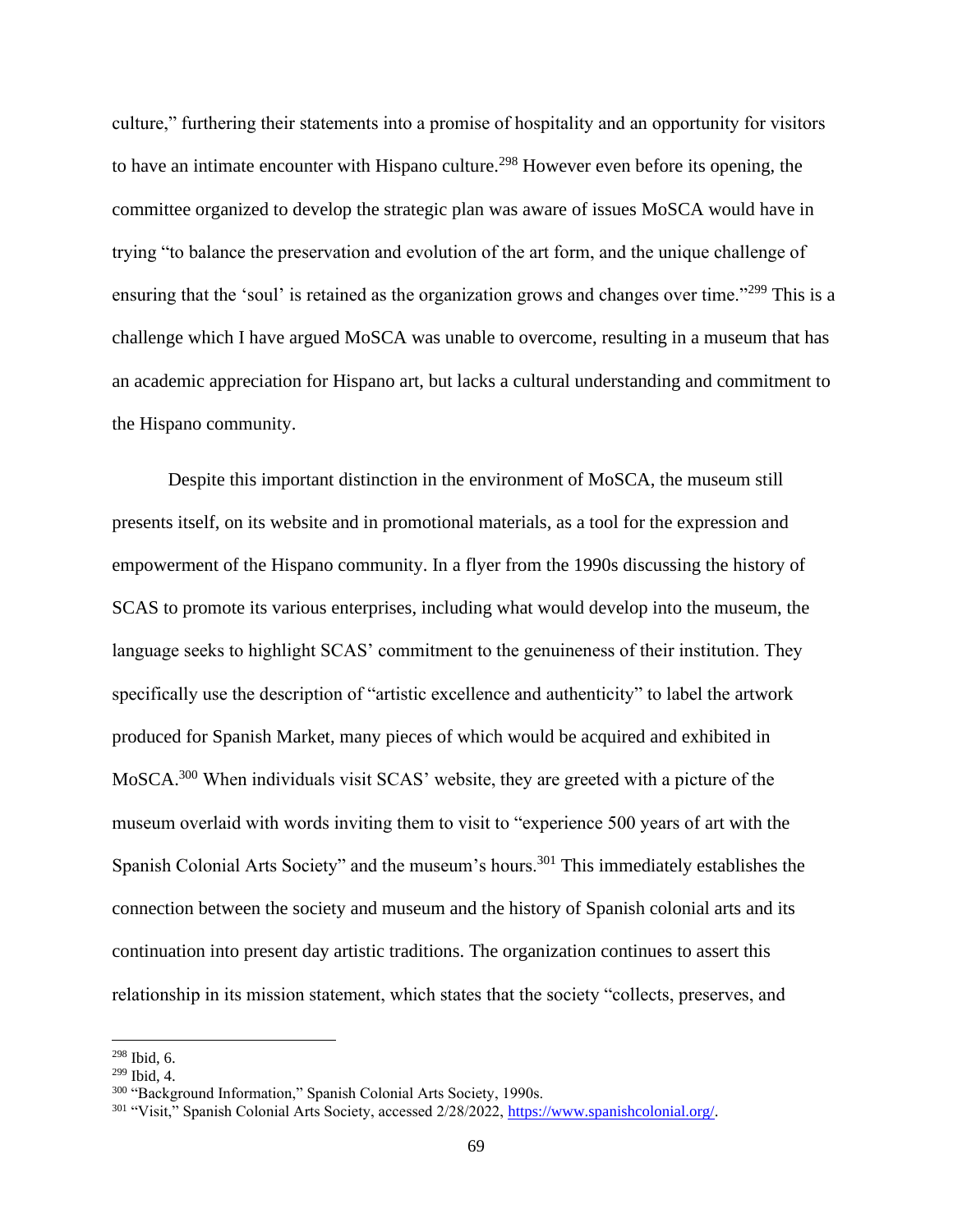culture," furthering their statements into a promise of hospitality and an opportunity for visitors to have an intimate encounter with Hispano culture.[298] However even before its opening, the committee organized to develop the strategic plan was aware of issues MoSCA would have in trying "to balance the preservation and evolution of the art form, and the unique challenge of ensuring that the 'soul' is retained as the organization grows and changes over time."[299] This is a challenge which I have argued MoSCA was unable to overcome, resulting in a museum that has an academic appreciation for Hispano art, but lacks a cultural understanding and commitment to the Hispano community.

Despite this important distinction in the environment of MoSCA, the museum still presents itself, on its website and in promotional materials, as a tool for the expression and empowerment of the Hispano community. In a flyer from the 1990s discussing the history of SCAS to promote its various enterprises, including what would develop into the museum, the language seeks to highlight SCAS' commitment to the genuineness of their institution. They specifically use the description of "artistic excellence and authenticity" to label the artwork produced for Spanish Market, many pieces of which would be acquired and exhibited in MoSCA.[300] When individuals visit SCAS' website, they are greeted with a picture of the museum overlaid with words inviting them to visit to "experience 500 years of art with the Spanish Colonial Arts Society" and the museum's hours.[301] This immediately establishes the connection between the society and museum and the history of Spanish colonial arts and its continuation into present day artistic traditions. The organization continues to assert this relationship in its mission statement, which states that the society "collects, preserves, and

---

[298] Ibid, 6.

[299] Ibid, 4.

[300] "Background Information," Spanish Colonial Arts Society, 1990s.

[301] "Visit," Spanish Colonial Arts Society, accessed 2/28/2022, https://www.spanishcolonial.org/.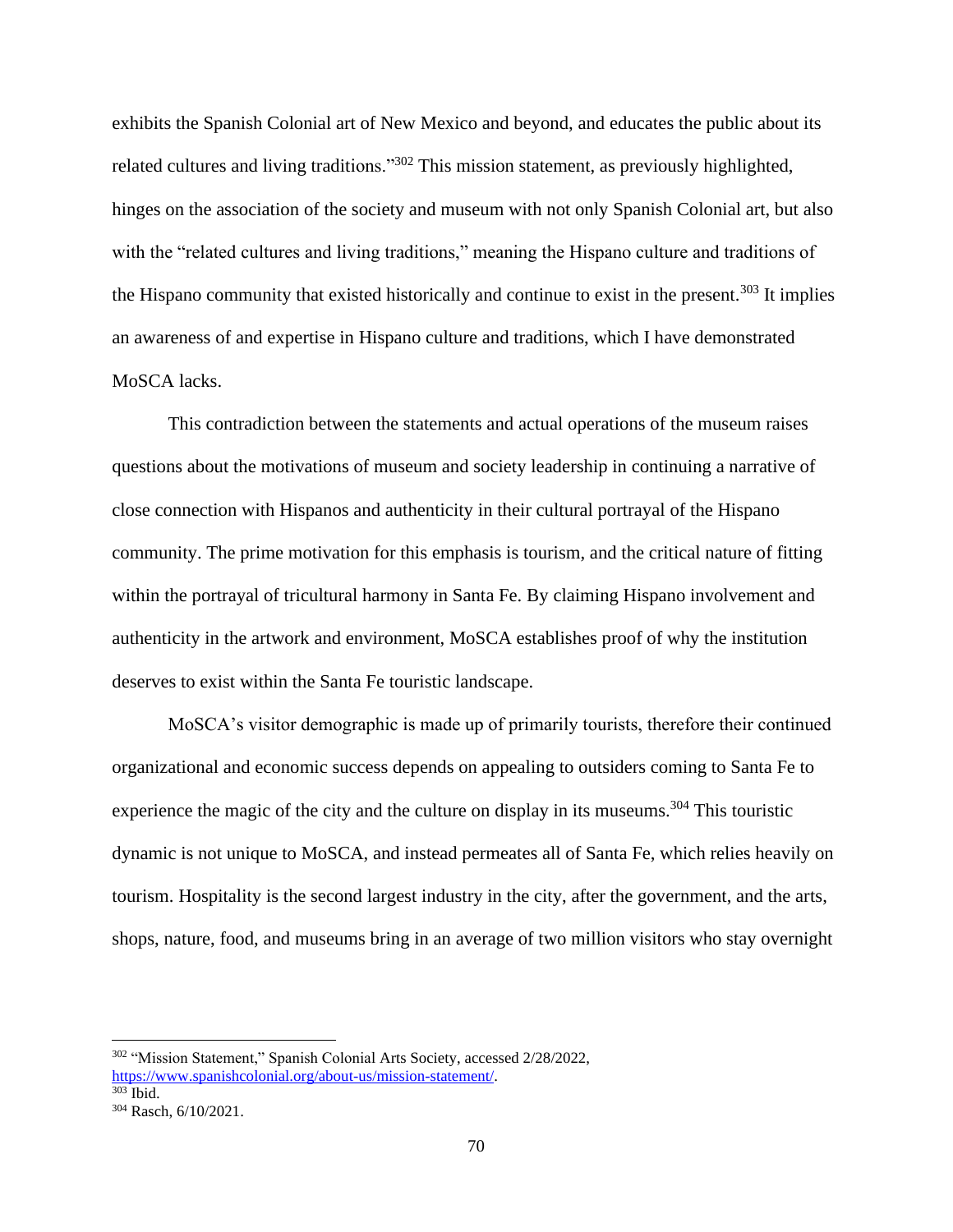exhibits the Spanish Colonial art of New Mexico and beyond, and educates the public about its related cultures and living traditions."[302] This mission statement, as previously highlighted, hinges on the association of the society and museum with not only Spanish Colonial art, but also with the "related cultures and living traditions," meaning the Hispano culture and traditions of the Hispano community that existed historically and continue to exist in the present.[303] It implies an awareness of and expertise in Hispano culture and traditions, which I have demonstrated MoSCA lacks.

This contradiction between the statements and actual operations of the museum raises questions about the motivations of museum and society leadership in continuing a narrative of close connection with Hispanos and authenticity in their cultural portrayal of the Hispano community. The prime motivation for this emphasis is tourism, and the critical nature of fitting within the portrayal of tricultural harmony in Santa Fe. By claiming Hispano involvement and authenticity in the artwork and environment, MoSCA establishes proof of why the institution deserves to exist within the Santa Fe touristic landscape.

MoSCA's visitor demographic is made up of primarily tourists, therefore their continued organizational and economic success depends on appealing to outsiders coming to Santa Fe to experience the magic of the city and the culture on display in its museums.[304] This touristic dynamic is not unique to MoSCA, and instead permeates all of Santa Fe, which relies heavily on tourism. Hospitality is the second largest industry in the city, after the government, and the arts, shops, nature, food, and museums bring in an average of two million visitors who stay overnight

---

[302] "Mission Statement," Spanish Colonial Arts Society, accessed 2/28/2022, https://www.spanishcolonial.org/about-us/mission-statement/.

[303] Ibid.

[304] Rasch, 6/10/2021.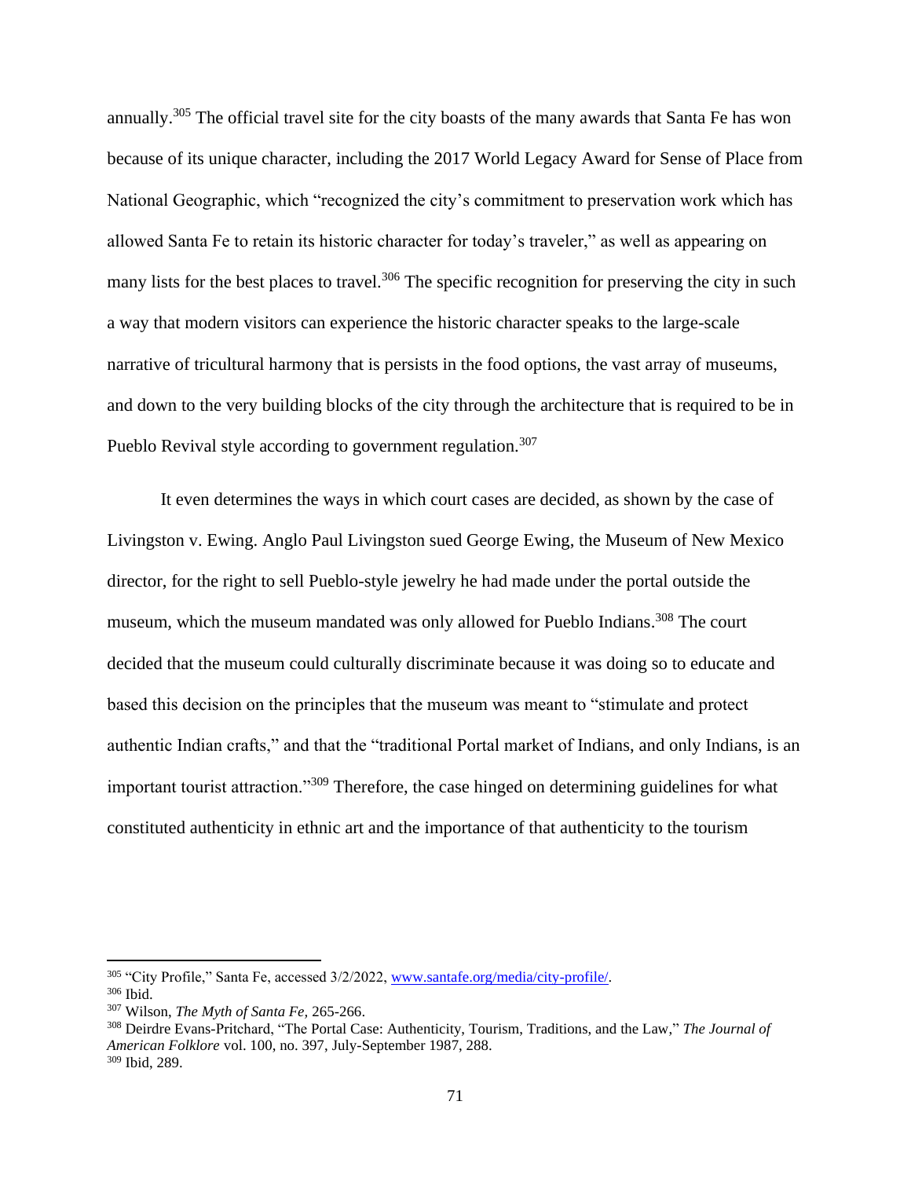annually.[305] The official travel site for the city boasts of the many awards that Santa Fe has won because of its unique character, including the 2017 World Legacy Award for Sense of Place from National Geographic, which "recognized the city's commitment to preservation work which has allowed Santa Fe to retain its historic character for today's traveler," as well as appearing on many lists for the best places to travel.[306] The specific recognition for preserving the city in such a way that modern visitors can experience the historic character speaks to the large-scale narrative of tricultural harmony that is persists in the food options, the vast array of museums, and down to the very building blocks of the city through the architecture that is required to be in Pueblo Revival style according to government regulation.[307]

It even determines the ways in which court cases are decided, as shown by the case of Livingston v. Ewing. Anglo Paul Livingston sued George Ewing, the Museum of New Mexico director, for the right to sell Pueblo-style jewelry he had made under the portal outside the museum, which the museum mandated was only allowed for Pueblo Indians.[308] The court decided that the museum could culturally discriminate because it was doing so to educate and based this decision on the principles that the museum was meant to "stimulate and protect authentic Indian crafts," and that the "traditional Portal market of Indians, and only Indians, is an important tourist attraction."[309] Therefore, the case hinged on determining guidelines for what constituted authenticity in ethnic art and the importance of that authenticity to the tourism

---

[305] "City Profile," Santa Fe, accessed 3/2/2022, [www.santafe.org/media/city-profile/](www.santafe.org/media/city-profile/).

[306] Ibid.

[307] Wilson, *The Myth of Santa Fe,* 265-266.

[308] Deirdre Evans-Pritchard, "The Portal Case: Authenticity, Tourism, Traditions, and the Law," *The Journal of American Folklore* vol. 100, no. 397, July-September 1987, 288.

[309] Ibid, 289.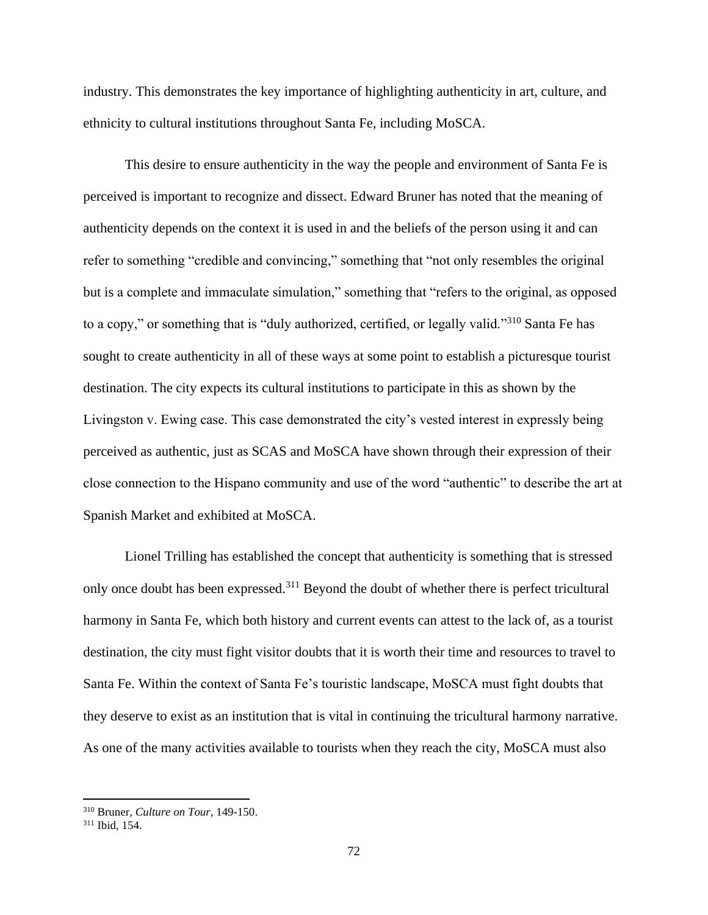industry. This demonstrates the key importance of highlighting authenticity in art, culture, and ethnicity to cultural institutions throughout Santa Fe, including MoSCA.

This desire to ensure authenticity in the way the people and environment of Santa Fe is perceived is important to recognize and dissect. Edward Bruner has noted that the meaning of authenticity depends on the context it is used in and the beliefs of the person using it and can refer to something "credible and convincing," something that "not only resembles the original but is a complete and immaculate simulation," something that "refers to the original, as opposed to a copy," or something that is "duly authorized, certified, or legally valid."[310] Santa Fe has sought to create authenticity in all of these ways at some point to establish a picturesque tourist destination. The city expects its cultural institutions to participate in this as shown by the Livingston v. Ewing case. This case demonstrated the city's vested interest in expressly being perceived as authentic, just as SCAS and MoSCA have shown through their expression of their close connection to the Hispano community and use of the word "authentic" to describe the art at Spanish Market and exhibited at MoSCA.

Lionel Trilling has established the concept that authenticity is something that is stressed only once doubt has been expressed.[311] Beyond the doubt of whether there is perfect tricultural harmony in Santa Fe, which both history and current events can attest to the lack of, as a tourist destination, the city must fight visitor doubts that it is worth their time and resources to travel to Santa Fe. Within the context of Santa Fe's touristic landscape, MoSCA must fight doubts that they deserve to exist as an institution that is vital in continuing the tricultural harmony narrative. As one of the many activities available to tourists when they reach the city, MoSCA must also

[310] Bruner, *Culture on Tour*, 149-150.

[311] Ibid, 154.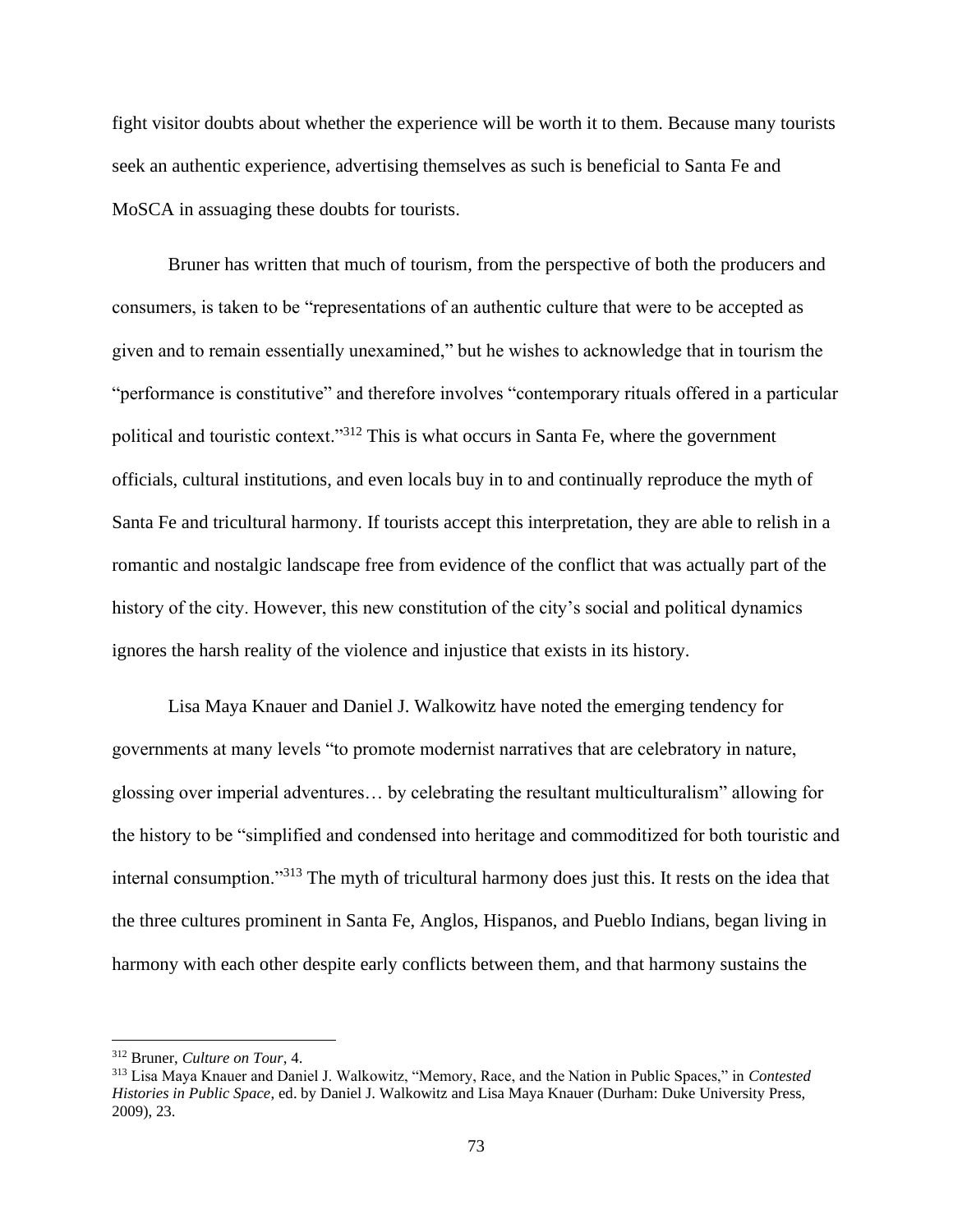fight visitor doubts about whether the experience will be worth it to them. Because many tourists seek an authentic experience, advertising themselves as such is beneficial to Santa Fe and MoSCA in assuaging these doubts for tourists.

Bruner has written that much of tourism, from the perspective of both the producers and consumers, is taken to be "representations of an authentic culture that were to be accepted as given and to remain essentially unexamined," but he wishes to acknowledge that in tourism the "performance is constitutive" and therefore involves "contemporary rituals offered in a particular political and touristic context."[312] This is what occurs in Santa Fe, where the government officials, cultural institutions, and even locals buy in to and continually reproduce the myth of Santa Fe and tricultural harmony. If tourists accept this interpretation, they are able to relish in a romantic and nostalgic landscape free from evidence of the conflict that was actually part of the history of the city. However, this new constitution of the city's social and political dynamics ignores the harsh reality of the violence and injustice that exists in its history.

Lisa Maya Knauer and Daniel J. Walkowitz have noted the emerging tendency for governments at many levels "to promote modernist narratives that are celebratory in nature, glossing over imperial adventures… by celebrating the resultant multiculturalism" allowing for the history to be "simplified and condensed into heritage and commoditized for both touristic and internal consumption."[313] The myth of tricultural harmony does just this. It rests on the idea that the three cultures prominent in Santa Fe, Anglos, Hispanos, and Pueblo Indians, began living in harmony with each other despite early conflicts between them, and that harmony sustains the

---

[312] Bruner, *Culture on Tour*, 4.

[313] Lisa Maya Knauer and Daniel J. Walkowitz, "Memory, Race, and the Nation in Public Spaces," in *Contested Histories in Public Space*, ed. by Daniel J. Walkowitz and Lisa Maya Knauer (Durham: Duke University Press, 2009), 23.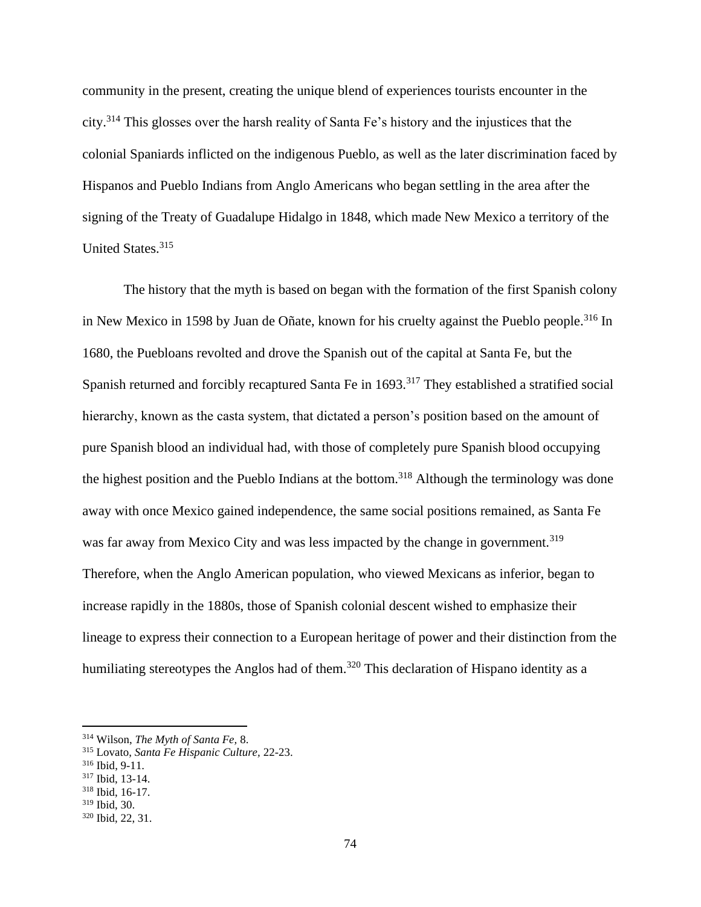community in the present, creating the unique blend of experiences tourists encounter in the city.[314] This glosses over the harsh reality of Santa Fe's history and the injustices that the colonial Spaniards inflicted on the indigenous Pueblo, as well as the later discrimination faced by Hispanos and Pueblo Indians from Anglo Americans who began settling in the area after the signing of the Treaty of Guadalupe Hidalgo in 1848, which made New Mexico a territory of the United States.[315]

The history that the myth is based on began with the formation of the first Spanish colony in New Mexico in 1598 by Juan de Oñate, known for his cruelty against the Pueblo people.[316] In 1680, the Puebloans revolted and drove the Spanish out of the capital at Santa Fe, but the Spanish returned and forcibly recaptured Santa Fe in 1693.[317] They established a stratified social hierarchy, known as the casta system, that dictated a person's position based on the amount of pure Spanish blood an individual had, with those of completely pure Spanish blood occupying the highest position and the Pueblo Indians at the bottom.[318] Although the terminology was done away with once Mexico gained independence, the same social positions remained, as Santa Fe was far away from Mexico City and was less impacted by the change in government.[319] Therefore, when the Anglo American population, who viewed Mexicans as inferior, began to increase rapidly in the 1880s, those of Spanish colonial descent wished to emphasize their lineage to express their connection to a European heritage of power and their distinction from the humiliating stereotypes the Anglos had of them.[320] This declaration of Hispano identity as a

---

[314] Wilson, *The Myth of Santa Fe,* 8.
[315] Lovato, *Santa Fe Hispanic Culture,* 22-23.
[316] Ibid, 9-11.
[317] Ibid, 13-14.
[318] Ibid, 16-17.
[319] Ibid, 30.
[320] Ibid, 22, 31.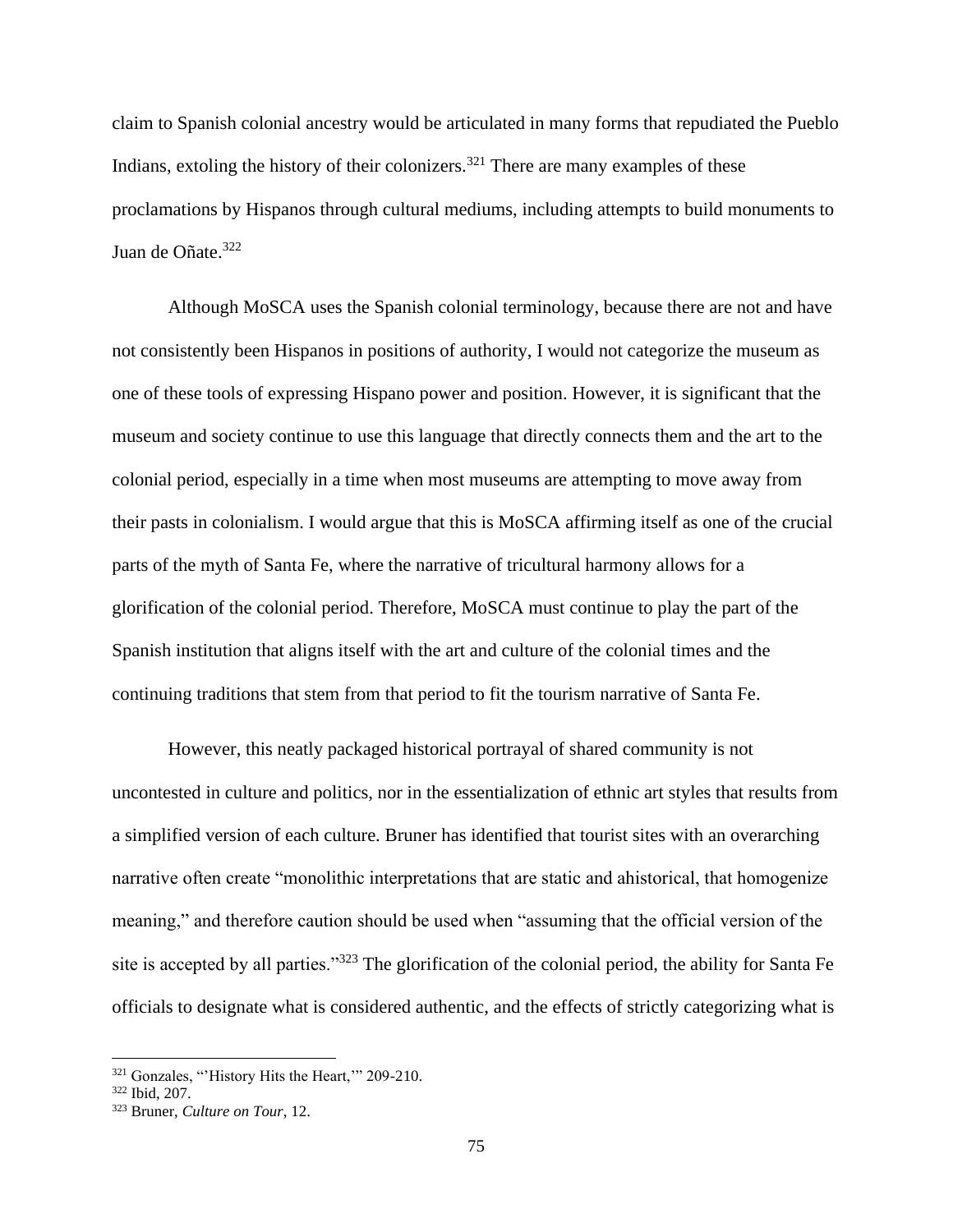claim to Spanish colonial ancestry would be articulated in many forms that repudiated the Pueblo Indians, extoling the history of their colonizers.[321] There are many examples of these proclamations by Hispanos through cultural mediums, including attempts to build monuments to Juan de Oñate.[322]

Although MoSCA uses the Spanish colonial terminology, because there are not and have not consistently been Hispanos in positions of authority, I would not categorize the museum as one of these tools of expressing Hispano power and position. However, it is significant that the museum and society continue to use this language that directly connects them and the art to the colonial period, especially in a time when most museums are attempting to move away from their pasts in colonialism. I would argue that this is MoSCA affirming itself as one of the crucial parts of the myth of Santa Fe, where the narrative of tricultural harmony allows for a glorification of the colonial period. Therefore, MoSCA must continue to play the part of the Spanish institution that aligns itself with the art and culture of the colonial times and the continuing traditions that stem from that period to fit the tourism narrative of Santa Fe.

However, this neatly packaged historical portrayal of shared community is not uncontested in culture and politics, nor in the essentialization of ethnic art styles that results from a simplified version of each culture. Bruner has identified that tourist sites with an overarching narrative often create "monolithic interpretations that are static and ahistorical, that homogenize meaning," and therefore caution should be used when "assuming that the official version of the site is accepted by all parties."[323] The glorification of the colonial period, the ability for Santa Fe officials to designate what is considered authentic, and the effects of strictly categorizing what is

---

[321] Gonzales, "'History Hits the Heart,'" 209-210.

[322] Ibid, 207.

[323] Bruner, *Culture on Tour*, 12.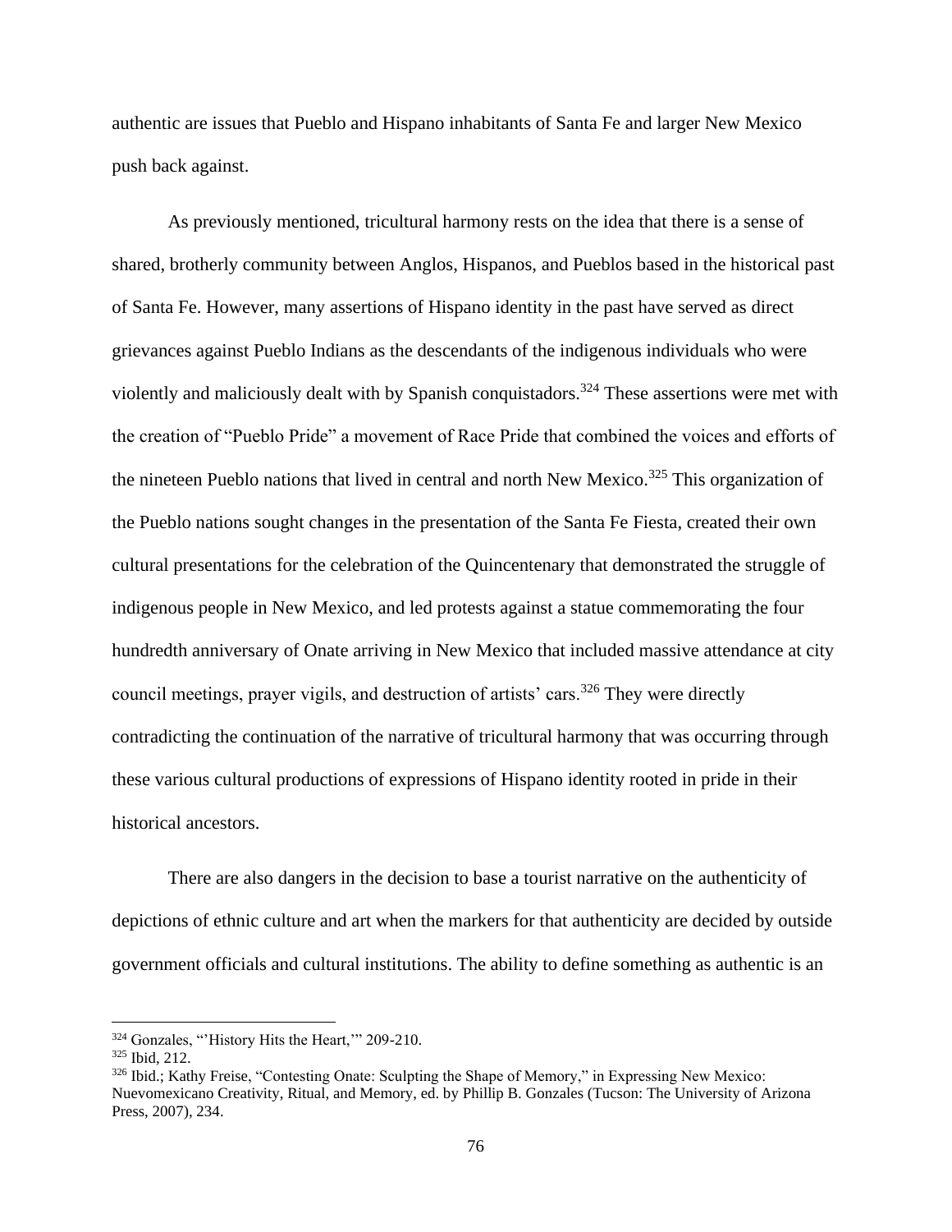authentic are issues that Pueblo and Hispano inhabitants of Santa Fe and larger New Mexico push back against.

As previously mentioned, tricultural harmony rests on the idea that there is a sense of shared, brotherly community between Anglos, Hispanos, and Pueblos based in the historical past of Santa Fe. However, many assertions of Hispano identity in the past have served as direct grievances against Pueblo Indians as the descendants of the indigenous individuals who were violently and maliciously dealt with by Spanish conquistadors.[324] These assertions were met with the creation of "Pueblo Pride" a movement of Race Pride that combined the voices and efforts of the nineteen Pueblo nations that lived in central and north New Mexico.[325] This organization of the Pueblo nations sought changes in the presentation of the Santa Fe Fiesta, created their own cultural presentations for the celebration of the Quincentenary that demonstrated the struggle of indigenous people in New Mexico, and led protests against a statue commemorating the four hundredth anniversary of Onate arriving in New Mexico that included massive attendance at city council meetings, prayer vigils, and destruction of artists' cars.[326] They were directly contradicting the continuation of the narrative of tricultural harmony that was occurring through these various cultural productions of expressions of Hispano identity rooted in pride in their historical ancestors.

There are also dangers in the decision to base a tourist narrative on the authenticity of depictions of ethnic culture and art when the markers for that authenticity are decided by outside government officials and cultural institutions. The ability to define something as authentic is an

---

[324] Gonzales, "'History Hits the Heart,'" 209-210.

[325] Ibid, 212.

[326] Ibid.; Kathy Freise, "Contesting Onate: Sculpting the Shape of Memory," in Expressing New Mexico: Nuevomexicano Creativity, Ritual, and Memory, ed. by Phillip B. Gonzales (Tucson: The University of Arizona Press, 2007), 234.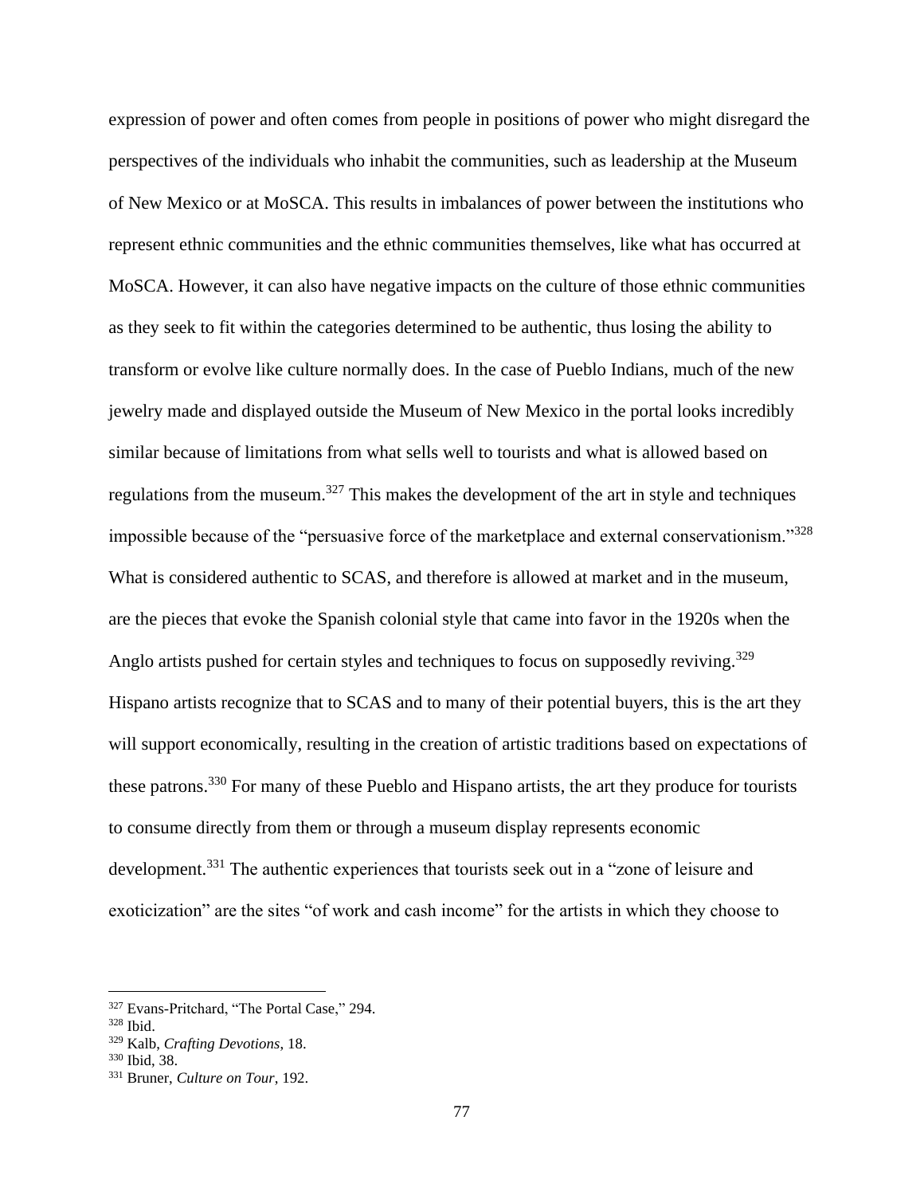expression of power and often comes from people in positions of power who might disregard the perspectives of the individuals who inhabit the communities, such as leadership at the Museum of New Mexico or at MoSCA. This results in imbalances of power between the institutions who represent ethnic communities and the ethnic communities themselves, like what has occurred at MoSCA. However, it can also have negative impacts on the culture of those ethnic communities as they seek to fit within the categories determined to be authentic, thus losing the ability to transform or evolve like culture normally does. In the case of Pueblo Indians, much of the new jewelry made and displayed outside the Museum of New Mexico in the portal looks incredibly similar because of limitations from what sells well to tourists and what is allowed based on regulations from the museum.[327] This makes the development of the art in style and techniques impossible because of the "persuasive force of the marketplace and external conservationism."[328] What is considered authentic to SCAS, and therefore is allowed at market and in the museum, are the pieces that evoke the Spanish colonial style that came into favor in the 1920s when the Anglo artists pushed for certain styles and techniques to focus on supposedly reviving.[329] Hispano artists recognize that to SCAS and to many of their potential buyers, this is the art they will support economically, resulting in the creation of artistic traditions based on expectations of these patrons.[330] For many of these Pueblo and Hispano artists, the art they produce for tourists to consume directly from them or through a museum display represents economic development.[331] The authentic experiences that tourists seek out in a "zone of leisure and exoticization" are the sites "of work and cash income" for the artists in which they choose to

---

[327] Evans-Pritchard, "The Portal Case," 294.

[328] Ibid.

[329] Kalb, *Crafting Devotions*, 18.

[330] Ibid, 38.

[331] Bruner, *Culture on Tour*, 192.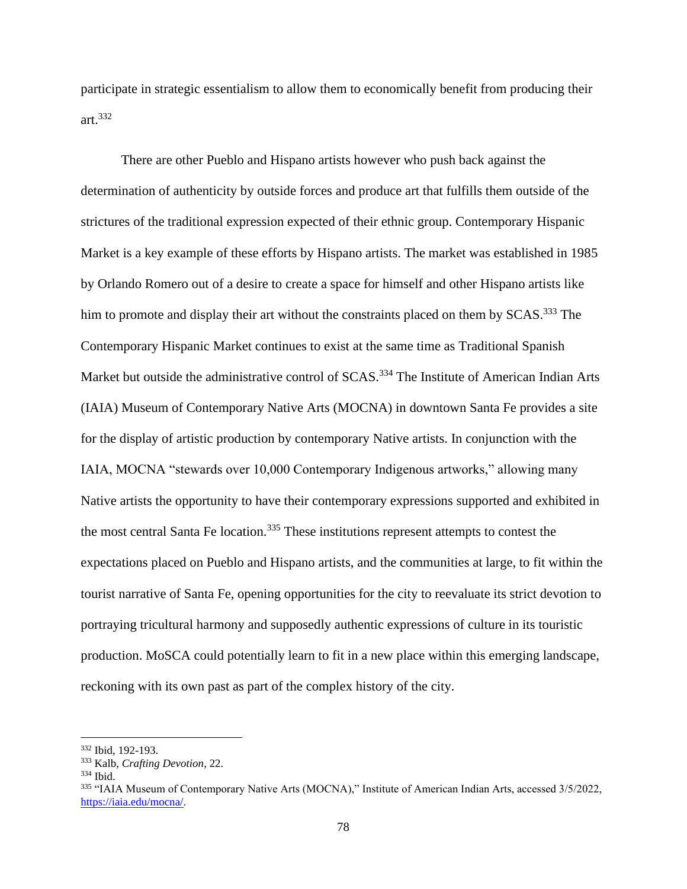participate in strategic essentialism to allow them to economically benefit from producing their art.[332]

There are other Pueblo and Hispano artists however who push back against the determination of authenticity by outside forces and produce art that fulfills them outside of the strictures of the traditional expression expected of their ethnic group. Contemporary Hispanic Market is a key example of these efforts by Hispano artists. The market was established in 1985 by Orlando Romero out of a desire to create a space for himself and other Hispano artists like him to promote and display their art without the constraints placed on them by SCAS.[333] The Contemporary Hispanic Market continues to exist at the same time as Traditional Spanish Market but outside the administrative control of SCAS.[334] The Institute of American Indian Arts (IAIA) Museum of Contemporary Native Arts (MOCNA) in downtown Santa Fe provides a site for the display of artistic production by contemporary Native artists. In conjunction with the IAIA, MOCNA "stewards over 10,000 Contemporary Indigenous artworks," allowing many Native artists the opportunity to have their contemporary expressions supported and exhibited in the most central Santa Fe location.[335] These institutions represent attempts to contest the expectations placed on Pueblo and Hispano artists, and the communities at large, to fit within the tourist narrative of Santa Fe, opening opportunities for the city to reevaluate its strict devotion to portraying tricultural harmony and supposedly authentic expressions of culture in its touristic production. MoSCA could potentially learn to fit in a new place within this emerging landscape, reckoning with its own past as part of the complex history of the city.

---

[332] Ibid, 192-193.

[333] Kalb, *Crafting Devotion*, 22.

[334] Ibid.

[335] "IAIA Museum of Contemporary Native Arts (MOCNA)," Institute of American Indian Arts, accessed 3/5/2022, https://iaia.edu/mocna/.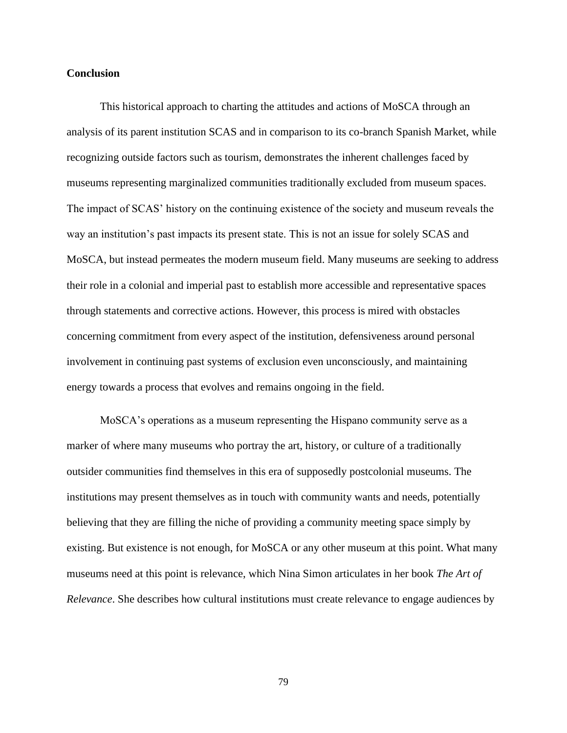**Conclusion**

This historical approach to charting the attitudes and actions of MoSCA through an analysis of its parent institution SCAS and in comparison to its co-branch Spanish Market, while recognizing outside factors such as tourism, demonstrates the inherent challenges faced by museums representing marginalized communities traditionally excluded from museum spaces. The impact of SCAS' history on the continuing existence of the society and museum reveals the way an institution's past impacts its present state. This is not an issue for solely SCAS and MoSCA, but instead permeates the modern museum field. Many museums are seeking to address their role in a colonial and imperial past to establish more accessible and representative spaces through statements and corrective actions. However, this process is mired with obstacles concerning commitment from every aspect of the institution, defensiveness around personal involvement in continuing past systems of exclusion even unconsciously, and maintaining energy towards a process that evolves and remains ongoing in the field.

MoSCA's operations as a museum representing the Hispano community serve as a marker of where many museums who portray the art, history, or culture of a traditionally outsider communities find themselves in this era of supposedly postcolonial museums. The institutions may present themselves as in touch with community wants and needs, potentially believing that they are filling the niche of providing a community meeting space simply by existing. But existence is not enough, for MoSCA or any other museum at this point. What many museums need at this point is relevance, which Nina Simon articulates in her book *The Art of Relevance*. She describes how cultural institutions must create relevance to engage audiences by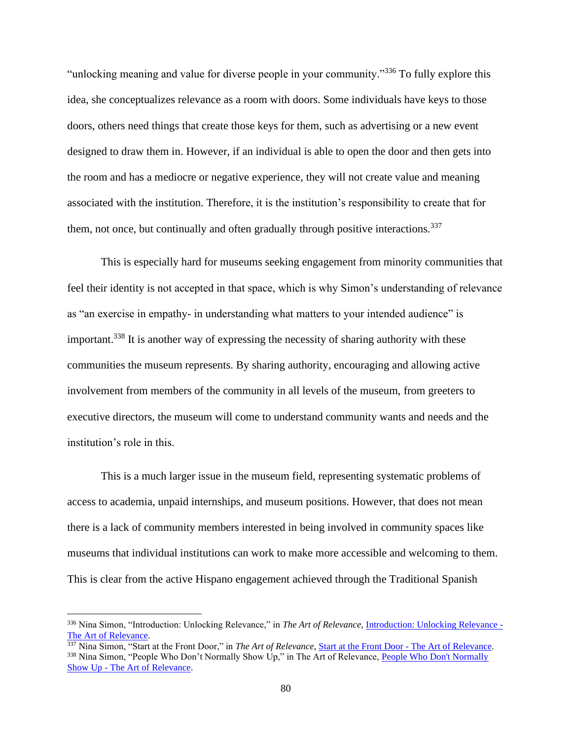"unlocking meaning and value for diverse people in your community."[336] To fully explore this idea, she conceptualizes relevance as a room with doors. Some individuals have keys to those doors, others need things that create those keys for them, such as advertising or a new event designed to draw them in. However, if an individual is able to open the door and then gets into the room and has a mediocre or negative experience, they will not create value and meaning associated with the institution. Therefore, it is the institution's responsibility to create that for them, not once, but continually and often gradually through positive interactions.[337]

This is especially hard for museums seeking engagement from minority communities that feel their identity is not accepted in that space, which is why Simon's understanding of relevance as "an exercise in empathy- in understanding what matters to your intended audience" is important.[338] It is another way of expressing the necessity of sharing authority with these communities the museum represents. By sharing authority, encouraging and allowing active involvement from members of the community in all levels of the museum, from greeters to executive directors, the museum will come to understand community wants and needs and the institution's role in this.

This is a much larger issue in the museum field, representing systematic problems of access to academia, unpaid internships, and museum positions. However, that does not mean there is a lack of community members interested in being involved in community spaces like museums that individual institutions can work to make more accessible and welcoming to them. This is clear from the active Hispano engagement achieved through the Traditional Spanish

---

[336] Nina Simon, "Introduction: Unlocking Relevance," in *The Art of Relevance,* [Introduction: Unlocking Relevance - The Art of Relevance](#).

[337] Nina Simon, "Start at the Front Door," in *The Art of Relevance,* [Start at the Front Door - The Art of Relevance](#).

[338] Nina Simon, "People Who Don't Normally Show Up," in The Art of Relevance, [People Who Don't Normally Show Up - The Art of Relevance](#).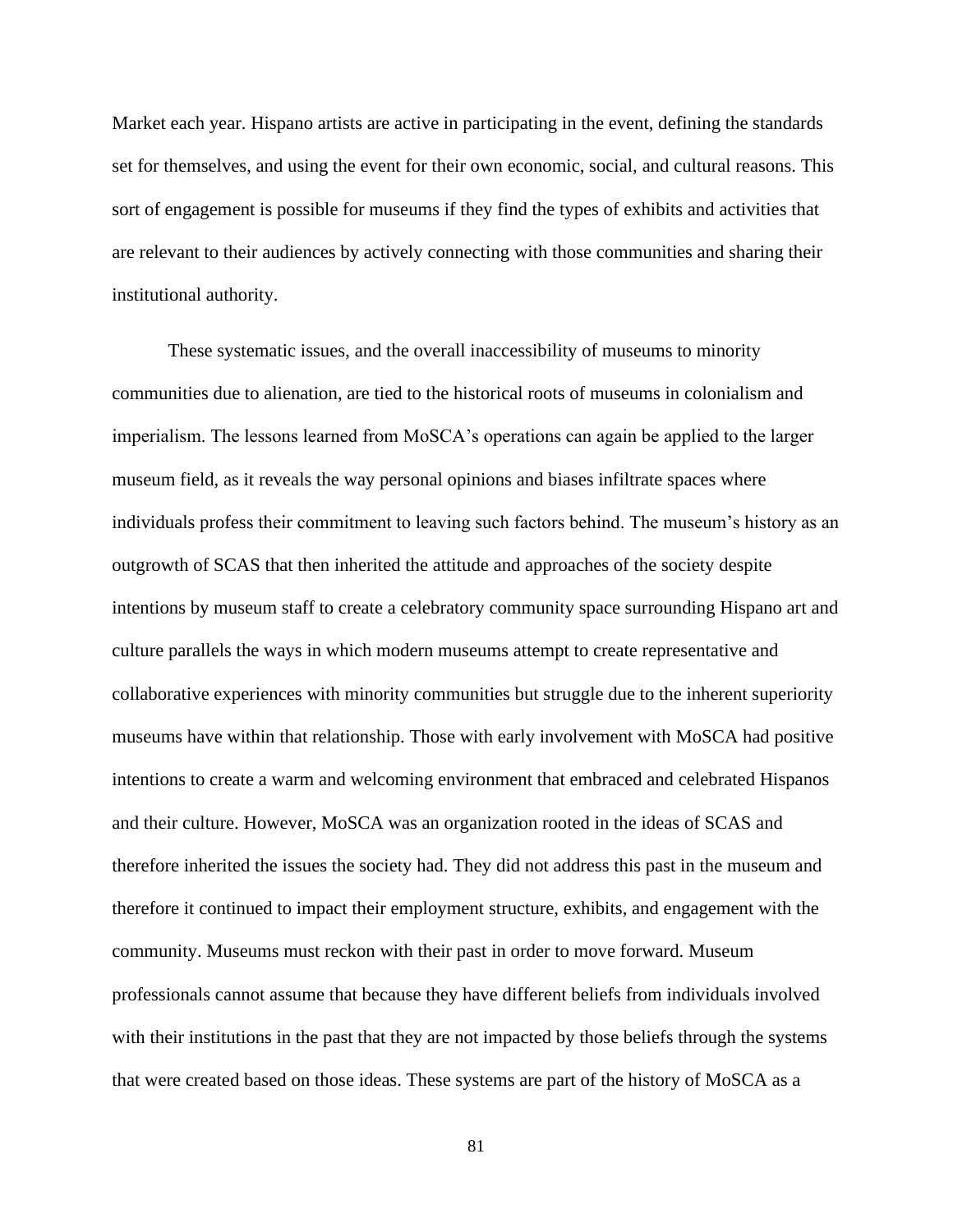Market each year. Hispano artists are active in participating in the event, defining the standards set for themselves, and using the event for their own economic, social, and cultural reasons. This sort of engagement is possible for museums if they find the types of exhibits and activities that are relevant to their audiences by actively connecting with those communities and sharing their institutional authority.

These systematic issues, and the overall inaccessibility of museums to minority communities due to alienation, are tied to the historical roots of museums in colonialism and imperialism. The lessons learned from MoSCA's operations can again be applied to the larger museum field, as it reveals the way personal opinions and biases infiltrate spaces where individuals profess their commitment to leaving such factors behind. The museum's history as an outgrowth of SCAS that then inherited the attitude and approaches of the society despite intentions by museum staff to create a celebratory community space surrounding Hispano art and culture parallels the ways in which modern museums attempt to create representative and collaborative experiences with minority communities but struggle due to the inherent superiority museums have within that relationship. Those with early involvement with MoSCA had positive intentions to create a warm and welcoming environment that embraced and celebrated Hispanos and their culture. However, MoSCA was an organization rooted in the ideas of SCAS and therefore inherited the issues the society had. They did not address this past in the museum and therefore it continued to impact their employment structure, exhibits, and engagement with the community. Museums must reckon with their past in order to move forward. Museum professionals cannot assume that because they have different beliefs from individuals involved with their institutions in the past that they are not impacted by those beliefs through the systems that were created based on those ideas. These systems are part of the history of MoSCA as a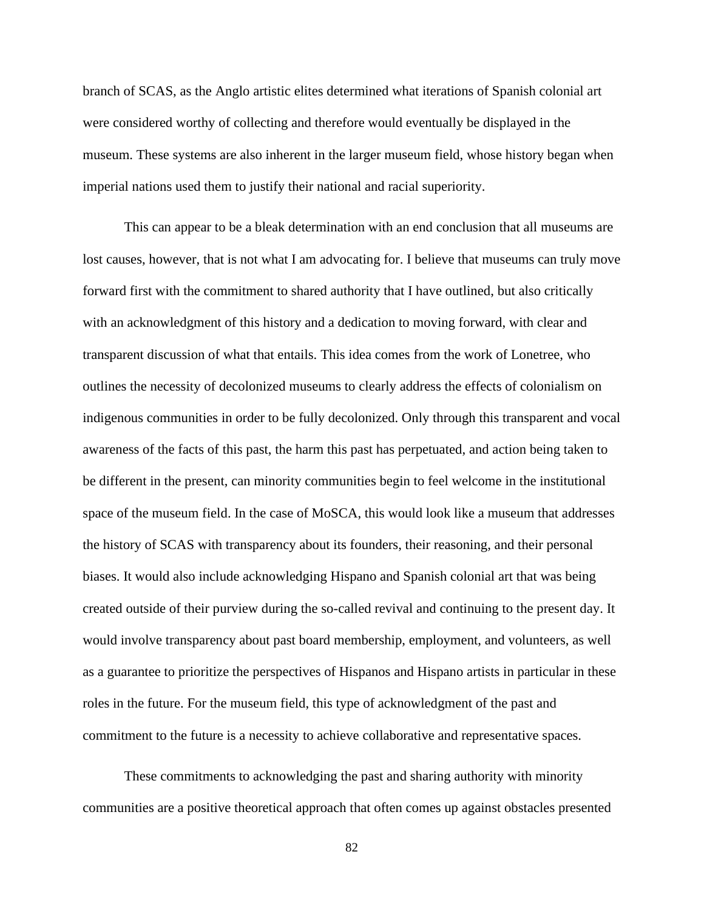branch of SCAS, as the Anglo artistic elites determined what iterations of Spanish colonial art were considered worthy of collecting and therefore would eventually be displayed in the museum. These systems are also inherent in the larger museum field, whose history began when imperial nations used them to justify their national and racial superiority.

This can appear to be a bleak determination with an end conclusion that all museums are lost causes, however, that is not what I am advocating for. I believe that museums can truly move forward first with the commitment to shared authority that I have outlined, but also critically with an acknowledgment of this history and a dedication to moving forward, with clear and transparent discussion of what that entails. This idea comes from the work of Lonetree, who outlines the necessity of decolonized museums to clearly address the effects of colonialism on indigenous communities in order to be fully decolonized. Only through this transparent and vocal awareness of the facts of this past, the harm this past has perpetuated, and action being taken to be different in the present, can minority communities begin to feel welcome in the institutional space of the museum field. In the case of MoSCA, this would look like a museum that addresses the history of SCAS with transparency about its founders, their reasoning, and their personal biases. It would also include acknowledging Hispano and Spanish colonial art that was being created outside of their purview during the so-called revival and continuing to the present day. It would involve transparency about past board membership, employment, and volunteers, as well as a guarantee to prioritize the perspectives of Hispanos and Hispano artists in particular in these roles in the future. For the museum field, this type of acknowledgment of the past and commitment to the future is a necessity to achieve collaborative and representative spaces.

These commitments to acknowledging the past and sharing authority with minority communities are a positive theoretical approach that often comes up against obstacles presented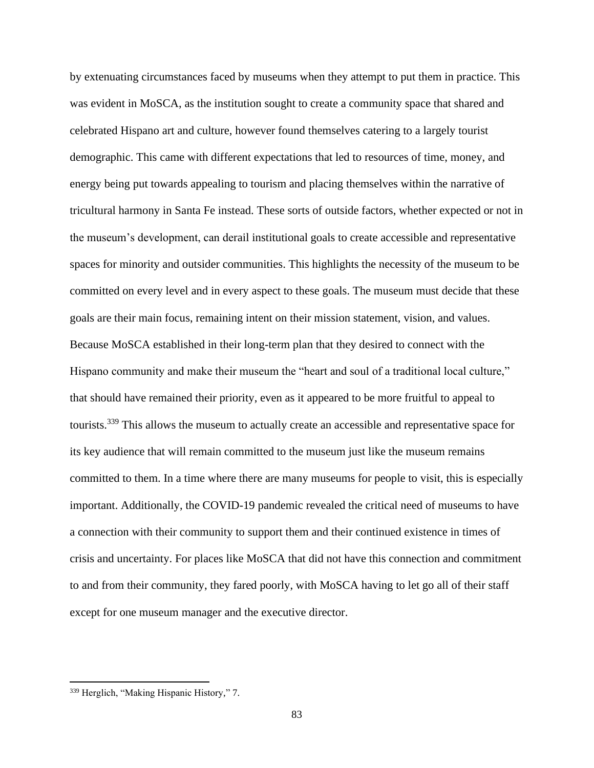by extenuating circumstances faced by museums when they attempt to put them in practice. This was evident in MoSCA, as the institution sought to create a community space that shared and celebrated Hispano art and culture, however found themselves catering to a largely tourist demographic. This came with different expectations that led to resources of time, money, and energy being put towards appealing to tourism and placing themselves within the narrative of tricultural harmony in Santa Fe instead. These sorts of outside factors, whether expected or not in the museum's development, can derail institutional goals to create accessible and representative spaces for minority and outsider communities. This highlights the necessity of the museum to be committed on every level and in every aspect to these goals. The museum must decide that these goals are their main focus, remaining intent on their mission statement, vision, and values. Because MoSCA established in their long-term plan that they desired to connect with the Hispano community and make their museum the "heart and soul of a traditional local culture," that should have remained their priority, even as it appeared to be more fruitful to appeal to tourists.[339] This allows the museum to actually create an accessible and representative space for its key audience that will remain committed to the museum just like the museum remains committed to them. In a time where there are many museums for people to visit, this is especially important. Additionally, the COVID-19 pandemic revealed the critical need of museums to have a connection with their community to support them and their continued existence in times of crisis and uncertainty. For places like MoSCA that did not have this connection and commitment to and from their community, they fared poorly, with MoSCA having to let go all of their staff except for one museum manager and the executive director.

[339] Herglich, "Making Hispanic History," 7.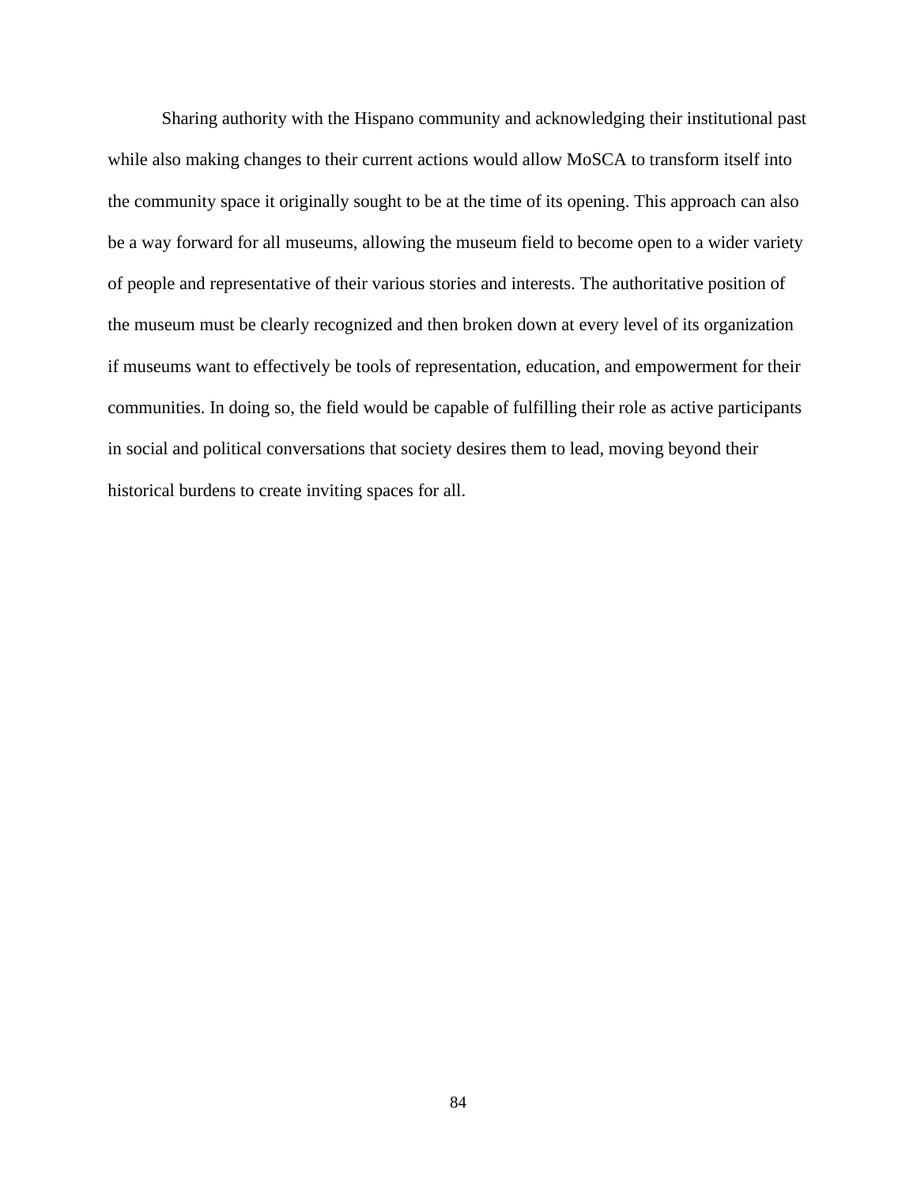Sharing authority with the Hispano community and acknowledging their institutional past while also making changes to their current actions would allow MoSCA to transform itself into the community space it originally sought to be at the time of its opening. This approach can also be a way forward for all museums, allowing the museum field to become open to a wider variety of people and representative of their various stories and interests. The authoritative position of the museum must be clearly recognized and then broken down at every level of its organization if museums want to effectively be tools of representation, education, and empowerment for their communities. In doing so, the field would be capable of fulfilling their role as active participants in social and political conversations that society desires them to lead, moving beyond their historical burdens to create inviting spaces for all.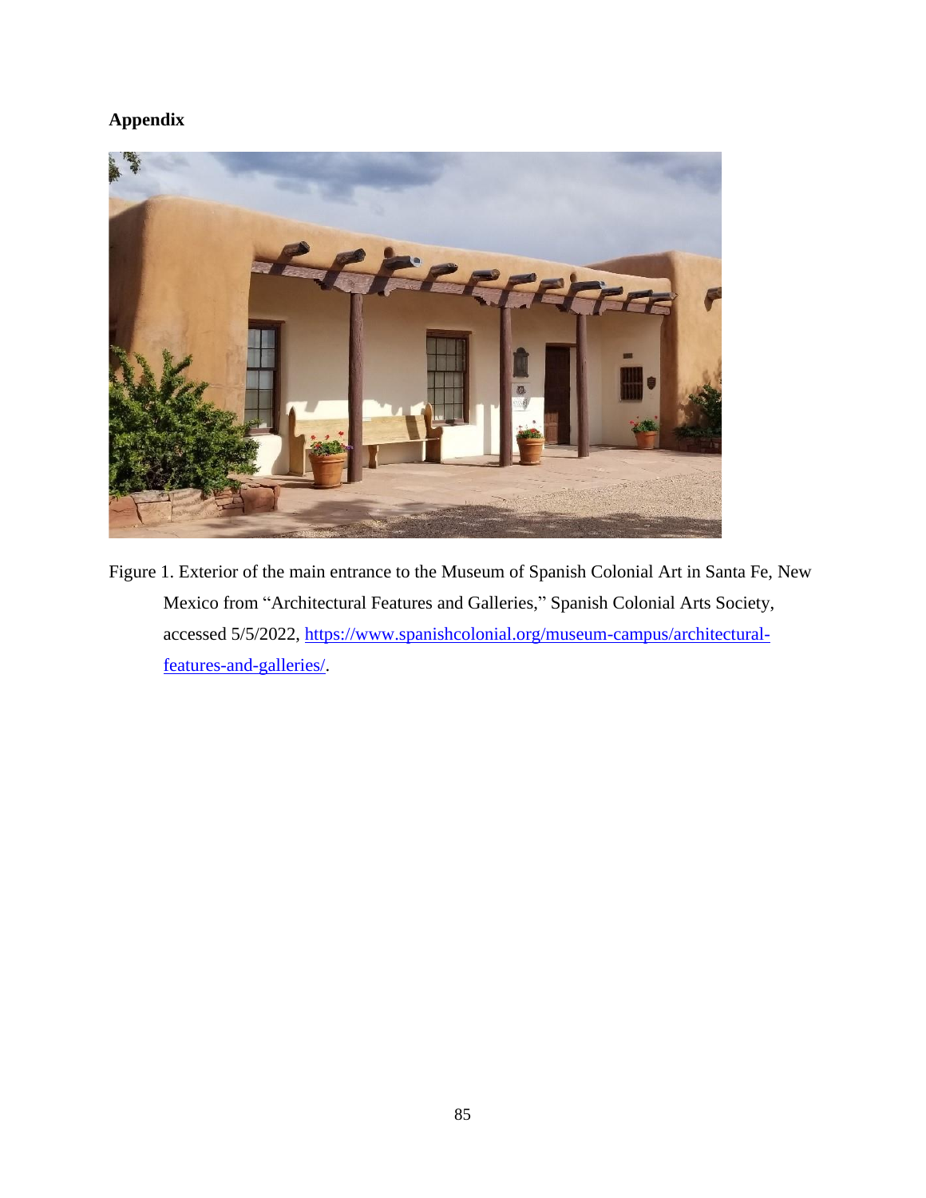**Appendix**

Figure 1. Exterior of the main entrance to the Museum of Spanish Colonial Art in Santa Fe, New Mexico from "Architectural Features and Galleries," Spanish Colonial Arts Society, accessed 5/5/2022, https://www.spanishcolonial.org/museum-campus/architectural-features-and-galleries/.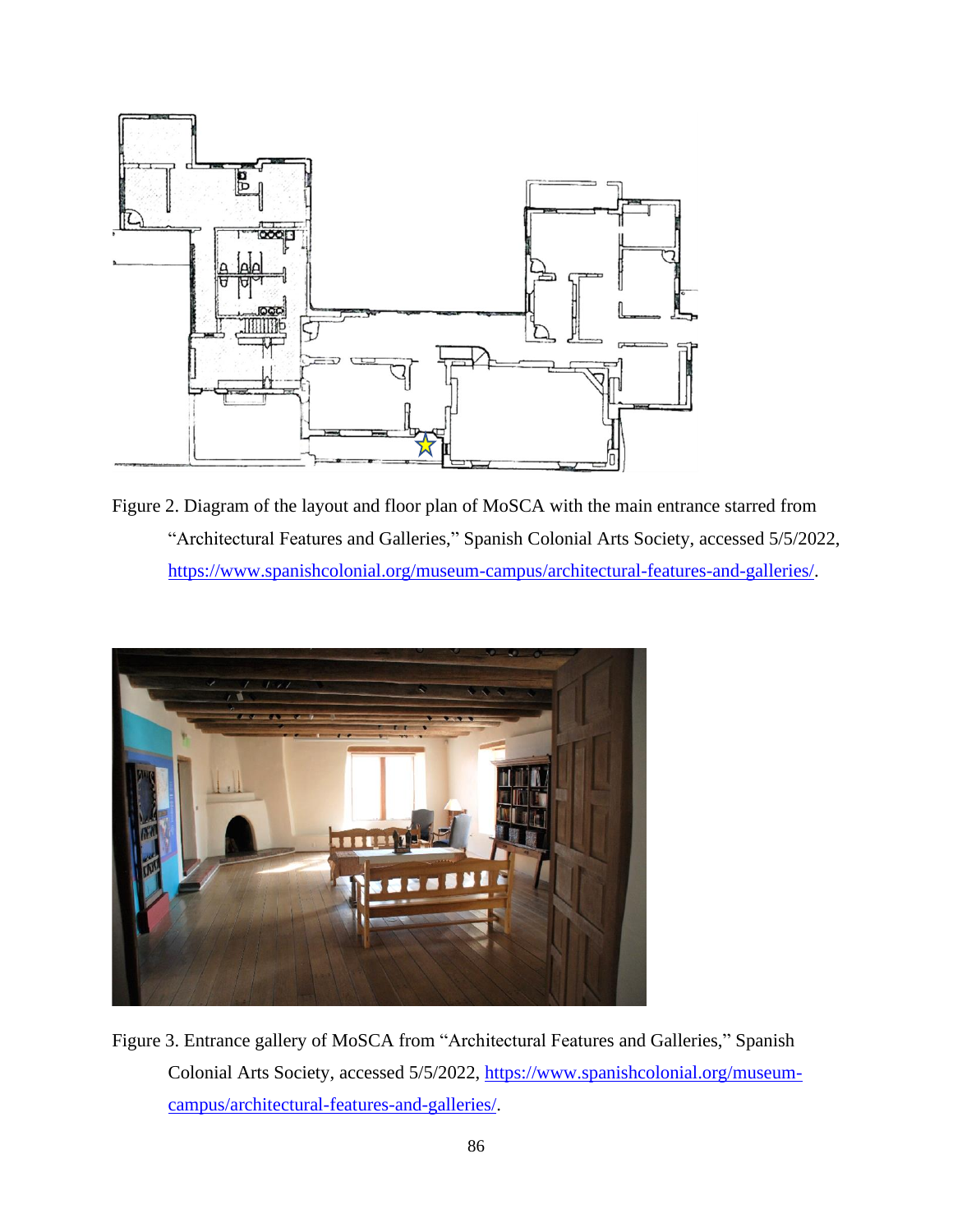Figure 2. Diagram of the layout and floor plan of MoSCA with the main entrance starred from "Architectural Features and Galleries," Spanish Colonial Arts Society, accessed 5/5/2022, https://www.spanishcolonial.org/museum-campus/architectural-features-and-galleries/.

Figure 3. Entrance gallery of MoSCA from "Architectural Features and Galleries," Spanish Colonial Arts Society, accessed 5/5/2022, https://www.spanishcolonial.org/museum-campus/architectural-features-and-galleries/.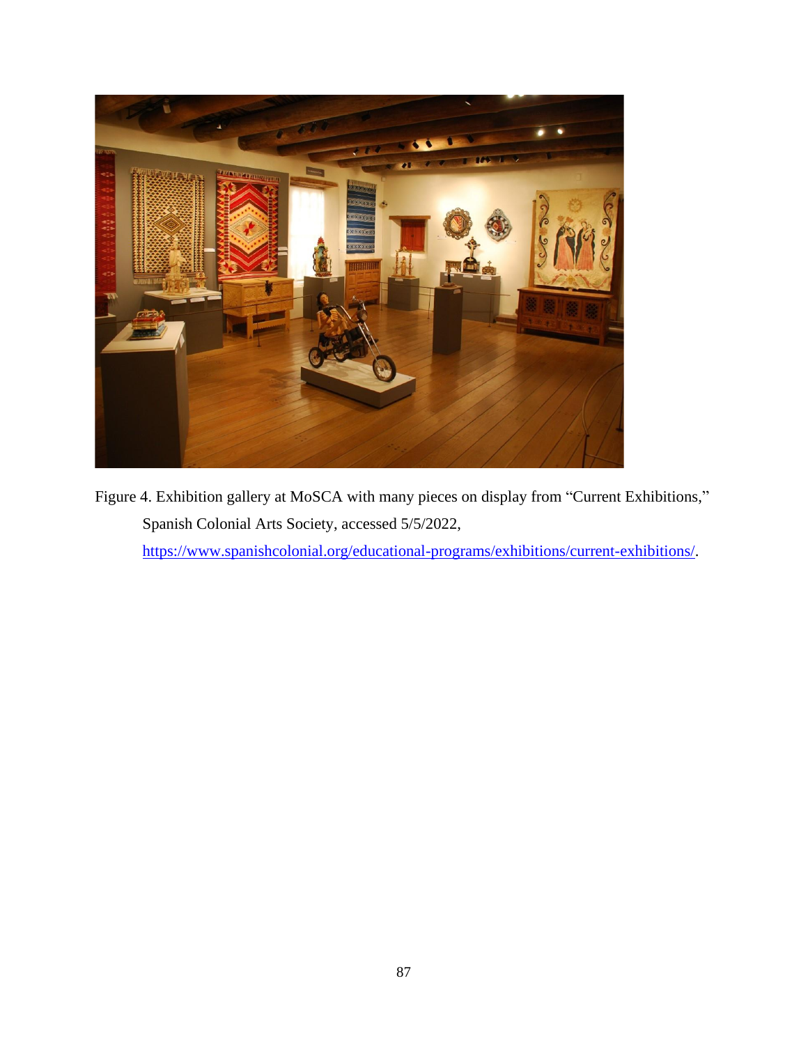Figure 4. Exhibition gallery at MoSCA with many pieces on display from "Current Exhibitions," Spanish Colonial Arts Society, accessed 5/5/2022, https://www.spanishcolonial.org/educational-programs/exhibitions/current-exhibitions/.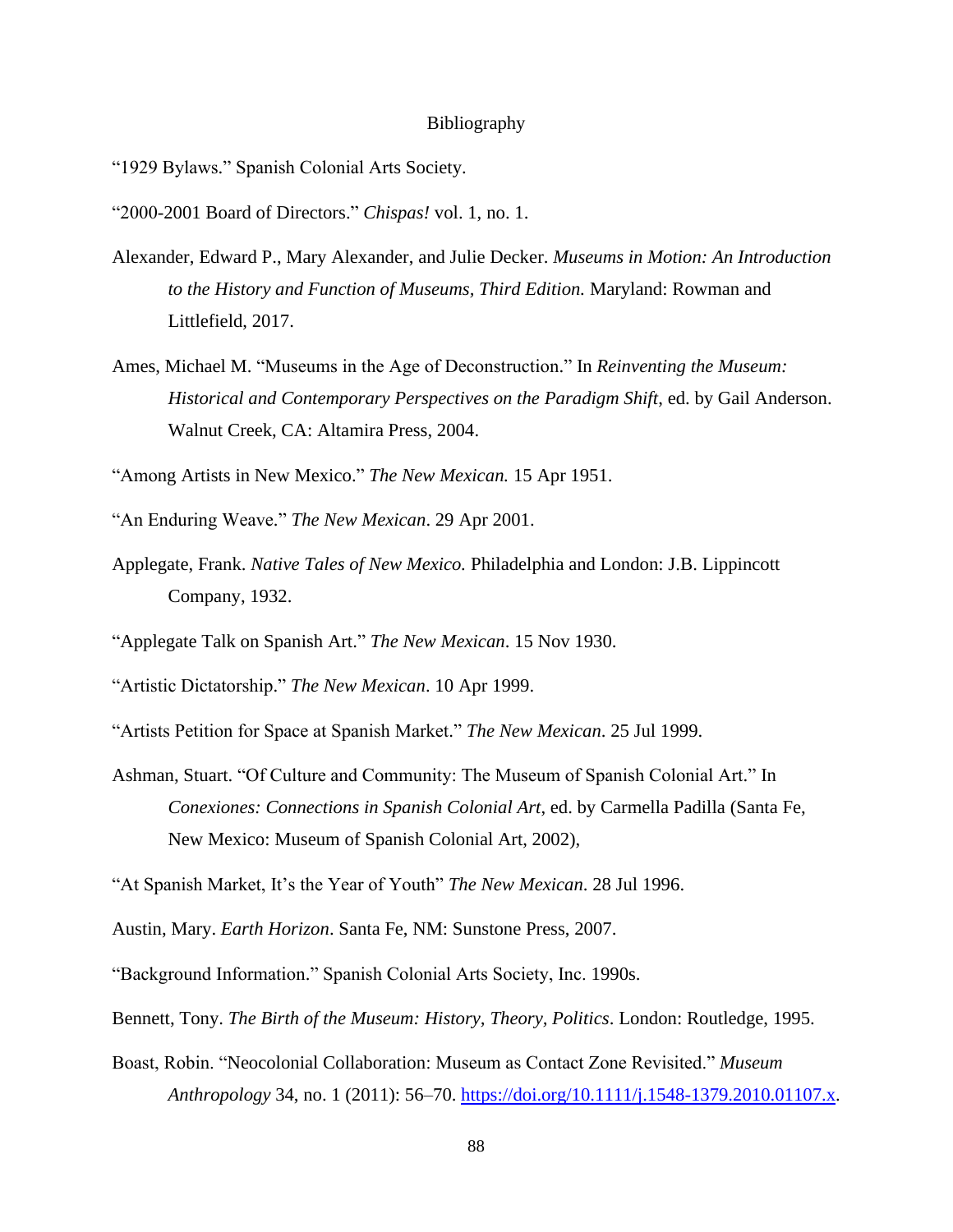# Bibliography

"1929 Bylaws." Spanish Colonial Arts Society.

"2000-2001 Board of Directors." *Chispas!* vol. 1, no. 1.

Alexander, Edward P., Mary Alexander, and Julie Decker. *Museums in Motion: An Introduction to the History and Function of Museums, Third Edition.* Maryland: Rowman and Littlefield, 2017.

Ames, Michael M. "Museums in the Age of Deconstruction." In *Reinventing the Museum: Historical and Contemporary Perspectives on the Paradigm Shift*, ed. by Gail Anderson. Walnut Creek, CA: Altamira Press, 2004.

"Among Artists in New Mexico." *The New Mexican.* 15 Apr 1951.

"An Enduring Weave." *The New Mexican*. 29 Apr 2001.

Applegate, Frank. *Native Tales of New Mexico.* Philadelphia and London: J.B. Lippincott Company, 1932.

"Applegate Talk on Spanish Art." *The New Mexican*. 15 Nov 1930.

"Artistic Dictatorship." *The New Mexican*. 10 Apr 1999.

"Artists Petition for Space at Spanish Market." *The New Mexican*. 25 Jul 1999.

Ashman, Stuart. "Of Culture and Community: The Museum of Spanish Colonial Art." In *Conexiones: Connections in Spanish Colonial Art*, ed. by Carmella Padilla (Santa Fe, New Mexico: Museum of Spanish Colonial Art, 2002),

"At Spanish Market, It's the Year of Youth" *The New Mexican*. 28 Jul 1996.

Austin, Mary. *Earth Horizon*. Santa Fe, NM: Sunstone Press, 2007.

"Background Information." Spanish Colonial Arts Society, Inc. 1990s.

Bennett, Tony. *The Birth of the Museum: History, Theory, Politics*. London: Routledge, 1995.

Boast, Robin. "Neocolonial Collaboration: Museum as Contact Zone Revisited." *Museum Anthropology* 34, no. 1 (2011): 56–70. https://doi.org/10.1111/j.1548-1379.2010.01107.x.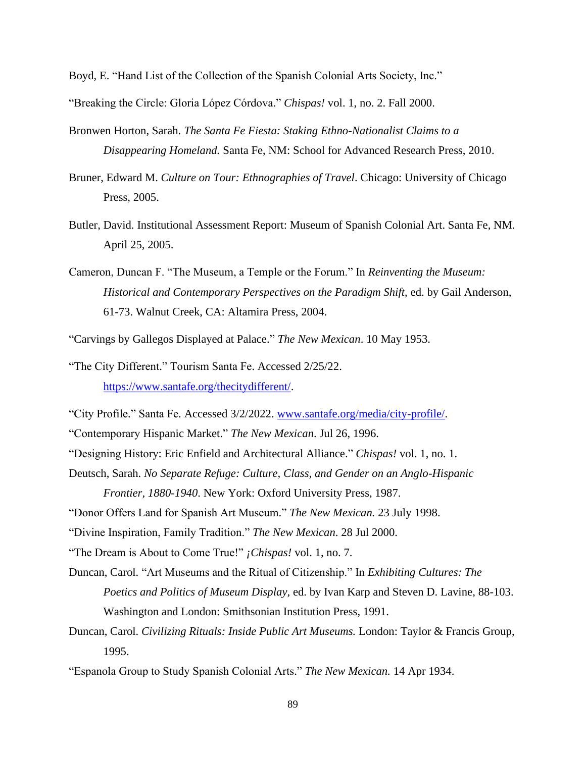Boyd, E. "Hand List of the Collection of the Spanish Colonial Arts Society, Inc."

"Breaking the Circle: Gloria López Córdova." *Chispas!* vol. 1, no. 2. Fall 2000.

Bronwen Horton, Sarah. *The Santa Fe Fiesta: Staking Ethno-Nationalist Claims to a Disappearing Homeland.* Santa Fe, NM: School for Advanced Research Press, 2010.

Bruner, Edward M. *Culture on Tour: Ethnographies of Travel*. Chicago: University of Chicago Press, 2005.

Butler, David. Institutional Assessment Report: Museum of Spanish Colonial Art. Santa Fe, NM. April 25, 2005.

Cameron, Duncan F. "The Museum, a Temple or the Forum." In *Reinventing the Museum: Historical and Contemporary Perspectives on the Paradigm Shift,* ed. by Gail Anderson, 61-73. Walnut Creek, CA: Altamira Press, 2004.

"Carvings by Gallegos Displayed at Palace." *The New Mexican*. 10 May 1953.

"The City Different." Tourism Santa Fe. Accessed 2/25/22. https://www.santafe.org/thecitydifferent/.

"City Profile." Santa Fe. Accessed 3/2/2022. www.santafe.org/media/city-profile/.

"Contemporary Hispanic Market." *The New Mexican*. Jul 26, 1996.

"Designing History: Eric Enfield and Architectural Alliance." *Chispas!* vol. 1, no. 1.

Deutsch, Sarah. *No Separate Refuge: Culture, Class, and Gender on an Anglo-Hispanic Frontier, 1880-1940.* New York: Oxford University Press, 1987.

"Donor Offers Land for Spanish Art Museum." *The New Mexican.* 23 July 1998.

"Divine Inspiration, Family Tradition." *The New Mexican*. 28 Jul 2000.

"The Dream is About to Come True!" *¡Chispas!* vol. 1, no. 7.

Duncan, Carol. "Art Museums and the Ritual of Citizenship." In *Exhibiting Cultures: The Poetics and Politics of Museum Display,* ed. by Ivan Karp and Steven D. Lavine, 88-103. Washington and London: Smithsonian Institution Press, 1991.

Duncan, Carol. *Civilizing Rituals: Inside Public Art Museums.* London: Taylor & Francis Group, 1995.

"Espanola Group to Study Spanish Colonial Arts." *The New Mexican.* 14 Apr 1934.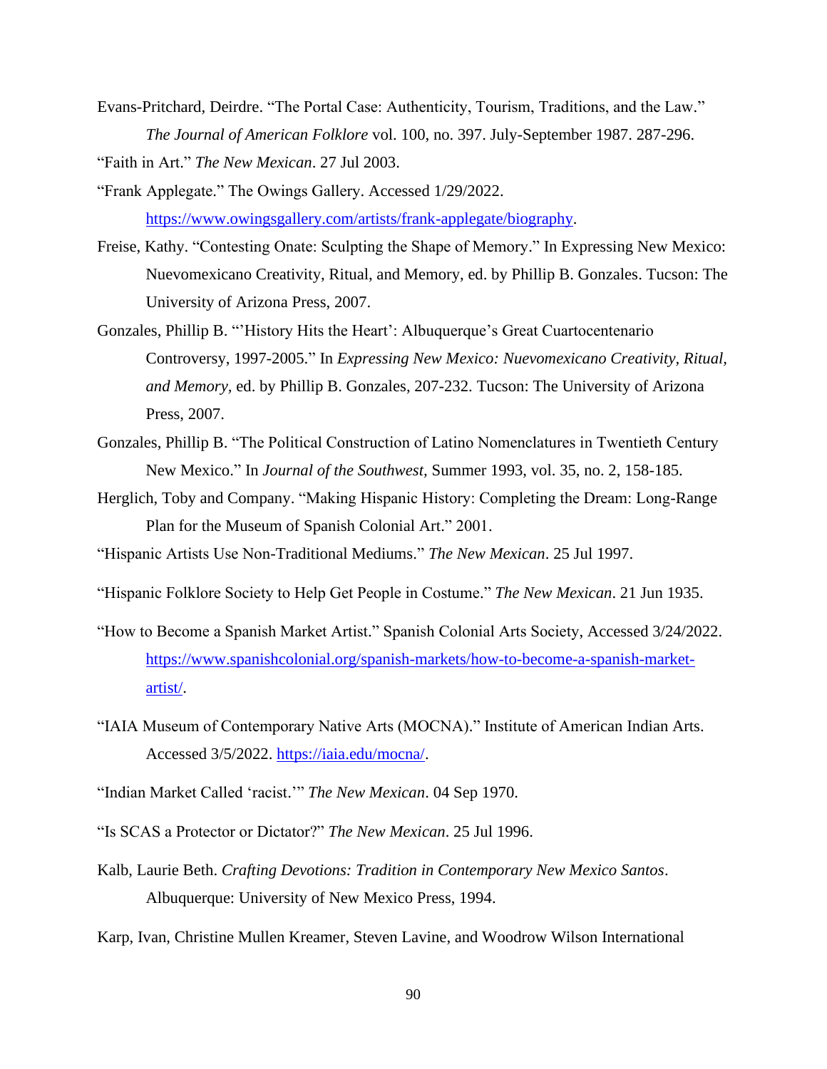Evans-Pritchard, Deirdre. "The Portal Case: Authenticity, Tourism, Traditions, and the Law." *The Journal of American Folklore* vol. 100, no. 397. July-September 1987. 287-296.

"Faith in Art." *The New Mexican*. 27 Jul 2003.

"Frank Applegate." The Owings Gallery. Accessed 1/29/2022. https://www.owingsgallery.com/artists/frank-applegate/biography.

Freise, Kathy. "Contesting Onate: Sculpting the Shape of Memory." In Expressing New Mexico: Nuevomexicano Creativity, Ritual, and Memory, ed. by Phillip B. Gonzales. Tucson: The University of Arizona Press, 2007.

Gonzales, Phillip B. "'History Hits the Heart': Albuquerque's Great Cuartocentenario Controversy, 1997-2005." In *Expressing New Mexico: Nuevomexicano Creativity, Ritual, and Memory*, ed. by Phillip B. Gonzales, 207-232. Tucson: The University of Arizona Press, 2007.

Gonzales, Phillip B. "The Political Construction of Latino Nomenclatures in Twentieth Century New Mexico." In *Journal of the Southwest*, Summer 1993, vol. 35, no. 2, 158-185.

Herglich, Toby and Company. "Making Hispanic History: Completing the Dream: Long-Range Plan for the Museum of Spanish Colonial Art." 2001.

"Hispanic Artists Use Non-Traditional Mediums." *The New Mexican*. 25 Jul 1997.

"Hispanic Folklore Society to Help Get People in Costume." *The New Mexican*. 21 Jun 1935.

"How to Become a Spanish Market Artist." Spanish Colonial Arts Society, Accessed 3/24/2022. https://www.spanishcolonial.org/spanish-markets/how-to-become-a-spanish-market-artist/.

"IAIA Museum of Contemporary Native Arts (MOCNA)." Institute of American Indian Arts. Accessed 3/5/2022. https://iaia.edu/mocna/.

"Indian Market Called 'racist.'" *The New Mexican*. 04 Sep 1970.

"Is SCAS a Protector or Dictator?" *The New Mexican*. 25 Jul 1996.

Kalb, Laurie Beth. *Crafting Devotions: Tradition in Contemporary New Mexico Santos*. Albuquerque: University of New Mexico Press, 1994.

Karp, Ivan, Christine Mullen Kreamer, Steven Lavine, and Woodrow Wilson International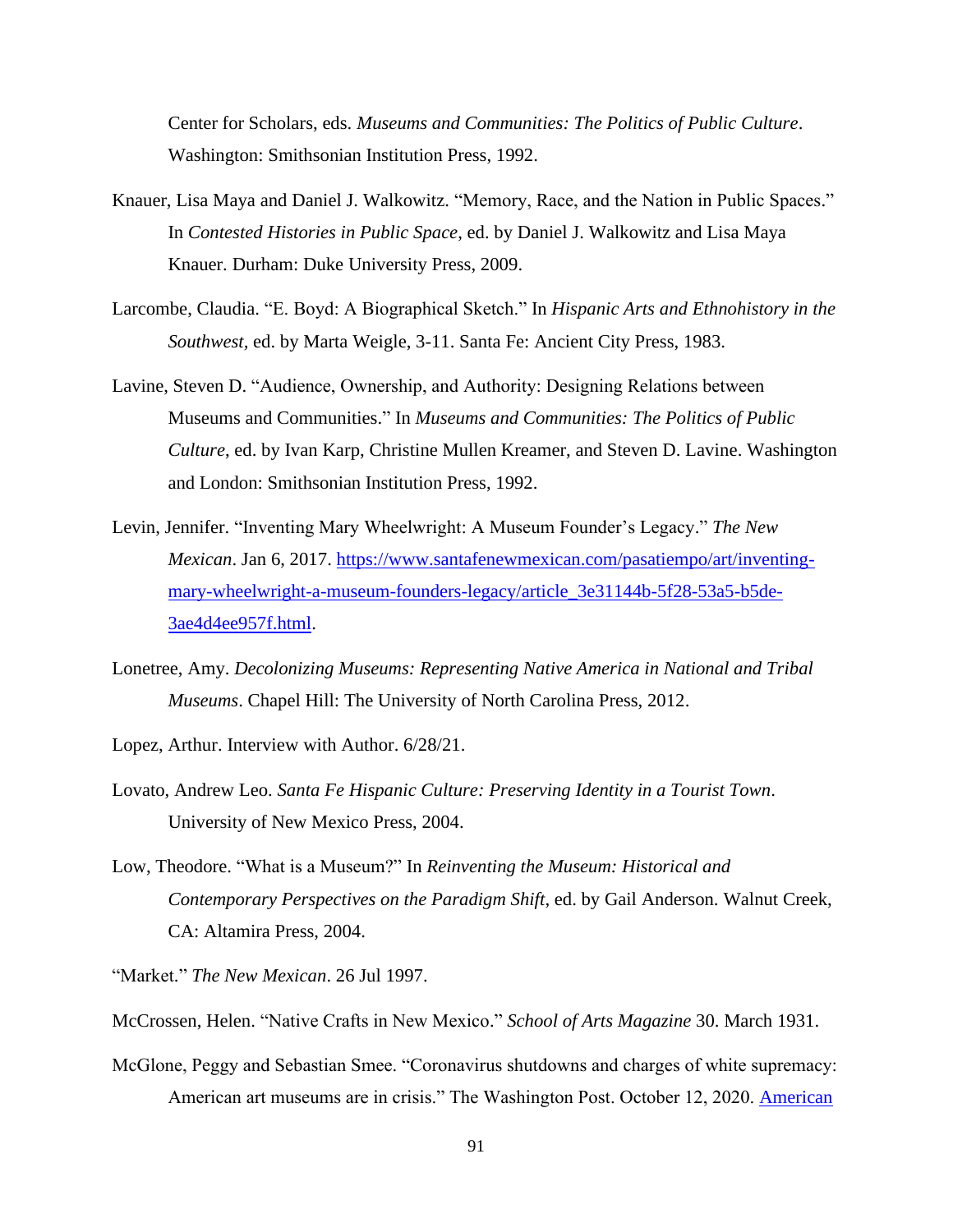Center for Scholars, eds. *Museums and Communities: The Politics of Public Culture*. Washington: Smithsonian Institution Press, 1992.

Knauer, Lisa Maya and Daniel J. Walkowitz. "Memory, Race, and the Nation in Public Spaces." In *Contested Histories in Public Space*, ed. by Daniel J. Walkowitz and Lisa Maya Knauer. Durham: Duke University Press, 2009.

Larcombe, Claudia. "E. Boyd: A Biographical Sketch." In *Hispanic Arts and Ethnohistory in the Southwest,* ed. by Marta Weigle, 3-11. Santa Fe: Ancient City Press, 1983.

Lavine, Steven D. "Audience, Ownership, and Authority: Designing Relations between Museums and Communities." In *Museums and Communities: The Politics of Public Culture*, ed. by Ivan Karp, Christine Mullen Kreamer, and Steven D. Lavine. Washington and London: Smithsonian Institution Press, 1992.

Levin, Jennifer. "Inventing Mary Wheelwright: A Museum Founder's Legacy." *The New Mexican*. Jan 6, 2017. [https://www.santafenewmexican.com/pasatiempo/art/inventing-mary-wheelwright-a-museum-founders-legacy/article_3e31144b-5f28-53a5-b5de-3ae4d4ee957f.html](https://www.santafenewmexican.com/pasatiempo/art/inventing-mary-wheelwright-a-museum-founders-legacy/article_3e31144b-5f28-53a5-b5de-3ae4d4ee957f.html).

Lonetree, Amy. *Decolonizing Museums: Representing Native America in National and Tribal Museums*. Chapel Hill: The University of North Carolina Press, 2012.

Lopez, Arthur. Interview with Author. 6/28/21.

Lovato, Andrew Leo. *Santa Fe Hispanic Culture: Preserving Identity in a Tourist Town*. University of New Mexico Press, 2004.

Low, Theodore. "What is a Museum?" In *Reinventing the Museum: Historical and Contemporary Perspectives on the Paradigm Shift*, ed. by Gail Anderson. Walnut Creek, CA: Altamira Press, 2004.

"Market." *The New Mexican*. 26 Jul 1997.

McCrossen, Helen. "Native Crafts in New Mexico." *School of Arts Magazine* 30. March 1931.

McGlone, Peggy and Sebastian Smee. "Coronavirus shutdowns and charges of white supremacy: American art museums are in crisis." The Washington Post. October 12, 2020. American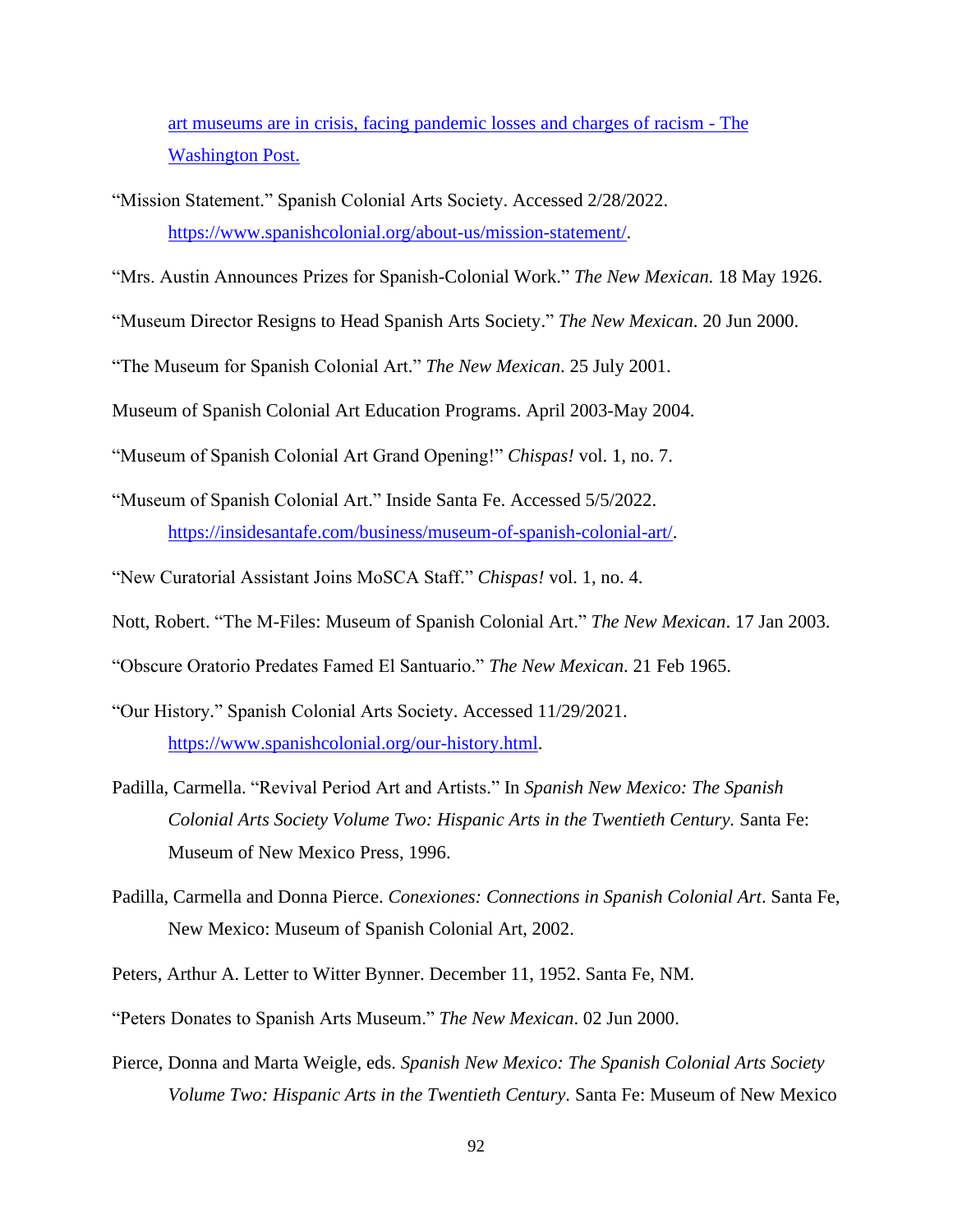[art museums are in crisis, facing pandemic losses and charges of racism - The Washington Post.]()

"Mission Statement." Spanish Colonial Arts Society. Accessed 2/28/2022. https://www.spanishcolonial.org/about-us/mission-statement/.

"Mrs. Austin Announces Prizes for Spanish-Colonial Work." *The New Mexican.* 18 May 1926.

"Museum Director Resigns to Head Spanish Arts Society." *The New Mexican*. 20 Jun 2000.

"The Museum for Spanish Colonial Art." *The New Mexican*. 25 July 2001.

Museum of Spanish Colonial Art Education Programs. April 2003-May 2004.

"Museum of Spanish Colonial Art Grand Opening!" *Chispas!* vol. 1, no. 7.

"Museum of Spanish Colonial Art." Inside Santa Fe. Accessed 5/5/2022. https://insidesantafe.com/business/museum-of-spanish-colonial-art/.

"New Curatorial Assistant Joins MoSCA Staff." *Chispas!* vol. 1, no. 4.

Nott, Robert. "The M-Files: Museum of Spanish Colonial Art." *The New Mexican*. 17 Jan 2003.

"Obscure Oratorio Predates Famed El Santuario." *The New Mexican*. 21 Feb 1965.

"Our History." Spanish Colonial Arts Society. Accessed 11/29/2021. https://www.spanishcolonial.org/our-history.html.

Padilla, Carmella. "Revival Period Art and Artists." In *Spanish New Mexico: The Spanish Colonial Arts Society Volume Two: Hispanic Arts in the Twentieth Century.* Santa Fe: Museum of New Mexico Press, 1996.

Padilla, Carmella and Donna Pierce. *Conexiones: Connections in Spanish Colonial Art*. Santa Fe, New Mexico: Museum of Spanish Colonial Art, 2002.

Peters, Arthur A. Letter to Witter Bynner. December 11, 1952. Santa Fe, NM.

"Peters Donates to Spanish Arts Museum." *The New Mexican*. 02 Jun 2000.

Pierce, Donna and Marta Weigle, eds. *Spanish New Mexico: The Spanish Colonial Arts Society Volume Two: Hispanic Arts in the Twentieth Century.* Santa Fe: Museum of New Mexico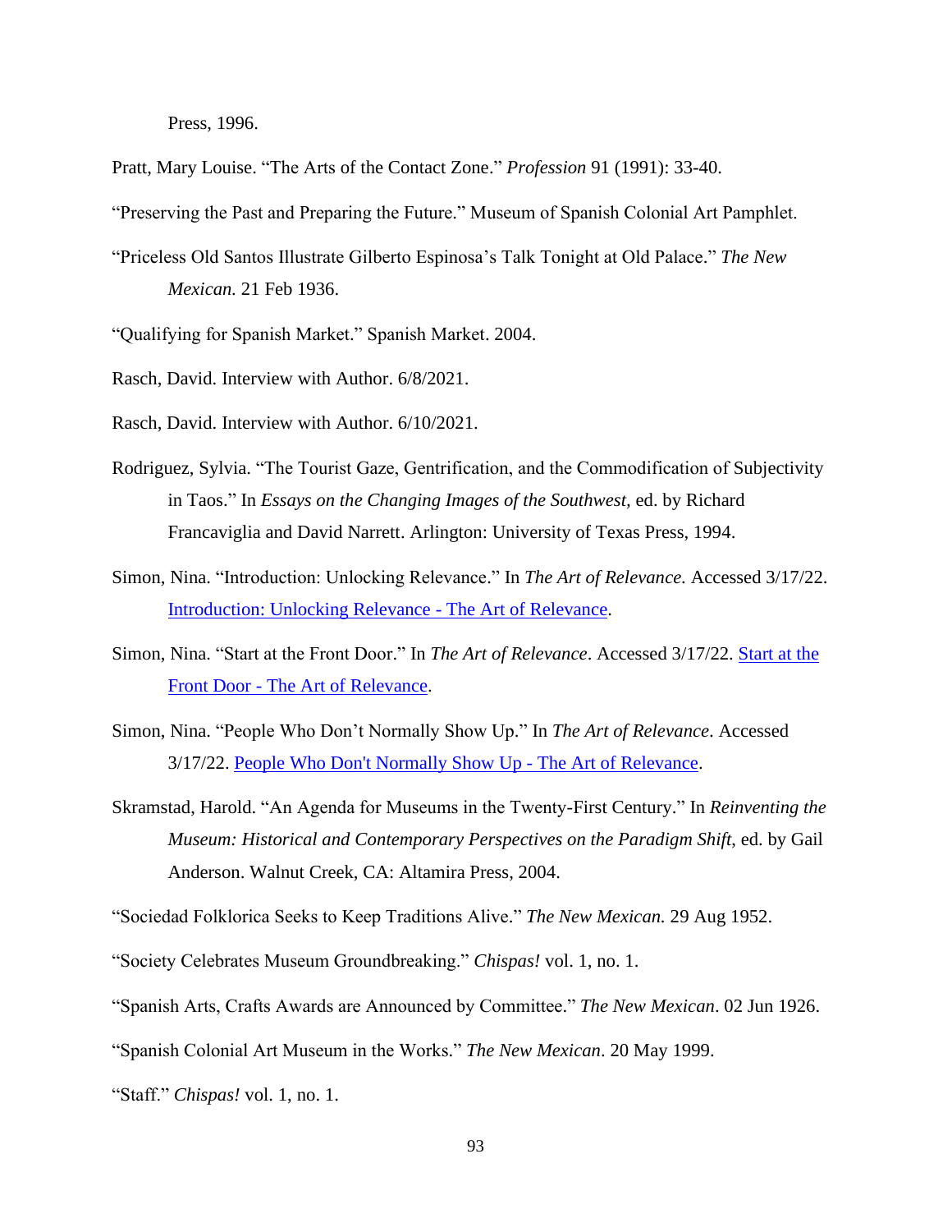Press, 1996.

Pratt, Mary Louise. "The Arts of the Contact Zone." *Profession* 91 (1991): 33-40.

"Preserving the Past and Preparing the Future." Museum of Spanish Colonial Art Pamphlet.

"Priceless Old Santos Illustrate Gilberto Espinosa's Talk Tonight at Old Palace." *The New Mexican.* 21 Feb 1936.

"Qualifying for Spanish Market." Spanish Market. 2004.

Rasch, David. Interview with Author. 6/8/2021.

Rasch, David. Interview with Author. 6/10/2021.

Rodriguez, Sylvia. "The Tourist Gaze, Gentrification, and the Commodification of Subjectivity in Taos." In *Essays on the Changing Images of the Southwest,* ed. by Richard Francaviglia and David Narrett. Arlington: University of Texas Press, 1994.

Simon, Nina. "Introduction: Unlocking Relevance." In *The Art of Relevance.* Accessed 3/17/22. Introduction: Unlocking Relevance - The Art of Relevance.

Simon, Nina. "Start at the Front Door." In *The Art of Relevance*. Accessed 3/17/22. Start at the Front Door - The Art of Relevance.

Simon, Nina. "People Who Don't Normally Show Up." In *The Art of Relevance*. Accessed 3/17/22. People Who Don't Normally Show Up - The Art of Relevance.

Skramstad, Harold. "An Agenda for Museums in the Twenty-First Century." In *Reinventing the Museum: Historical and Contemporary Perspectives on the Paradigm Shift,* ed. by Gail Anderson. Walnut Creek, CA: Altamira Press, 2004.

"Sociedad Folklorica Seeks to Keep Traditions Alive." *The New Mexican.* 29 Aug 1952.

"Society Celebrates Museum Groundbreaking." *Chispas!* vol. 1, no. 1.

"Spanish Arts, Crafts Awards are Announced by Committee." *The New Mexican*. 02 Jun 1926.

"Spanish Colonial Art Museum in the Works." *The New Mexican*. 20 May 1999.

"Staff." *Chispas!* vol. 1, no. 1.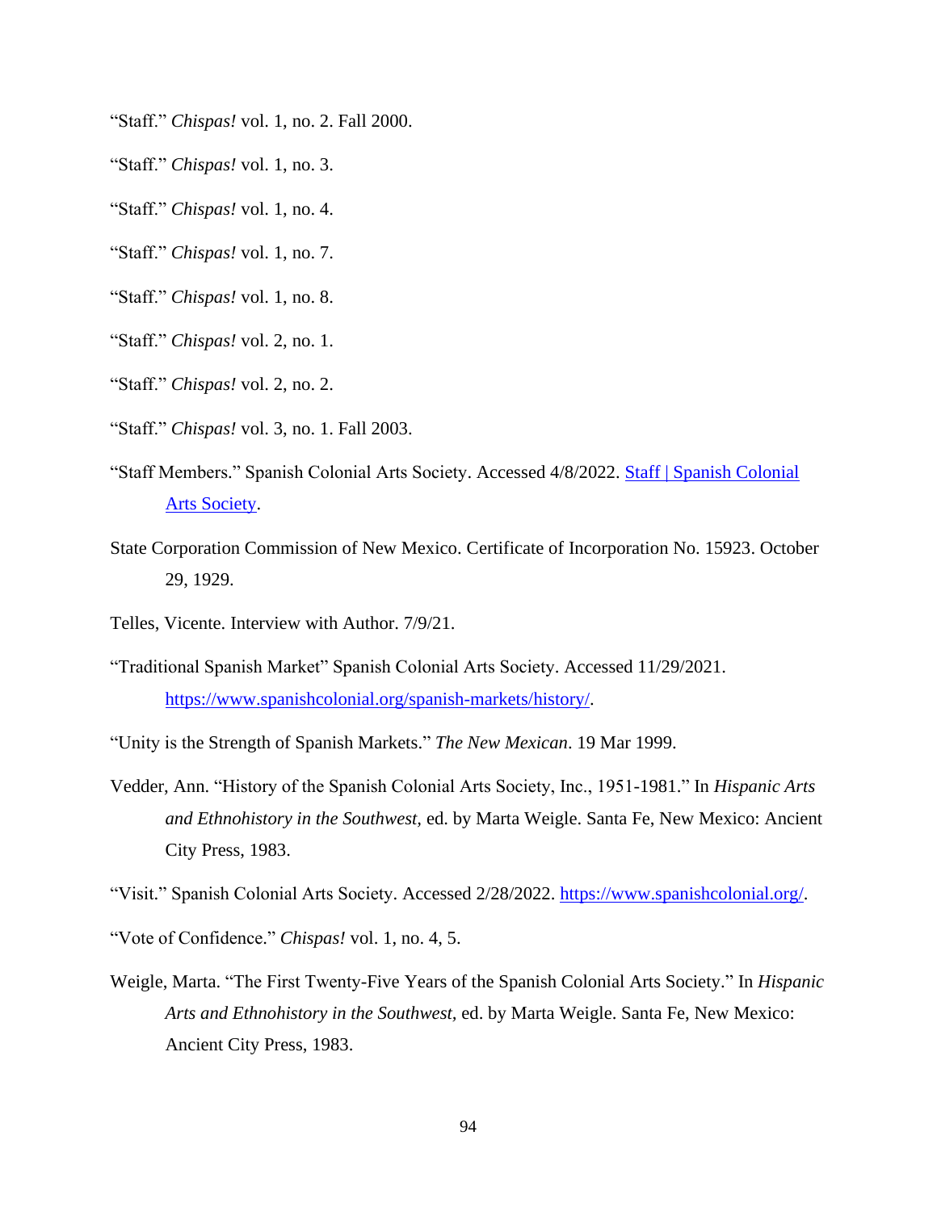“Staff.” *Chispas!* vol. 1, no. 2. Fall 2000.

“Staff.” *Chispas!* vol. 1, no. 3.

“Staff.” *Chispas!* vol. 1, no. 4.

“Staff.” *Chispas!* vol. 1, no. 7.

“Staff.” *Chispas!* vol. 1, no. 8.

“Staff.” *Chispas!* vol. 2, no. 1.

“Staff.” *Chispas!* vol. 2, no. 2.

“Staff.” *Chispas!* vol. 3, no. 1. Fall 2003.

“Staff Members.” Spanish Colonial Arts Society. Accessed 4/8/2022. [Staff | Spanish Colonial Arts Society](Staff | Spanish Colonial Arts Society).

State Corporation Commission of New Mexico. Certificate of Incorporation No. 15923. October 29, 1929.

Telles, Vicente. Interview with Author. 7/9/21.

“Traditional Spanish Market” Spanish Colonial Arts Society. Accessed 11/29/2021. https://www.spanishcolonial.org/spanish-markets/history/.

“Unity is the Strength of Spanish Markets.” *The New Mexican*. 19 Mar 1999.

Vedder, Ann. “History of the Spanish Colonial Arts Society, Inc., 1951-1981.” In *Hispanic Arts and Ethnohistory in the Southwest,* ed. by Marta Weigle. Santa Fe, New Mexico: Ancient City Press, 1983.

“Visit.” Spanish Colonial Arts Society. Accessed 2/28/2022. https://www.spanishcolonial.org/.

“Vote of Confidence.” *Chispas!* vol. 1, no. 4, 5.

Weigle, Marta. “The First Twenty-Five Years of the Spanish Colonial Arts Society.” In *Hispanic Arts and Ethnohistory in the Southwest,* ed. by Marta Weigle. Santa Fe, New Mexico: Ancient City Press, 1983.